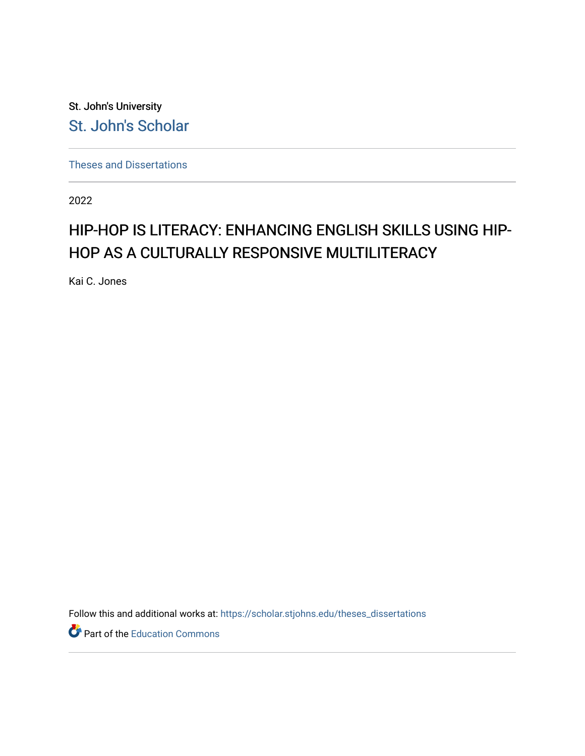St. John's University

St. John's Scholar

Theses and Dissertations

2022

# HIP-HOP IS LITERACY: ENHANCING ENGLISH SKILLS USING HIP-HOP AS A CULTURALLY RESPONSIVE MULTILITERACY

Kai C. Jones

Follow this and additional works at: https://scholar.stjohns.edu/theses_dissertations

Part of the Education Commons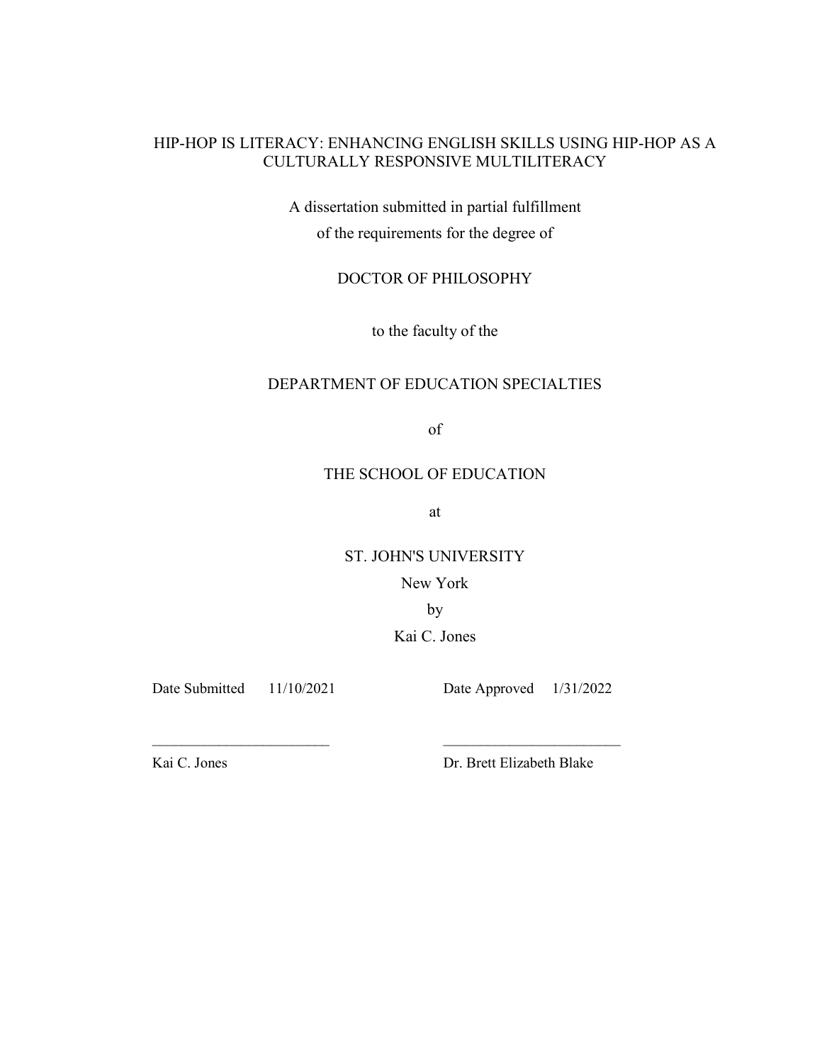HIP-HOP IS LITERACY: ENHANCING ENGLISH SKILLS USING HIP-HOP AS A CULTURALLY RESPONSIVE MULTILITERACY

A dissertation submitted in partial fulfillment

of the requirements for the degree of

DOCTOR OF PHILOSOPHY

to the faculty of the

DEPARTMENT OF EDUCATION SPECIALTIES

of

THE SCHOOL OF EDUCATION

at

ST. JOHN'S UNIVERSITY

New York

by

Kai C. Jones

Date Submitted 11/10/2021 Date Approved 1/31/2022

_________________________ _________________________

Kai C. Jones Dr. Brett Elizabeth Blake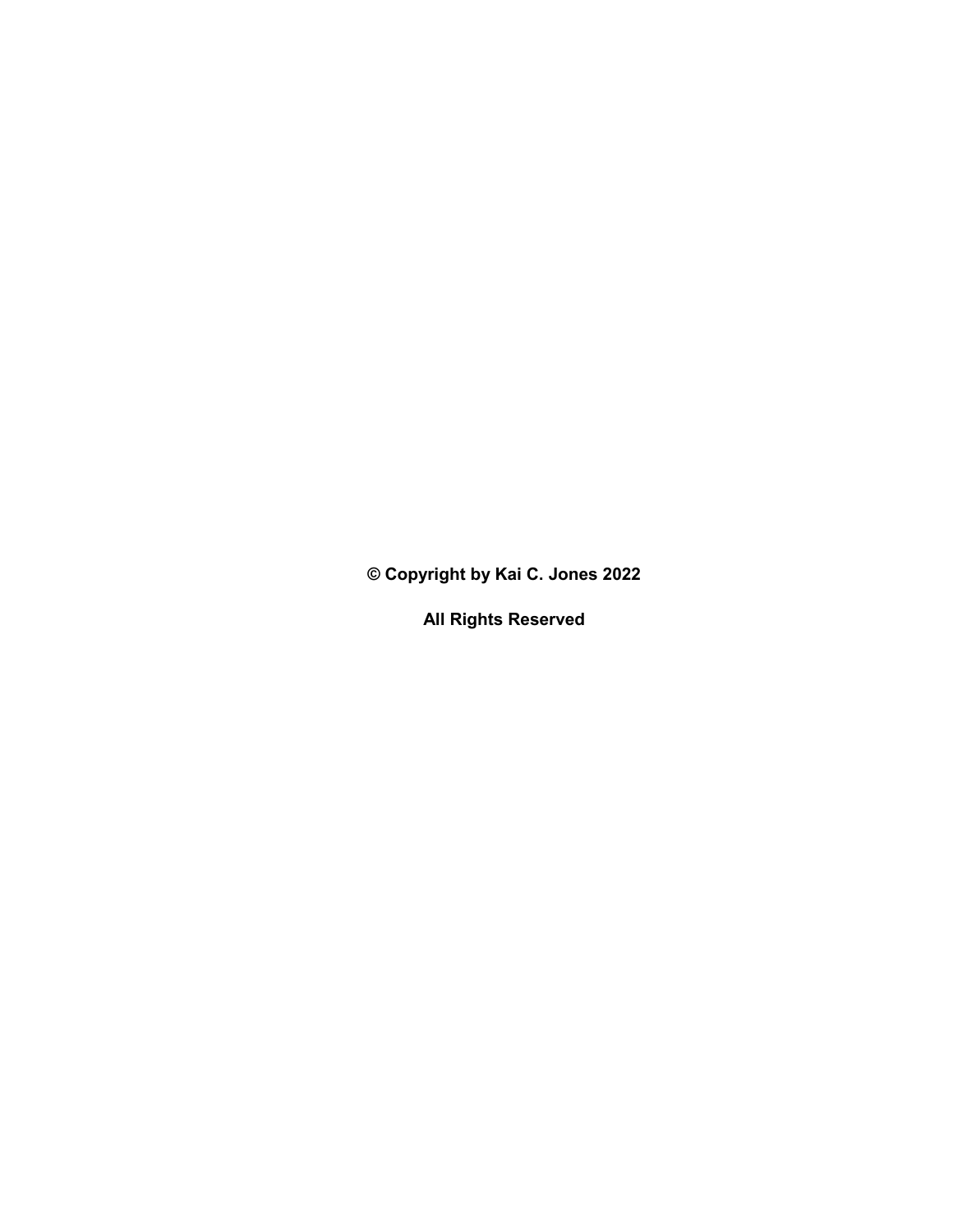**© Copyright by Kai C. Jones 2022**

**All Rights Reserved**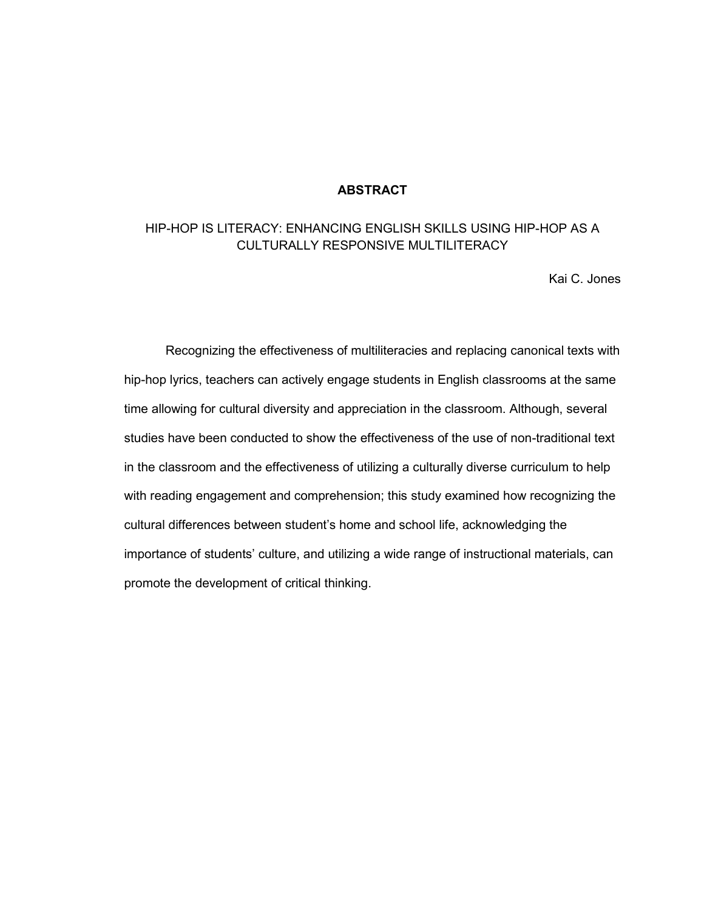# ABSTRACT

## HIP-HOP IS LITERACY: ENHANCING ENGLISH SKILLS USING HIP-HOP AS A CULTURALLY RESPONSIVE MULTILITERACY

Kai C. Jones

Recognizing the effectiveness of multiliteracies and replacing canonical texts with hip-hop lyrics, teachers can actively engage students in English classrooms at the same time allowing for cultural diversity and appreciation in the classroom. Although, several studies have been conducted to show the effectiveness of the use of non-traditional text in the classroom and the effectiveness of utilizing a culturally diverse curriculum to help with reading engagement and comprehension; this study examined how recognizing the cultural differences between student's home and school life, acknowledging the importance of students' culture, and utilizing a wide range of instructional materials, can promote the development of critical thinking.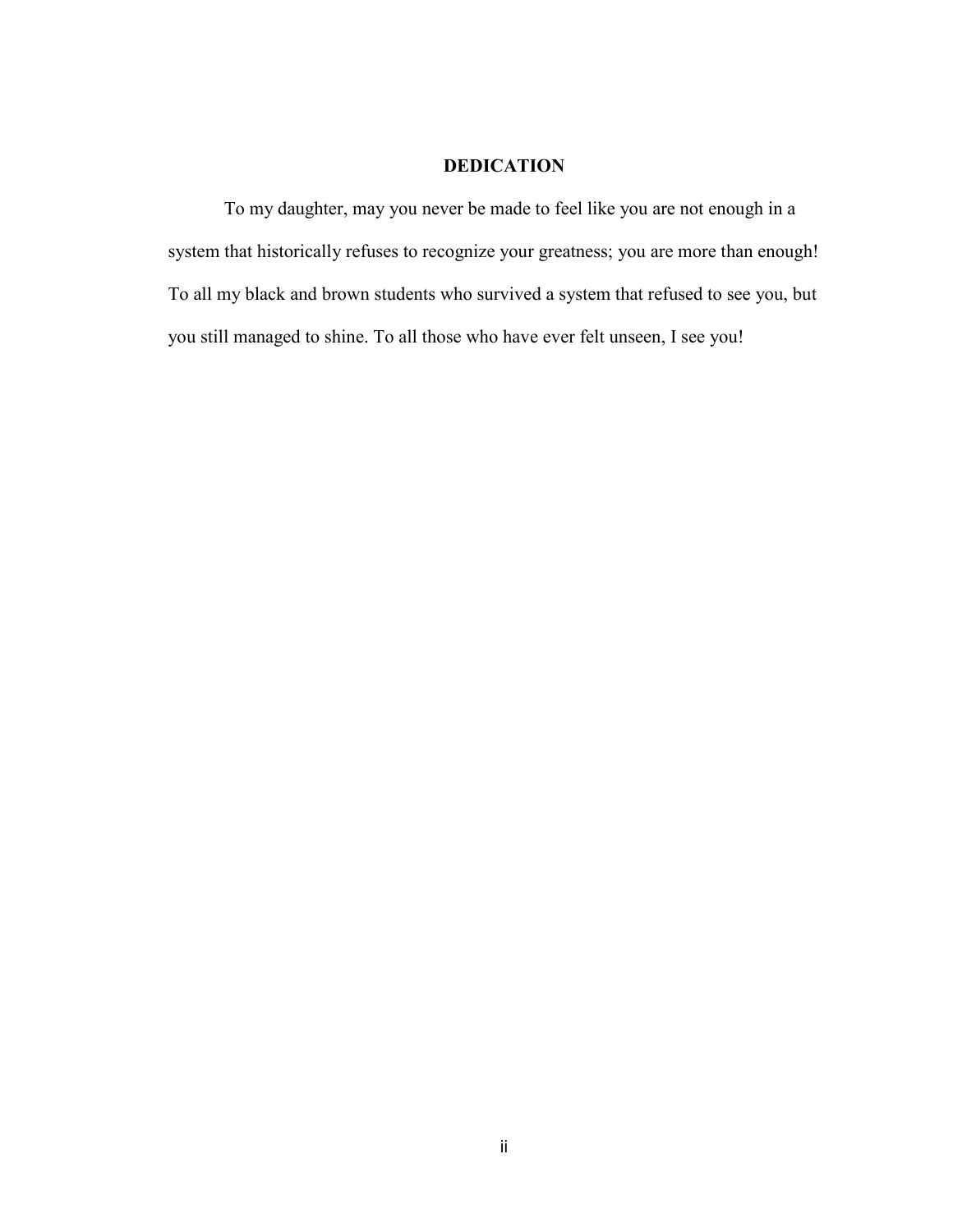# DEDICATION

To my daughter, may you never be made to feel like you are not enough in a system that historically refuses to recognize your greatness; you are more than enough! To all my black and brown students who survived a system that refused to see you, but you still managed to shine. To all those who have ever felt unseen, I see you!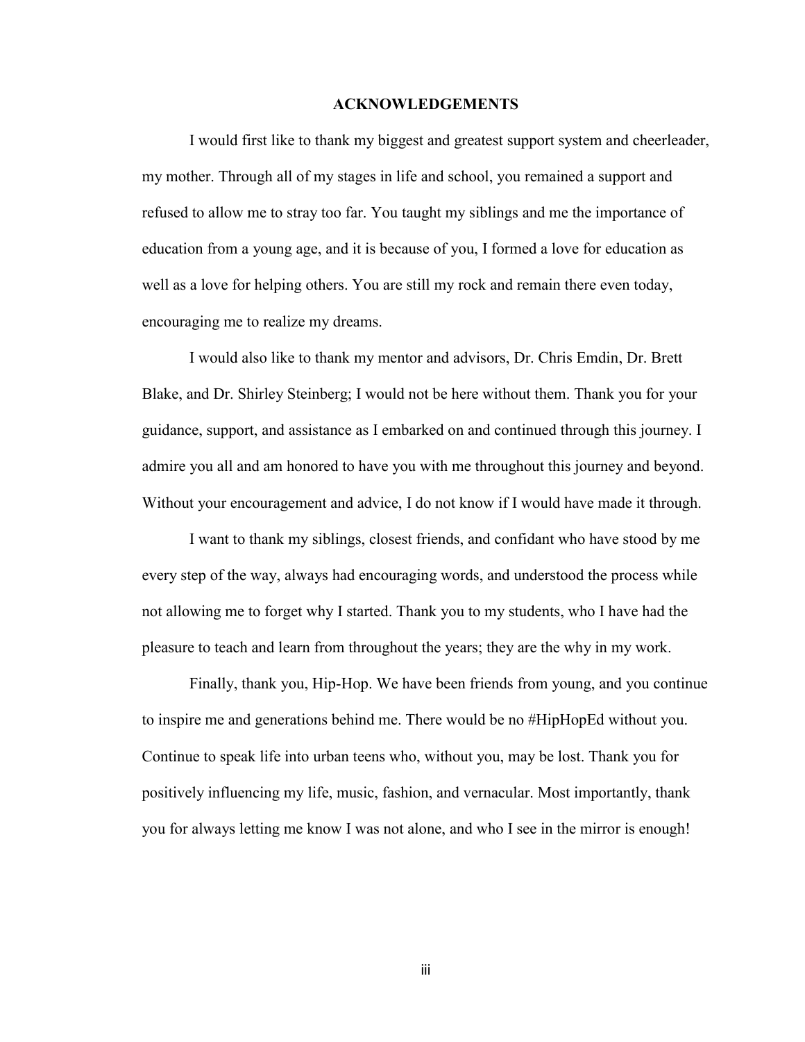# ACKNOWLEDGEMENTS

I would first like to thank my biggest and greatest support system and cheerleader, my mother. Through all of my stages in life and school, you remained a support and refused to allow me to stray too far. You taught my siblings and me the importance of education from a young age, and it is because of you, I formed a love for education as well as a love for helping others. You are still my rock and remain there even today, encouraging me to realize my dreams.

I would also like to thank my mentor and advisors, Dr. Chris Emdin, Dr. Brett Blake, and Dr. Shirley Steinberg; I would not be here without them. Thank you for your guidance, support, and assistance as I embarked on and continued through this journey. I admire you all and am honored to have you with me throughout this journey and beyond. Without your encouragement and advice, I do not know if I would have made it through.

I want to thank my siblings, closest friends, and confidant who have stood by me every step of the way, always had encouraging words, and understood the process while not allowing me to forget why I started. Thank you to my students, who I have had the pleasure to teach and learn from throughout the years; they are the why in my work.

Finally, thank you, Hip-Hop. We have been friends from young, and you continue to inspire me and generations behind me. There would be no #HipHopEd without you. Continue to speak life into urban teens who, without you, may be lost. Thank you for positively influencing my life, music, fashion, and vernacular. Most importantly, thank you for always letting me know I was not alone, and who I see in the mirror is enough!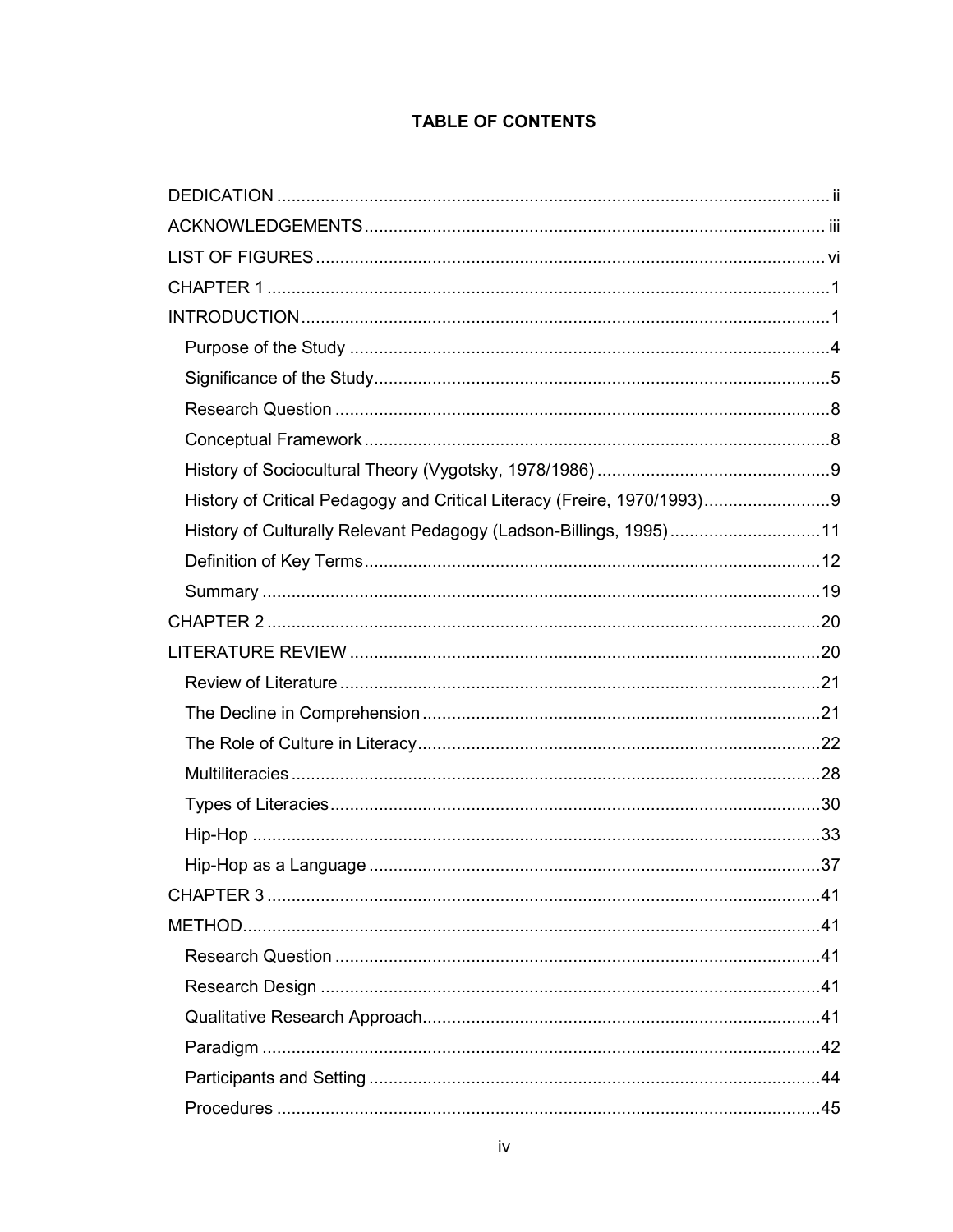# TABLE OF CONTENTS

DEDICATION ................................................................................................................. ii

ACKNOWLEDGEMENTS.............................................................................................. iii

LIST OF FIGURES ........................................................................................................ vi

CHAPTER 1 ...................................................................................................................1

INTRODUCTION............................................................................................................1

- Purpose of the Study ..................................................................................................4
- Significance of the Study.............................................................................................5
- Research Question ......................................................................................................8
- Conceptual Framework ...............................................................................................8
- History of Sociocultural Theory (Vygotsky, 1978/1986) ................................................9
- History of Critical Pedagogy and Critical Literacy (Freire, 1970/1993)..........................9
- History of Culturally Relevant Pedagogy (Ladson-Billings, 1995)...............................11
- Definition of Key Terms.............................................................................................12
- Summary ...................................................................................................................19

CHAPTER 2 .................................................................................................................20

LITERATURE REVIEW ................................................................................................20

- Review of Literature ..................................................................................................21
- The Decline in Comprehension .................................................................................21
- The Role of Culture in Literacy..................................................................................22
- Multiliteracies ............................................................................................................28
- Types of Literacies....................................................................................................30
- Hip-Hop .....................................................................................................................33
- Hip-Hop as a Language ............................................................................................37

CHAPTER 3 .................................................................................................................41

METHOD......................................................................................................................41

- Research Question ...................................................................................................41
- Research Design ......................................................................................................41
- Qualitative Research Approach.................................................................................41
- Paradigm ..................................................................................................................42
- Participants and Setting ............................................................................................44
- Procedures ...............................................................................................................45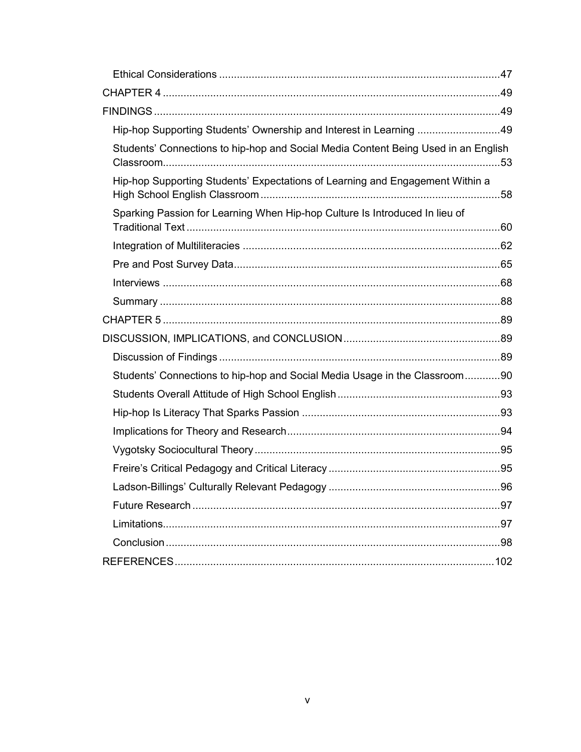Ethical Considerations .....47

CHAPTER 4 .....49

FINDINGS .....49

Hip-hop Supporting Students' Ownership and Interest in Learning .....49

Students' Connections to hip-hop and Social Media Content Being Used in an English Classroom .....53

Hip-hop Supporting Students' Expectations of Learning and Engagement Within a High School English Classroom .....58

Sparking Passion for Learning When Hip-hop Culture Is Introduced In lieu of Traditional Text .....60

Integration of Multiliteracies .....62

Pre and Post Survey Data .....65

Interviews .....68

Summary .....88

CHAPTER 5 .....89

DISCUSSION, IMPLICATIONS, and CONCLUSION .....89

Discussion of Findings .....89

Students' Connections to hip-hop and Social Media Usage in the Classroom .....90

Students Overall Attitude of High School English .....93

Hip-hop Is Literacy That Sparks Passion .....93

Implications for Theory and Research .....94

Vygotsky Sociocultural Theory .....95

Freire's Critical Pedagogy and Critical Literacy .....95

Ladson-Billings' Culturally Relevant Pedagogy .....96

Future Research .....97

Limitations .....97

Conclusion .....98

REFERENCES .....102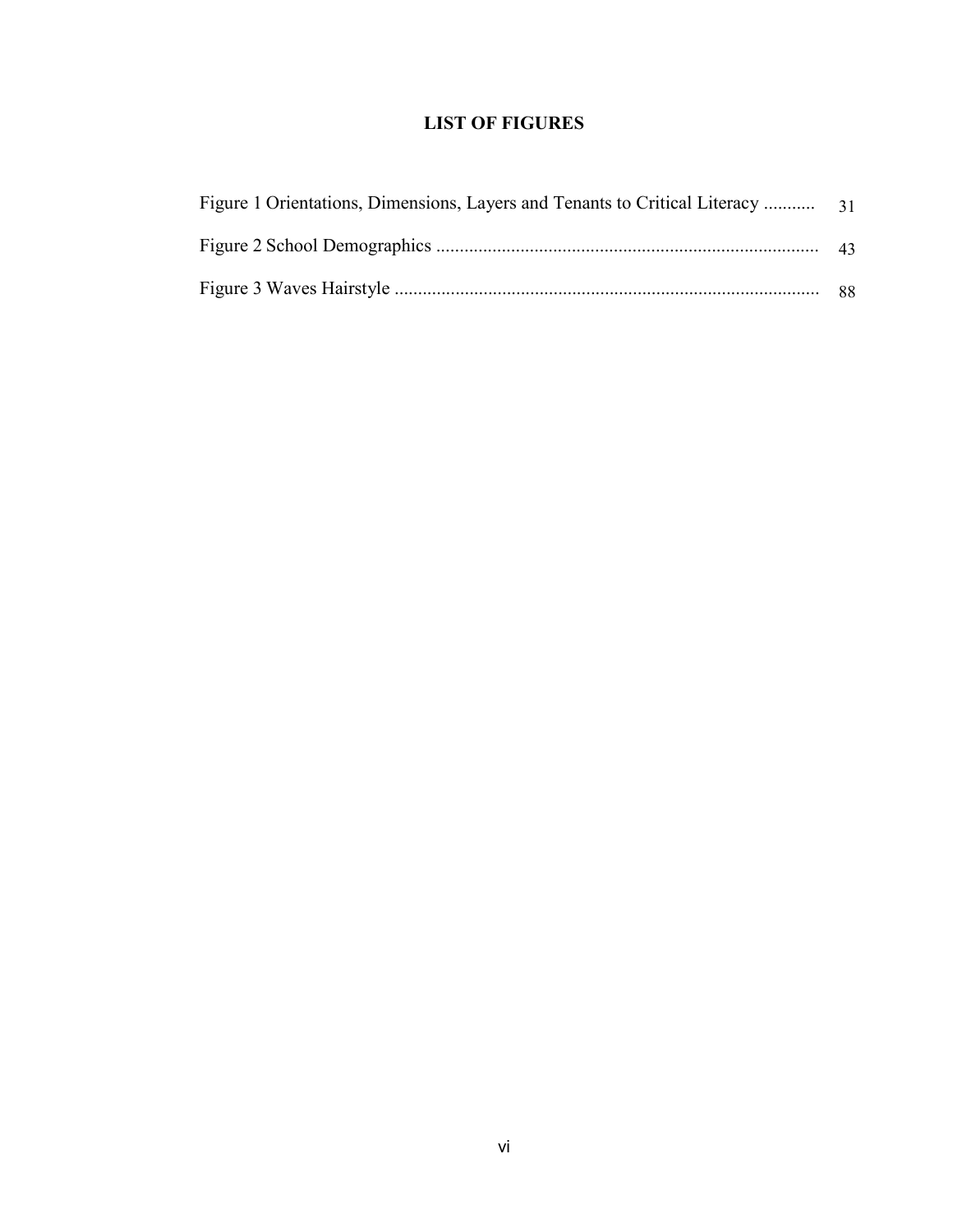# LIST OF FIGURES

Figure 1 Orientations, Dimensions, Layers and Tenants to Critical Literacy ........... 31

Figure 2 School Demographics ................................................................................. 43

Figure 3 Waves Hairstyle .......................................................................................... 88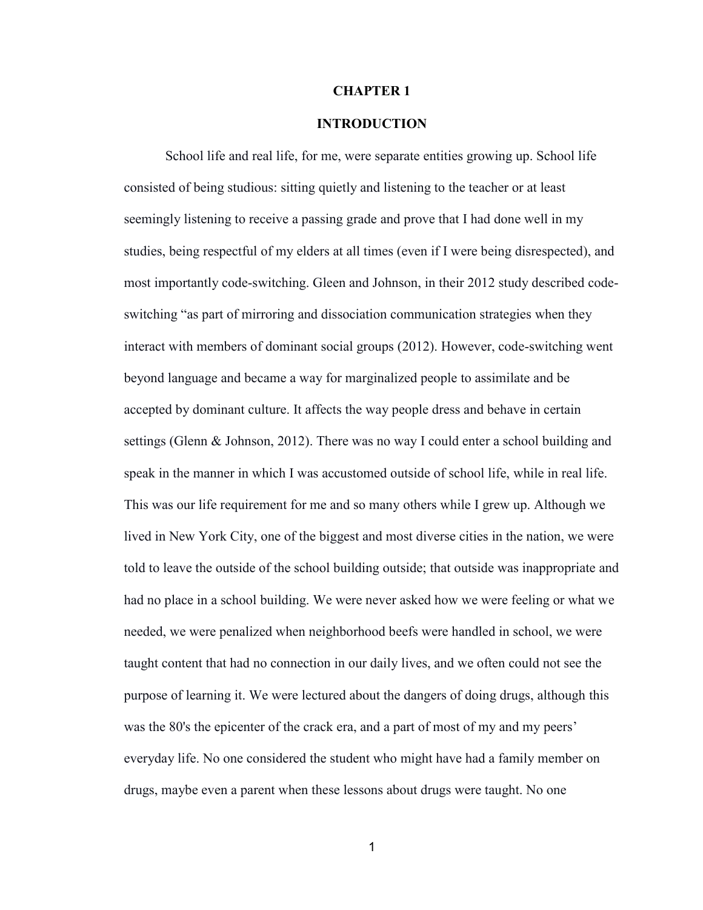# CHAPTER 1

## INTRODUCTION

School life and real life, for me, were separate entities growing up. School life consisted of being studious: sitting quietly and listening to the teacher or at least seemingly listening to receive a passing grade and prove that I had done well in my studies, being respectful of my elders at all times (even if I were being disrespected), and most importantly code-switching. Gleen and Johnson, in their 2012 study described code-switching "as part of mirroring and dissociation communication strategies when they interact with members of dominant social groups (2012). However, code-switching went beyond language and became a way for marginalized people to assimilate and be accepted by dominant culture. It affects the way people dress and behave in certain settings (Glenn & Johnson, 2012). There was no way I could enter a school building and speak in the manner in which I was accustomed outside of school life, while in real life. This was our life requirement for me and so many others while I grew up. Although we lived in New York City, one of the biggest and most diverse cities in the nation, we were told to leave the outside of the school building outside; that outside was inappropriate and had no place in a school building. We were never asked how we were feeling or what we needed, we were penalized when neighborhood beefs were handled in school, we were taught content that had no connection in our daily lives, and we often could not see the purpose of learning it. We were lectured about the dangers of doing drugs, although this was the 80's the epicenter of the crack era, and a part of most of my and my peers' everyday life. No one considered the student who might have had a family member on drugs, maybe even a parent when these lessons about drugs were taught. No one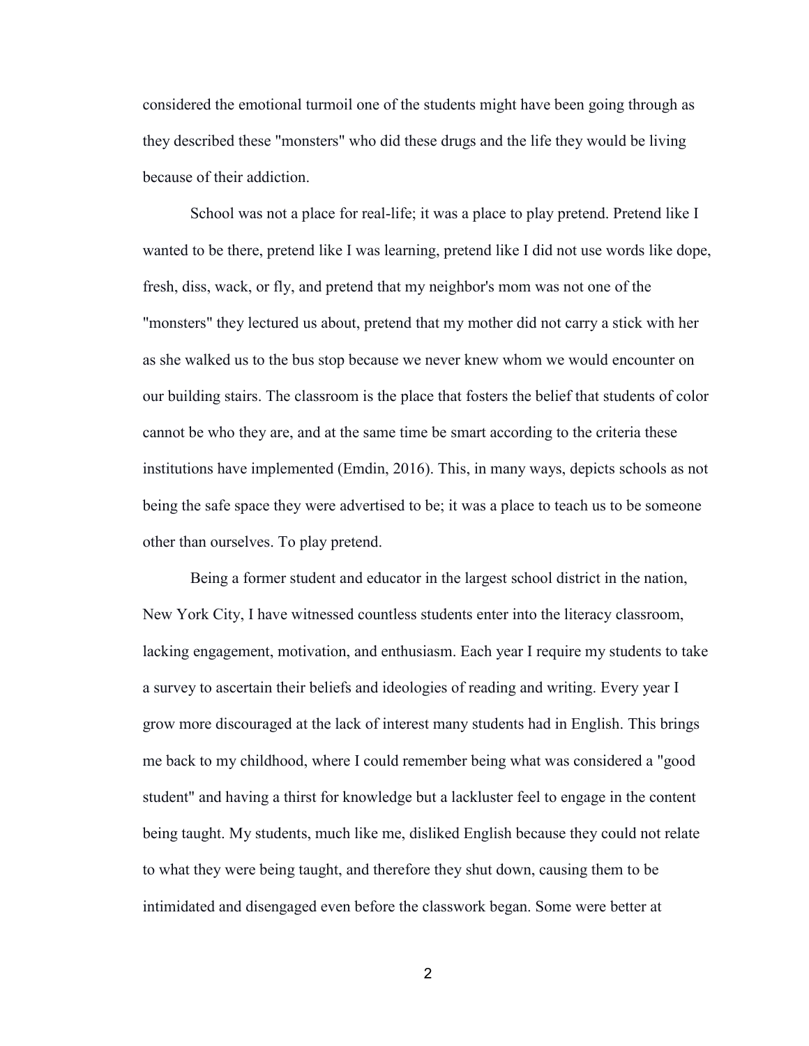considered the emotional turmoil one of the students might have been going through as they described these "monsters" who did these drugs and the life they would be living because of their addiction.

School was not a place for real-life; it was a place to play pretend. Pretend like I wanted to be there, pretend like I was learning, pretend like I did not use words like dope, fresh, diss, wack, or fly, and pretend that my neighbor's mom was not one of the "monsters" they lectured us about, pretend that my mother did not carry a stick with her as she walked us to the bus stop because we never knew whom we would encounter on our building stairs. The classroom is the place that fosters the belief that students of color cannot be who they are, and at the same time be smart according to the criteria these institutions have implemented (Emdin, 2016). This, in many ways, depicts schools as not being the safe space they were advertised to be; it was a place to teach us to be someone other than ourselves. To play pretend.

Being a former student and educator in the largest school district in the nation, New York City, I have witnessed countless students enter into the literacy classroom, lacking engagement, motivation, and enthusiasm. Each year I require my students to take a survey to ascertain their beliefs and ideologies of reading and writing. Every year I grow more discouraged at the lack of interest many students had in English. This brings me back to my childhood, where I could remember being what was considered a "good student" and having a thirst for knowledge but a lackluster feel to engage in the content being taught. My students, much like me, disliked English because they could not relate to what they were being taught, and therefore they shut down, causing them to be intimidated and disengaged even before the classwork began. Some were better at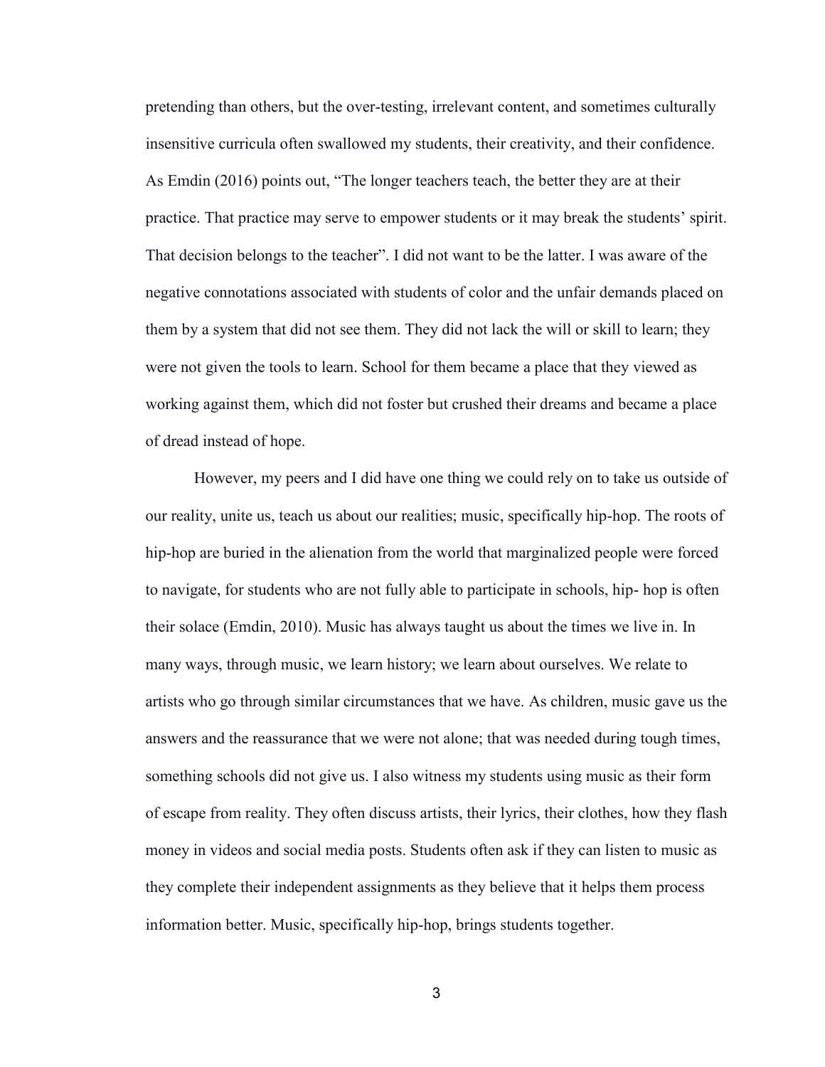pretending than others, but the over-testing, irrelevant content, and sometimes culturally insensitive curricula often swallowed my students, their creativity, and their confidence. As Emdin (2016) points out, "The longer teachers teach, the better they are at their practice. That practice may serve to empower students or it may break the students' spirit. That decision belongs to the teacher". I did not want to be the latter. I was aware of the negative connotations associated with students of color and the unfair demands placed on them by a system that did not see them. They did not lack the will or skill to learn; they were not given the tools to learn. School for them became a place that they viewed as working against them, which did not foster but crushed their dreams and became a place of dread instead of hope.

However, my peers and I did have one thing we could rely on to take us outside of our reality, unite us, teach us about our realities; music, specifically hip-hop. The roots of hip-hop are buried in the alienation from the world that marginalized people were forced to navigate, for students who are not fully able to participate in schools, hip- hop is often their solace (Emdin, 2010). Music has always taught us about the times we live in. In many ways, through music, we learn history; we learn about ourselves. We relate to artists who go through similar circumstances that we have. As children, music gave us the answers and the reassurance that we were not alone; that was needed during tough times, something schools did not give us. I also witness my students using music as their form of escape from reality. They often discuss artists, their lyrics, their clothes, how they flash money in videos and social media posts. Students often ask if they can listen to music as they complete their independent assignments as they believe that it helps them process information better. Music, specifically hip-hop, brings students together.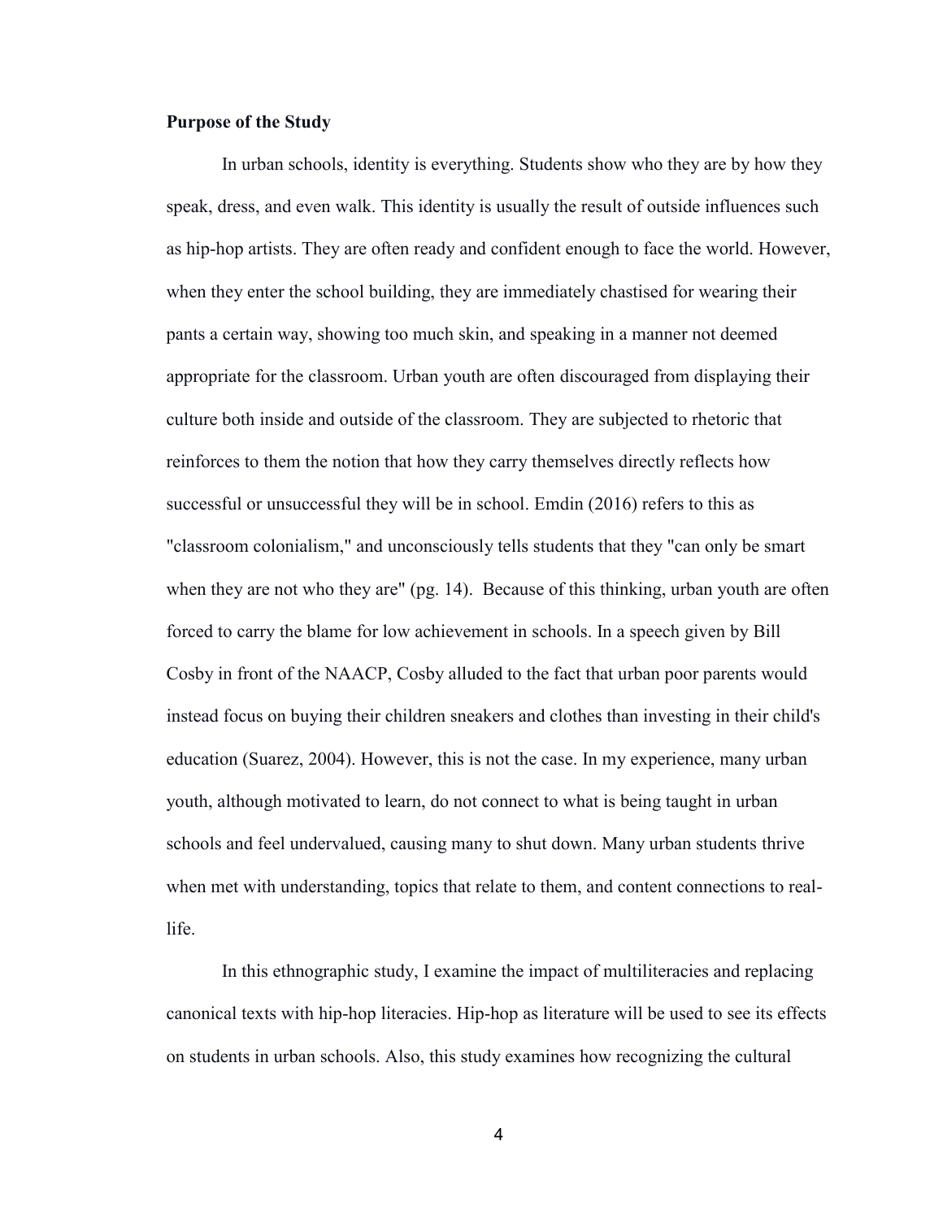**Purpose of the Study**

In urban schools, identity is everything. Students show who they are by how they speak, dress, and even walk. This identity is usually the result of outside influences such as hip-hop artists. They are often ready and confident enough to face the world. However, when they enter the school building, they are immediately chastised for wearing their pants a certain way, showing too much skin, and speaking in a manner not deemed appropriate for the classroom. Urban youth are often discouraged from displaying their culture both inside and outside of the classroom. They are subjected to rhetoric that reinforces to them the notion that how they carry themselves directly reflects how successful or unsuccessful they will be in school. Emdin (2016) refers to this as "classroom colonialism," and unconsciously tells students that they "can only be smart when they are not who they are" (pg. 14). Because of this thinking, urban youth are often forced to carry the blame for low achievement in schools. In a speech given by Bill Cosby in front of the NAACP, Cosby alluded to the fact that urban poor parents would instead focus on buying their children sneakers and clothes than investing in their child's education (Suarez, 2004). However, this is not the case. In my experience, many urban youth, although motivated to learn, do not connect to what is being taught in urban schools and feel undervalued, causing many to shut down. Many urban students thrive when met with understanding, topics that relate to them, and content connections to real-life.

In this ethnographic study, I examine the impact of multiliteracies and replacing canonical texts with hip-hop literacies. Hip-hop as literature will be used to see its effects on students in urban schools. Also, this study examines how recognizing the cultural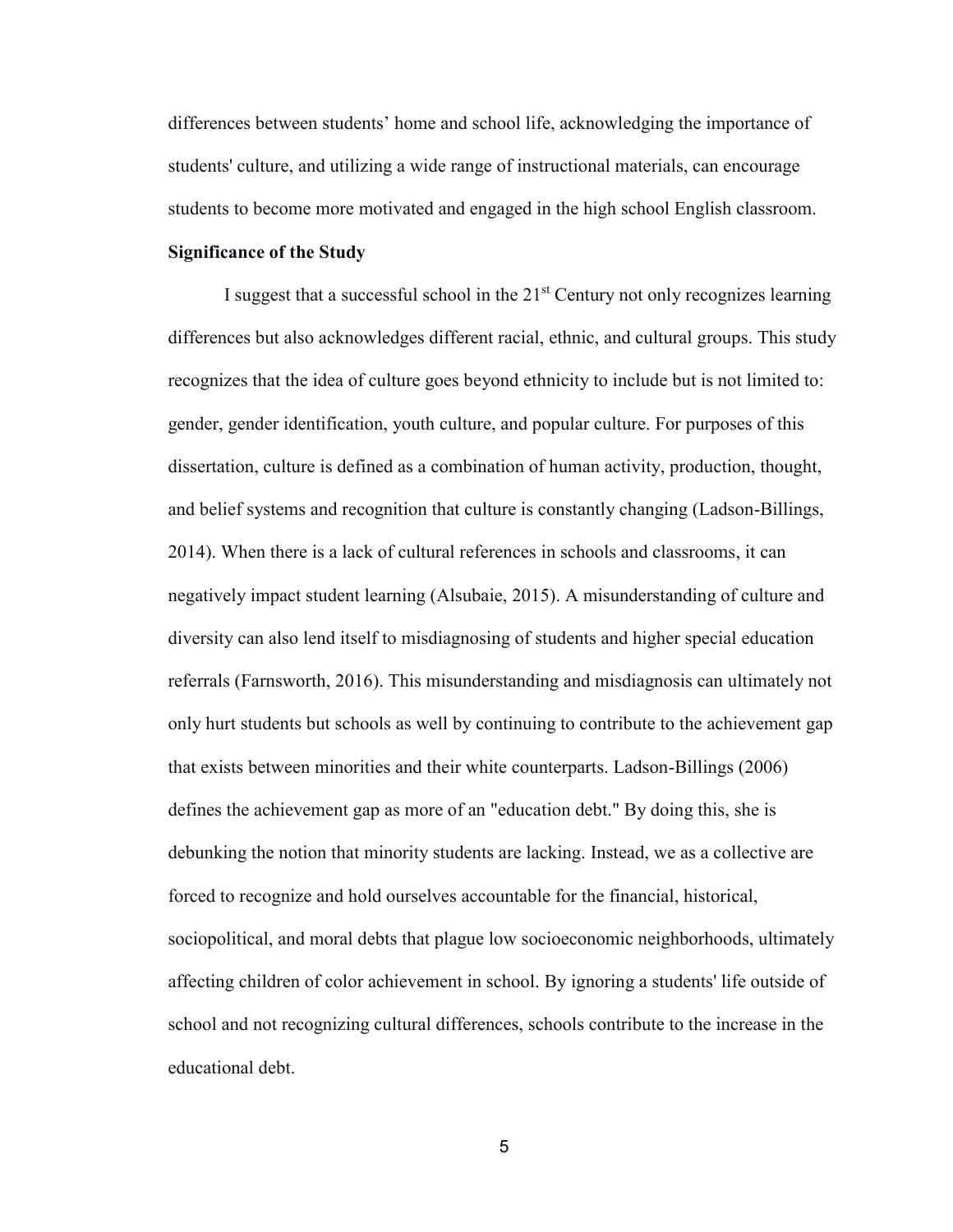differences between students' home and school life, acknowledging the importance of students' culture, and utilizing a wide range of instructional materials, can encourage students to become more motivated and engaged in the high school English classroom.

**Significance of the Study**

I suggest that a successful school in the 21st Century not only recognizes learning differences but also acknowledges different racial, ethnic, and cultural groups. This study recognizes that the idea of culture goes beyond ethnicity to include but is not limited to: gender, gender identification, youth culture, and popular culture. For purposes of this dissertation, culture is defined as a combination of human activity, production, thought, and belief systems and recognition that culture is constantly changing (Ladson-Billings, 2014). When there is a lack of cultural references in schools and classrooms, it can negatively impact student learning (Alsubaie, 2015). A misunderstanding of culture and diversity can also lend itself to misdiagnosing of students and higher special education referrals (Farnsworth, 2016). This misunderstanding and misdiagnosis can ultimately not only hurt students but schools as well by continuing to contribute to the achievement gap that exists between minorities and their white counterparts. Ladson-Billings (2006) defines the achievement gap as more of an "education debt." By doing this, she is debunking the notion that minority students are lacking. Instead, we as a collective are forced to recognize and hold ourselves accountable for the financial, historical, sociopolitical, and moral debts that plague low socioeconomic neighborhoods, ultimately affecting children of color achievement in school. By ignoring a students' life outside of school and not recognizing cultural differences, schools contribute to the increase in the educational debt.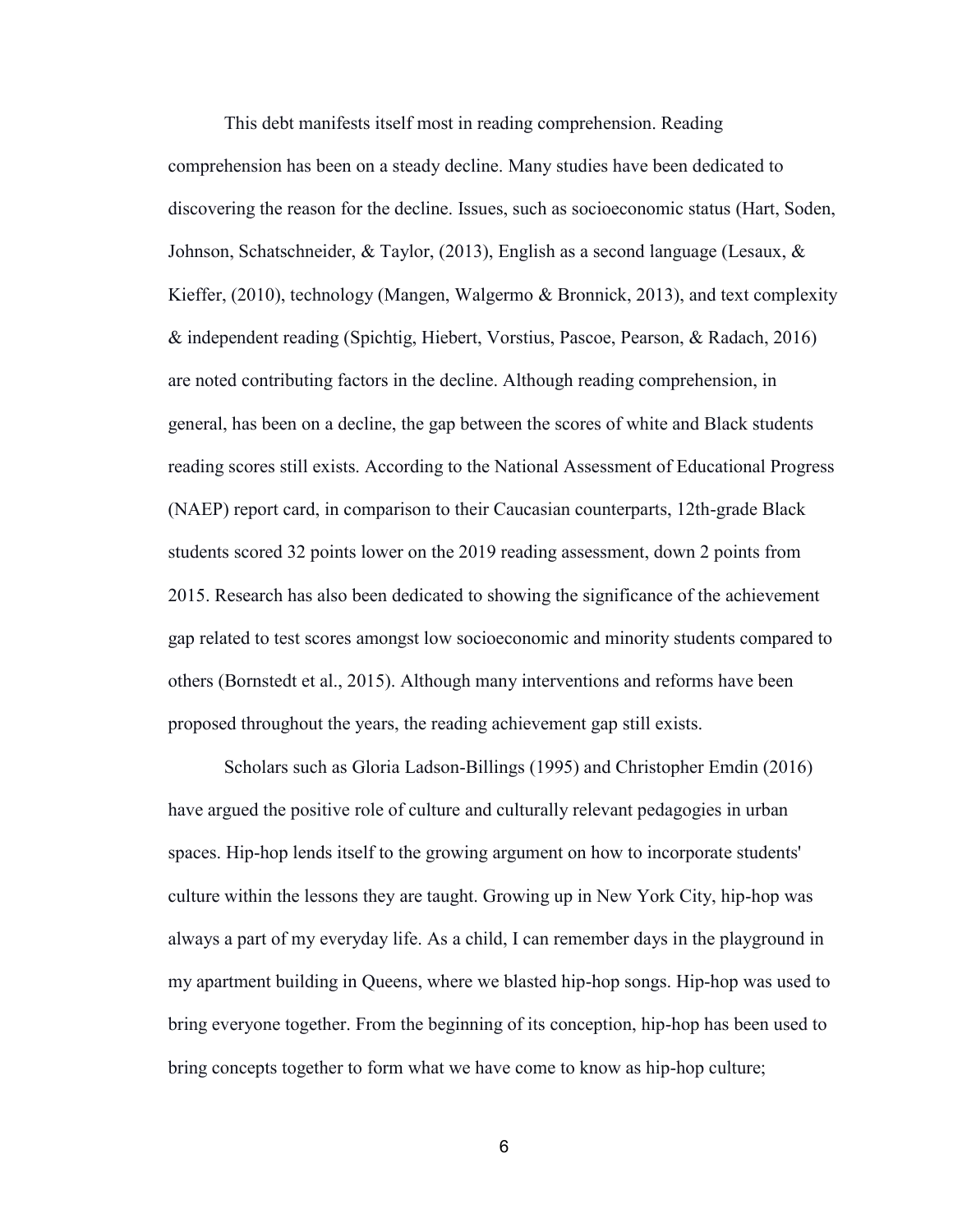This debt manifests itself most in reading comprehension. Reading comprehension has been on a steady decline. Many studies have been dedicated to discovering the reason for the decline. Issues, such as socioeconomic status (Hart, Soden, Johnson, Schatschneider, & Taylor, (2013), English as a second language (Lesaux, & Kieffer, (2010), technology (Mangen, Walgermo & Bronnick, 2013), and text complexity & independent reading (Spichtig, Hiebert, Vorstius, Pascoe, Pearson, & Radach, 2016) are noted contributing factors in the decline. Although reading comprehension, in general, has been on a decline, the gap between the scores of white and Black students reading scores still exists. According to the National Assessment of Educational Progress (NAEP) report card, in comparison to their Caucasian counterparts, 12th-grade Black students scored 32 points lower on the 2019 reading assessment, down 2 points from 2015. Research has also been dedicated to showing the significance of the achievement gap related to test scores amongst low socioeconomic and minority students compared to others (Bornstedt et al., 2015). Although many interventions and reforms have been proposed throughout the years, the reading achievement gap still exists.

Scholars such as Gloria Ladson-Billings (1995) and Christopher Emdin (2016) have argued the positive role of culture and culturally relevant pedagogies in urban spaces. Hip-hop lends itself to the growing argument on how to incorporate students' culture within the lessons they are taught. Growing up in New York City, hip-hop was always a part of my everyday life. As a child, I can remember days in the playground in my apartment building in Queens, where we blasted hip-hop songs. Hip-hop was used to bring everyone together. From the beginning of its conception, hip-hop has been used to bring concepts together to form what we have come to know as hip-hop culture;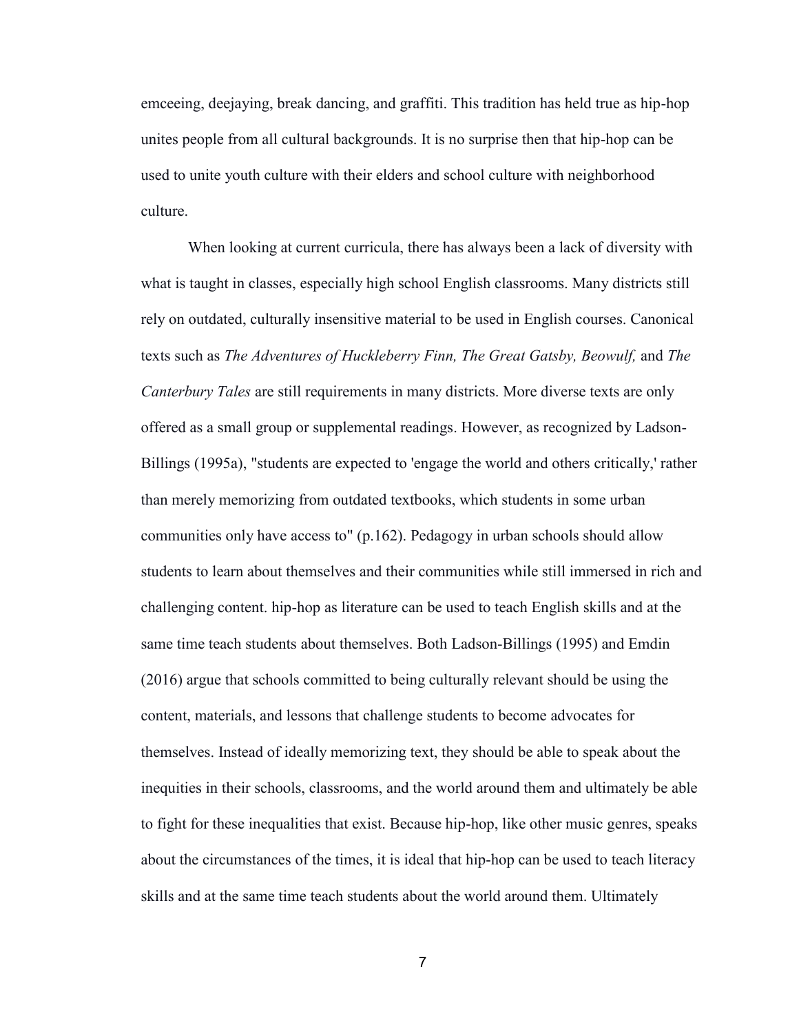emceeing, deejaying, break dancing, and graffiti. This tradition has held true as hip-hop unites people from all cultural backgrounds. It is no surprise then that hip-hop can be used to unite youth culture with their elders and school culture with neighborhood culture.

When looking at current curricula, there has always been a lack of diversity with what is taught in classes, especially high school English classrooms. Many districts still rely on outdated, culturally insensitive material to be used in English courses. Canonical texts such as *The Adventures of Huckleberry Finn, The Great Gatsby, Beowulf,* and *The Canterbury Tales* are still requirements in many districts. More diverse texts are only offered as a small group or supplemental readings. However, as recognized by Ladson-Billings (1995a), "students are expected to 'engage the world and others critically,' rather than merely memorizing from outdated textbooks, which students in some urban communities only have access to" (p.162). Pedagogy in urban schools should allow students to learn about themselves and their communities while still immersed in rich and challenging content. hip-hop as literature can be used to teach English skills and at the same time teach students about themselves. Both Ladson-Billings (1995) and Emdin (2016) argue that schools committed to being culturally relevant should be using the content, materials, and lessons that challenge students to become advocates for themselves. Instead of ideally memorizing text, they should be able to speak about the inequities in their schools, classrooms, and the world around them and ultimately be able to fight for these inequalities that exist. Because hip-hop, like other music genres, speaks about the circumstances of the times, it is ideal that hip-hop can be used to teach literacy skills and at the same time teach students about the world around them. Ultimately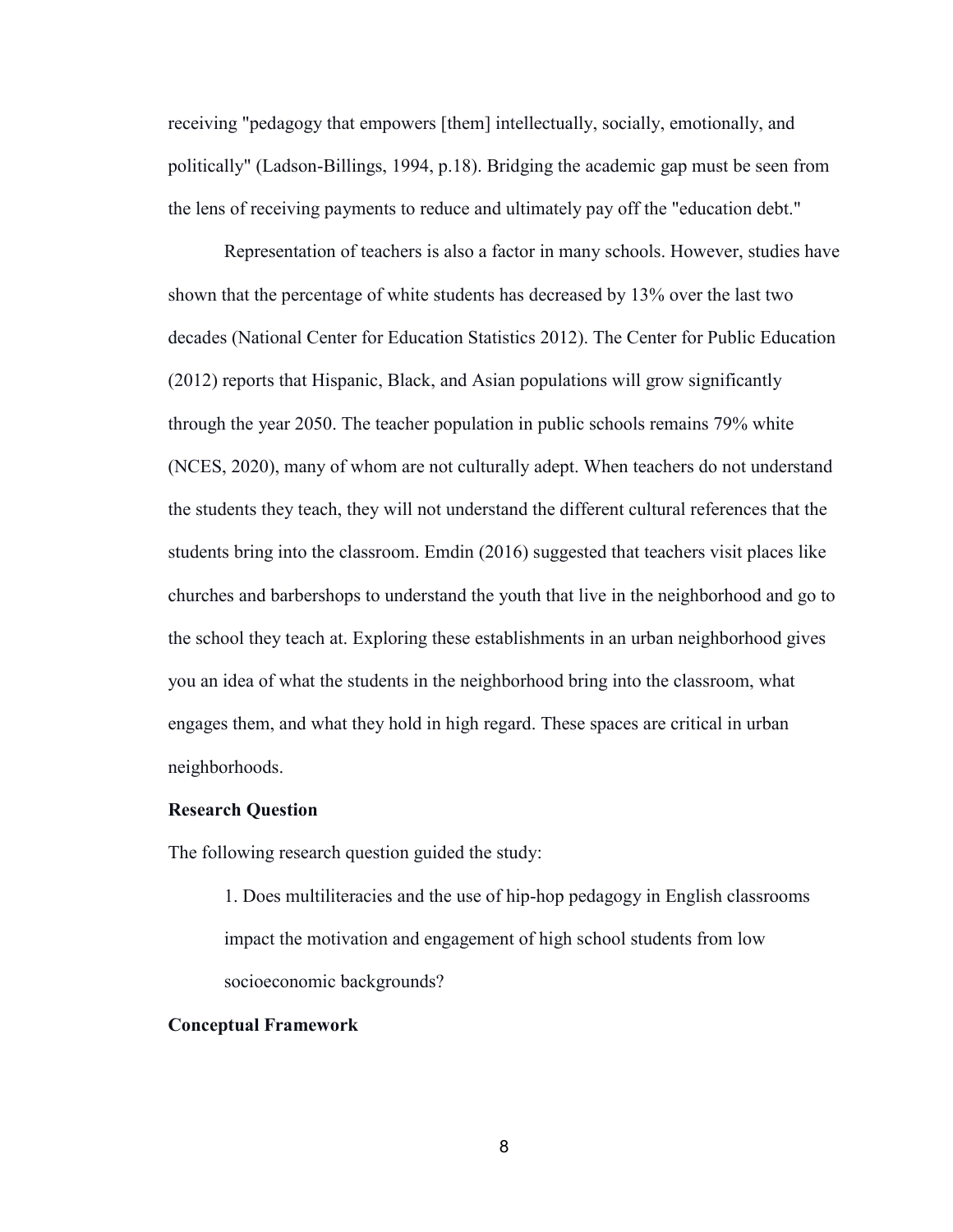receiving "pedagogy that empowers [them] intellectually, socially, emotionally, and politically" (Ladson-Billings, 1994, p.18). Bridging the academic gap must be seen from the lens of receiving payments to reduce and ultimately pay off the "education debt."

Representation of teachers is also a factor in many schools. However, studies have shown that the percentage of white students has decreased by 13% over the last two decades (National Center for Education Statistics 2012). The Center for Public Education (2012) reports that Hispanic, Black, and Asian populations will grow significantly through the year 2050. The teacher population in public schools remains 79% white (NCES, 2020), many of whom are not culturally adept. When teachers do not understand the students they teach, they will not understand the different cultural references that the students bring into the classroom. Emdin (2016) suggested that teachers visit places like churches and barbershops to understand the youth that live in the neighborhood and go to the school they teach at. Exploring these establishments in an urban neighborhood gives you an idea of what the students in the neighborhood bring into the classroom, what engages them, and what they hold in high regard. These spaces are critical in urban neighborhoods.

**Research Question**

The following research question guided the study:

1. Does multiliteracies and the use of hip-hop pedagogy in English classrooms impact the motivation and engagement of high school students from low socioeconomic backgrounds?

**Conceptual Framework**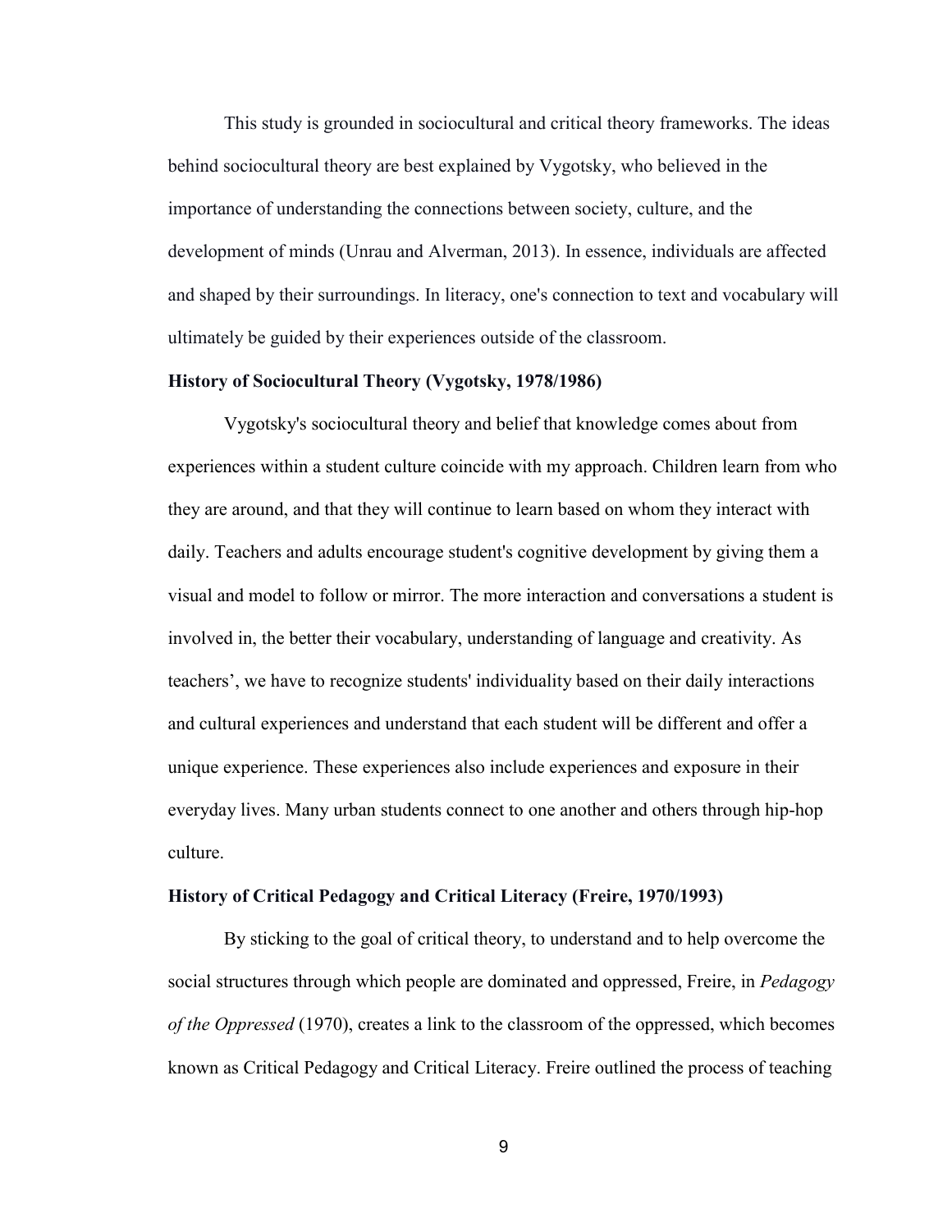This study is grounded in sociocultural and critical theory frameworks. The ideas behind sociocultural theory are best explained by Vygotsky, who believed in the importance of understanding the connections between society, culture, and the development of minds (Unrau and Alverman, 2013). In essence, individuals are affected and shaped by their surroundings. In literacy, one's connection to text and vocabulary will ultimately be guided by their experiences outside of the classroom.

### History of Sociocultural Theory (Vygotsky, 1978/1986)

Vygotsky's sociocultural theory and belief that knowledge comes about from experiences within a student culture coincide with my approach. Children learn from who they are around, and that they will continue to learn based on whom they interact with daily. Teachers and adults encourage student's cognitive development by giving them a visual and model to follow or mirror. The more interaction and conversations a student is involved in, the better their vocabulary, understanding of language and creativity. As teachers', we have to recognize students' individuality based on their daily interactions and cultural experiences and understand that each student will be different and offer a unique experience. These experiences also include experiences and exposure in their everyday lives. Many urban students connect to one another and others through hip-hop culture.

### History of Critical Pedagogy and Critical Literacy (Freire, 1970/1993)

By sticking to the goal of critical theory, to understand and to help overcome the social structures through which people are dominated and oppressed, Freire, in *Pedagogy of the Oppressed* (1970), creates a link to the classroom of the oppressed, which becomes known as Critical Pedagogy and Critical Literacy. Freire outlined the process of teaching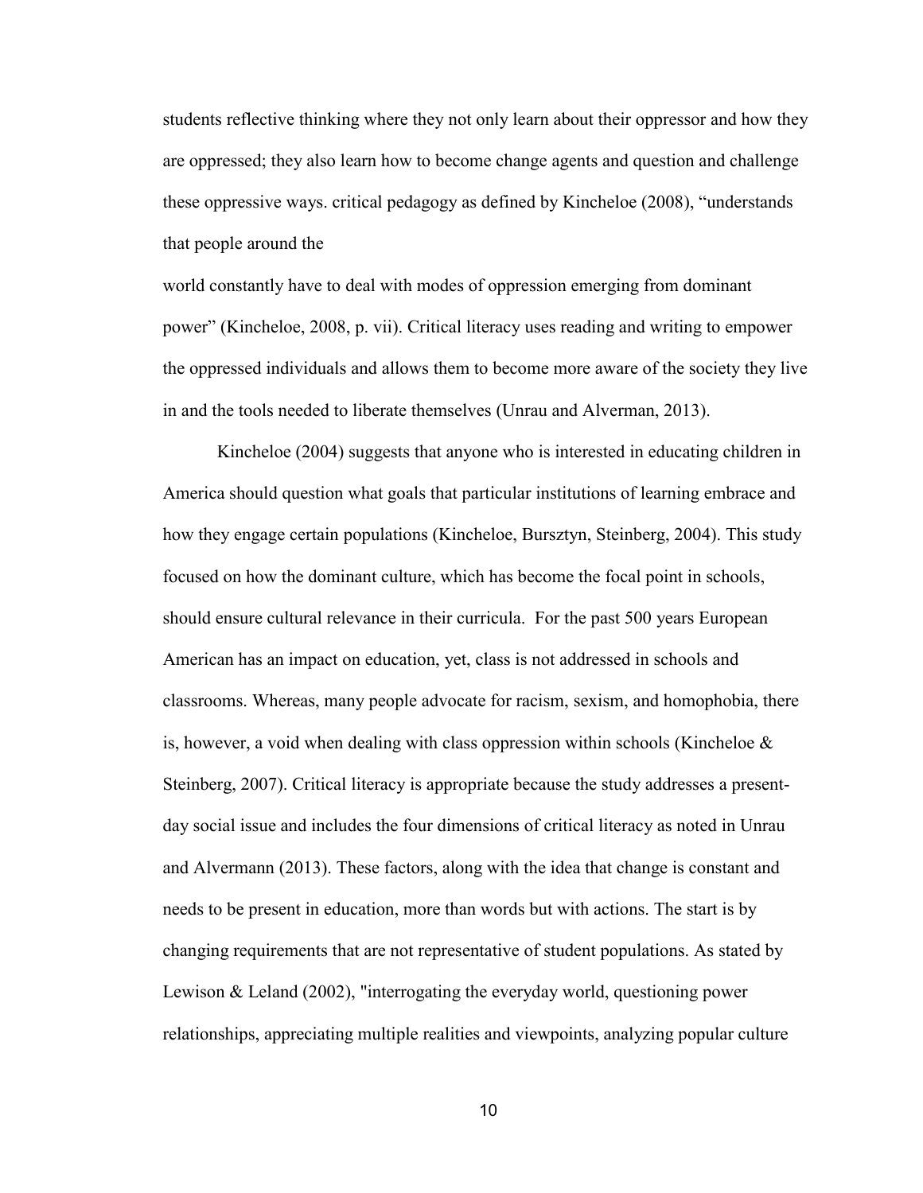students reflective thinking where they not only learn about their oppressor and how they are oppressed; they also learn how to become change agents and question and challenge these oppressive ways. critical pedagogy as defined by Kincheloe (2008), "understands that people around the

world constantly have to deal with modes of oppression emerging from dominant power" (Kincheloe, 2008, p. vii). Critical literacy uses reading and writing to empower the oppressed individuals and allows them to become more aware of the society they live in and the tools needed to liberate themselves (Unrau and Alverman, 2013).

Kincheloe (2004) suggests that anyone who is interested in educating children in America should question what goals that particular institutions of learning embrace and how they engage certain populations (Kincheloe, Bursztyn, Steinberg, 2004). This study focused on how the dominant culture, which has become the focal point in schools, should ensure cultural relevance in their curricula.  For the past 500 years European American has an impact on education, yet, class is not addressed in schools and classrooms. Whereas, many people advocate for racism, sexism, and homophobia, there is, however, a void when dealing with class oppression within schools (Kincheloe & Steinberg, 2007). Critical literacy is appropriate because the study addresses a present-day social issue and includes the four dimensions of critical literacy as noted in Unrau and Alvermann (2013). These factors, along with the idea that change is constant and needs to be present in education, more than words but with actions. The start is by changing requirements that are not representative of student populations. As stated by Lewison & Leland (2002), "interrogating the everyday world, questioning power relationships, appreciating multiple realities and viewpoints, analyzing popular culture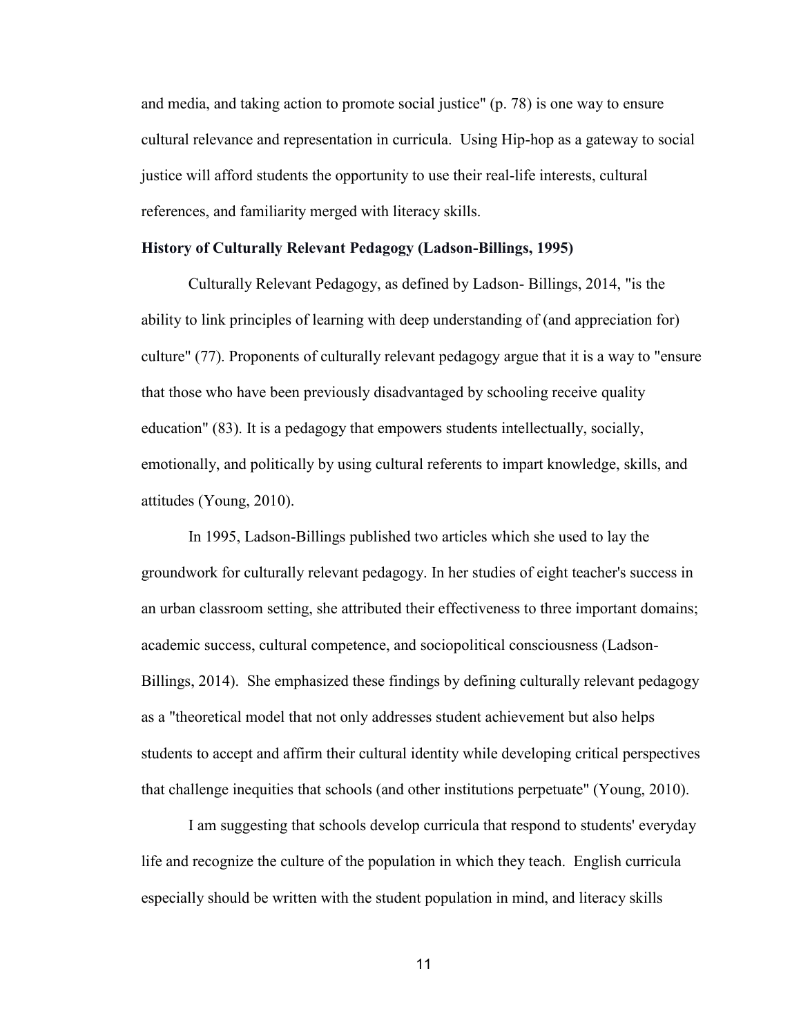and media, and taking action to promote social justice" (p. 78) is one way to ensure cultural relevance and representation in curricula. Using Hip-hop as a gateway to social justice will afford students the opportunity to use their real-life interests, cultural references, and familiarity merged with literacy skills.

**History of Culturally Relevant Pedagogy (Ladson-Billings, 1995)**

Culturally Relevant Pedagogy, as defined by Ladson- Billings, 2014, "is the ability to link principles of learning with deep understanding of (and appreciation for) culture" (77). Proponents of culturally relevant pedagogy argue that it is a way to "ensure that those who have been previously disadvantaged by schooling receive quality education" (83). It is a pedagogy that empowers students intellectually, socially, emotionally, and politically by using cultural referents to impart knowledge, skills, and attitudes (Young, 2010).

In 1995, Ladson-Billings published two articles which she used to lay the groundwork for culturally relevant pedagogy. In her studies of eight teacher's success in an urban classroom setting, she attributed their effectiveness to three important domains; academic success, cultural competence, and sociopolitical consciousness (Ladson-Billings, 2014). She emphasized these findings by defining culturally relevant pedagogy as a "theoretical model that not only addresses student achievement but also helps students to accept and affirm their cultural identity while developing critical perspectives that challenge inequities that schools (and other institutions perpetuate" (Young, 2010).

I am suggesting that schools develop curricula that respond to students' everyday life and recognize the culture of the population in which they teach. English curricula especially should be written with the student population in mind, and literacy skills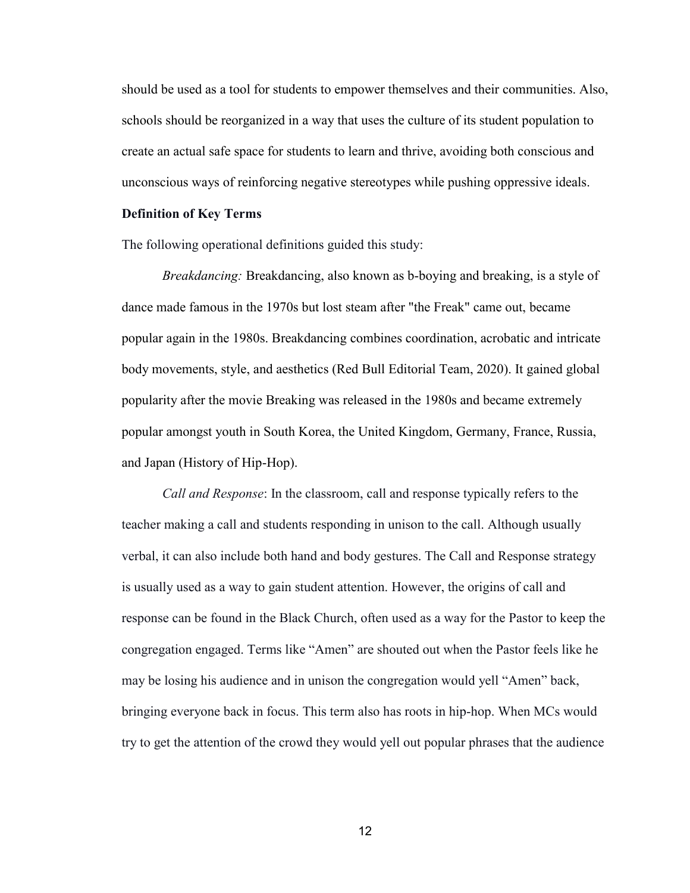should be used as a tool for students to empower themselves and their communities. Also, schools should be reorganized in a way that uses the culture of its student population to create an actual safe space for students to learn and thrive, avoiding both conscious and unconscious ways of reinforcing negative stereotypes while pushing oppressive ideals.

**Definition of Key Terms**

The following operational definitions guided this study:

*Breakdancing:* Breakdancing, also known as b-boying and breaking, is a style of dance made famous in the 1970s but lost steam after "the Freak" came out, became popular again in the 1980s. Breakdancing combines coordination, acrobatic and intricate body movements, style, and aesthetics (Red Bull Editorial Team, 2020). It gained global popularity after the movie Breaking was released in the 1980s and became extremely popular amongst youth in South Korea, the United Kingdom, Germany, France, Russia, and Japan (History of Hip-Hop).

*Call and Response*: In the classroom, call and response typically refers to the teacher making a call and students responding in unison to the call. Although usually verbal, it can also include both hand and body gestures. The Call and Response strategy is usually used as a way to gain student attention. However, the origins of call and response can be found in the Black Church, often used as a way for the Pastor to keep the congregation engaged. Terms like "Amen" are shouted out when the Pastor feels like he may be losing his audience and in unison the congregation would yell "Amen" back, bringing everyone back in focus. This term also has roots in hip-hop. When MCs would try to get the attention of the crowd they would yell out popular phrases that the audience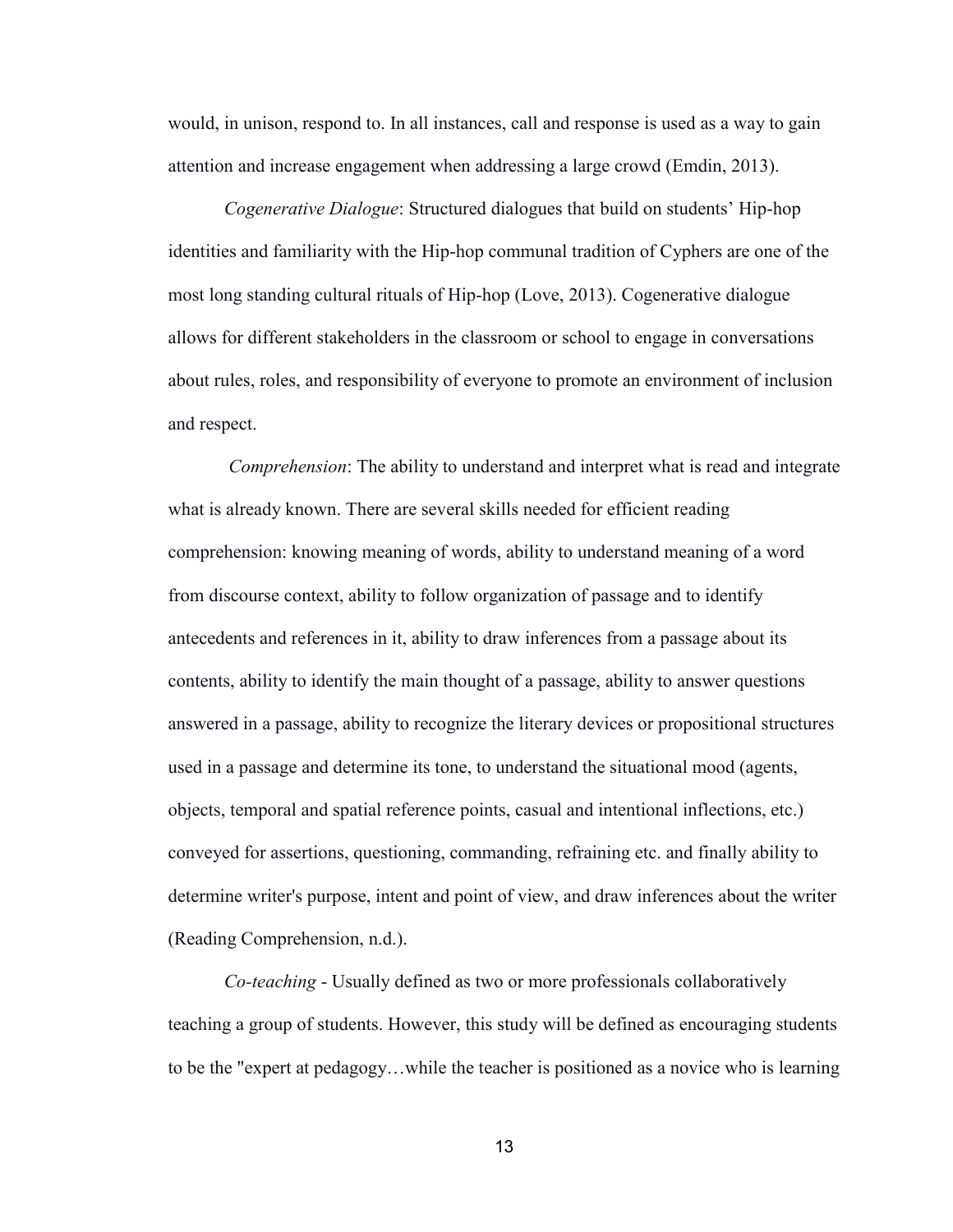would, in unison, respond to. In all instances, call and response is used as a way to gain attention and increase engagement when addressing a large crowd (Emdin, 2013).

*Cogenerative Dialogue*: Structured dialogues that build on students' Hip-hop identities and familiarity with the Hip-hop communal tradition of Cyphers are one of the most long standing cultural rituals of Hip-hop (Love, 2013). Cogenerative dialogue allows for different stakeholders in the classroom or school to engage in conversations about rules, roles, and responsibility of everyone to promote an environment of inclusion and respect.

*Comprehension*: The ability to understand and interpret what is read and integrate what is already known. There are several skills needed for efficient reading comprehension: knowing meaning of words, ability to understand meaning of a word from discourse context, ability to follow organization of passage and to identify antecedents and references in it, ability to draw inferences from a passage about its contents, ability to identify the main thought of a passage, ability to answer questions answered in a passage, ability to recognize the literary devices or propositional structures used in a passage and determine its tone, to understand the situational mood (agents, objects, temporal and spatial reference points, casual and intentional inflections, etc.) conveyed for assertions, questioning, commanding, refraining etc. and finally ability to determine writer's purpose, intent and point of view, and draw inferences about the writer (Reading Comprehension, n.d.).

*Co-teaching* - Usually defined as two or more professionals collaboratively teaching a group of students. However, this study will be defined as encouraging students to be the "expert at pedagogy…while the teacher is positioned as a novice who is learning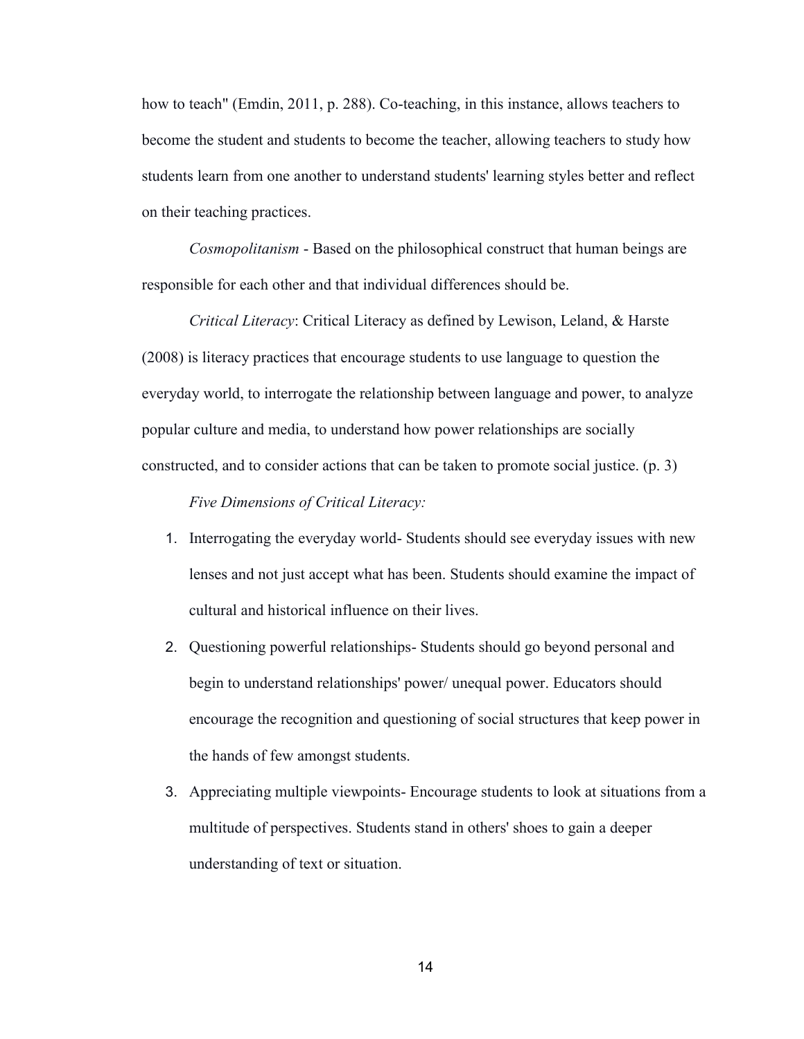how to teach" (Emdin, 2011, p. 288). Co-teaching, in this instance, allows teachers to become the student and students to become the teacher, allowing teachers to study how students learn from one another to understand students' learning styles better and reflect on their teaching practices.

*Cosmopolitanism* - Based on the philosophical construct that human beings are responsible for each other and that individual differences should be.

*Critical Literacy*: Critical Literacy as defined by Lewison, Leland, & Harste (2008) is literacy practices that encourage students to use language to question the everyday world, to interrogate the relationship between language and power, to analyze popular culture and media, to understand how power relationships are socially constructed, and to consider actions that can be taken to promote social justice. (p. 3)

*Five Dimensions of Critical Literacy:*

1. Interrogating the everyday world- Students should see everyday issues with new lenses and not just accept what has been. Students should examine the impact of cultural and historical influence on their lives.
2. Questioning powerful relationships- Students should go beyond personal and begin to understand relationships' power/ unequal power. Educators should encourage the recognition and questioning of social structures that keep power in the hands of few amongst students.
3. Appreciating multiple viewpoints- Encourage students to look at situations from a multitude of perspectives. Students stand in others' shoes to gain a deeper understanding of text or situation.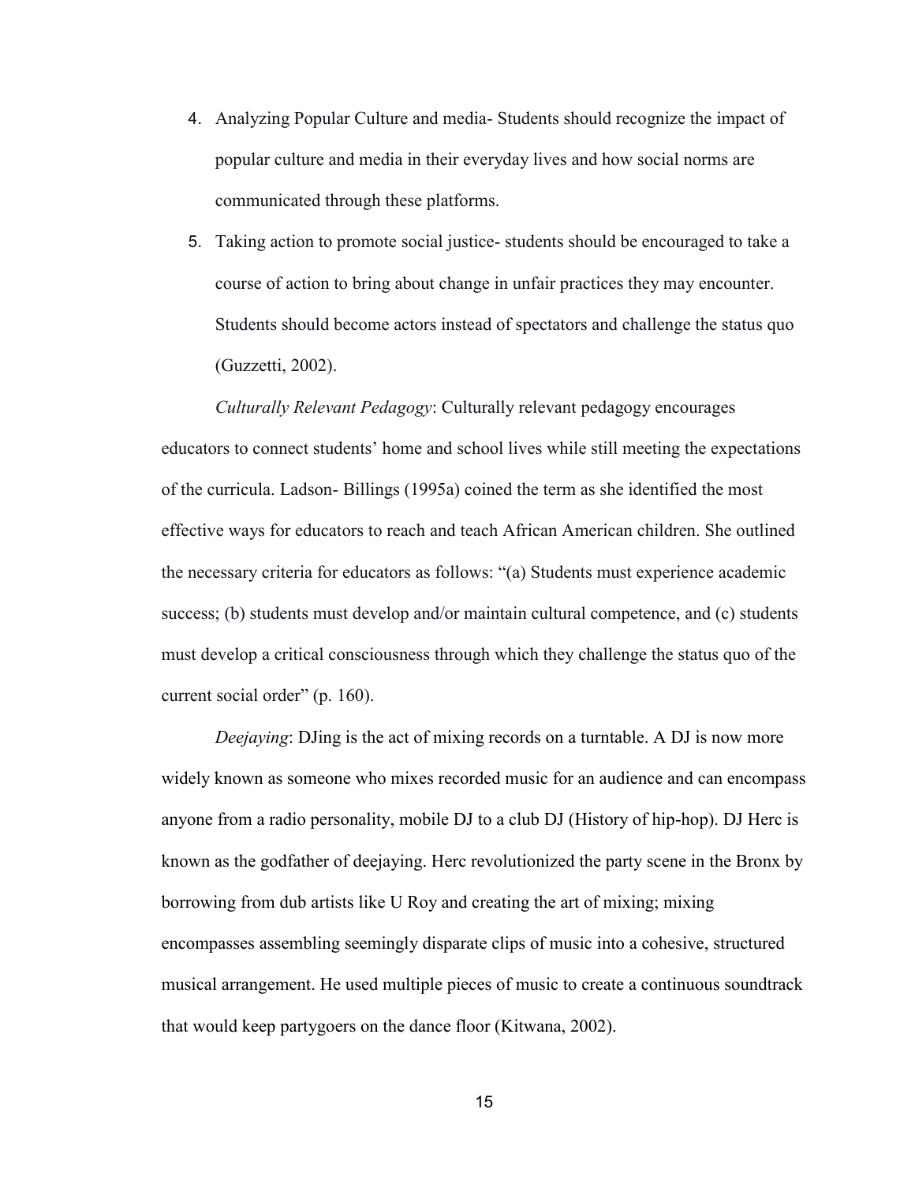4. Analyzing Popular Culture and media- Students should recognize the impact of popular culture and media in their everyday lives and how social norms are communicated through these platforms.
5. Taking action to promote social justice- students should be encouraged to take a course of action to bring about change in unfair practices they may encounter. Students should become actors instead of spectators and challenge the status quo (Guzzetti, 2002).

*Culturally Relevant Pedagogy*: Culturally relevant pedagogy encourages educators to connect students' home and school lives while still meeting the expectations of the curricula. Ladson- Billings (1995a) coined the term as she identified the most effective ways for educators to reach and teach African American children. She outlined the necessary criteria for educators as follows: "(a) Students must experience academic success; (b) students must develop and/or maintain cultural competence, and (c) students must develop a critical consciousness through which they challenge the status quo of the current social order" (p. 160).

*Deejaying*: DJing is the act of mixing records on a turntable. A DJ is now more widely known as someone who mixes recorded music for an audience and can encompass anyone from a radio personality, mobile DJ to a club DJ (History of hip-hop). DJ Herc is known as the godfather of deejaying. Herc revolutionized the party scene in the Bronx by borrowing from dub artists like U Roy and creating the art of mixing; mixing encompasses assembling seemingly disparate clips of music into a cohesive, structured musical arrangement. He used multiple pieces of music to create a continuous soundtrack that would keep partygoers on the dance floor (Kitwana, 2002).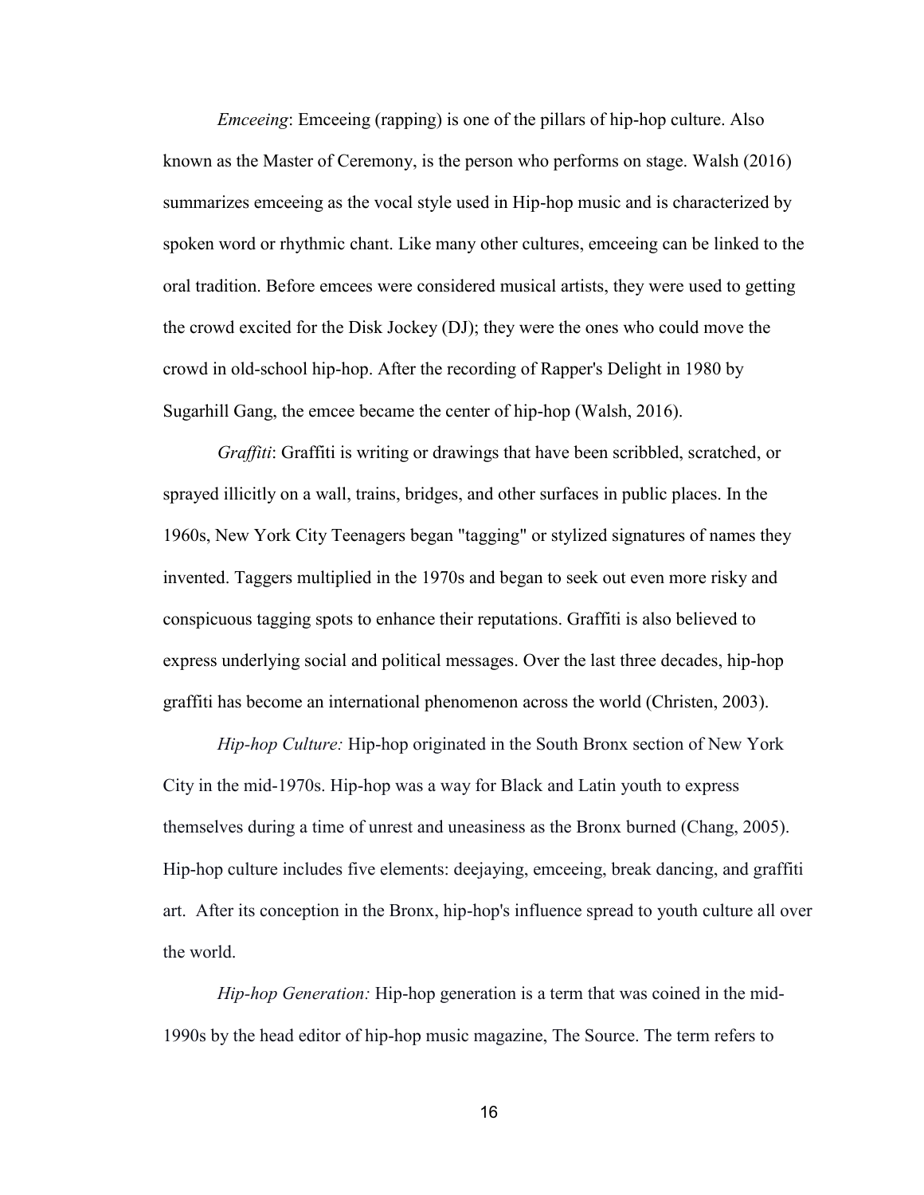*Emceeing*: Emceeing (rapping) is one of the pillars of hip-hop culture. Also known as the Master of Ceremony, is the person who performs on stage. Walsh (2016) summarizes emceeing as the vocal style used in Hip-hop music and is characterized by spoken word or rhythmic chant. Like many other cultures, emceeing can be linked to the oral tradition. Before emcees were considered musical artists, they were used to getting the crowd excited for the Disk Jockey (DJ); they were the ones who could move the crowd in old-school hip-hop. After the recording of Rapper's Delight in 1980 by Sugarhill Gang, the emcee became the center of hip-hop (Walsh, 2016).

*Graffiti*: Graffiti is writing or drawings that have been scribbled, scratched, or sprayed illicitly on a wall, trains, bridges, and other surfaces in public places. In the 1960s, New York City Teenagers began "tagging" or stylized signatures of names they invented. Taggers multiplied in the 1970s and began to seek out even more risky and conspicuous tagging spots to enhance their reputations. Graffiti is also believed to express underlying social and political messages. Over the last three decades, hip-hop graffiti has become an international phenomenon across the world (Christen, 2003).

*Hip-hop Culture:* Hip-hop originated in the South Bronx section of New York City in the mid-1970s. Hip-hop was a way for Black and Latin youth to express themselves during a time of unrest and uneasiness as the Bronx burned (Chang, 2005). Hip-hop culture includes five elements: deejaying, emceeing, break dancing, and graffiti art. After its conception in the Bronx, hip-hop's influence spread to youth culture all over the world.

*Hip-hop Generation:* Hip-hop generation is a term that was coined in the mid-1990s by the head editor of hip-hop music magazine, The Source. The term refers to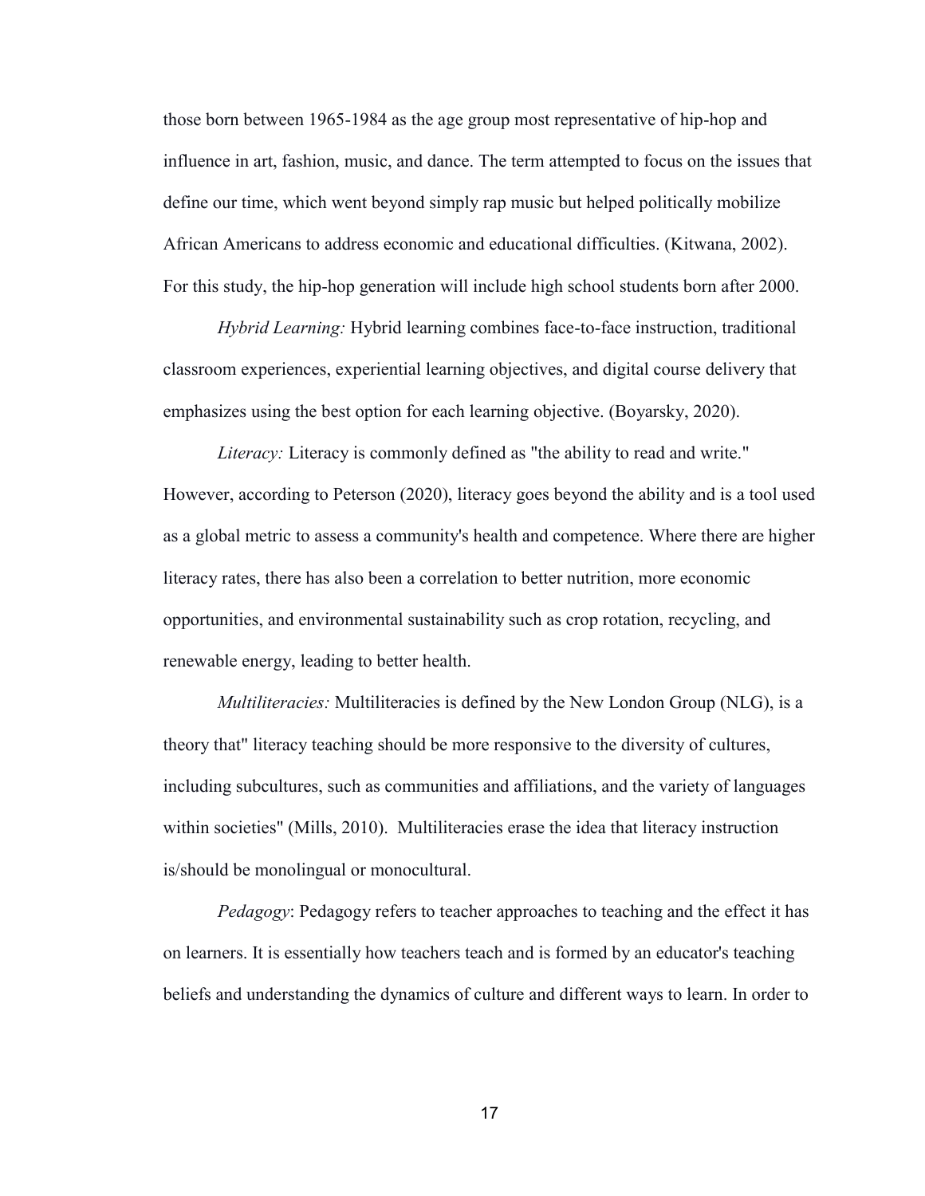those born between 1965-1984 as the age group most representative of hip-hop and influence in art, fashion, music, and dance. The term attempted to focus on the issues that define our time, which went beyond simply rap music but helped politically mobilize African Americans to address economic and educational difficulties. (Kitwana, 2002). For this study, the hip-hop generation will include high school students born after 2000.

*Hybrid Learning:* Hybrid learning combines face-to-face instruction, traditional classroom experiences, experiential learning objectives, and digital course delivery that emphasizes using the best option for each learning objective. (Boyarsky, 2020).

*Literacy:* Literacy is commonly defined as "the ability to read and write." However, according to Peterson (2020), literacy goes beyond the ability and is a tool used as a global metric to assess a community's health and competence. Where there are higher literacy rates, there has also been a correlation to better nutrition, more economic opportunities, and environmental sustainability such as crop rotation, recycling, and renewable energy, leading to better health.

*Multiliteracies:* Multiliteracies is defined by the New London Group (NLG), is a theory that" literacy teaching should be more responsive to the diversity of cultures, including subcultures, such as communities and affiliations, and the variety of languages within societies" (Mills, 2010). Multiliteracies erase the idea that literacy instruction is/should be monolingual or monocultural.

*Pedagogy*: Pedagogy refers to teacher approaches to teaching and the effect it has on learners. It is essentially how teachers teach and is formed by an educator's teaching beliefs and understanding the dynamics of culture and different ways to learn. In order to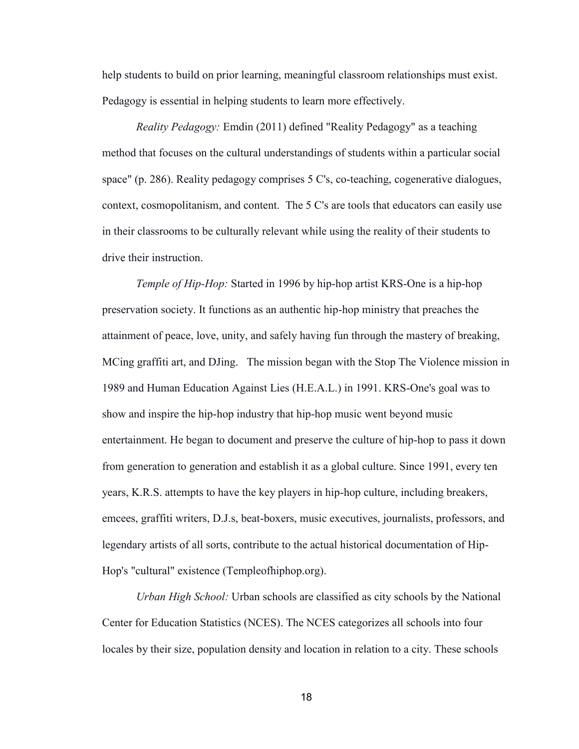help students to build on prior learning, meaningful classroom relationships must exist. Pedagogy is essential in helping students to learn more effectively.

*Reality Pedagogy:* Emdin (2011) defined "Reality Pedagogy" as a teaching method that focuses on the cultural understandings of students within a particular social space" (p. 286). Reality pedagogy comprises 5 C's, co-teaching, cogenerative dialogues, context, cosmopolitanism, and content. The 5 C's are tools that educators can easily use in their classrooms to be culturally relevant while using the reality of their students to drive their instruction.

*Temple of Hip-Hop:* Started in 1996 by hip-hop artist KRS-One is a hip-hop preservation society. It functions as an authentic hip-hop ministry that preaches the attainment of peace, love, unity, and safely having fun through the mastery of breaking, MCing graffiti art, and DJing. The mission began with the Stop The Violence mission in 1989 and Human Education Against Lies (H.E.A.L.) in 1991. KRS-One's goal was to show and inspire the hip-hop industry that hip-hop music went beyond music entertainment. He began to document and preserve the culture of hip-hop to pass it down from generation to generation and establish it as a global culture. Since 1991, every ten years, K.R.S. attempts to have the key players in hip-hop culture, including breakers, emcees, graffiti writers, D.J.s, beat-boxers, music executives, journalists, professors, and legendary artists of all sorts, contribute to the actual historical documentation of Hip-Hop's "cultural" existence (Templeofhiphop.org).

*Urban High School:* Urban schools are classified as city schools by the National Center for Education Statistics (NCES). The NCES categorizes all schools into four locales by their size, population density and location in relation to a city. These schools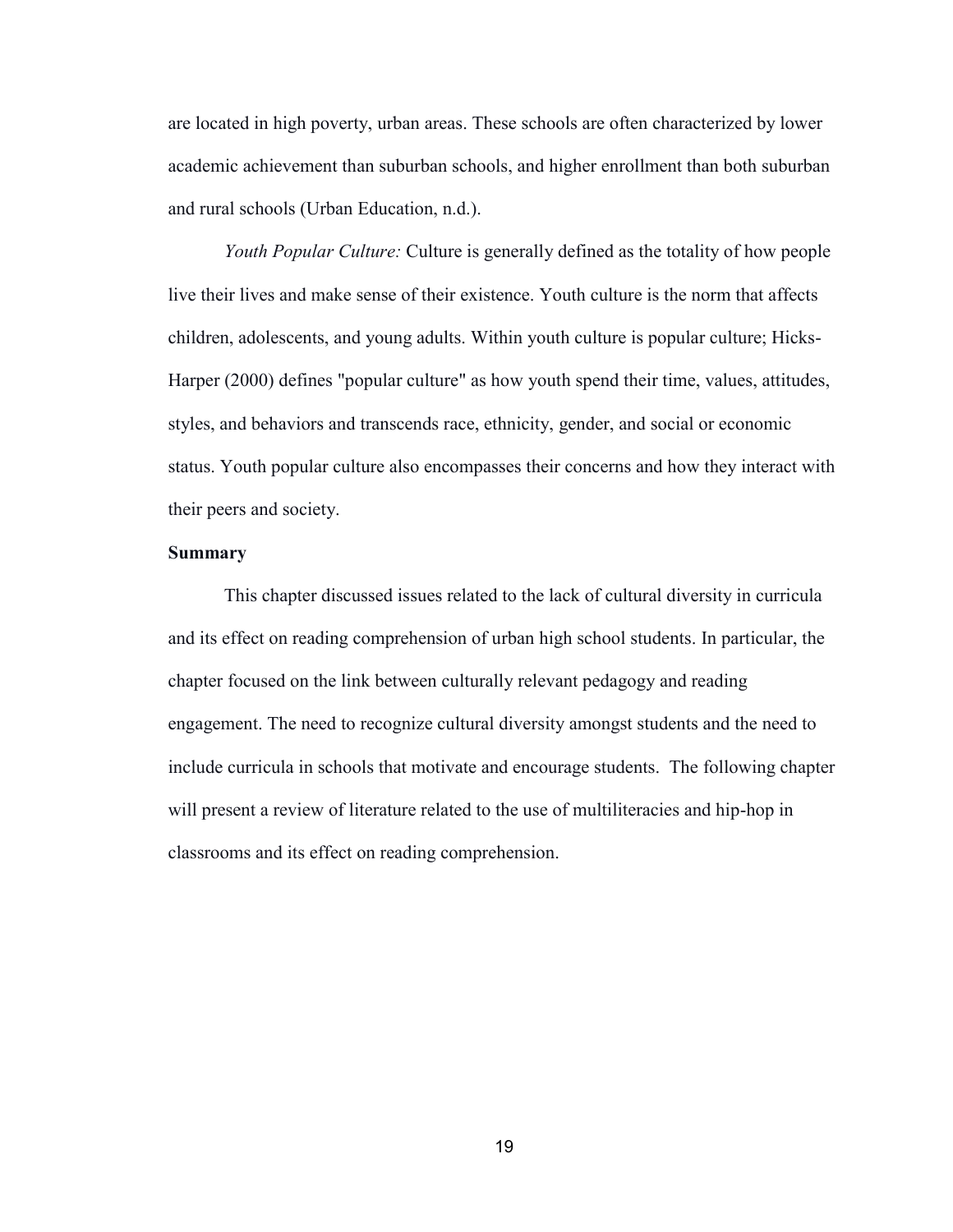are located in high poverty, urban areas. These schools are often characterized by lower academic achievement than suburban schools, and higher enrollment than both suburban and rural schools (Urban Education, n.d.).

*Youth Popular Culture:* Culture is generally defined as the totality of how people live their lives and make sense of their existence. Youth culture is the norm that affects children, adolescents, and young adults. Within youth culture is popular culture; Hicks-Harper (2000) defines "popular culture" as how youth spend their time, values, attitudes, styles, and behaviors and transcends race, ethnicity, gender, and social or economic status. Youth popular culture also encompasses their concerns and how they interact with their peers and society.

**Summary**

This chapter discussed issues related to the lack of cultural diversity in curricula and its effect on reading comprehension of urban high school students. In particular, the chapter focused on the link between culturally relevant pedagogy and reading engagement. The need to recognize cultural diversity amongst students and the need to include curricula in schools that motivate and encourage students. The following chapter will present a review of literature related to the use of multiliteracies and hip-hop in classrooms and its effect on reading comprehension.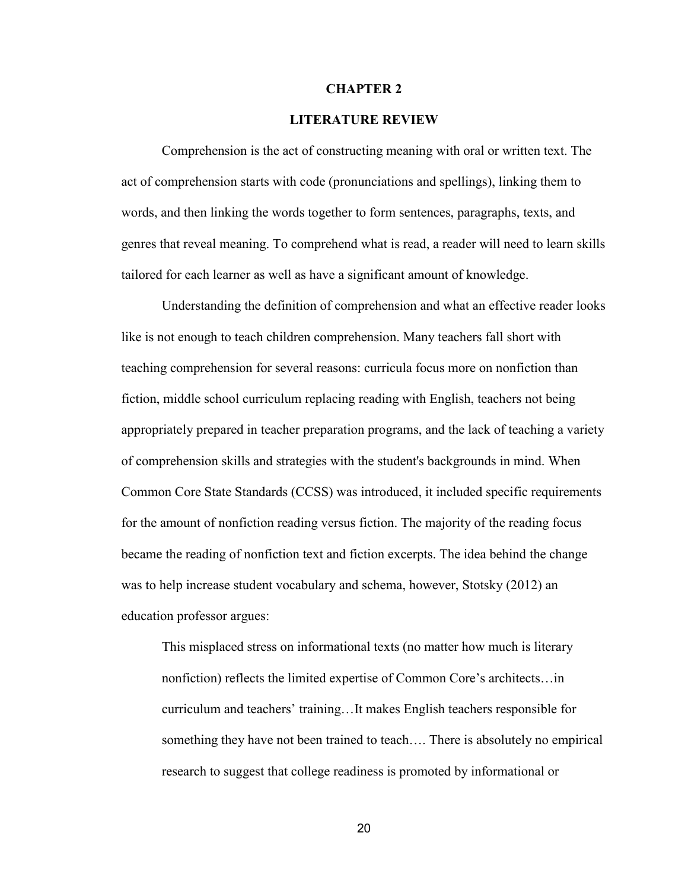# CHAPTER 2

# LITERATURE REVIEW

Comprehension is the act of constructing meaning with oral or written text. The act of comprehension starts with code (pronunciations and spellings), linking them to words, and then linking the words together to form sentences, paragraphs, texts, and genres that reveal meaning. To comprehend what is read, a reader will need to learn skills tailored for each learner as well as have a significant amount of knowledge.

Understanding the definition of comprehension and what an effective reader looks like is not enough to teach children comprehension. Many teachers fall short with teaching comprehension for several reasons: curricula focus more on nonfiction than fiction, middle school curriculum replacing reading with English, teachers not being appropriately prepared in teacher preparation programs, and the lack of teaching a variety of comprehension skills and strategies with the student's backgrounds in mind. When Common Core State Standards (CCSS) was introduced, it included specific requirements for the amount of nonfiction reading versus fiction. The majority of the reading focus became the reading of nonfiction text and fiction excerpts. The idea behind the change was to help increase student vocabulary and schema, however, Stotsky (2012) an education professor argues:

> This misplaced stress on informational texts (no matter how much is literary nonfiction) reflects the limited expertise of Common Core's architects…in curriculum and teachers' training…It makes English teachers responsible for something they have not been trained to teach…. There is absolutely no empirical research to suggest that college readiness is promoted by informational or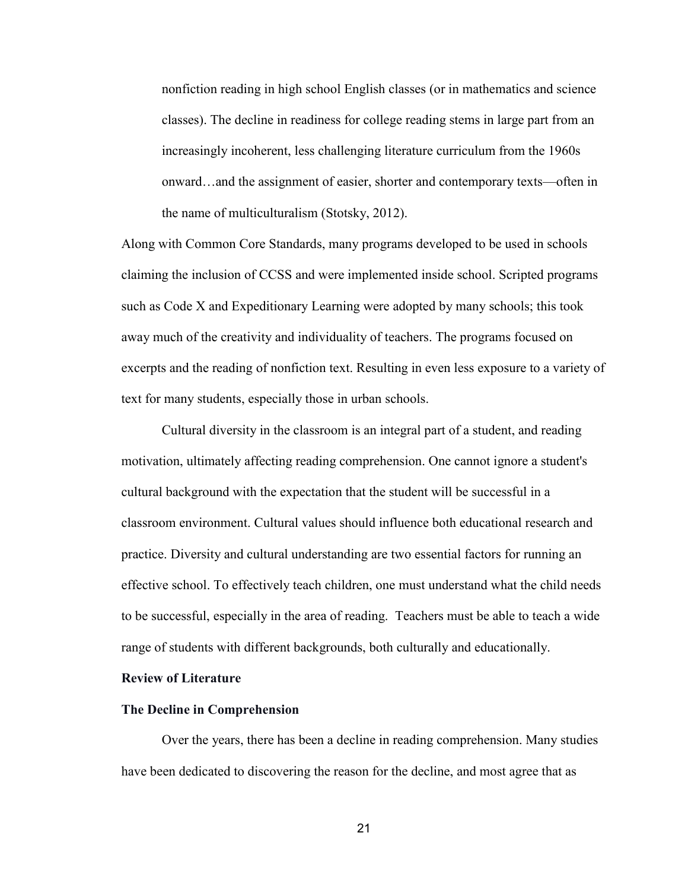> nonfiction reading in high school English classes (or in mathematics and science classes). The decline in readiness for college reading stems in large part from an increasingly incoherent, less challenging literature curriculum from the 1960s onward…and the assignment of easier, shorter and contemporary texts—often in the name of multiculturalism (Stotsky, 2012).

Along with Common Core Standards, many programs developed to be used in schools claiming the inclusion of CCSS and were implemented inside school. Scripted programs such as Code X and Expeditionary Learning were adopted by many schools; this took away much of the creativity and individuality of teachers. The programs focused on excerpts and the reading of nonfiction text. Resulting in even less exposure to a variety of text for many students, especially those in urban schools.

Cultural diversity in the classroom is an integral part of a student, and reading motivation, ultimately affecting reading comprehension. One cannot ignore a student's cultural background with the expectation that the student will be successful in a classroom environment. Cultural values should influence both educational research and practice. Diversity and cultural understanding are two essential factors for running an effective school. To effectively teach children, one must understand what the child needs to be successful, especially in the area of reading. Teachers must be able to teach a wide range of students with different backgrounds, both culturally and educationally.

## Review of Literature

### The Decline in Comprehension

Over the years, there has been a decline in reading comprehension. Many studies have been dedicated to discovering the reason for the decline, and most agree that as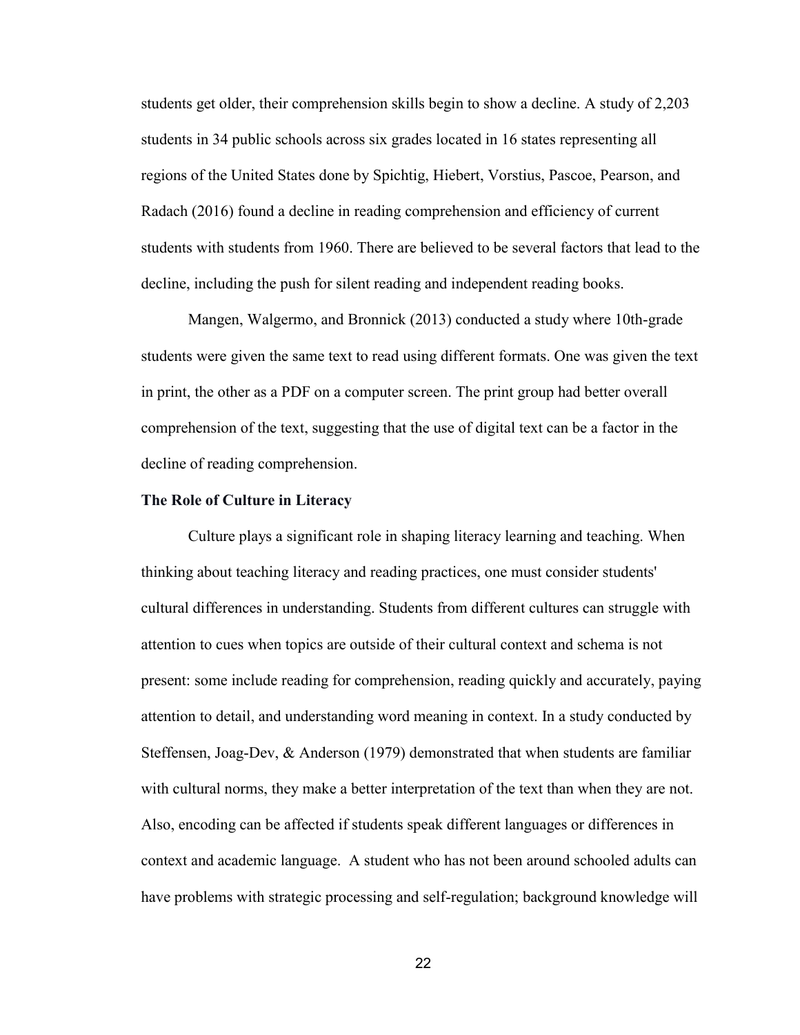students get older, their comprehension skills begin to show a decline. A study of 2,203 students in 34 public schools across six grades located in 16 states representing all regions of the United States done by Spichtig, Hiebert, Vorstius, Pascoe, Pearson, and Radach (2016) found a decline in reading comprehension and efficiency of current students with students from 1960. There are believed to be several factors that lead to the decline, including the push for silent reading and independent reading books.

Mangen, Walgermo, and Bronnick (2013) conducted a study where 10th-grade students were given the same text to read using different formats. One was given the text in print, the other as a PDF on a computer screen. The print group had better overall comprehension of the text, suggesting that the use of digital text can be a factor in the decline of reading comprehension.

**The Role of Culture in Literacy**

Culture plays a significant role in shaping literacy learning and teaching. When thinking about teaching literacy and reading practices, one must consider students' cultural differences in understanding. Students from different cultures can struggle with attention to cues when topics are outside of their cultural context and schema is not present: some include reading for comprehension, reading quickly and accurately, paying attention to detail, and understanding word meaning in context. In a study conducted by Steffensen, Joag-Dev, & Anderson (1979) demonstrated that when students are familiar with cultural norms, they make a better interpretation of the text than when they are not. Also, encoding can be affected if students speak different languages or differences in context and academic language. A student who has not been around schooled adults can have problems with strategic processing and self-regulation; background knowledge will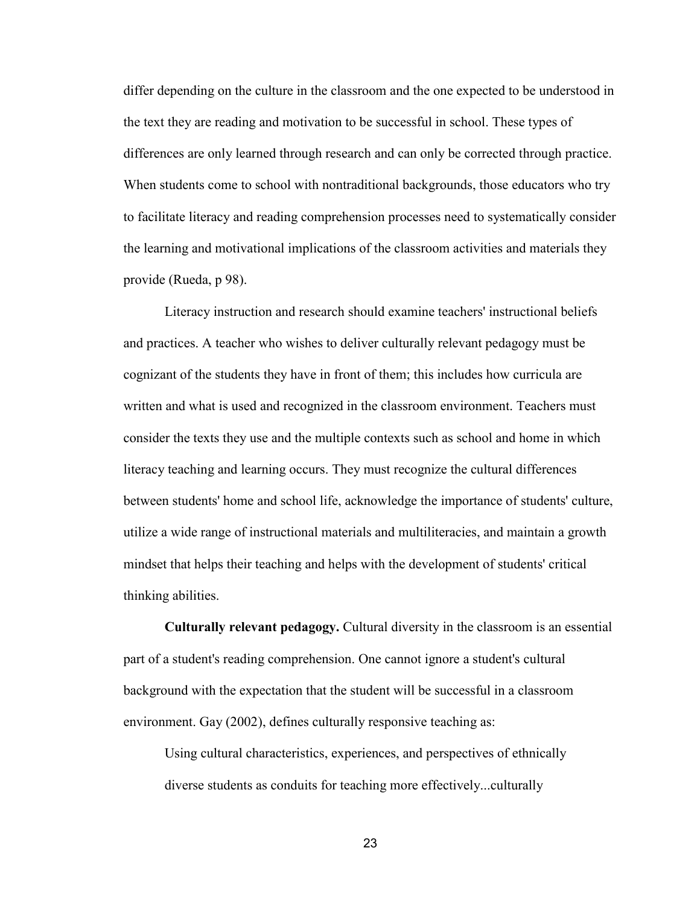differ depending on the culture in the classroom and the one expected to be understood in the text they are reading and motivation to be successful in school. These types of differences are only learned through research and can only be corrected through practice. When students come to school with nontraditional backgrounds, those educators who try to facilitate literacy and reading comprehension processes need to systematically consider the learning and motivational implications of the classroom activities and materials they provide (Rueda, p 98).

Literacy instruction and research should examine teachers' instructional beliefs and practices. A teacher who wishes to deliver culturally relevant pedagogy must be cognizant of the students they have in front of them; this includes how curricula are written and what is used and recognized in the classroom environment. Teachers must consider the texts they use and the multiple contexts such as school and home in which literacy teaching and learning occurs. They must recognize the cultural differences between students' home and school life, acknowledge the importance of students' culture, utilize a wide range of instructional materials and multiliteracies, and maintain a growth mindset that helps their teaching and helps with the development of students' critical thinking abilities.

**Culturally relevant pedagogy.** Cultural diversity in the classroom is an essential part of a student's reading comprehension. One cannot ignore a student's cultural background with the expectation that the student will be successful in a classroom environment. Gay (2002), defines culturally responsive teaching as:

> Using cultural characteristics, experiences, and perspectives of ethnically diverse students as conduits for teaching more effectively...culturally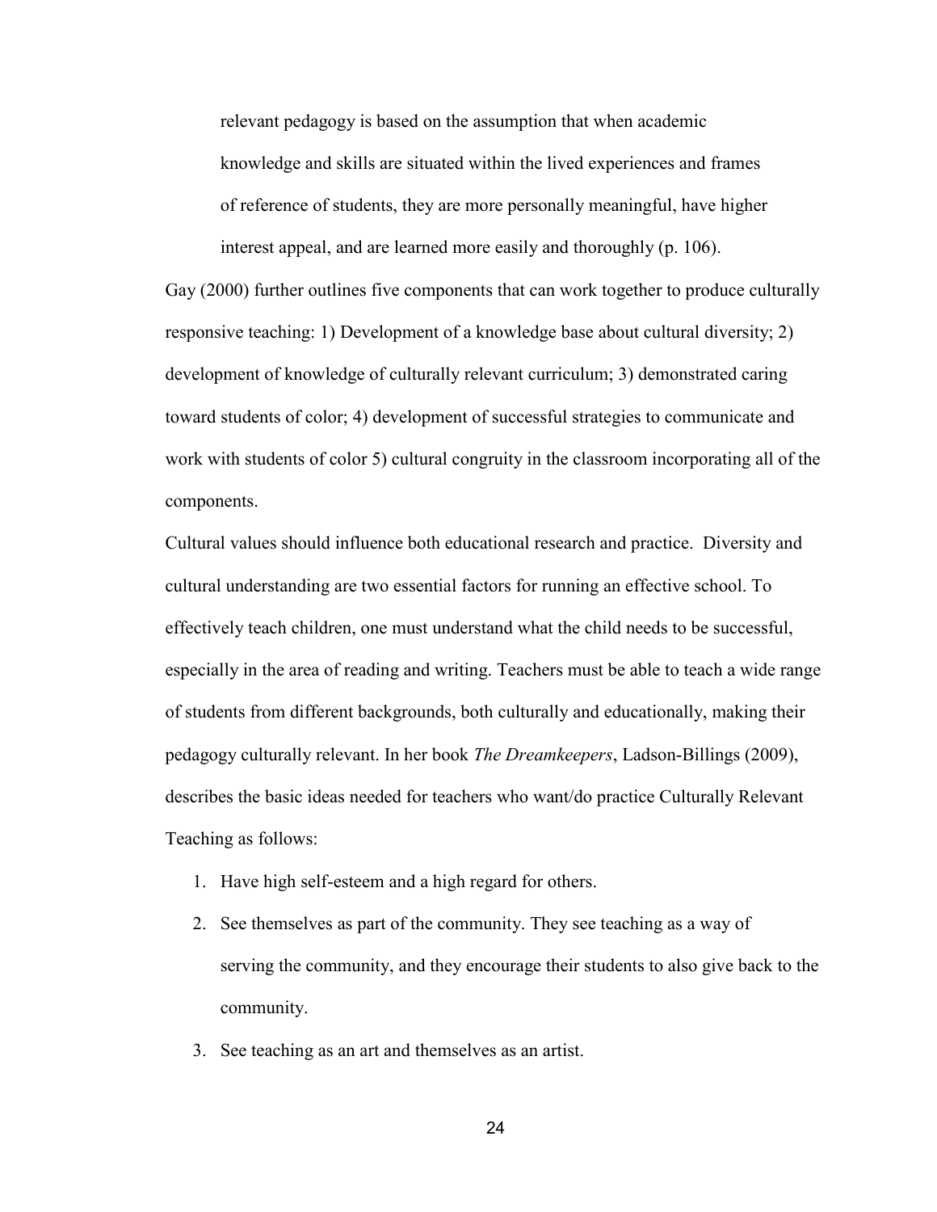> relevant pedagogy is based on the assumption that when academic knowledge and skills are situated within the lived experiences and frames of reference of students, they are more personally meaningful, have higher interest appeal, and are learned more easily and thoroughly (p. 106).

Gay (2000) further outlines five components that can work together to produce culturally responsive teaching: 1) Development of a knowledge base about cultural diversity; 2) development of knowledge of culturally relevant curriculum; 3) demonstrated caring toward students of color; 4) development of successful strategies to communicate and work with students of color 5) cultural congruity in the classroom incorporating all of the components.

Cultural values should influence both educational research and practice. Diversity and cultural understanding are two essential factors for running an effective school. To effectively teach children, one must understand what the child needs to be successful, especially in the area of reading and writing. Teachers must be able to teach a wide range of students from different backgrounds, both culturally and educationally, making their pedagogy culturally relevant. In her book *The Dreamkeepers*, Ladson-Billings (2009), describes the basic ideas needed for teachers who want/do practice Culturally Relevant Teaching as follows:

1. Have high self-esteem and a high regard for others.
2. See themselves as part of the community. They see teaching as a way of serving the community, and they encourage their students to also give back to the community.
3. See teaching as an art and themselves as an artist.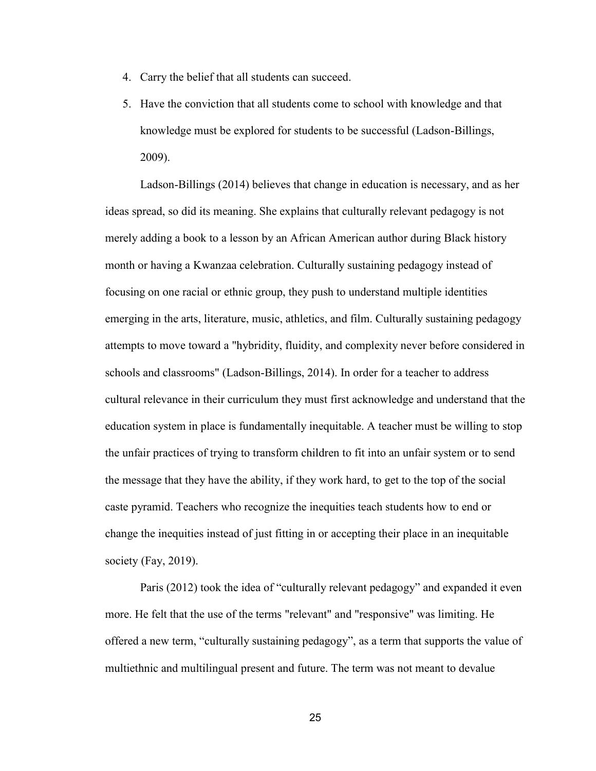4. Carry the belief that all students can succeed.
5. Have the conviction that all students come to school with knowledge and that knowledge must be explored for students to be successful (Ladson-Billings, 2009).

Ladson-Billings (2014) believes that change in education is necessary, and as her ideas spread, so did its meaning. She explains that culturally relevant pedagogy is not merely adding a book to a lesson by an African American author during Black history month or having a Kwanzaa celebration. Culturally sustaining pedagogy instead of focusing on one racial or ethnic group, they push to understand multiple identities emerging in the arts, literature, music, athletics, and film. Culturally sustaining pedagogy attempts to move toward a "hybridity, fluidity, and complexity never before considered in schools and classrooms" (Ladson-Billings, 2014). In order for a teacher to address cultural relevance in their curriculum they must first acknowledge and understand that the education system in place is fundamentally inequitable. A teacher must be willing to stop the unfair practices of trying to transform children to fit into an unfair system or to send the message that they have the ability, if they work hard, to get to the top of the social caste pyramid. Teachers who recognize the inequities teach students how to end or change the inequities instead of just fitting in or accepting their place in an inequitable society (Fay, 2019).

Paris (2012) took the idea of "culturally relevant pedagogy" and expanded it even more. He felt that the use of the terms "relevant" and "responsive" was limiting. He offered a new term, "culturally sustaining pedagogy", as a term that supports the value of multiethnic and multilingual present and future. The term was not meant to devalue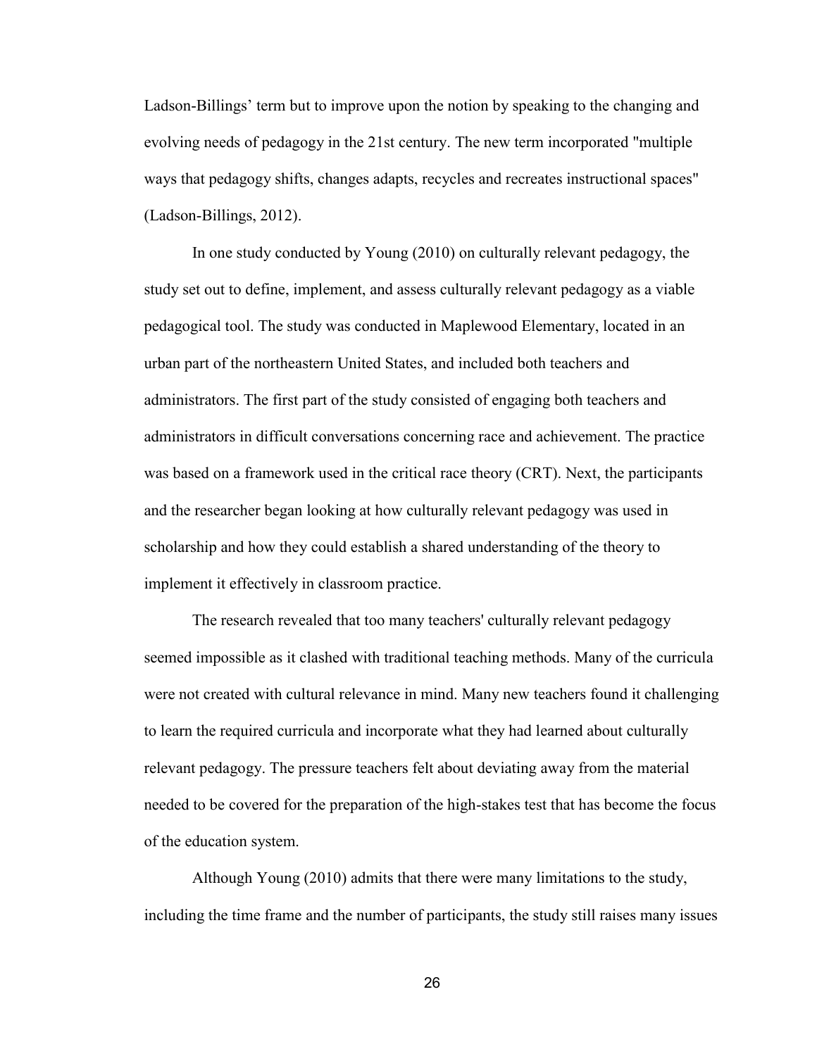Ladson-Billings' term but to improve upon the notion by speaking to the changing and evolving needs of pedagogy in the 21st century. The new term incorporated "multiple ways that pedagogy shifts, changes adapts, recycles and recreates instructional spaces" (Ladson-Billings, 2012).

In one study conducted by Young (2010) on culturally relevant pedagogy, the study set out to define, implement, and assess culturally relevant pedagogy as a viable pedagogical tool. The study was conducted in Maplewood Elementary, located in an urban part of the northeastern United States, and included both teachers and administrators. The first part of the study consisted of engaging both teachers and administrators in difficult conversations concerning race and achievement. The practice was based on a framework used in the critical race theory (CRT). Next, the participants and the researcher began looking at how culturally relevant pedagogy was used in scholarship and how they could establish a shared understanding of the theory to implement it effectively in classroom practice.

The research revealed that too many teachers' culturally relevant pedagogy seemed impossible as it clashed with traditional teaching methods. Many of the curricula were not created with cultural relevance in mind. Many new teachers found it challenging to learn the required curricula and incorporate what they had learned about culturally relevant pedagogy. The pressure teachers felt about deviating away from the material needed to be covered for the preparation of the high-stakes test that has become the focus of the education system.

Although Young (2010) admits that there were many limitations to the study, including the time frame and the number of participants, the study still raises many issues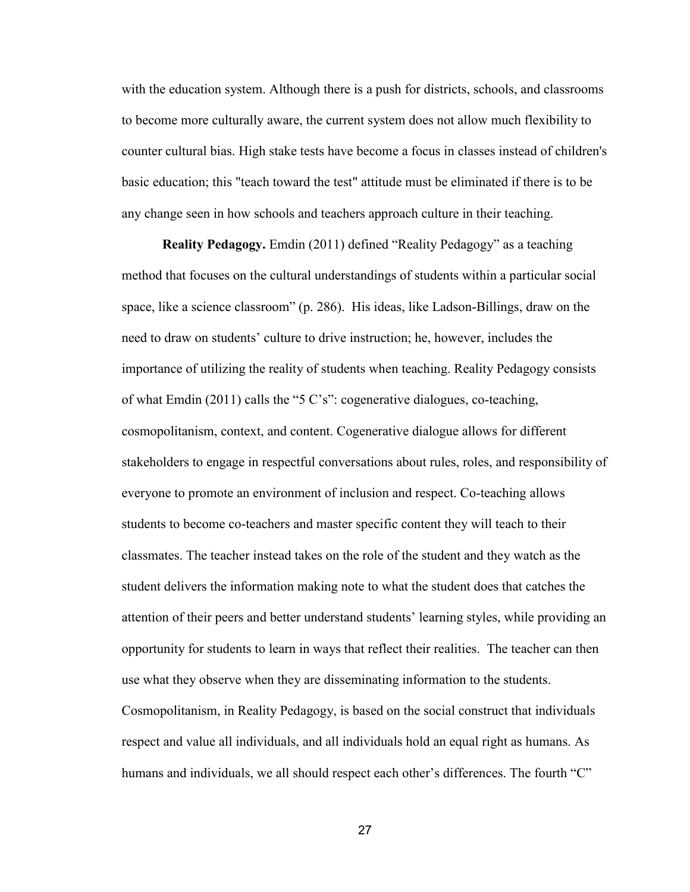with the education system. Although there is a push for districts, schools, and classrooms to become more culturally aware, the current system does not allow much flexibility to counter cultural bias. High stake tests have become a focus in classes instead of children's basic education; this "teach toward the test" attitude must be eliminated if there is to be any change seen in how schools and teachers approach culture in their teaching.

**Reality Pedagogy.** Emdin (2011) defined "Reality Pedagogy" as a teaching method that focuses on the cultural understandings of students within a particular social space, like a science classroom" (p. 286). His ideas, like Ladson-Billings, draw on the need to draw on students' culture to drive instruction; he, however, includes the importance of utilizing the reality of students when teaching. Reality Pedagogy consists of what Emdin (2011) calls the "5 C's": cogenerative dialogues, co-teaching, cosmopolitanism, context, and content. Cogenerative dialogue allows for different stakeholders to engage in respectful conversations about rules, roles, and responsibility of everyone to promote an environment of inclusion and respect. Co-teaching allows students to become co-teachers and master specific content they will teach to their classmates. The teacher instead takes on the role of the student and they watch as the student delivers the information making note to what the student does that catches the attention of their peers and better understand students' learning styles, while providing an opportunity for students to learn in ways that reflect their realities. The teacher can then use what they observe when they are disseminating information to the students. Cosmopolitanism, in Reality Pedagogy, is based on the social construct that individuals respect and value all individuals, and all individuals hold an equal right as humans. As humans and individuals, we all should respect each other's differences. The fourth "C"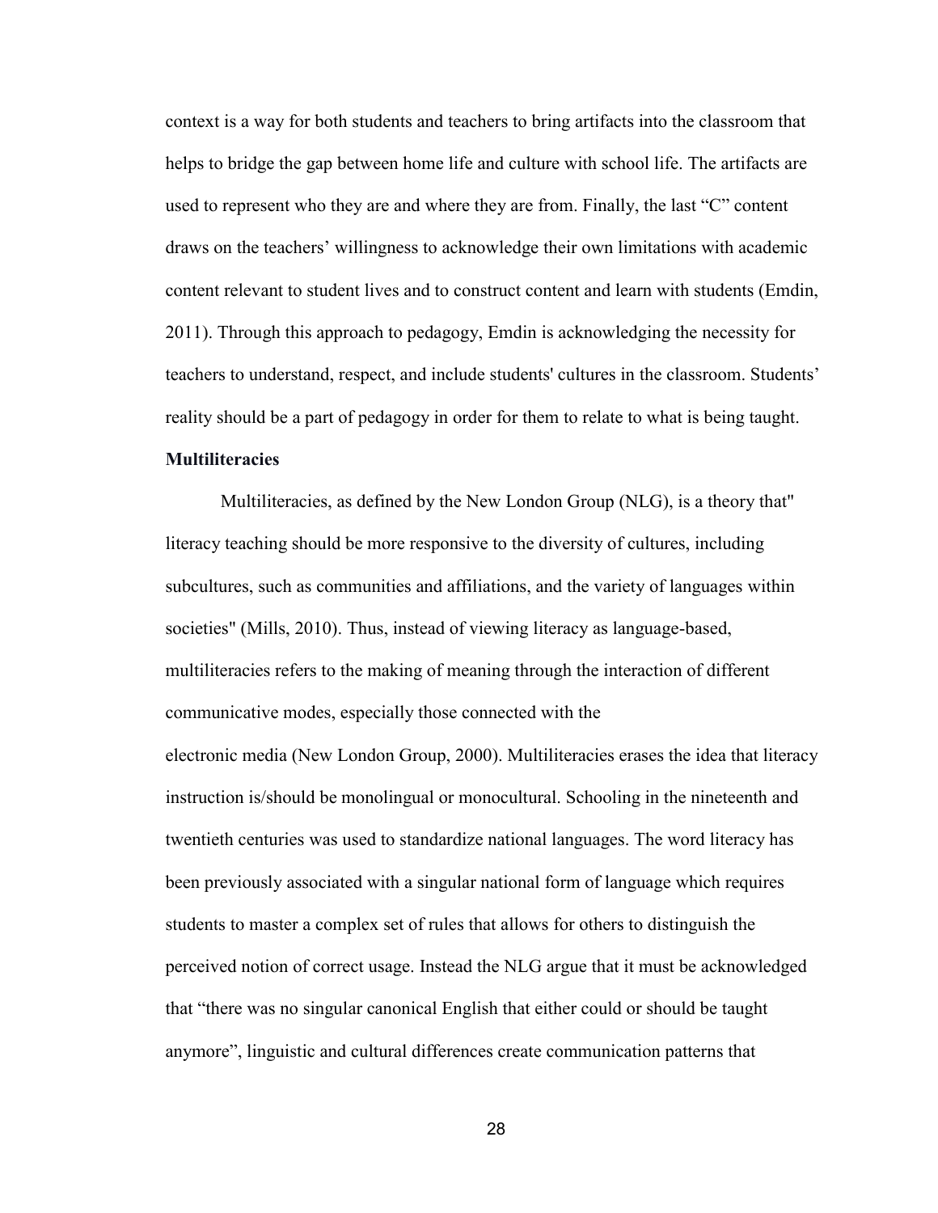context is a way for both students and teachers to bring artifacts into the classroom that helps to bridge the gap between home life and culture with school life. The artifacts are used to represent who they are and where they are from. Finally, the last "C" content draws on the teachers' willingness to acknowledge their own limitations with academic content relevant to student lives and to construct content and learn with students (Emdin, 2011). Through this approach to pedagogy, Emdin is acknowledging the necessity for teachers to understand, respect, and include students' cultures in the classroom. Students' reality should be a part of pedagogy in order for them to relate to what is being taught.

**Multiliteracies**

Multiliteracies, as defined by the New London Group (NLG), is a theory that" literacy teaching should be more responsive to the diversity of cultures, including subcultures, such as communities and affiliations, and the variety of languages within societies" (Mills, 2010). Thus, instead of viewing literacy as language-based, multiliteracies refers to the making of meaning through the interaction of different communicative modes, especially those connected with the electronic media (New London Group, 2000). Multiliteracies erases the idea that literacy instruction is/should be monolingual or monocultural. Schooling in the nineteenth and twentieth centuries was used to standardize national languages. The word literacy has been previously associated with a singular national form of language which requires students to master a complex set of rules that allows for others to distinguish the perceived notion of correct usage. Instead the NLG argue that it must be acknowledged that "there was no singular canonical English that either could or should be taught anymore", linguistic and cultural differences create communication patterns that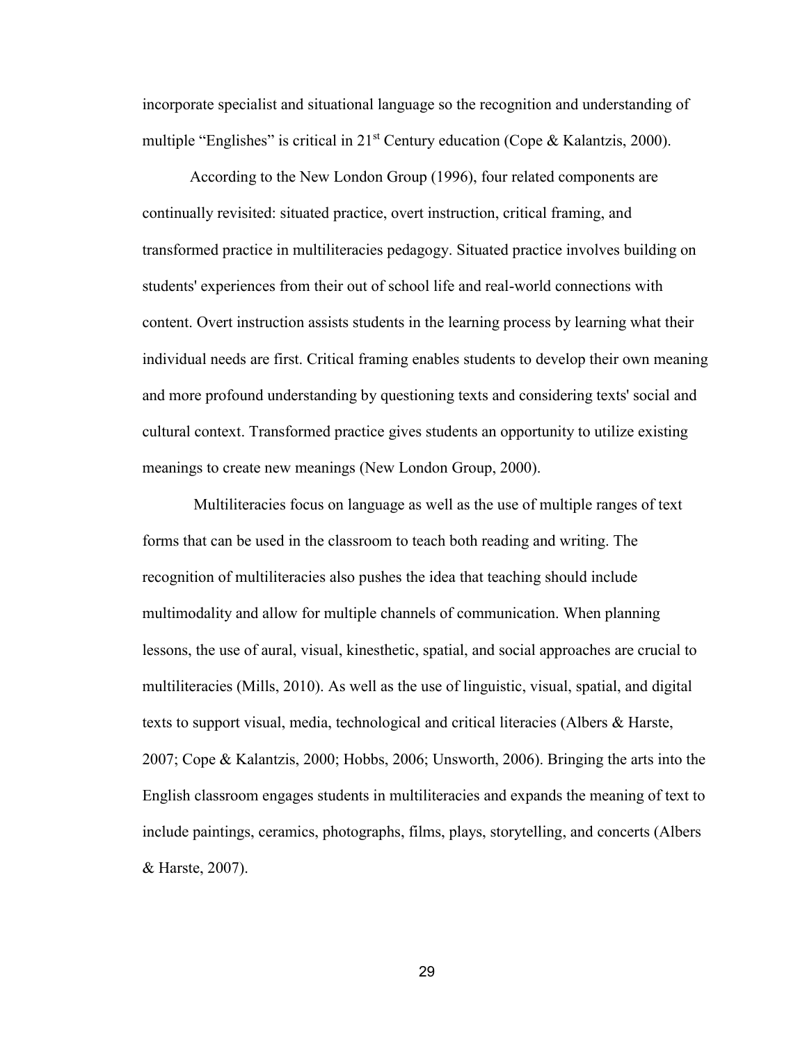incorporate specialist and situational language so the recognition and understanding of multiple "Englishes" is critical in 21st Century education (Cope & Kalantzis, 2000).

According to the New London Group (1996), four related components are continually revisited: situated practice, overt instruction, critical framing, and transformed practice in multiliteracies pedagogy. Situated practice involves building on students' experiences from their out of school life and real-world connections with content. Overt instruction assists students in the learning process by learning what their individual needs are first. Critical framing enables students to develop their own meaning and more profound understanding by questioning texts and considering texts' social and cultural context. Transformed practice gives students an opportunity to utilize existing meanings to create new meanings (New London Group, 2000).

Multiliteracies focus on language as well as the use of multiple ranges of text forms that can be used in the classroom to teach both reading and writing. The recognition of multiliteracies also pushes the idea that teaching should include multimodality and allow for multiple channels of communication. When planning lessons, the use of aural, visual, kinesthetic, spatial, and social approaches are crucial to multiliteracies (Mills, 2010). As well as the use of linguistic, visual, spatial, and digital texts to support visual, media, technological and critical literacies (Albers & Harste, 2007; Cope & Kalantzis, 2000; Hobbs, 2006; Unsworth, 2006). Bringing the arts into the English classroom engages students in multiliteracies and expands the meaning of text to include paintings, ceramics, photographs, films, plays, storytelling, and concerts (Albers & Harste, 2007).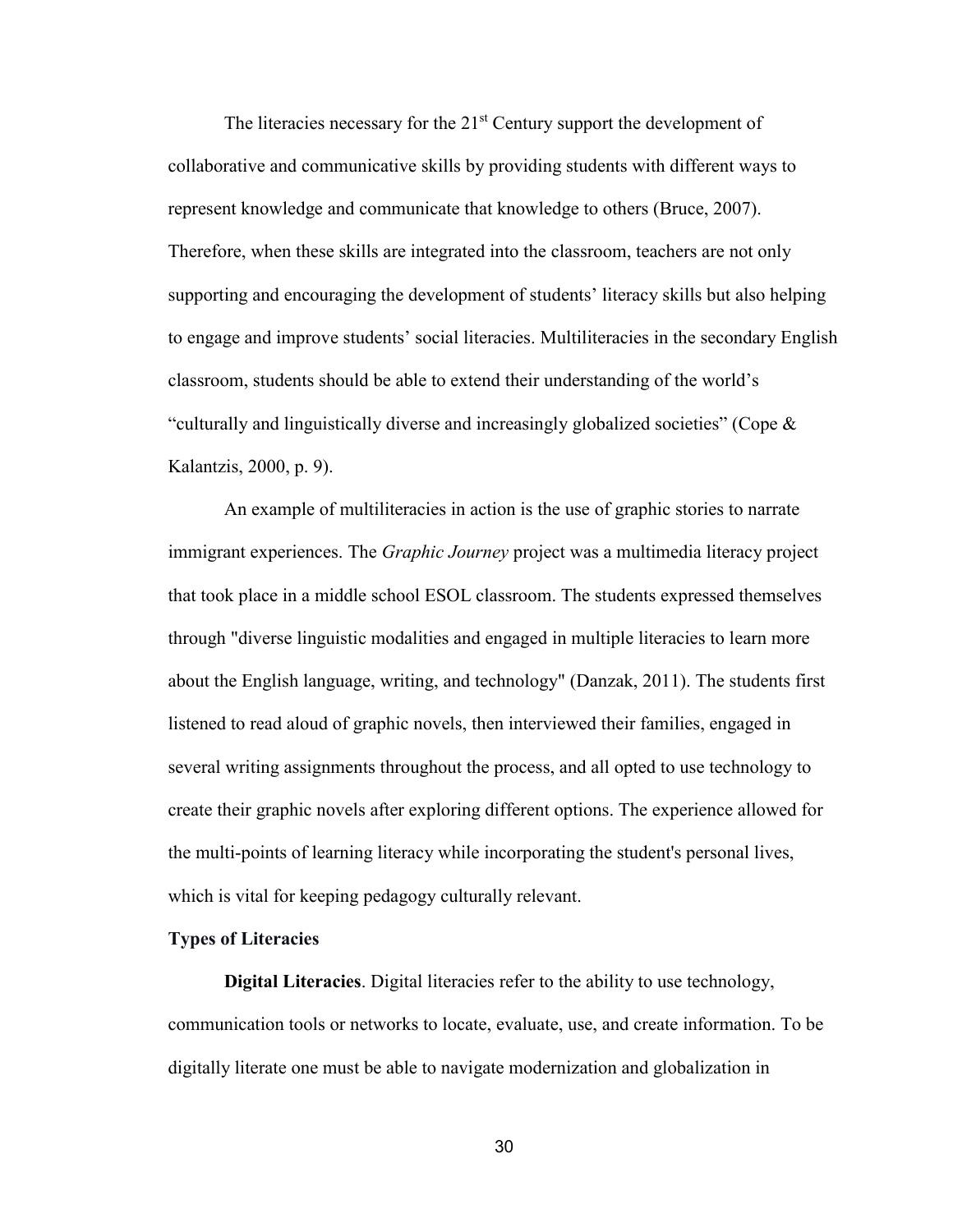The literacies necessary for the 21st Century support the development of collaborative and communicative skills by providing students with different ways to represent knowledge and communicate that knowledge to others (Bruce, 2007). Therefore, when these skills are integrated into the classroom, teachers are not only supporting and encouraging the development of students' literacy skills but also helping to engage and improve students' social literacies. Multiliteracies in the secondary English classroom, students should be able to extend their understanding of the world's "culturally and linguistically diverse and increasingly globalized societies" (Cope & Kalantzis, 2000, p. 9).

An example of multiliteracies in action is the use of graphic stories to narrate immigrant experiences. The *Graphic Journey* project was a multimedia literacy project that took place in a middle school ESOL classroom. The students expressed themselves through "diverse linguistic modalities and engaged in multiple literacies to learn more about the English language, writing, and technology" (Danzak, 2011). The students first listened to read aloud of graphic novels, then interviewed their families, engaged in several writing assignments throughout the process, and all opted to use technology to create their graphic novels after exploring different options. The experience allowed for the multi-points of learning literacy while incorporating the student's personal lives, which is vital for keeping pedagogy culturally relevant.

**Types of Literacies**

**Digital Literacies**. Digital literacies refer to the ability to use technology, communication tools or networks to locate, evaluate, use, and create information. To be digitally literate one must be able to navigate modernization and globalization in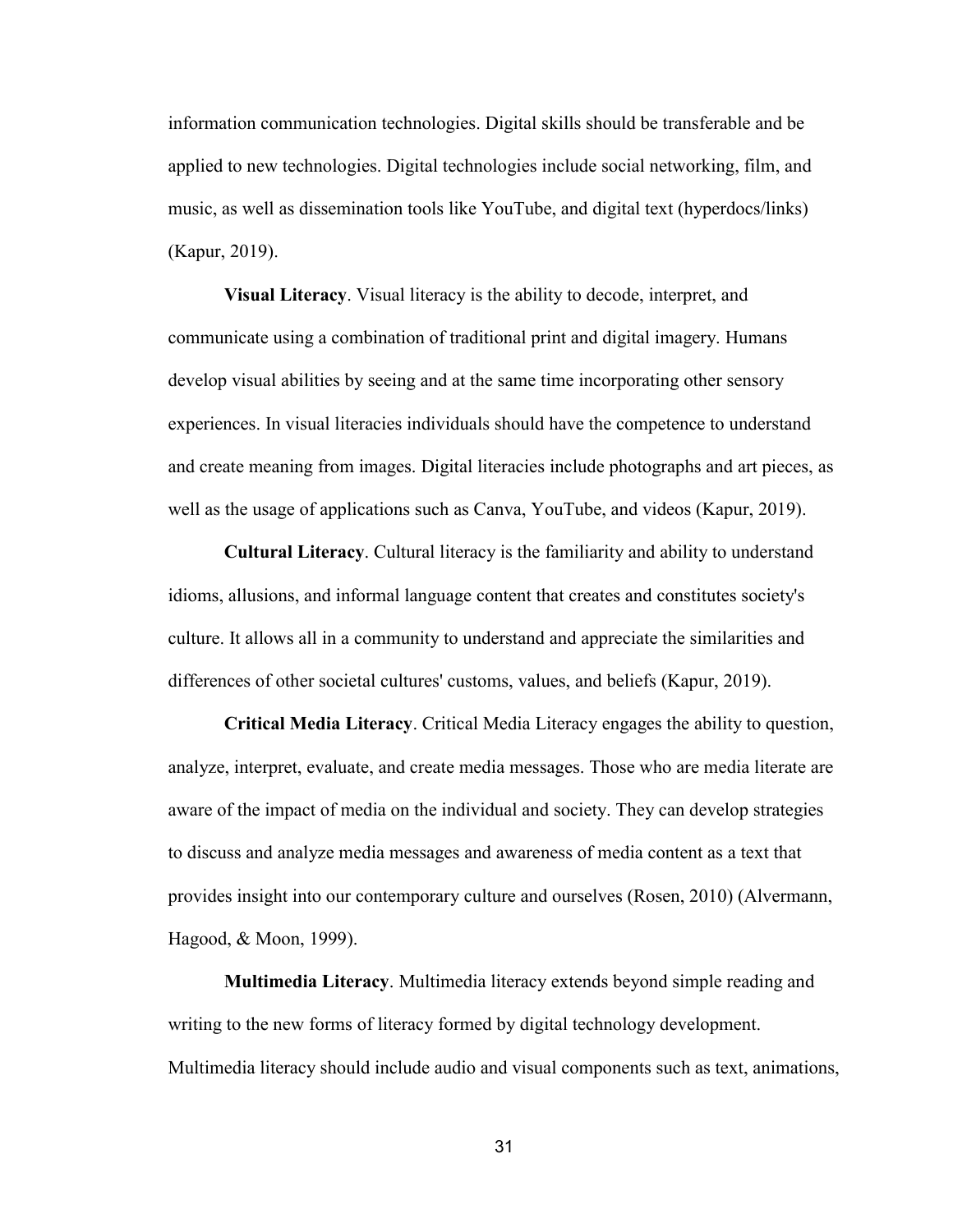information communication technologies. Digital skills should be transferable and be applied to new technologies. Digital technologies include social networking, film, and music, as well as dissemination tools like YouTube, and digital text (hyperdocs/links) (Kapur, 2019).

**Visual Literacy**. Visual literacy is the ability to decode, interpret, and communicate using a combination of traditional print and digital imagery. Humans develop visual abilities by seeing and at the same time incorporating other sensory experiences. In visual literacies individuals should have the competence to understand and create meaning from images. Digital literacies include photographs and art pieces, as well as the usage of applications such as Canva, YouTube, and videos (Kapur, 2019).

**Cultural Literacy**. Cultural literacy is the familiarity and ability to understand idioms, allusions, and informal language content that creates and constitutes society's culture. It allows all in a community to understand and appreciate the similarities and differences of other societal cultures' customs, values, and beliefs (Kapur, 2019).

**Critical Media Literacy**. Critical Media Literacy engages the ability to question, analyze, interpret, evaluate, and create media messages. Those who are media literate are aware of the impact of media on the individual and society. They can develop strategies to discuss and analyze media messages and awareness of media content as a text that provides insight into our contemporary culture and ourselves (Rosen, 2010) (Alvermann, Hagood, & Moon, 1999).

**Multimedia Literacy**. Multimedia literacy extends beyond simple reading and writing to the new forms of literacy formed by digital technology development. Multimedia literacy should include audio and visual components such as text, animations,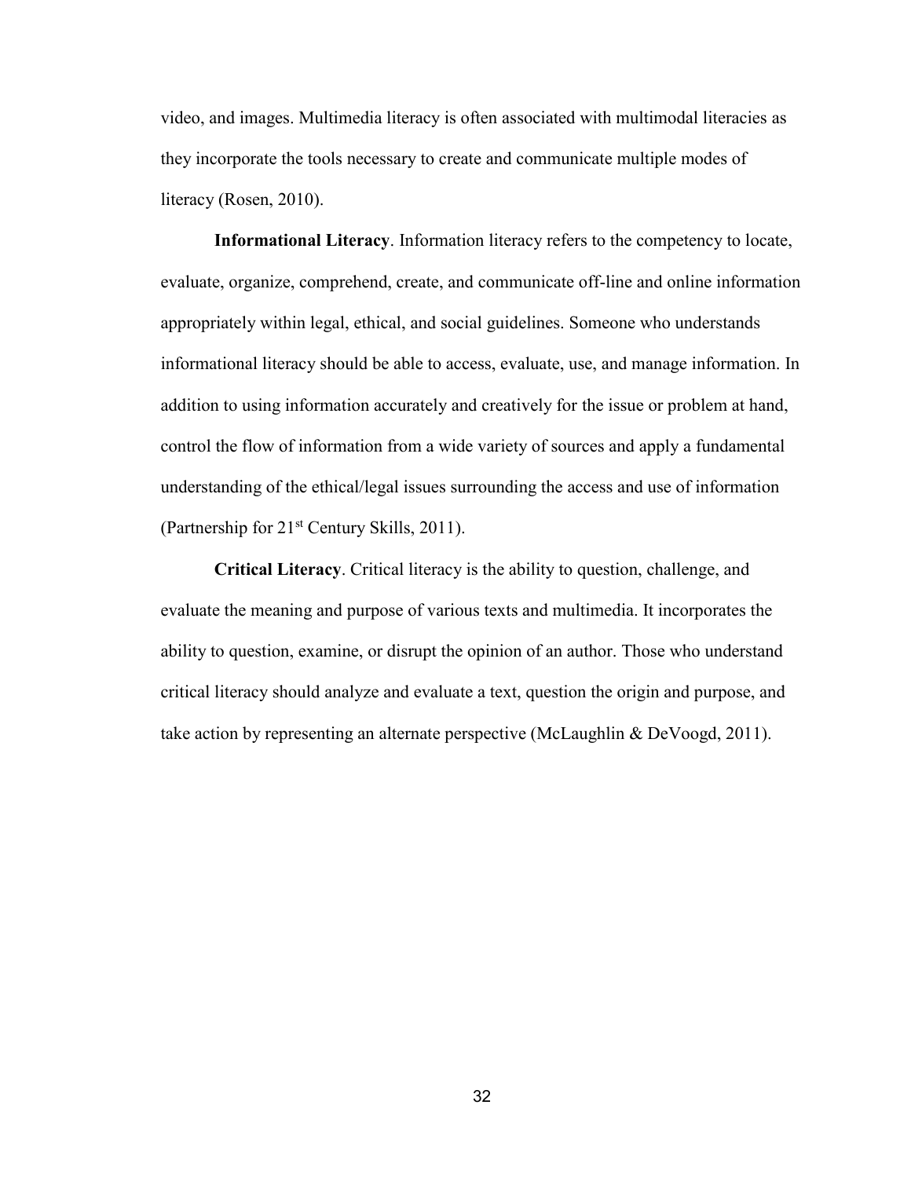video, and images. Multimedia literacy is often associated with multimodal literacies as they incorporate the tools necessary to create and communicate multiple modes of literacy (Rosen, 2010).

**Informational Literacy**. Information literacy refers to the competency to locate, evaluate, organize, comprehend, create, and communicate off-line and online information appropriately within legal, ethical, and social guidelines. Someone who understands informational literacy should be able to access, evaluate, use, and manage information. In addition to using information accurately and creatively for the issue or problem at hand, control the flow of information from a wide variety of sources and apply a fundamental understanding of the ethical/legal issues surrounding the access and use of information (Partnership for 21st Century Skills, 2011).

**Critical Literacy**. Critical literacy is the ability to question, challenge, and evaluate the meaning and purpose of various texts and multimedia. It incorporates the ability to question, examine, or disrupt the opinion of an author. Those who understand critical literacy should analyze and evaluate a text, question the origin and purpose, and take action by representing an alternate perspective (McLaughlin & DeVoogd, 2011).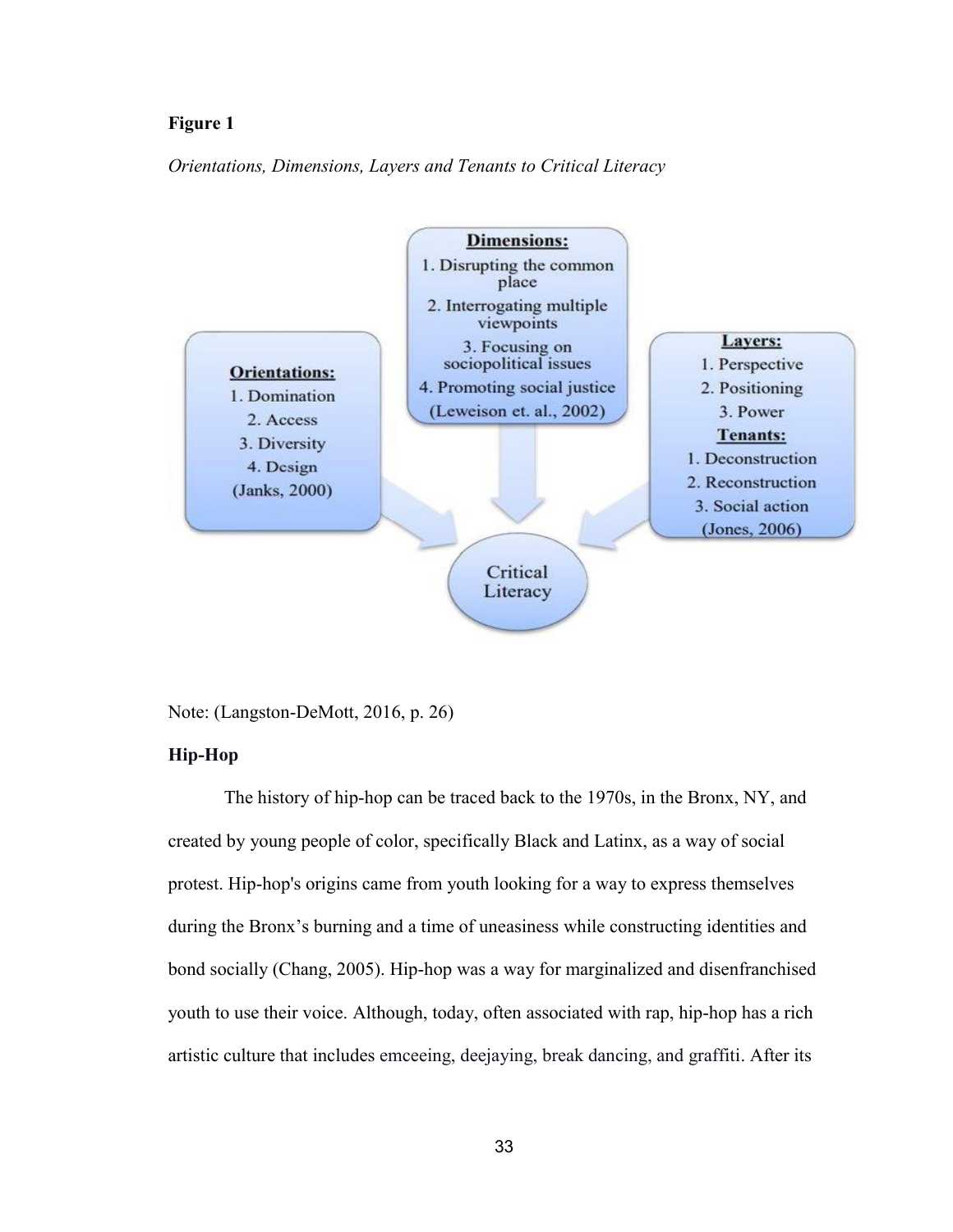**Figure 1**

*Orientations, Dimensions, Layers and Tenants to Critical Literacy*

**Orientations:**
1. Domination
2. Access
3. Diversity
4. Design
(Janks, 2000)

**Dimensions:**
1. Disrupting the common place
2. Interrogating multiple viewpoints
3. Focusing on sociopolitical issues
4. Promoting social justice
(Leweison et. al., 2002)

**Layers:**
1. Perspective
2. Positioning
3. Power

**Tenants:**
1. Deconstruction
2. Reconstruction
3. Social action
(Jones, 2006)

Critical Literacy

Note: (Langston-DeMott, 2016, p. 26)

### Hip-Hop

The history of hip-hop can be traced back to the 1970s, in the Bronx, NY, and created by young people of color, specifically Black and Latinx, as a way of social protest. Hip-hop's origins came from youth looking for a way to express themselves during the Bronx's burning and a time of uneasiness while constructing identities and bond socially (Chang, 2005). Hip-hop was a way for marginalized and disenfranchised youth to use their voice. Although, today, often associated with rap, hip-hop has a rich artistic culture that includes emceeing, deejaying, break dancing, and graffiti. After its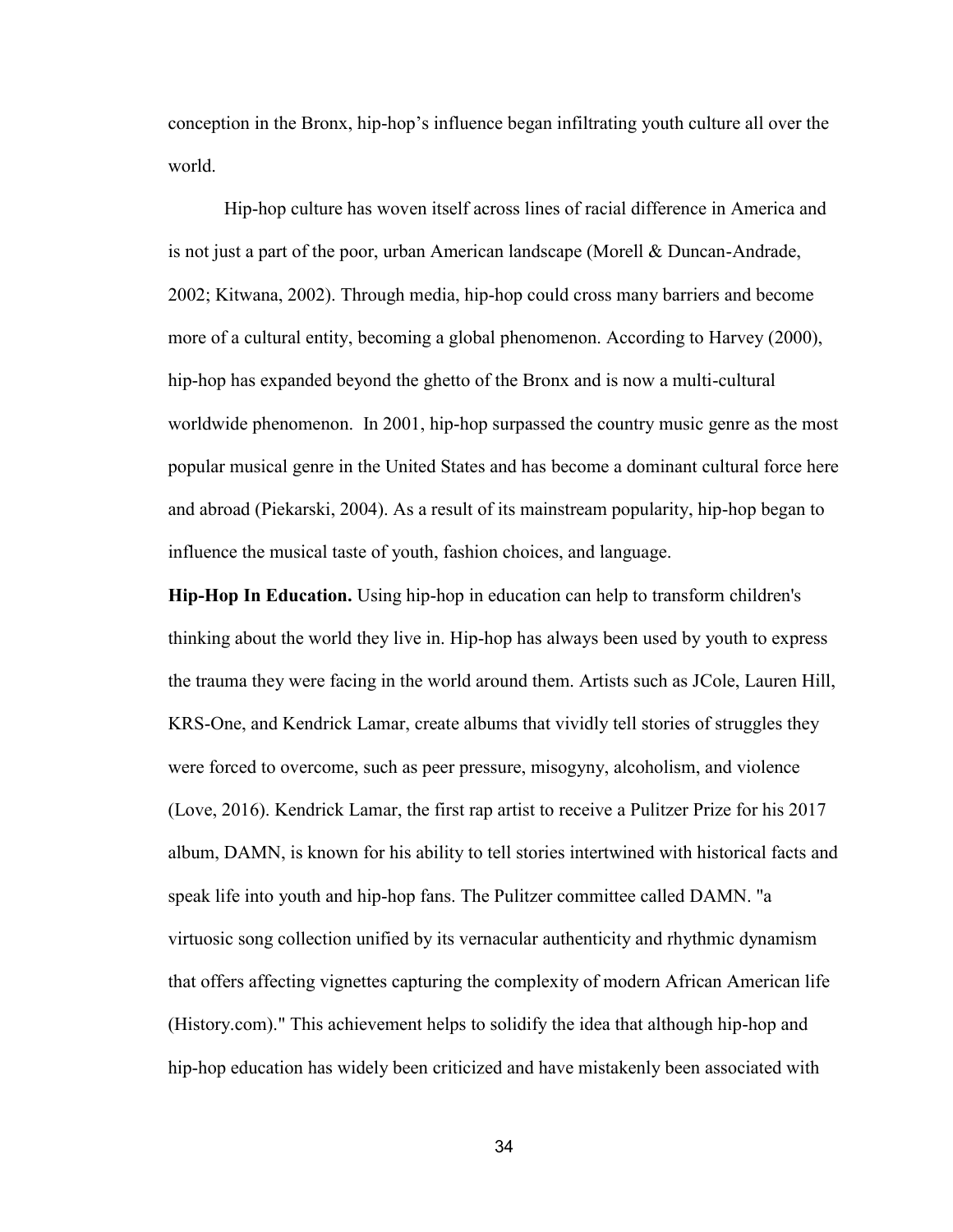conception in the Bronx, hip-hop's influence began infiltrating youth culture all over the world.

Hip-hop culture has woven itself across lines of racial difference in America and is not just a part of the poor, urban American landscape (Morell & Duncan-Andrade, 2002; Kitwana, 2002). Through media, hip-hop could cross many barriers and become more of a cultural entity, becoming a global phenomenon. According to Harvey (2000), hip-hop has expanded beyond the ghetto of the Bronx and is now a multi-cultural worldwide phenomenon. In 2001, hip-hop surpassed the country music genre as the most popular musical genre in the United States and has become a dominant cultural force here and abroad (Piekarski, 2004). As a result of its mainstream popularity, hip-hop began to influence the musical taste of youth, fashion choices, and language.

**Hip-Hop In Education.** Using hip-hop in education can help to transform children's thinking about the world they live in. Hip-hop has always been used by youth to express the trauma they were facing in the world around them. Artists such as JCole, Lauren Hill, KRS-One, and Kendrick Lamar, create albums that vividly tell stories of struggles they were forced to overcome, such as peer pressure, misogyny, alcoholism, and violence (Love, 2016). Kendrick Lamar, the first rap artist to receive a Pulitzer Prize for his 2017 album, DAMN, is known for his ability to tell stories intertwined with historical facts and speak life into youth and hip-hop fans. The Pulitzer committee called DAMN. "a virtuosic song collection unified by its vernacular authenticity and rhythmic dynamism that offers affecting vignettes capturing the complexity of modern African American life (History.com)." This achievement helps to solidify the idea that although hip-hop and hip-hop education has widely been criticized and have mistakenly been associated with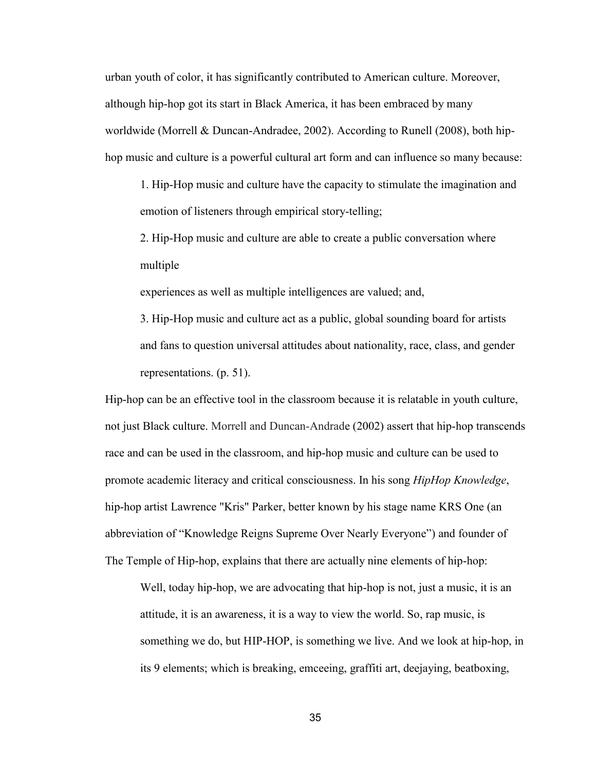urban youth of color, it has significantly contributed to American culture. Moreover, although hip-hop got its start in Black America, it has been embraced by many worldwide (Morrell & Duncan-Andradee, 2002). According to Runell (2008), both hip-hop music and culture is a powerful cultural art form and can influence so many because:

> 1. Hip-Hop music and culture have the capacity to stimulate the imagination and emotion of listeners through empirical story-telling;
>
> 2. Hip-Hop music and culture are able to create a public conversation where multiple
>
> experiences as well as multiple intelligences are valued; and,
>
> 3. Hip-Hop music and culture act as a public, global sounding board for artists and fans to question universal attitudes about nationality, race, class, and gender representations. (p. 51).

Hip-hop can be an effective tool in the classroom because it is relatable in youth culture, not just Black culture. Morrell and Duncan-Andrade (2002) assert that hip-hop transcends race and can be used in the classroom, and hip-hop music and culture can be used to promote academic literacy and critical consciousness. In his song *HipHop Knowledge*, hip-hop artist Lawrence "Kris" Parker, better known by his stage name KRS One (an abbreviation of "Knowledge Reigns Supreme Over Nearly Everyone") and founder of The Temple of Hip-hop, explains that there are actually nine elements of hip-hop:

> Well, today hip-hop, we are advocating that hip-hop is not, just a music, it is an attitude, it is an awareness, it is a way to view the world. So, rap music, is something we do, but HIP-HOP, is something we live. And we look at hip-hop, in its 9 elements; which is breaking, emceeing, graffiti art, deejaying, beatboxing,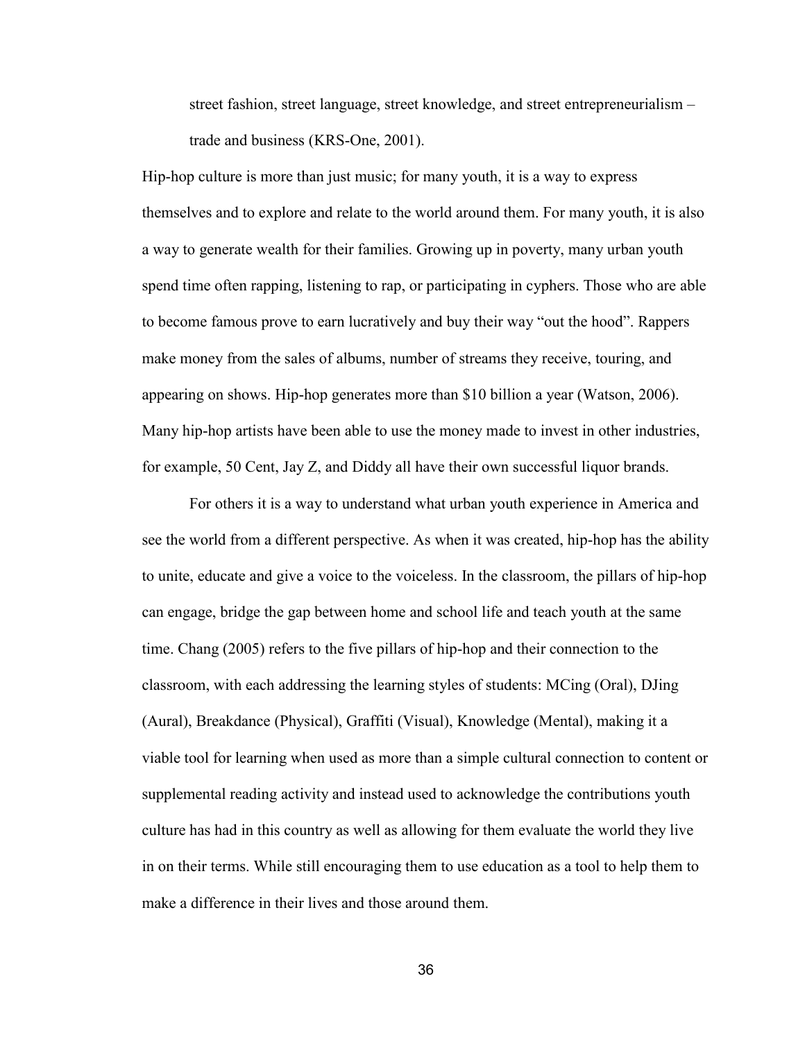> street fashion, street language, street knowledge, and street entrepreneurialism – trade and business (KRS-One, 2001).

Hip-hop culture is more than just music; for many youth, it is a way to express themselves and to explore and relate to the world around them. For many youth, it is also a way to generate wealth for their families. Growing up in poverty, many urban youth spend time often rapping, listening to rap, or participating in cyphers. Those who are able to become famous prove to earn lucratively and buy their way "out the hood". Rappers make money from the sales of albums, number of streams they receive, touring, and appearing on shows. Hip-hop generates more than $10 billion a year (Watson, 2006). Many hip-hop artists have been able to use the money made to invest in other industries, for example, 50 Cent, Jay Z, and Diddy all have their own successful liquor brands.

For others it is a way to understand what urban youth experience in America and see the world from a different perspective. As when it was created, hip-hop has the ability to unite, educate and give a voice to the voiceless. In the classroom, the pillars of hip-hop can engage, bridge the gap between home and school life and teach youth at the same time. Chang (2005) refers to the five pillars of hip-hop and their connection to the classroom, with each addressing the learning styles of students: MCing (Oral), DJing (Aural), Breakdance (Physical), Graffiti (Visual), Knowledge (Mental), making it a viable tool for learning when used as more than a simple cultural connection to content or supplemental reading activity and instead used to acknowledge the contributions youth culture has had in this country as well as allowing for them evaluate the world they live in on their terms. While still encouraging them to use education as a tool to help them to make a difference in their lives and those around them.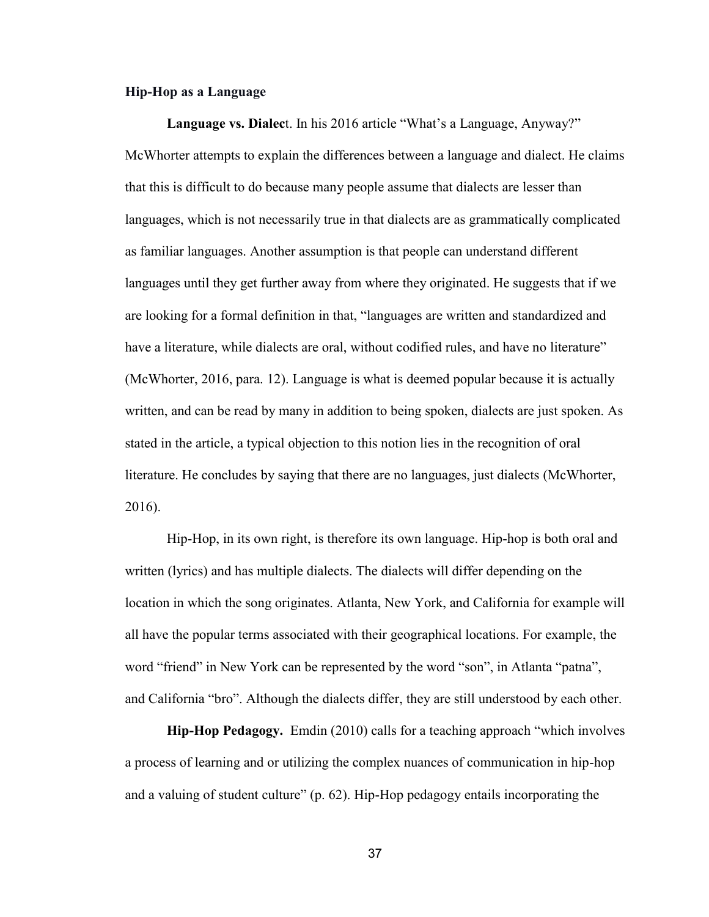## Hip-Hop as a Language

**Language vs. Dialect**. In his 2016 article "What's a Language, Anyway?" McWhorter attempts to explain the differences between a language and dialect. He claims that this is difficult to do because many people assume that dialects are lesser than languages, which is not necessarily true in that dialects are as grammatically complicated as familiar languages. Another assumption is that people can understand different languages until they get further away from where they originated. He suggests that if we are looking for a formal definition in that, "languages are written and standardized and have a literature, while dialects are oral, without codified rules, and have no literature" (McWhorter, 2016, para. 12). Language is what is deemed popular because it is actually written, and can be read by many in addition to being spoken, dialects are just spoken. As stated in the article, a typical objection to this notion lies in the recognition of oral literature. He concludes by saying that there are no languages, just dialects (McWhorter, 2016).

Hip-Hop, in its own right, is therefore its own language. Hip-hop is both oral and written (lyrics) and has multiple dialects. The dialects will differ depending on the location in which the song originates. Atlanta, New York, and California for example will all have the popular terms associated with their geographical locations. For example, the word "friend" in New York can be represented by the word "son", in Atlanta "patna", and California "bro". Although the dialects differ, they are still understood by each other.

**Hip-Hop Pedagogy.** Emdin (2010) calls for a teaching approach "which involves a process of learning and or utilizing the complex nuances of communication in hip-hop and a valuing of student culture" (p. 62). Hip-Hop pedagogy entails incorporating the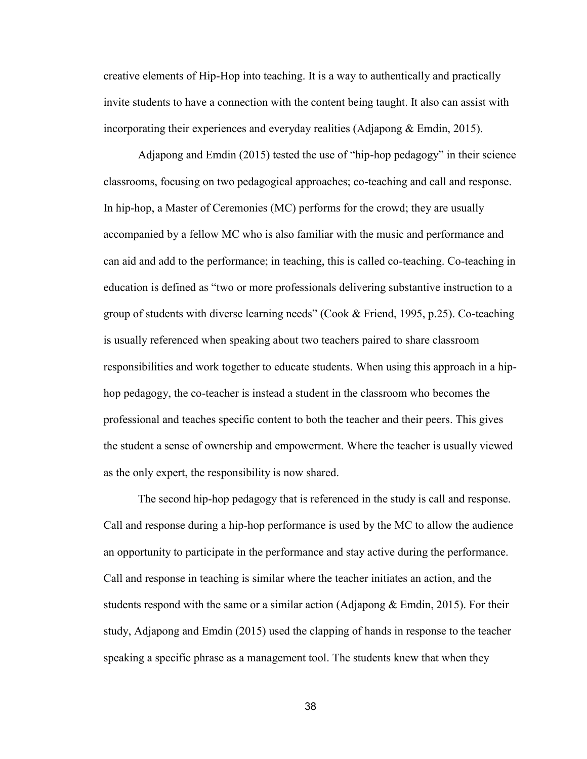creative elements of Hip-Hop into teaching. It is a way to authentically and practically invite students to have a connection with the content being taught. It also can assist with incorporating their experiences and everyday realities (Adjapong & Emdin, 2015).

Adjapong and Emdin (2015) tested the use of "hip-hop pedagogy" in their science classrooms, focusing on two pedagogical approaches; co-teaching and call and response. In hip-hop, a Master of Ceremonies (MC) performs for the crowd; they are usually accompanied by a fellow MC who is also familiar with the music and performance and can aid and add to the performance; in teaching, this is called co-teaching. Co-teaching in education is defined as "two or more professionals delivering substantive instruction to a group of students with diverse learning needs" (Cook & Friend, 1995, p.25). Co-teaching is usually referenced when speaking about two teachers paired to share classroom responsibilities and work together to educate students. When using this approach in a hip-hop pedagogy, the co-teacher is instead a student in the classroom who becomes the professional and teaches specific content to both the teacher and their peers. This gives the student a sense of ownership and empowerment. Where the teacher is usually viewed as the only expert, the responsibility is now shared.

The second hip-hop pedagogy that is referenced in the study is call and response. Call and response during a hip-hop performance is used by the MC to allow the audience an opportunity to participate in the performance and stay active during the performance. Call and response in teaching is similar where the teacher initiates an action, and the students respond with the same or a similar action (Adjapong & Emdin, 2015). For their study, Adjapong and Emdin (2015) used the clapping of hands in response to the teacher speaking a specific phrase as a management tool. The students knew that when they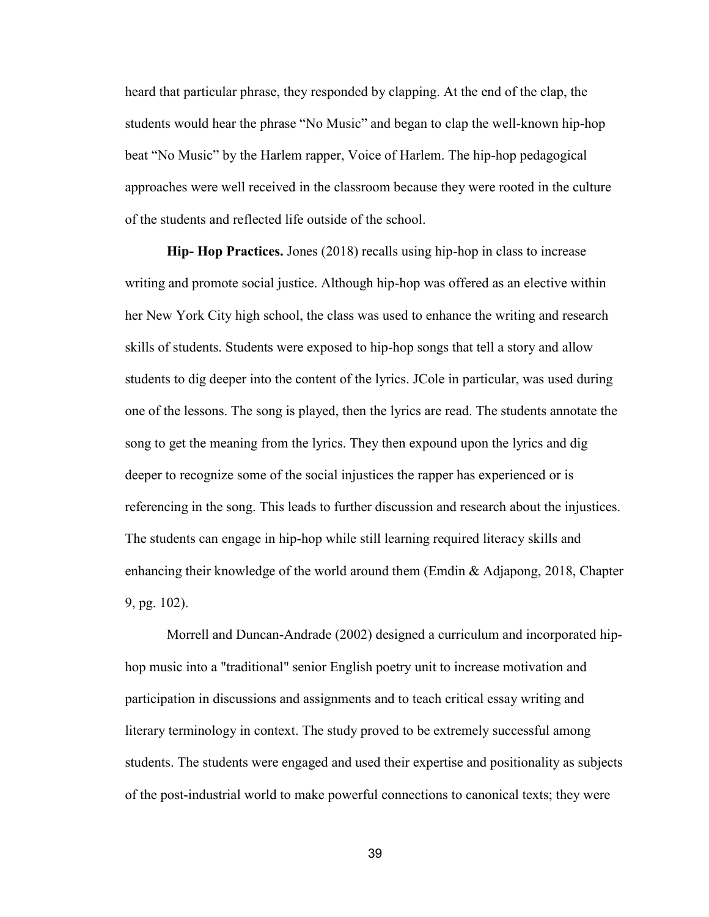heard that particular phrase, they responded by clapping. At the end of the clap, the students would hear the phrase "No Music" and began to clap the well-known hip-hop beat "No Music" by the Harlem rapper, Voice of Harlem. The hip-hop pedagogical approaches were well received in the classroom because they were rooted in the culture of the students and reflected life outside of the school.

**Hip- Hop Practices.** Jones (2018) recalls using hip-hop in class to increase writing and promote social justice. Although hip-hop was offered as an elective within her New York City high school, the class was used to enhance the writing and research skills of students. Students were exposed to hip-hop songs that tell a story and allow students to dig deeper into the content of the lyrics. JCole in particular, was used during one of the lessons. The song is played, then the lyrics are read. The students annotate the song to get the meaning from the lyrics. They then expound upon the lyrics and dig deeper to recognize some of the social injustices the rapper has experienced or is referencing in the song. This leads to further discussion and research about the injustices. The students can engage in hip-hop while still learning required literacy skills and enhancing their knowledge of the world around them (Emdin & Adjapong, 2018, Chapter 9, pg. 102).

Morrell and Duncan-Andrade (2002) designed a curriculum and incorporated hip-hop music into a "traditional" senior English poetry unit to increase motivation and participation in discussions and assignments and to teach critical essay writing and literary terminology in context. The study proved to be extremely successful among students. The students were engaged and used their expertise and positionality as subjects of the post-industrial world to make powerful connections to canonical texts; they were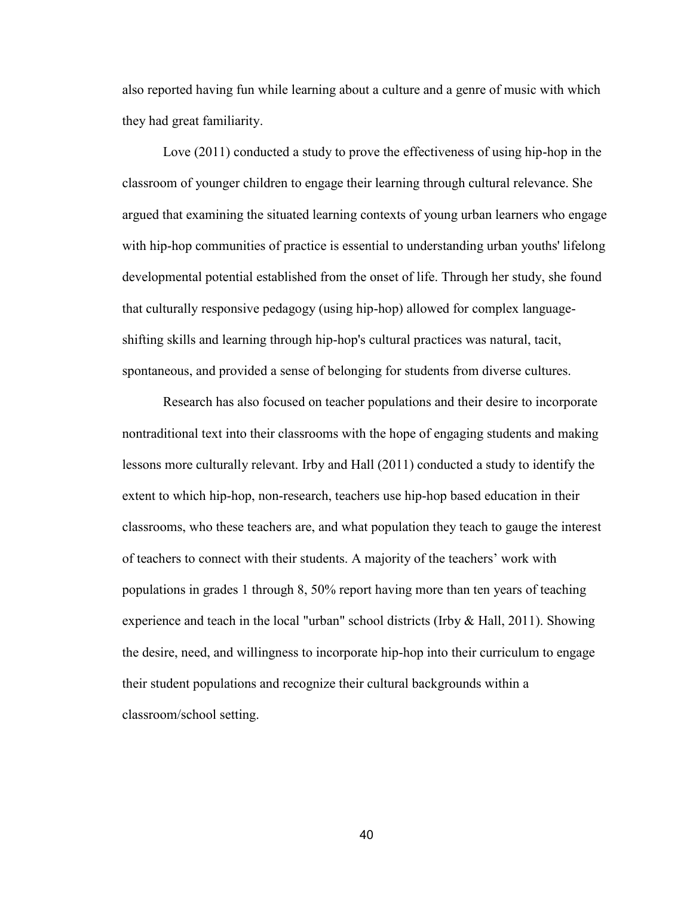also reported having fun while learning about a culture and a genre of music with which they had great familiarity.

Love (2011) conducted a study to prove the effectiveness of using hip-hop in the classroom of younger children to engage their learning through cultural relevance. She argued that examining the situated learning contexts of young urban learners who engage with hip-hop communities of practice is essential to understanding urban youths' lifelong developmental potential established from the onset of life. Through her study, she found that culturally responsive pedagogy (using hip-hop) allowed for complex language-shifting skills and learning through hip-hop's cultural practices was natural, tacit, spontaneous, and provided a sense of belonging for students from diverse cultures.

Research has also focused on teacher populations and their desire to incorporate nontraditional text into their classrooms with the hope of engaging students and making lessons more culturally relevant. Irby and Hall (2011) conducted a study to identify the extent to which hip-hop, non-research, teachers use hip-hop based education in their classrooms, who these teachers are, and what population they teach to gauge the interest of teachers to connect with their students. A majority of the teachers' work with populations in grades 1 through 8, 50% report having more than ten years of teaching experience and teach in the local "urban" school districts (Irby & Hall, 2011). Showing the desire, need, and willingness to incorporate hip-hop into their curriculum to engage their student populations and recognize their cultural backgrounds within a classroom/school setting.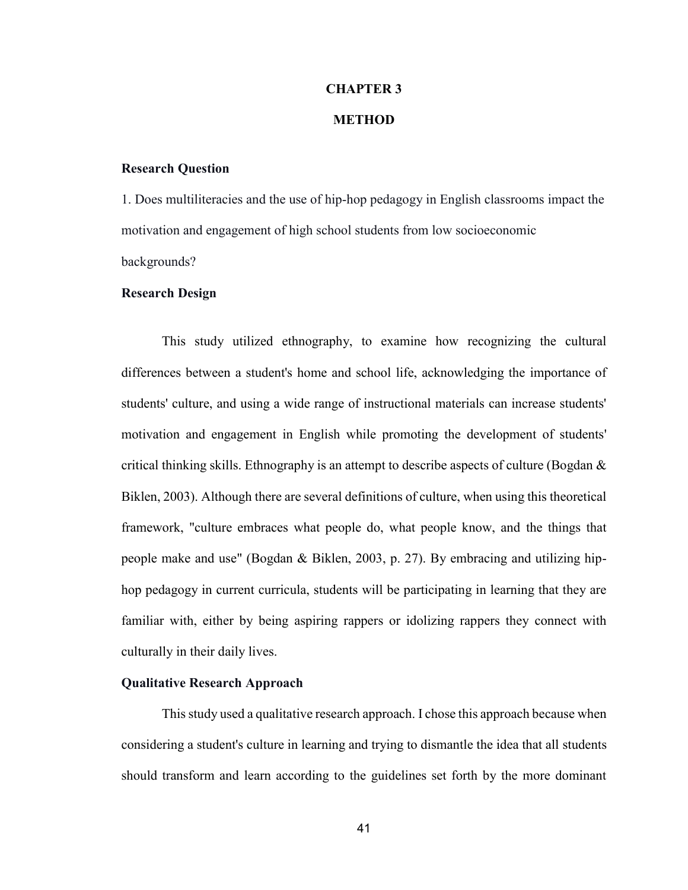# CHAPTER 3

# METHOD

**Research Question**

1. Does multiliteracies and the use of hip-hop pedagogy in English classrooms impact the motivation and engagement of high school students from low socioeconomic backgrounds?

**Research Design**

This study utilized ethnography, to examine how recognizing the cultural differences between a student's home and school life, acknowledging the importance of students' culture, and using a wide range of instructional materials can increase students' motivation and engagement in English while promoting the development of students' critical thinking skills. Ethnography is an attempt to describe aspects of culture (Bogdan & Biklen, 2003). Although there are several definitions of culture, when using this theoretical framework, "culture embraces what people do, what people know, and the things that people make and use" (Bogdan & Biklen, 2003, p. 27). By embracing and utilizing hip-hop pedagogy in current curricula, students will be participating in learning that they are familiar with, either by being aspiring rappers or idolizing rappers they connect with culturally in their daily lives.

**Qualitative Research Approach**

This study used a qualitative research approach. I chose this approach because when considering a student's culture in learning and trying to dismantle the idea that all students should transform and learn according to the guidelines set forth by the more dominant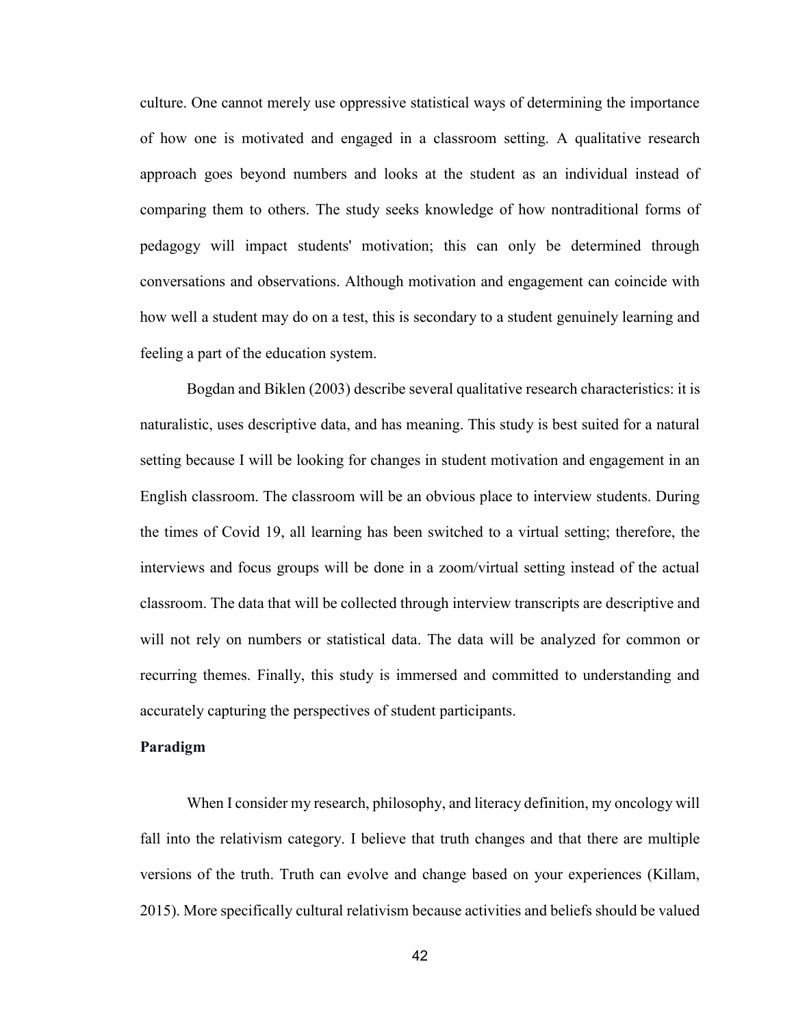culture. One cannot merely use oppressive statistical ways of determining the importance of how one is motivated and engaged in a classroom setting. A qualitative research approach goes beyond numbers and looks at the student as an individual instead of comparing them to others. The study seeks knowledge of how nontraditional forms of pedagogy will impact students' motivation; this can only be determined through conversations and observations. Although motivation and engagement can coincide with how well a student may do on a test, this is secondary to a student genuinely learning and feeling a part of the education system.

Bogdan and Biklen (2003) describe several qualitative research characteristics: it is naturalistic, uses descriptive data, and has meaning. This study is best suited for a natural setting because I will be looking for changes in student motivation and engagement in an English classroom. The classroom will be an obvious place to interview students. During the times of Covid 19, all learning has been switched to a virtual setting; therefore, the interviews and focus groups will be done in a zoom/virtual setting instead of the actual classroom. The data that will be collected through interview transcripts are descriptive and will not rely on numbers or statistical data. The data will be analyzed for common or recurring themes. Finally, this study is immersed and committed to understanding and accurately capturing the perspectives of student participants.

**Paradigm**

When I consider my research, philosophy, and literacy definition, my oncology will fall into the relativism category. I believe that truth changes and that there are multiple versions of the truth. Truth can evolve and change based on your experiences (Killam, 2015). More specifically cultural relativism because activities and beliefs should be valued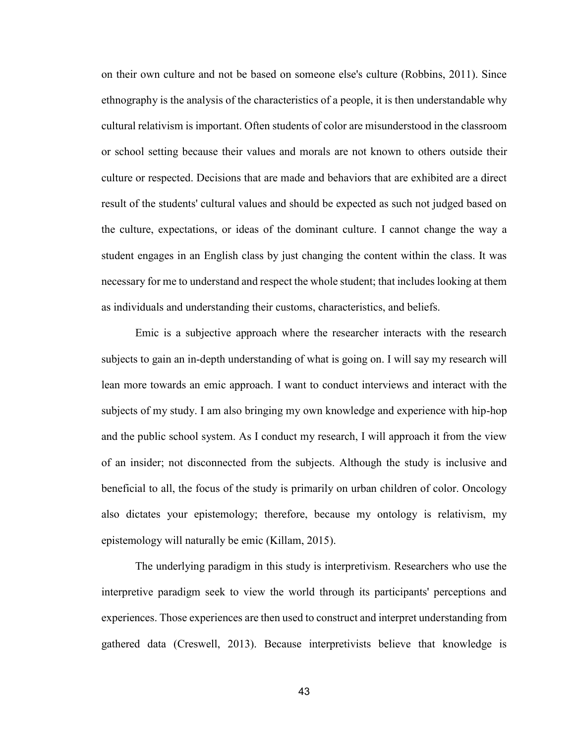on their own culture and not be based on someone else's culture (Robbins, 2011). Since ethnography is the analysis of the characteristics of a people, it is then understandable why cultural relativism is important. Often students of color are misunderstood in the classroom or school setting because their values and morals are not known to others outside their culture or respected. Decisions that are made and behaviors that are exhibited are a direct result of the students' cultural values and should be expected as such not judged based on the culture, expectations, or ideas of the dominant culture. I cannot change the way a student engages in an English class by just changing the content within the class. It was necessary for me to understand and respect the whole student; that includes looking at them as individuals and understanding their customs, characteristics, and beliefs.

Emic is a subjective approach where the researcher interacts with the research subjects to gain an in-depth understanding of what is going on. I will say my research will lean more towards an emic approach. I want to conduct interviews and interact with the subjects of my study. I am also bringing my own knowledge and experience with hip-hop and the public school system. As I conduct my research, I will approach it from the view of an insider; not disconnected from the subjects. Although the study is inclusive and beneficial to all, the focus of the study is primarily on urban children of color. Oncology also dictates your epistemology; therefore, because my ontology is relativism, my epistemology will naturally be emic (Killam, 2015).

The underlying paradigm in this study is interpretivism. Researchers who use the interpretive paradigm seek to view the world through its participants' perceptions and experiences. Those experiences are then used to construct and interpret understanding from gathered data (Creswell, 2013). Because interpretivists believe that knowledge is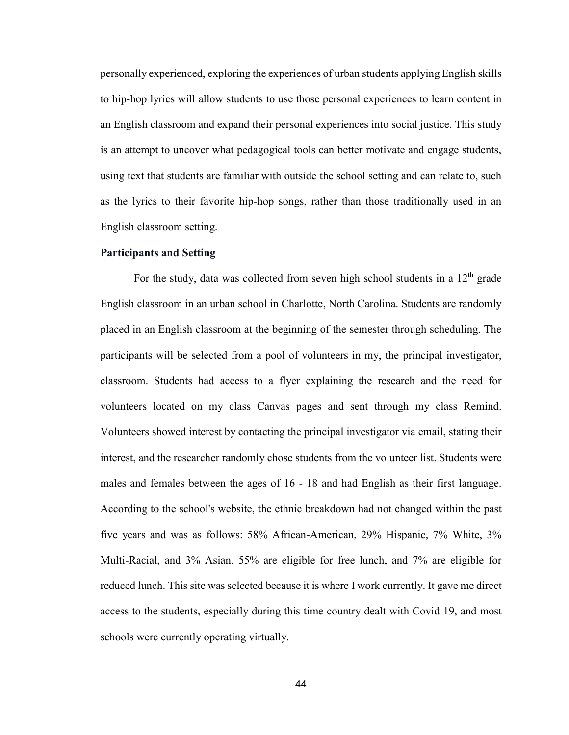personally experienced, exploring the experiences of urban students applying English skills to hip-hop lyrics will allow students to use those personal experiences to learn content in an English classroom and expand their personal experiences into social justice. This study is an attempt to uncover what pedagogical tools can better motivate and engage students, using text that students are familiar with outside the school setting and can relate to, such as the lyrics to their favorite hip-hop songs, rather than those traditionally used in an English classroom setting.

**Participants and Setting**

For the study, data was collected from seven high school students in a 12th grade English classroom in an urban school in Charlotte, North Carolina. Students are randomly placed in an English classroom at the beginning of the semester through scheduling. The participants will be selected from a pool of volunteers in my, the principal investigator, classroom. Students had access to a flyer explaining the research and the need for volunteers located on my class Canvas pages and sent through my class Remind. Volunteers showed interest by contacting the principal investigator via email, stating their interest, and the researcher randomly chose students from the volunteer list. Students were males and females between the ages of 16 - 18 and had English as their first language. According to the school's website, the ethnic breakdown had not changed within the past five years and was as follows: 58% African-American, 29% Hispanic, 7% White, 3% Multi-Racial, and 3% Asian. 55% are eligible for free lunch, and 7% are eligible for reduced lunch. This site was selected because it is where I work currently. It gave me direct access to the students, especially during this time country dealt with Covid 19, and most schools were currently operating virtually.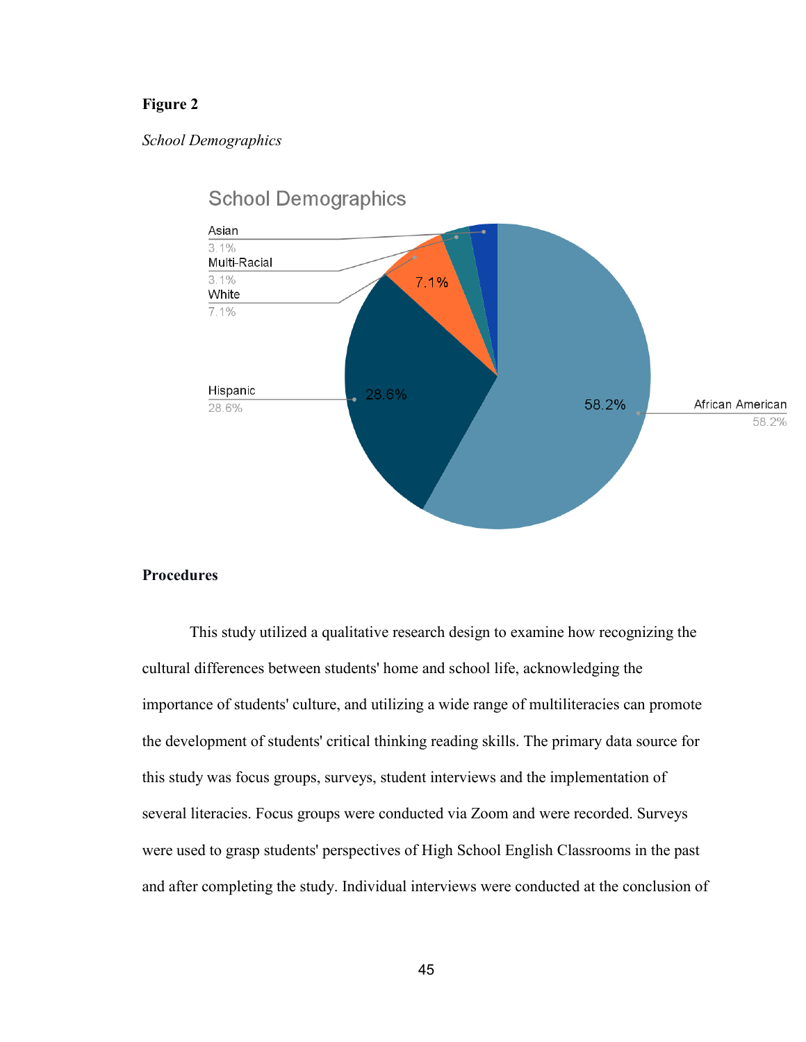**Figure 2**

*School Demographics*

School Demographics

| Group | Percentage |
| --- | --- |
| African American | 58.2% |
| Hispanic | 28.6% |
| White | 7.1% |
| Multi-Racial | 3.1% |
| Asian | 3.1% |

**Procedures**

This study utilized a qualitative research design to examine how recognizing the cultural differences between students' home and school life, acknowledging the importance of students' culture, and utilizing a wide range of multiliteracies can promote the development of students' critical thinking reading skills. The primary data source for this study was focus groups, surveys, student interviews and the implementation of several literacies. Focus groups were conducted via Zoom and were recorded. Surveys were used to grasp students' perspectives of High School English Classrooms in the past and after completing the study. Individual interviews were conducted at the conclusion of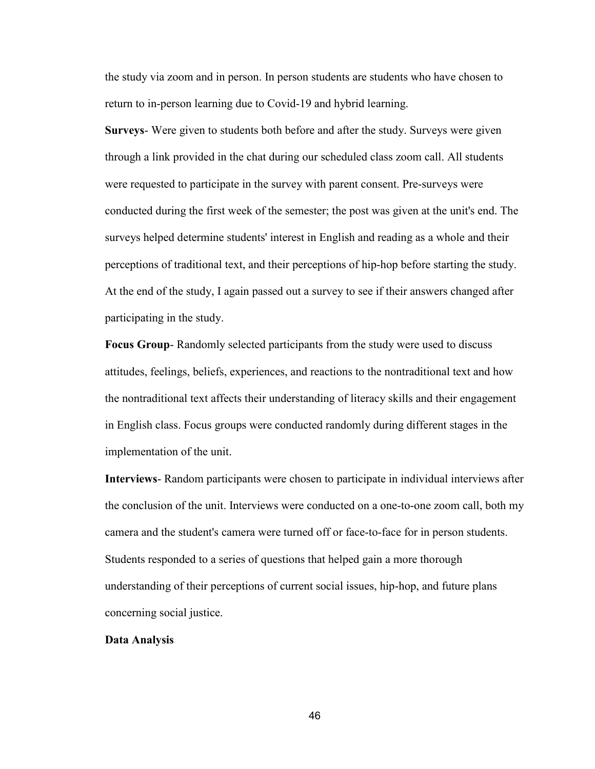the study via zoom and in person. In person students are students who have chosen to return to in-person learning due to Covid-19 and hybrid learning.

**Surveys**- Were given to students both before and after the study. Surveys were given through a link provided in the chat during our scheduled class zoom call. All students were requested to participate in the survey with parent consent. Pre-surveys were conducted during the first week of the semester; the post was given at the unit's end. The surveys helped determine students' interest in English and reading as a whole and their perceptions of traditional text, and their perceptions of hip-hop before starting the study. At the end of the study, I again passed out a survey to see if their answers changed after participating in the study.

**Focus Group**- Randomly selected participants from the study were used to discuss attitudes, feelings, beliefs, experiences, and reactions to the nontraditional text and how the nontraditional text affects their understanding of literacy skills and their engagement in English class. Focus groups were conducted randomly during different stages in the implementation of the unit.

**Interviews**- Random participants were chosen to participate in individual interviews after the conclusion of the unit. Interviews were conducted on a one-to-one zoom call, both my camera and the student's camera were turned off or face-to-face for in person students. Students responded to a series of questions that helped gain a more thorough understanding of their perceptions of current social issues, hip-hop, and future plans concerning social justice.

**Data Analysis**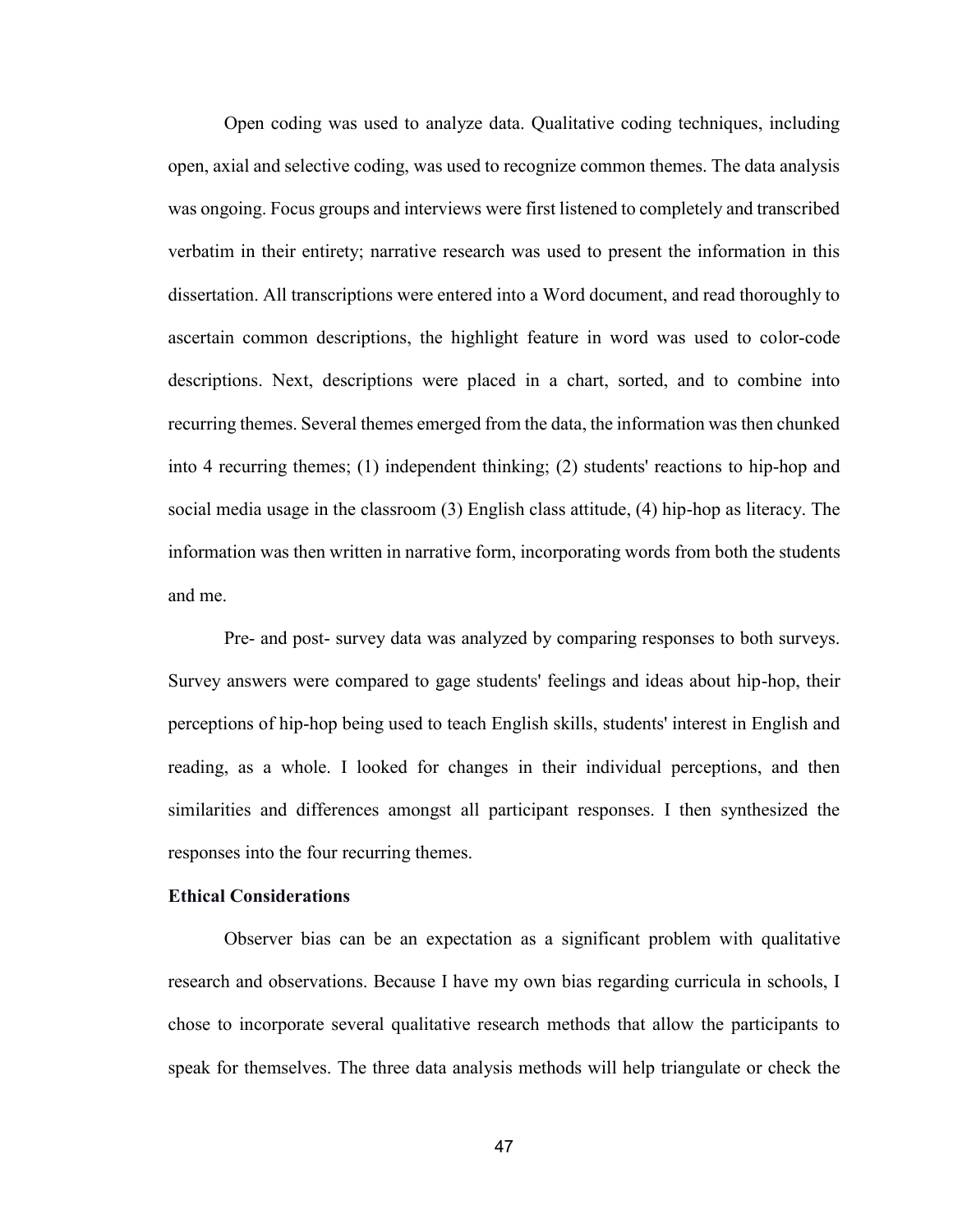Open coding was used to analyze data. Qualitative coding techniques, including open, axial and selective coding, was used to recognize common themes. The data analysis was ongoing. Focus groups and interviews were first listened to completely and transcribed verbatim in their entirety; narrative research was used to present the information in this dissertation. All transcriptions were entered into a Word document, and read thoroughly to ascertain common descriptions, the highlight feature in word was used to color-code descriptions. Next, descriptions were placed in a chart, sorted, and to combine into recurring themes. Several themes emerged from the data, the information was then chunked into 4 recurring themes; (1) independent thinking; (2) students' reactions to hip-hop and social media usage in the classroom (3) English class attitude, (4) hip-hop as literacy. The information was then written in narrative form, incorporating words from both the students and me.

Pre- and post- survey data was analyzed by comparing responses to both surveys. Survey answers were compared to gage students' feelings and ideas about hip-hop, their perceptions of hip-hop being used to teach English skills, students' interest in English and reading, as a whole. I looked for changes in their individual perceptions, and then similarities and differences amongst all participant responses. I then synthesized the responses into the four recurring themes.

**Ethical Considerations**

Observer bias can be an expectation as a significant problem with qualitative research and observations. Because I have my own bias regarding curricula in schools, I chose to incorporate several qualitative research methods that allow the participants to speak for themselves. The three data analysis methods will help triangulate or check the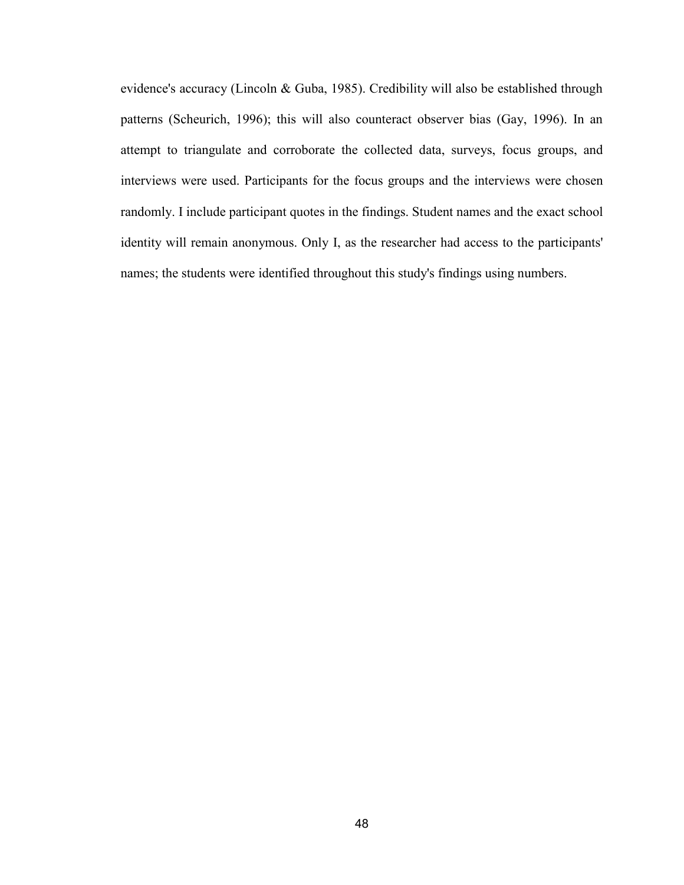evidence's accuracy (Lincoln & Guba, 1985). Credibility will also be established through patterns (Scheurich, 1996); this will also counteract observer bias (Gay, 1996). In an attempt to triangulate and corroborate the collected data, surveys, focus groups, and interviews were used. Participants for the focus groups and the interviews were chosen randomly. I include participant quotes in the findings. Student names and the exact school identity will remain anonymous. Only I, as the researcher had access to the participants' names; the students were identified throughout this study's findings using numbers.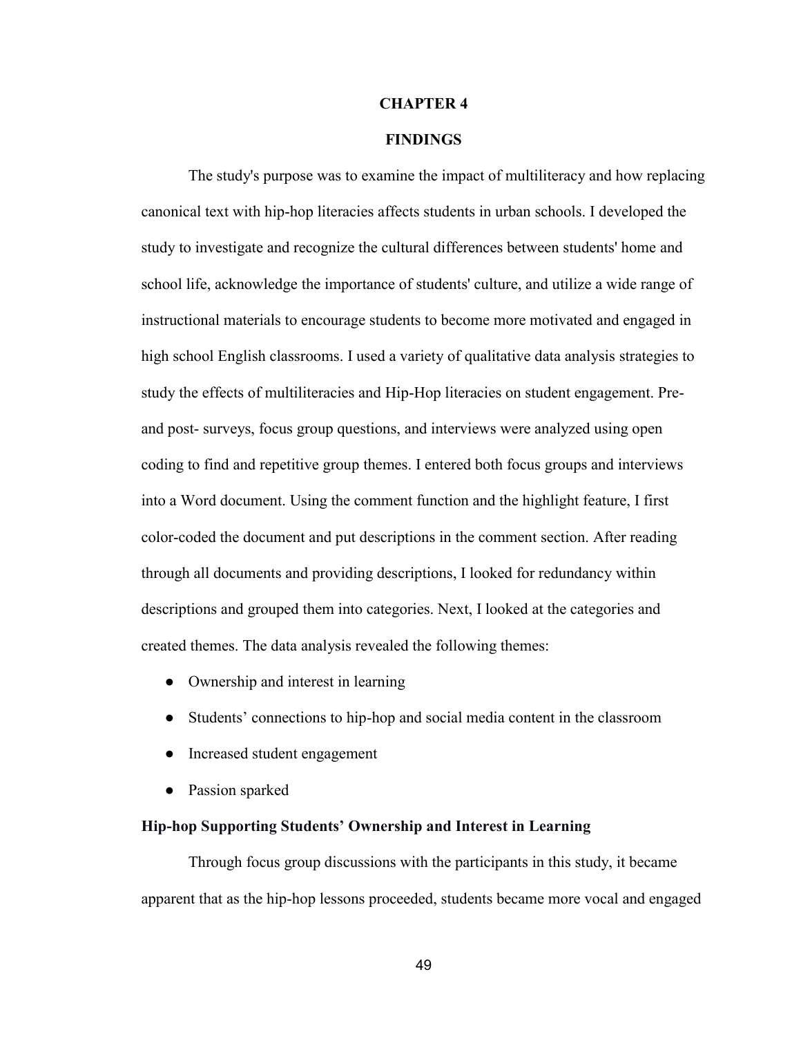# CHAPTER 4

# FINDINGS

The study's purpose was to examine the impact of multiliteracy and how replacing canonical text with hip-hop literacies affects students in urban schools. I developed the study to investigate and recognize the cultural differences between students' home and school life, acknowledge the importance of students' culture, and utilize a wide range of instructional materials to encourage students to become more motivated and engaged in high school English classrooms. I used a variety of qualitative data analysis strategies to study the effects of multiliteracies and Hip-Hop literacies on student engagement. Pre- and post- surveys, focus group questions, and interviews were analyzed using open coding to find and repetitive group themes. I entered both focus groups and interviews into a Word document. Using the comment function and the highlight feature, I first color-coded the document and put descriptions in the comment section. After reading through all documents and providing descriptions, I looked for redundancy within descriptions and grouped them into categories. Next, I looked at the categories and created themes. The data analysis revealed the following themes:

- Ownership and interest in learning
- Students' connections to hip-hop and social media content in the classroom
- Increased student engagement
- Passion sparked

### Hip-hop Supporting Students' Ownership and Interest in Learning

Through focus group discussions with the participants in this study, it became apparent that as the hip-hop lessons proceeded, students became more vocal and engaged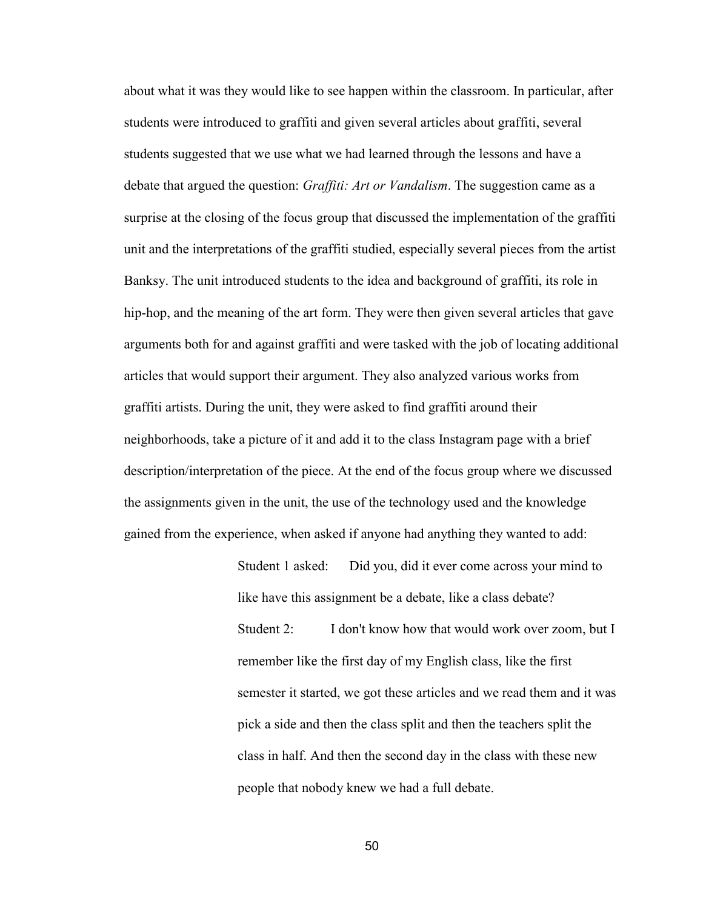about what it was they would like to see happen within the classroom. In particular, after students were introduced to graffiti and given several articles about graffiti, several students suggested that we use what we had learned through the lessons and have a debate that argued the question: *Graffiti: Art or Vandalism*. The suggestion came as a surprise at the closing of the focus group that discussed the implementation of the graffiti unit and the interpretations of the graffiti studied, especially several pieces from the artist Banksy. The unit introduced students to the idea and background of graffiti, its role in hip-hop, and the meaning of the art form. They were then given several articles that gave arguments both for and against graffiti and were tasked with the job of locating additional articles that would support their argument. They also analyzed various works from graffiti artists. During the unit, they were asked to find graffiti around their neighborhoods, take a picture of it and add it to the class Instagram page with a brief description/interpretation of the piece. At the end of the focus group where we discussed the assignments given in the unit, the use of the technology used and the knowledge gained from the experience, when asked if anyone had anything they wanted to add:

> Student 1 asked: Did you, did it ever come across your mind to like have this assignment be a debate, like a class debate?
>
> Student 2: I don't know how that would work over zoom, but I remember like the first day of my English class, like the first semester it started, we got these articles and we read them and it was pick a side and then the class split and then the teachers split the class in half. And then the second day in the class with these new people that nobody knew we had a full debate.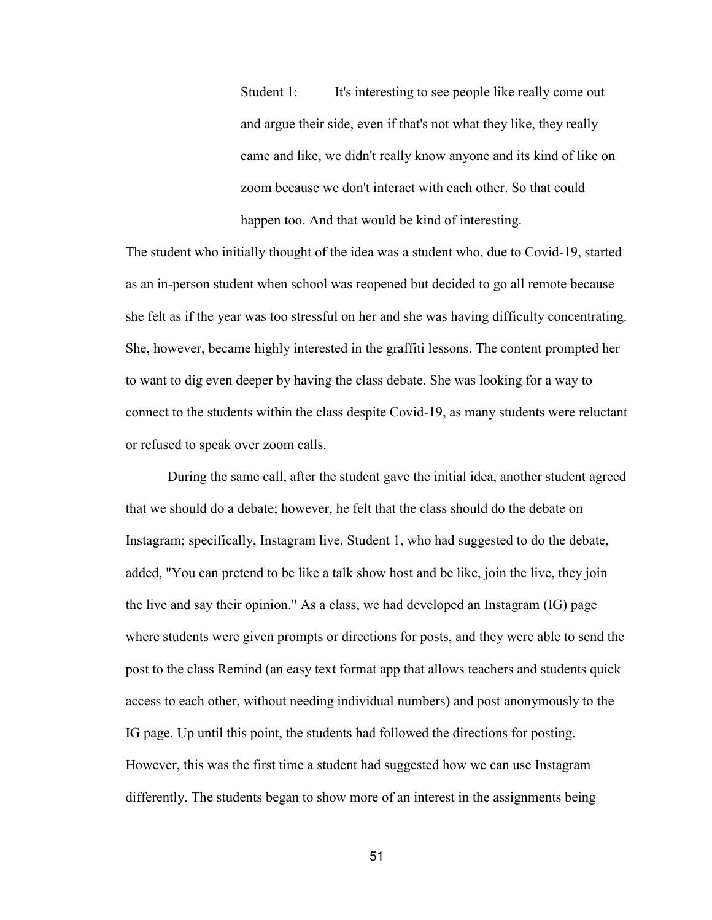> Student 1: It's interesting to see people like really come out and argue their side, even if that's not what they like, they really came and like, we didn't really know anyone and its kind of like on zoom because we don't interact with each other. So that could happen too. And that would be kind of interesting.

The student who initially thought of the idea was a student who, due to Covid-19, started as an in-person student when school was reopened but decided to go all remote because she felt as if the year was too stressful on her and she was having difficulty concentrating. She, however, became highly interested in the graffiti lessons. The content prompted her to want to dig even deeper by having the class debate. She was looking for a way to connect to the students within the class despite Covid-19, as many students were reluctant or refused to speak over zoom calls.

During the same call, after the student gave the initial idea, another student agreed that we should do a debate; however, he felt that the class should do the debate on Instagram; specifically, Instagram live. Student 1, who had suggested to do the debate, added, "You can pretend to be like a talk show host and be like, join the live, they join the live and say their opinion." As a class, we had developed an Instagram (IG) page where students were given prompts or directions for posts, and they were able to send the post to the class Remind (an easy text format app that allows teachers and students quick access to each other, without needing individual numbers) and post anonymously to the IG page. Up until this point, the students had followed the directions for posting. However, this was the first time a student had suggested how we can use Instagram differently. The students began to show more of an interest in the assignments being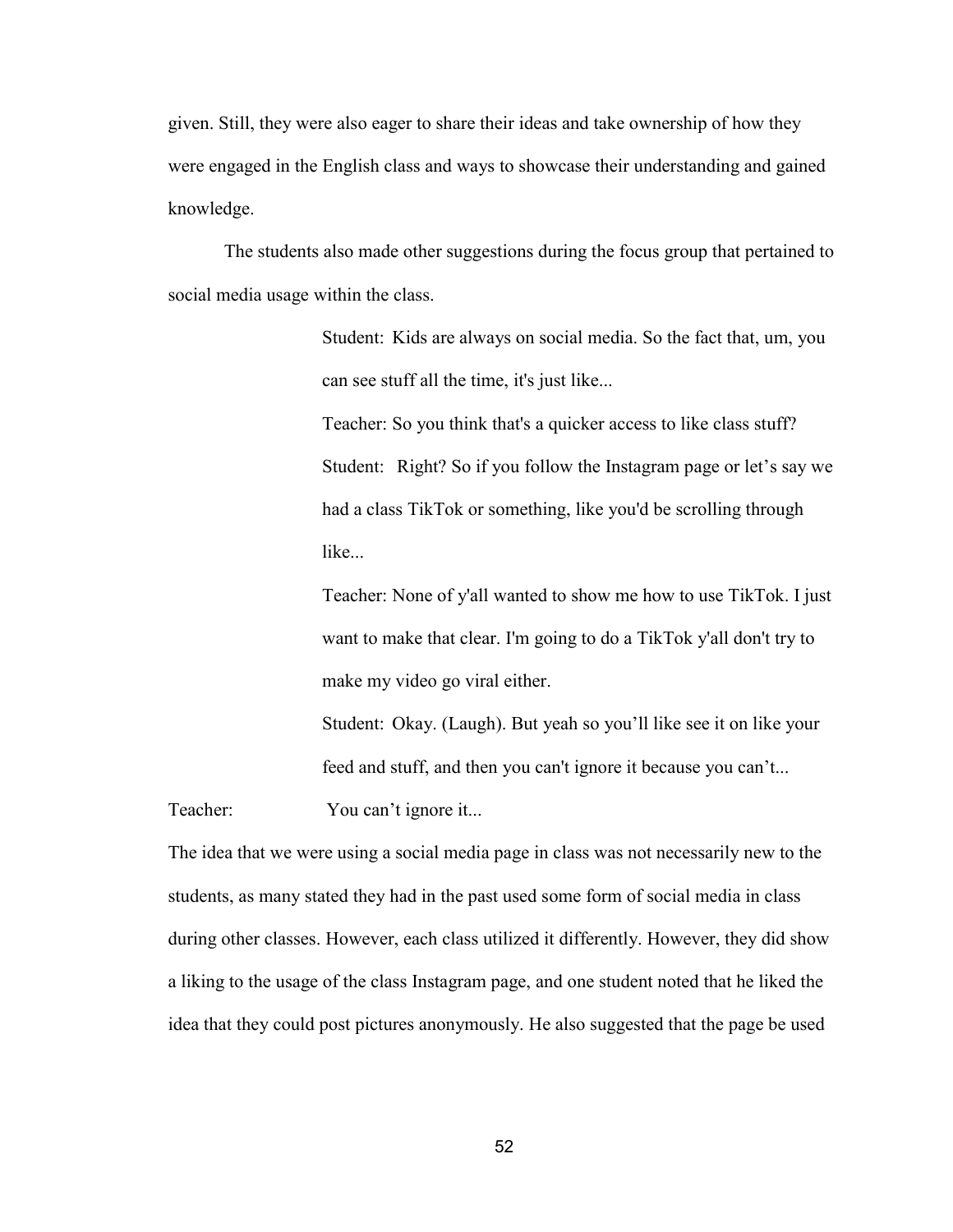given. Still, they were also eager to share their ideas and take ownership of how they were engaged in the English class and ways to showcase their understanding and gained knowledge.

The students also made other suggestions during the focus group that pertained to social media usage within the class.

> Student: Kids are always on social media. So the fact that, um, you can see stuff all the time, it's just like...
>
> Teacher: So you think that's a quicker access to like class stuff?
>
> Student: Right? So if you follow the Instagram page or let's say we had a class TikTok or something, like you'd be scrolling through like...
>
> Teacher: None of y'all wanted to show me how to use TikTok. I just want to make that clear. I'm going to do a TikTok y'all don't try to make my video go viral either.
>
> Student: Okay. (Laugh). But yeah so you'll like see it on like your feed and stuff, and then you can't ignore it because you can't...

Teacher: You can't ignore it...

The idea that we were using a social media page in class was not necessarily new to the students, as many stated they had in the past used some form of social media in class during other classes. However, each class utilized it differently. However, they did show a liking to the usage of the class Instagram page, and one student noted that he liked the idea that they could post pictures anonymously. He also suggested that the page be used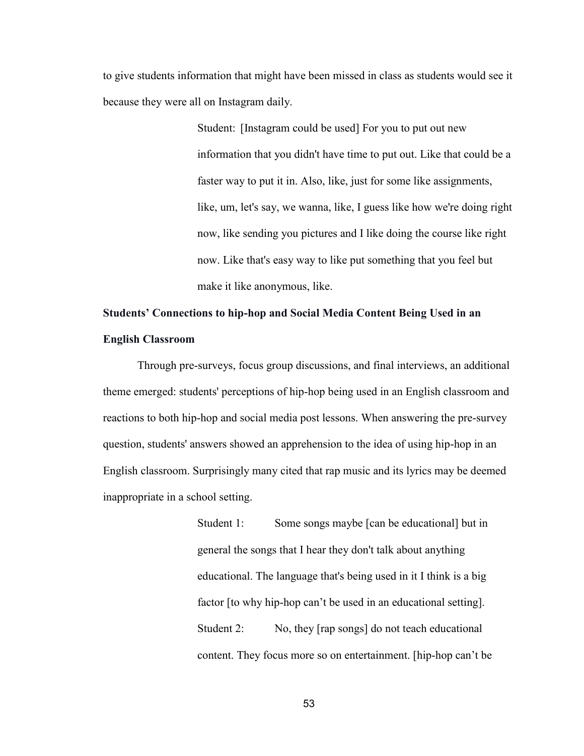to give students information that might have been missed in class as students would see it because they were all on Instagram daily.

> Student: [Instagram could be used] For you to put out new information that you didn't have time to put out. Like that could be a faster way to put it in. Also, like, just for some like assignments, like, um, let's say, we wanna, like, I guess like how we're doing right now, like sending you pictures and I like doing the course like right now. Like that's easy way to like put something that you feel but make it like anonymous, like.

**Students' Connections to hip-hop and Social Media Content Being Used in an English Classroom**

Through pre-surveys, focus group discussions, and final interviews, an additional theme emerged: students' perceptions of hip-hop being used in an English classroom and reactions to both hip-hop and social media post lessons. When answering the pre-survey question, students' answers showed an apprehension to the idea of using hip-hop in an English classroom. Surprisingly many cited that rap music and its lyrics may be deemed inappropriate in a school setting.

> Student 1: Some songs maybe [can be educational] but in general the songs that I hear they don't talk about anything educational. The language that's being used in it I think is a big factor [to why hip-hop can't be used in an educational setting].
>
> Student 2: No, they [rap songs] do not teach educational content. They focus more so on entertainment. [hip-hop can't be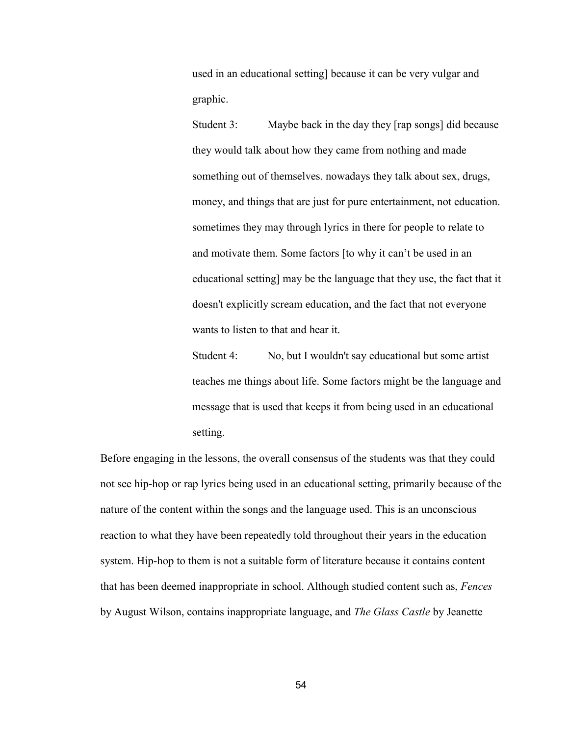> used in an educational setting] because it can be very vulgar and graphic.
>
> Student 3: Maybe back in the day they [rap songs] did because they would talk about how they came from nothing and made something out of themselves. nowadays they talk about sex, drugs, money, and things that are just for pure entertainment, not education. sometimes they may through lyrics in there for people to relate to and motivate them. Some factors [to why it can't be used in an educational setting] may be the language that they use, the fact that it doesn't explicitly scream education, and the fact that not everyone wants to listen to that and hear it.
>
> Student 4: No, but I wouldn't say educational but some artist teaches me things about life. Some factors might be the language and message that is used that keeps it from being used in an educational setting.

Before engaging in the lessons, the overall consensus of the students was that they could not see hip-hop or rap lyrics being used in an educational setting, primarily because of the nature of the content within the songs and the language used. This is an unconscious reaction to what they have been repeatedly told throughout their years in the education system. Hip-hop to them is not a suitable form of literature because it contains content that has been deemed inappropriate in school. Although studied content such as, *Fences* by August Wilson, contains inappropriate language, and *The Glass Castle* by Jeanette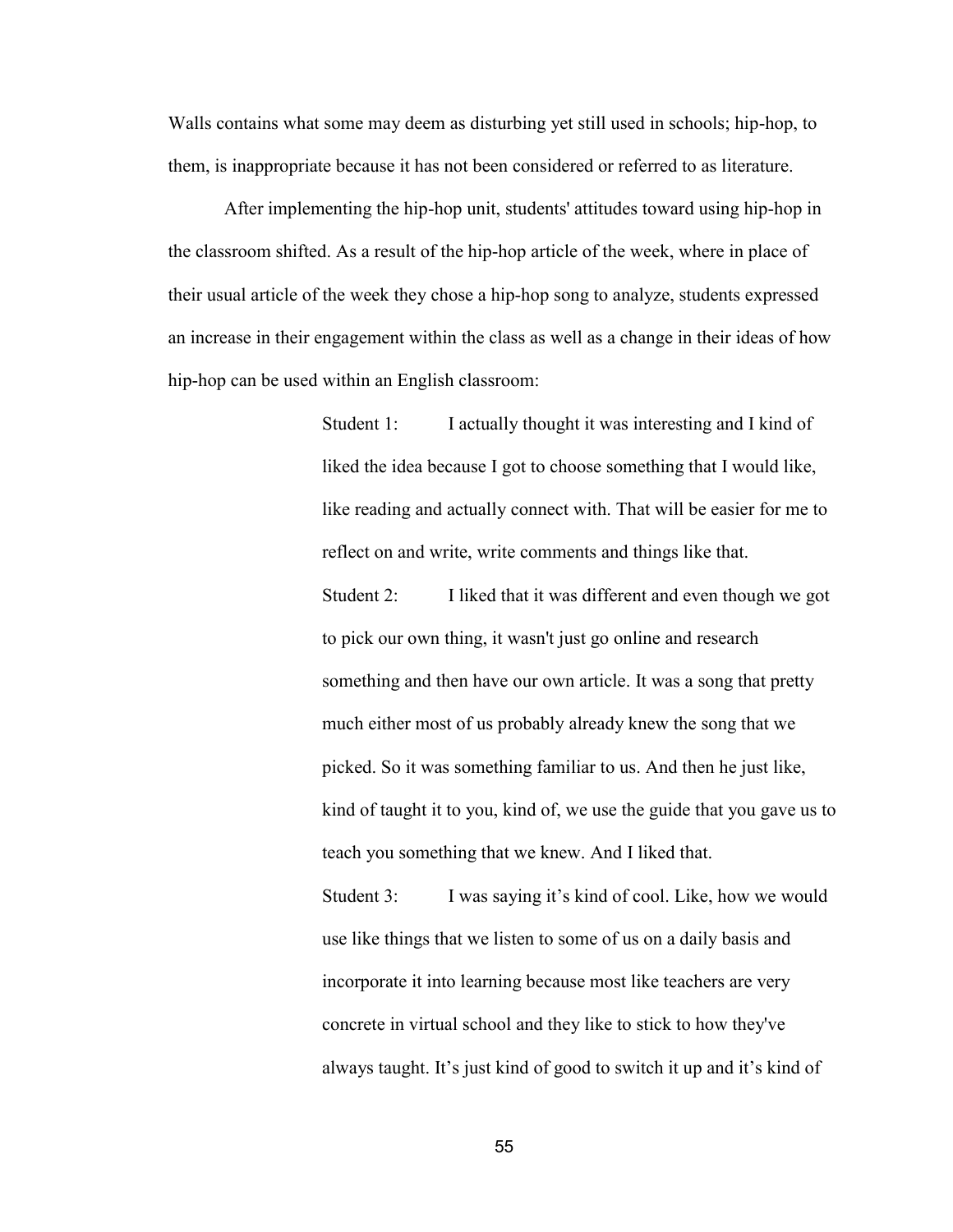Walls contains what some may deem as disturbing yet still used in schools; hip-hop, to them, is inappropriate because it has not been considered or referred to as literature.

After implementing the hip-hop unit, students' attitudes toward using hip-hop in the classroom shifted. As a result of the hip-hop article of the week, where in place of their usual article of the week they chose a hip-hop song to analyze, students expressed an increase in their engagement within the class as well as a change in their ideas of how hip-hop can be used within an English classroom:

> Student 1: I actually thought it was interesting and I kind of liked the idea because I got to choose something that I would like, like reading and actually connect with. That will be easier for me to reflect on and write, write comments and things like that.
>
> Student 2: I liked that it was different and even though we got to pick our own thing, it wasn't just go online and research something and then have our own article. It was a song that pretty much either most of us probably already knew the song that we picked. So it was something familiar to us. And then he just like, kind of taught it to you, kind of, we use the guide that you gave us to teach you something that we knew. And I liked that.
>
> Student 3: I was saying it's kind of cool. Like, how we would use like things that we listen to some of us on a daily basis and incorporate it into learning because most like teachers are very concrete in virtual school and they like to stick to how they've always taught. It's just kind of good to switch it up and it's kind of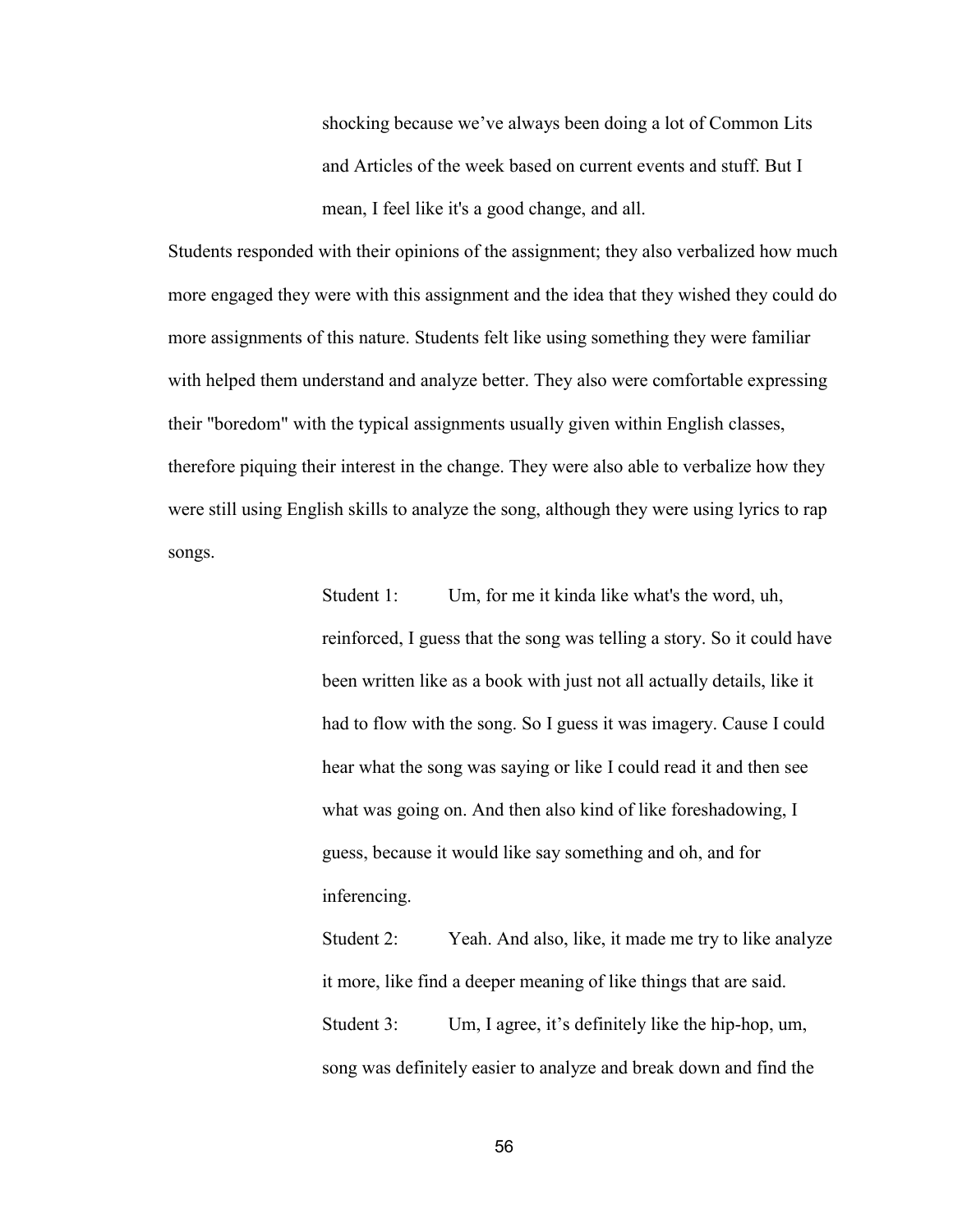> shocking because we've always been doing a lot of Common Lits and Articles of the week based on current events and stuff. But I mean, I feel like it's a good change, and all.

Students responded with their opinions of the assignment; they also verbalized how much more engaged they were with this assignment and the idea that they wished they could do more assignments of this nature. Students felt like using something they were familiar with helped them understand and analyze better. They also were comfortable expressing their "boredom" with the typical assignments usually given within English classes, therefore piquing their interest in the change. They were also able to verbalize how they were still using English skills to analyze the song, although they were using lyrics to rap songs.

> Student 1: Um, for me it kinda like what's the word, uh, reinforced, I guess that the song was telling a story. So it could have been written like as a book with just not all actually details, like it had to flow with the song. So I guess it was imagery. Cause I could hear what the song was saying or like I could read it and then see what was going on. And then also kind of like foreshadowing, I guess, because it would like say something and oh, and for inferencing.
>
> Student 2: Yeah. And also, like, it made me try to like analyze it more, like find a deeper meaning of like things that are said.
>
> Student 3: Um, I agree, it's definitely like the hip-hop, um, song was definitely easier to analyze and break down and find the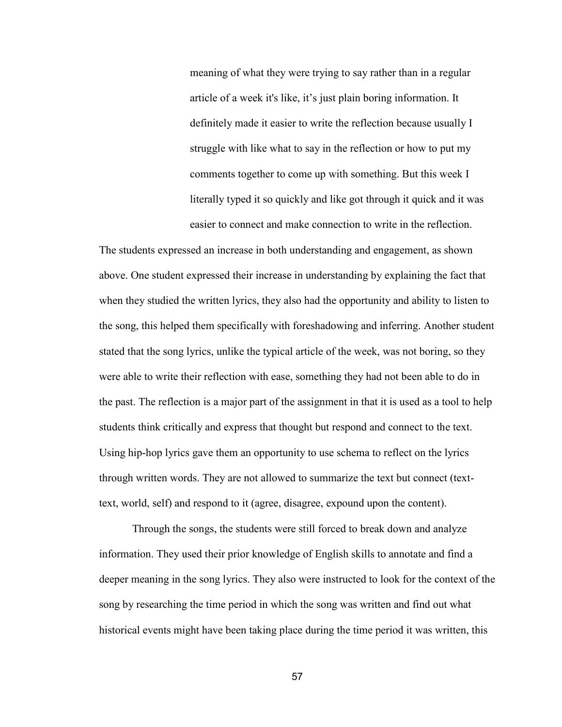> meaning of what they were trying to say rather than in a regular article of a week it's like, it's just plain boring information. It definitely made it easier to write the reflection because usually I struggle with like what to say in the reflection or how to put my comments together to come up with something. But this week I literally typed it so quickly and like got through it quick and it was easier to connect and make connection to write in the reflection.

The students expressed an increase in both understanding and engagement, as shown above. One student expressed their increase in understanding by explaining the fact that when they studied the written lyrics, they also had the opportunity and ability to listen to the song, this helped them specifically with foreshadowing and inferring. Another student stated that the song lyrics, unlike the typical article of the week, was not boring, so they were able to write their reflection with ease, something they had not been able to do in the past. The reflection is a major part of the assignment in that it is used as a tool to help students think critically and express that thought but respond and connect to the text. Using hip-hop lyrics gave them an opportunity to use schema to reflect on the lyrics through written words. They are not allowed to summarize the text but connect (text-text, world, self) and respond to it (agree, disagree, expound upon the content).

Through the songs, the students were still forced to break down and analyze information. They used their prior knowledge of English skills to annotate and find a deeper meaning in the song lyrics. They also were instructed to look for the context of the song by researching the time period in which the song was written and find out what historical events might have been taking place during the time period it was written, this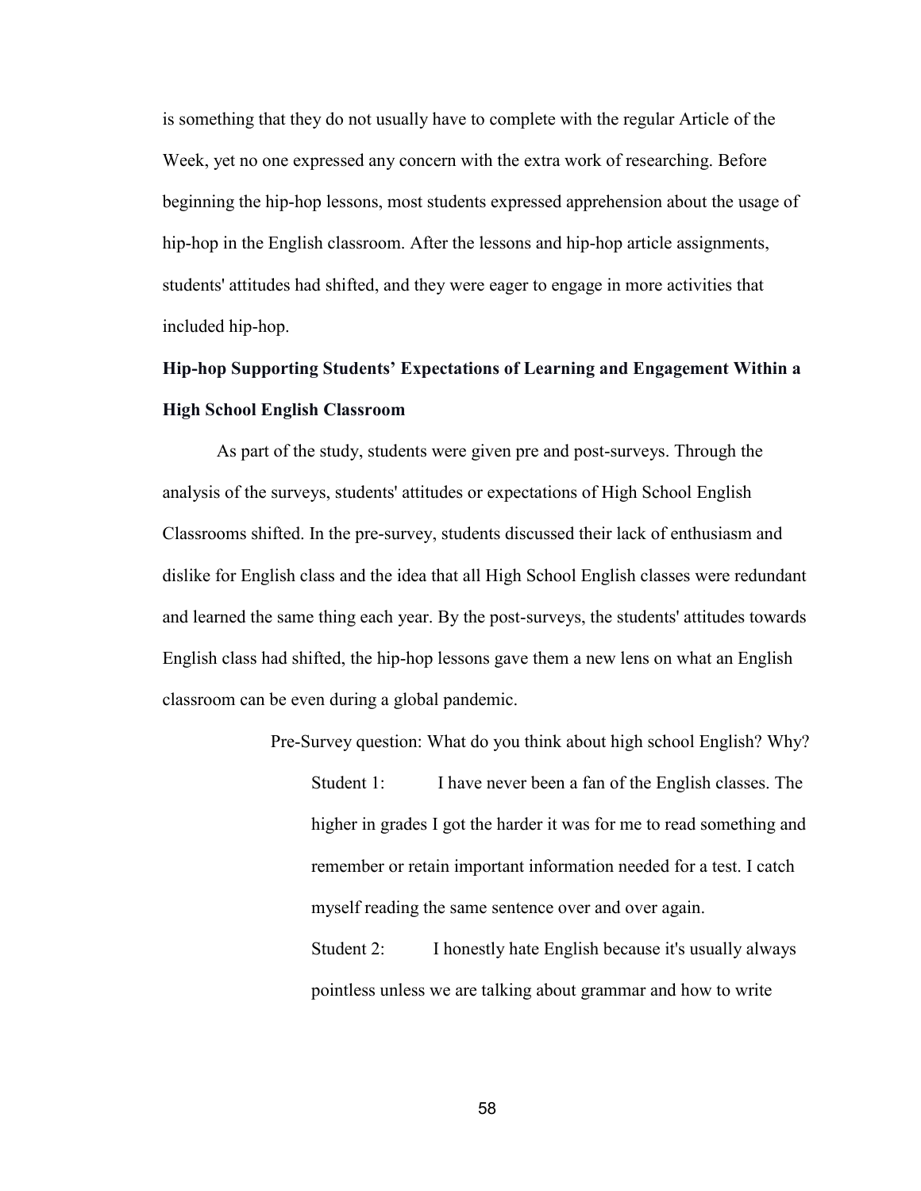is something that they do not usually have to complete with the regular Article of the Week, yet no one expressed any concern with the extra work of researching. Before beginning the hip-hop lessons, most students expressed apprehension about the usage of hip-hop in the English classroom. After the lessons and hip-hop article assignments, students' attitudes had shifted, and they were eager to engage in more activities that included hip-hop.

**Hip-hop Supporting Students' Expectations of Learning and Engagement Within a High School English Classroom**

As part of the study, students were given pre and post-surveys. Through the analysis of the surveys, students' attitudes or expectations of High School English Classrooms shifted. In the pre-survey, students discussed their lack of enthusiasm and dislike for English class and the idea that all High School English classes were redundant and learned the same thing each year. By the post-surveys, the students' attitudes towards English class had shifted, the hip-hop lessons gave them a new lens on what an English classroom can be even during a global pandemic.

> Pre-Survey question: What do you think about high school English? Why?
>
> Student 1: I have never been a fan of the English classes. The higher in grades I got the harder it was for me to read something and remember or retain important information needed for a test. I catch myself reading the same sentence over and over again.
>
> Student 2: I honestly hate English because it's usually always pointless unless we are talking about grammar and how to write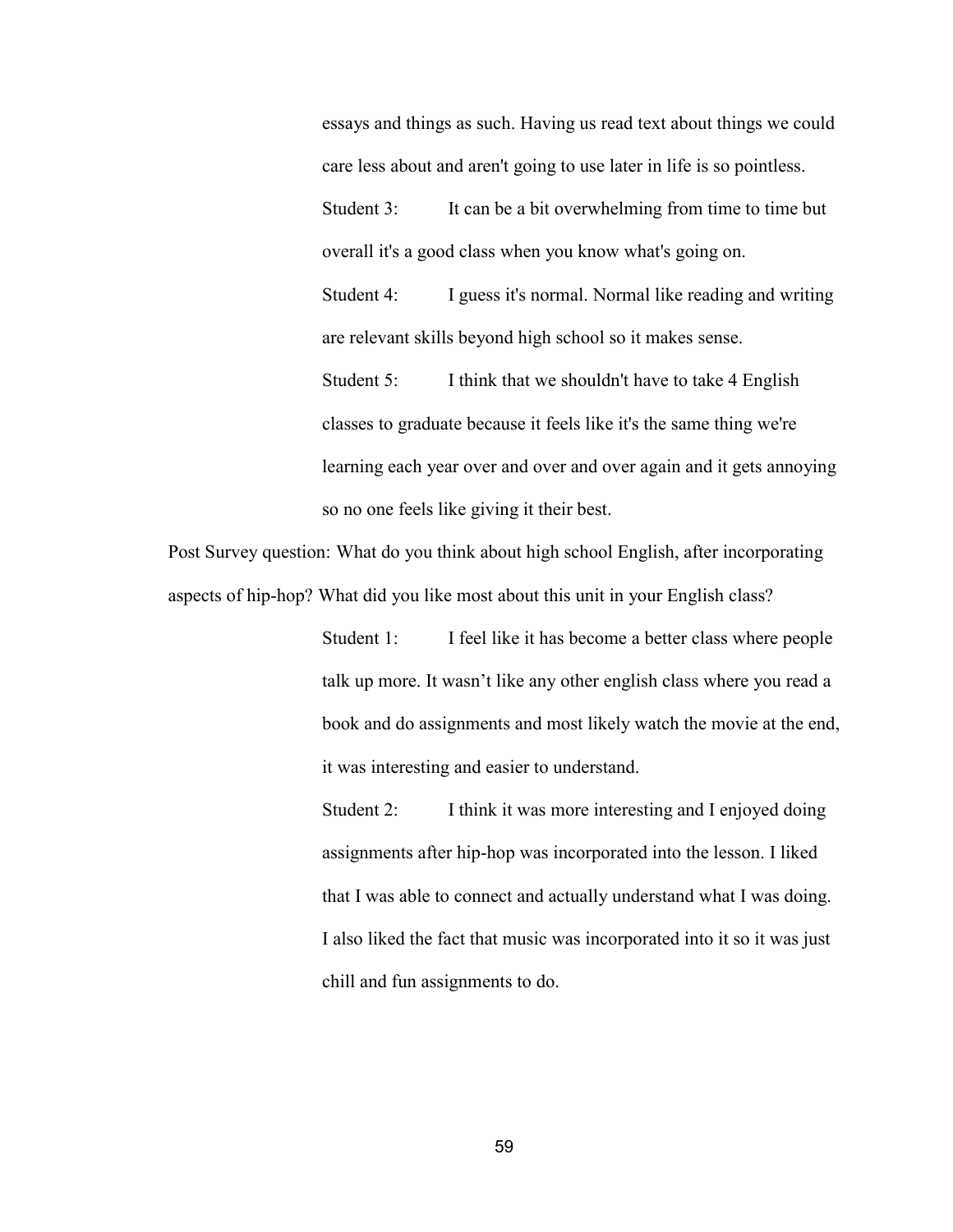essays and things as such. Having us read text about things we could care less about and aren't going to use later in life is so pointless.

Student 3: It can be a bit overwhelming from time to time but overall it's a good class when you know what's going on.

Student 4: I guess it's normal. Normal like reading and writing are relevant skills beyond high school so it makes sense.

Student 5: I think that we shouldn't have to take 4 English classes to graduate because it feels like it's the same thing we're learning each year over and over and over again and it gets annoying so no one feels like giving it their best.

Post Survey question: What do you think about high school English, after incorporating aspects of hip-hop? What did you like most about this unit in your English class?

Student 1: I feel like it has become a better class where people talk up more. It wasn't like any other english class where you read a book and do assignments and most likely watch the movie at the end, it was interesting and easier to understand.

Student 2: I think it was more interesting and I enjoyed doing assignments after hip-hop was incorporated into the lesson. I liked that I was able to connect and actually understand what I was doing. I also liked the fact that music was incorporated into it so it was just chill and fun assignments to do.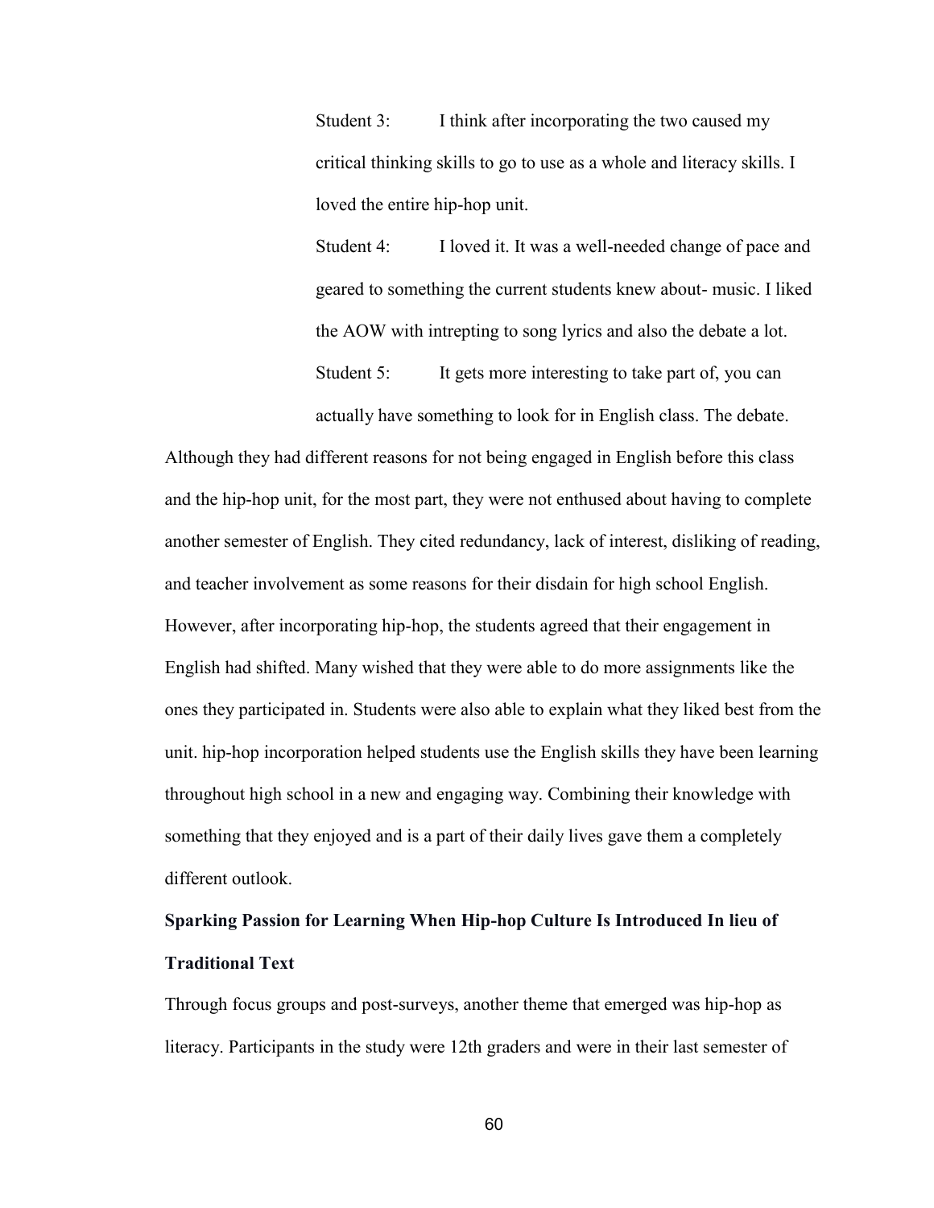> Student 3: I think after incorporating the two caused my critical thinking skills to go to use as a whole and literacy skills. I loved the entire hip-hop unit.
>
> Student 4: I loved it. It was a well-needed change of pace and geared to something the current students knew about- music. I liked the AOW with intrepting to song lyrics and also the debate a lot.
>
> Student 5: It gets more interesting to take part of, you can actually have something to look for in English class. The debate.

Although they had different reasons for not being engaged in English before this class and the hip-hop unit, for the most part, they were not enthused about having to complete another semester of English. They cited redundancy, lack of interest, disliking of reading, and teacher involvement as some reasons for their disdain for high school English. However, after incorporating hip-hop, the students agreed that their engagement in English had shifted. Many wished that they were able to do more assignments like the ones they participated in. Students were also able to explain what they liked best from the unit. hip-hop incorporation helped students use the English skills they have been learning throughout high school in a new and engaging way. Combining their knowledge with something that they enjoyed and is a part of their daily lives gave them a completely different outlook.

**Sparking Passion for Learning When Hip-hop Culture Is Introduced In lieu of Traditional Text**

Through focus groups and post-surveys, another theme that emerged was hip-hop as literacy. Participants in the study were 12th graders and were in their last semester of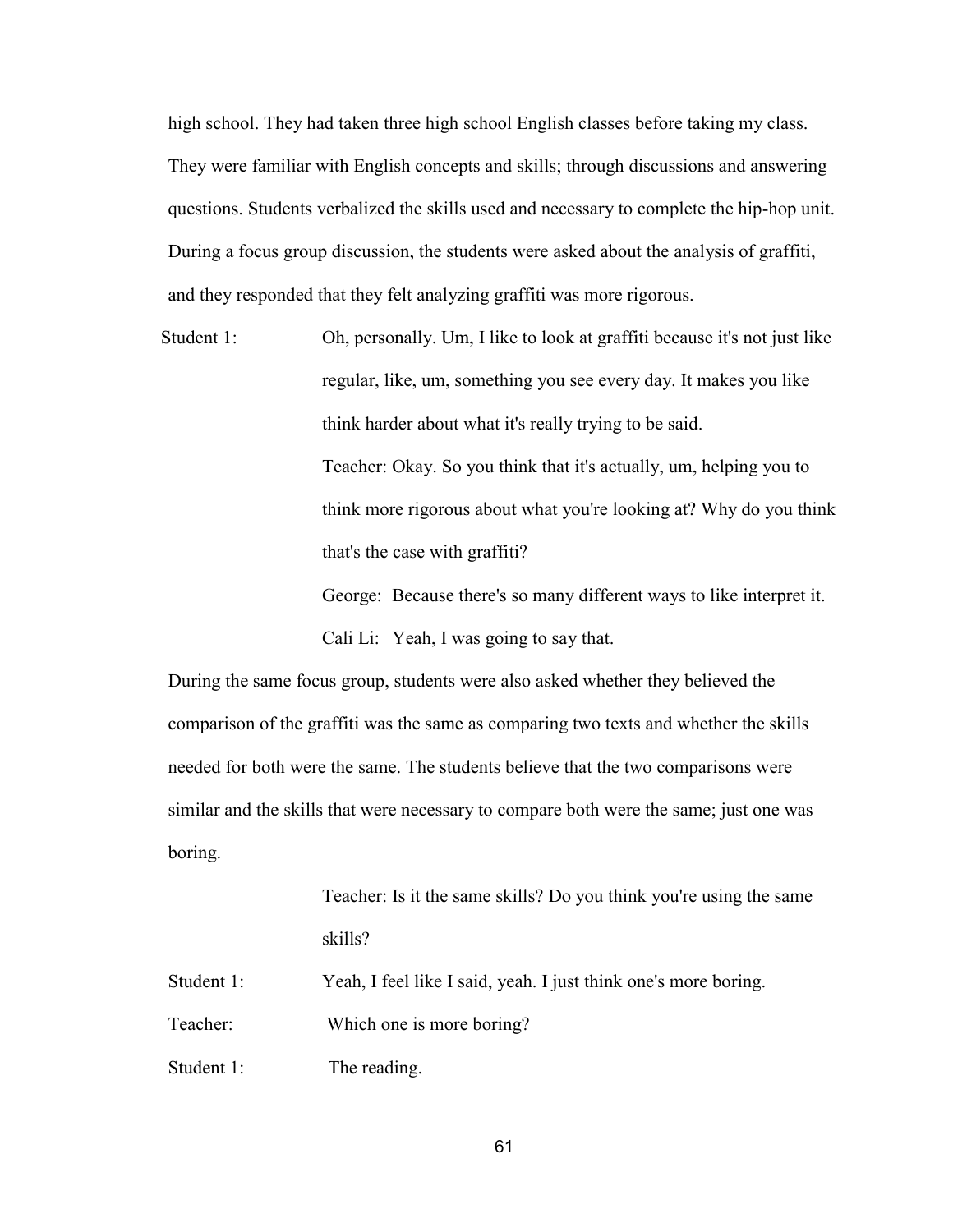high school. They had taken three high school English classes before taking my class. They were familiar with English concepts and skills; through discussions and answering questions. Students verbalized the skills used and necessary to complete the hip-hop unit. During a focus group discussion, the students were asked about the analysis of graffiti, and they responded that they felt analyzing graffiti was more rigorous.

Student 1: Oh, personally. Um, I like to look at graffiti because it's not just like regular, like, um, something you see every day. It makes you like think harder about what it's really trying to be said.

Teacher: Okay. So you think that it's actually, um, helping you to think more rigorous about what you're looking at? Why do you think that's the case with graffiti?

George: Because there's so many different ways to like interpret it.

Cali Li: Yeah, I was going to say that.

During the same focus group, students were also asked whether they believed the comparison of the graffiti was the same as comparing two texts and whether the skills needed for both were the same. The students believe that the two comparisons were similar and the skills that were necessary to compare both were the same; just one was boring.

Teacher: Is it the same skills? Do you think you're using the same skills?

Student 1: Yeah, I feel like I said, yeah. I just think one's more boring.

Teacher: Which one is more boring?

Student 1: The reading.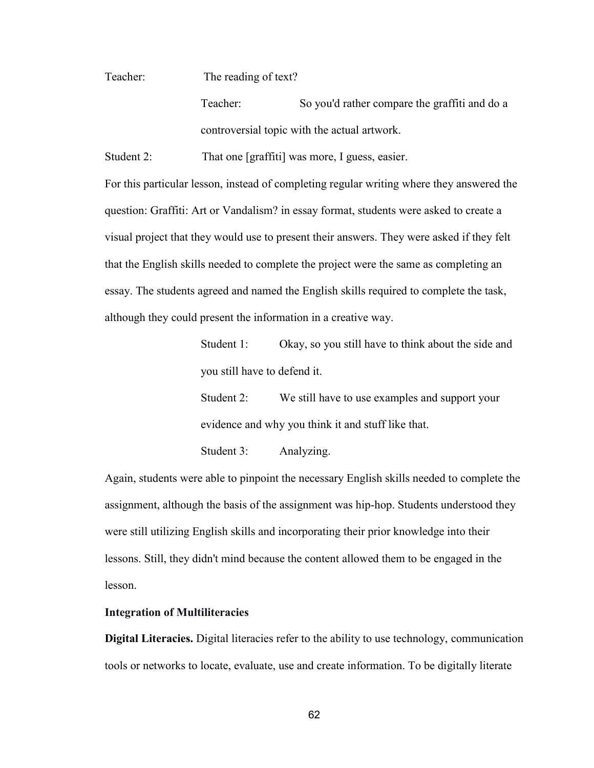Teacher: The reading of text?

> Teacher: So you'd rather compare the graffiti and do a controversial topic with the actual artwork.

Student 2: That one [graffiti] was more, I guess, easier.

For this particular lesson, instead of completing regular writing where they answered the question: Graffiti: Art or Vandalism? in essay format, students were asked to create a visual project that they would use to present their answers. They were asked if they felt that the English skills needed to complete the project were the same as completing an essay. The students agreed and named the English skills required to complete the task, although they could present the information in a creative way.

> Student 1: Okay, so you still have to think about the side and you still have to defend it.
>
> Student 2: We still have to use examples and support your evidence and why you think it and stuff like that.
>
> Student 3: Analyzing.

Again, students were able to pinpoint the necessary English skills needed to complete the assignment, although the basis of the assignment was hip-hop. Students understood they were still utilizing English skills and incorporating their prior knowledge into their lessons. Still, they didn't mind because the content allowed them to be engaged in the lesson.

**Integration of Multiliteracies**

**Digital Literacies.** Digital literacies refer to the ability to use technology, communication tools or networks to locate, evaluate, use and create information. To be digitally literate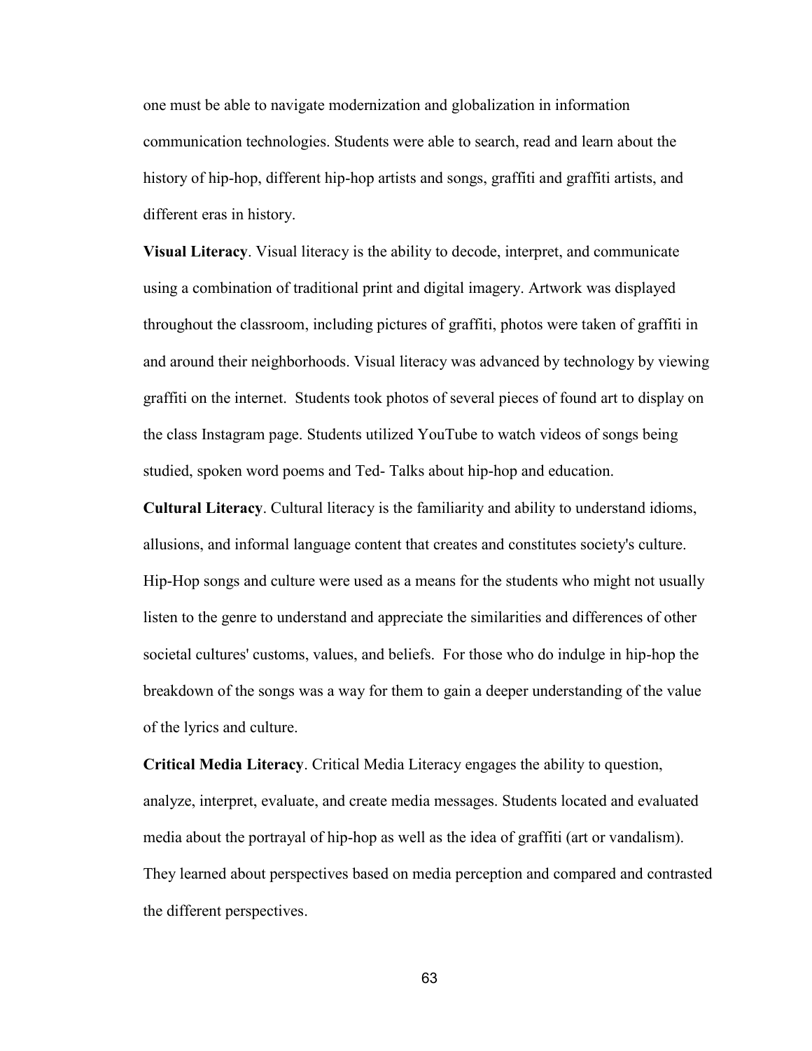one must be able to navigate modernization and globalization in information communication technologies. Students were able to search, read and learn about the history of hip-hop, different hip-hop artists and songs, graffiti and graffiti artists, and different eras in history.

**Visual Literacy**. Visual literacy is the ability to decode, interpret, and communicate using a combination of traditional print and digital imagery. Artwork was displayed throughout the classroom, including pictures of graffiti, photos were taken of graffiti in and around their neighborhoods. Visual literacy was advanced by technology by viewing graffiti on the internet. Students took photos of several pieces of found art to display on the class Instagram page. Students utilized YouTube to watch videos of songs being studied, spoken word poems and Ted- Talks about hip-hop and education.

**Cultural Literacy**. Cultural literacy is the familiarity and ability to understand idioms, allusions, and informal language content that creates and constitutes society's culture. Hip-Hop songs and culture were used as a means for the students who might not usually listen to the genre to understand and appreciate the similarities and differences of other societal cultures' customs, values, and beliefs. For those who do indulge in hip-hop the breakdown of the songs was a way for them to gain a deeper understanding of the value of the lyrics and culture.

**Critical Media Literacy**. Critical Media Literacy engages the ability to question, analyze, interpret, evaluate, and create media messages. Students located and evaluated media about the portrayal of hip-hop as well as the idea of graffiti (art or vandalism). They learned about perspectives based on media perception and compared and contrasted the different perspectives.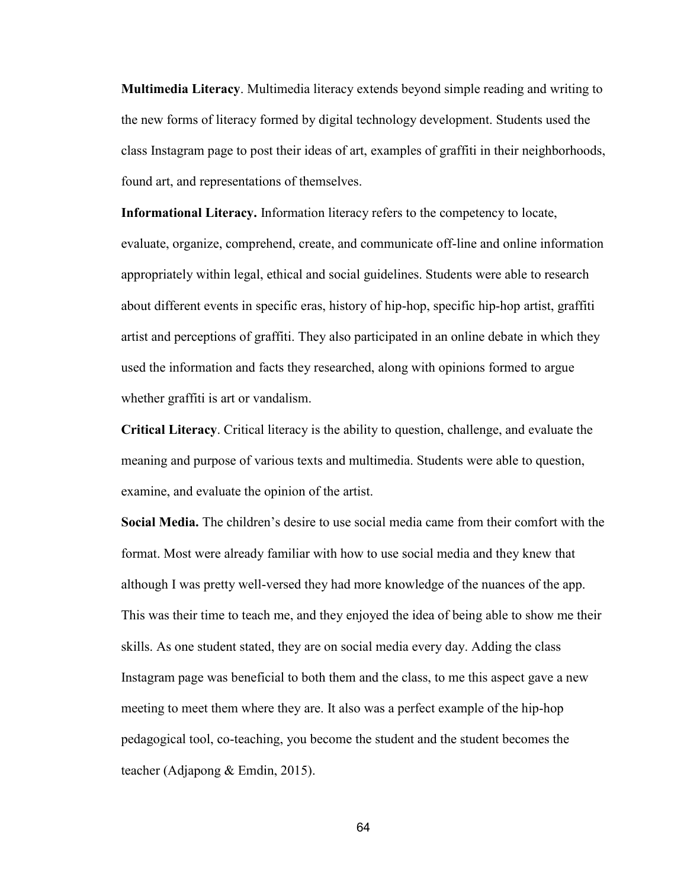**Multimedia Literacy**. Multimedia literacy extends beyond simple reading and writing to the new forms of literacy formed by digital technology development. Students used the class Instagram page to post their ideas of art, examples of graffiti in their neighborhoods, found art, and representations of themselves.

**Informational Literacy.** Information literacy refers to the competency to locate, evaluate, organize, comprehend, create, and communicate off-line and online information appropriately within legal, ethical and social guidelines. Students were able to research about different events in specific eras, history of hip-hop, specific hip-hop artist, graffiti artist and perceptions of graffiti. They also participated in an online debate in which they used the information and facts they researched, along with opinions formed to argue whether graffiti is art or vandalism.

**Critical Literacy**. Critical literacy is the ability to question, challenge, and evaluate the meaning and purpose of various texts and multimedia. Students were able to question, examine, and evaluate the opinion of the artist.

**Social Media.** The children's desire to use social media came from their comfort with the format. Most were already familiar with how to use social media and they knew that although I was pretty well-versed they had more knowledge of the nuances of the app. This was their time to teach me, and they enjoyed the idea of being able to show me their skills. As one student stated, they are on social media every day. Adding the class Instagram page was beneficial to both them and the class, to me this aspect gave a new meeting to meet them where they are. It also was a perfect example of the hip-hop pedagogical tool, co-teaching, you become the student and the student becomes the teacher (Adjapong & Emdin, 2015).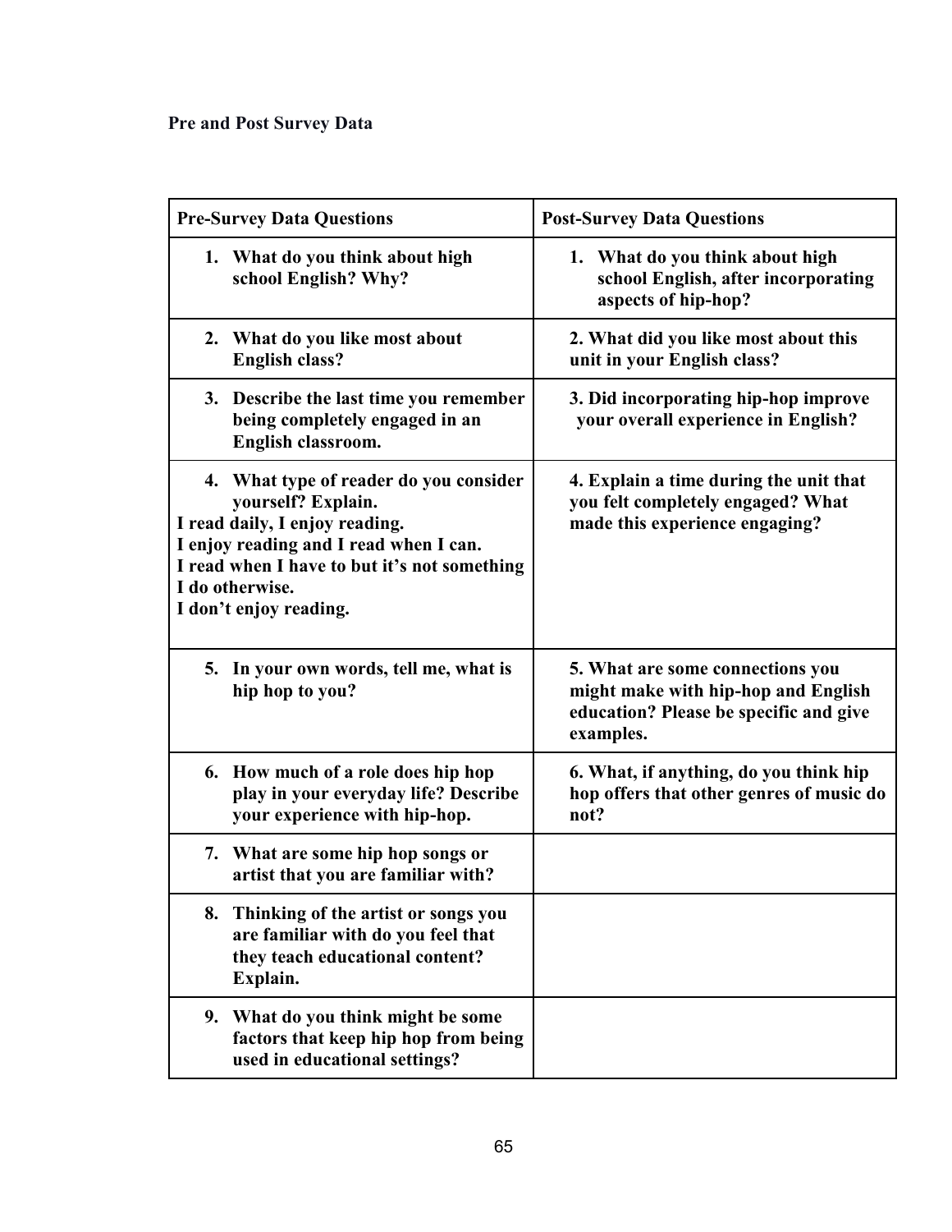**Pre and Post Survey Data**

| **Pre-Survey Data Questions** | **Post-Survey Data Questions** |
|---|---|
| **1. What do you think about high school English? Why?** | **1. What do you think about high school English, after incorporating aspects of hip-hop?** |
| **2. What do you like most about English class?** | **2. What did you like most about this unit in your English class?** |
| **3. Describe the last time you remember being completely engaged in an English classroom.** | **3. Did incorporating hip-hop improve your overall experience in English?** |
| **4. What type of reader do you consider yourself? Explain.** <br> **I read daily, I enjoy reading.** <br> **I enjoy reading and I read when I can.** <br> **I read when I have to but it's not something I do otherwise.** <br> **I don't enjoy reading.** | **4. Explain a time during the unit that you felt completely engaged? What made this experience engaging?** |
| **5. In your own words, tell me, what is hip hop to you?** | **5. What are some connections you might make with hip-hop and English education? Please be specific and give examples.** |
| **6. How much of a role does hip hop play in your everyday life? Describe your experience with hip-hop.** | **6. What, if anything, do you think hip hop offers that other genres of music do not?** |
| **7. What are some hip hop songs or artist that you are familiar with?** | |
| **8. Thinking of the artist or songs you are familiar with do you feel that they teach educational content? Explain.** | |
| **9. What do you think might be some factors that keep hip hop from being used in educational settings?** | |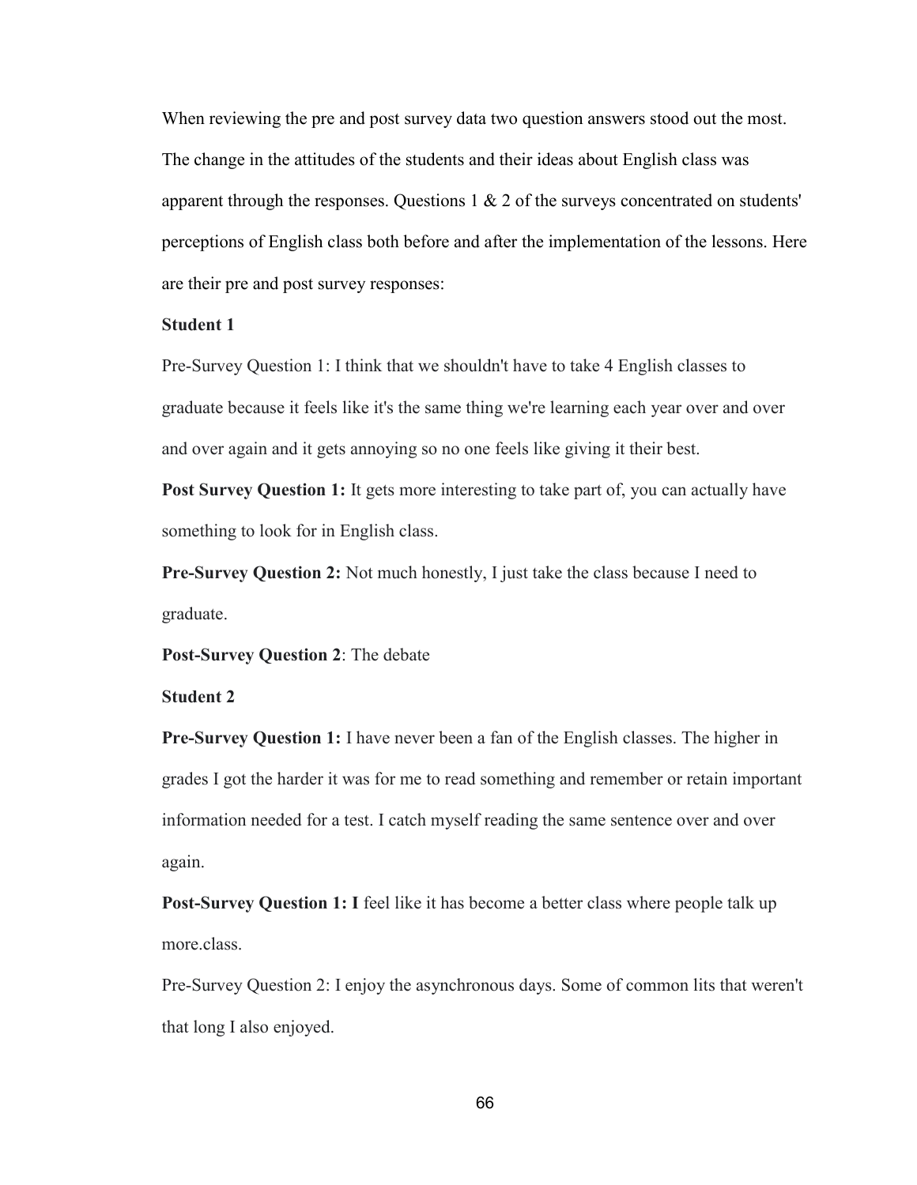When reviewing the pre and post survey data two question answers stood out the most. The change in the attitudes of the students and their ideas about English class was apparent through the responses. Questions 1 & 2 of the surveys concentrated on students' perceptions of English class both before and after the implementation of the lessons. Here are their pre and post survey responses:

**Student 1**

Pre-Survey Question 1: I think that we shouldn't have to take 4 English classes to graduate because it feels like it's the same thing we're learning each year over and over and over again and it gets annoying so no one feels like giving it their best.

**Post Survey Question 1:** It gets more interesting to take part of, you can actually have something to look for in English class.

**Pre-Survey Question 2:** Not much honestly, I just take the class because I need to graduate.

**Post-Survey Question 2**: The debate

**Student 2**

**Pre-Survey Question 1:** I have never been a fan of the English classes. The higher in grades I got the harder it was for me to read something and remember or retain important information needed for a test. I catch myself reading the same sentence over and over again.

**Post-Survey Question 1: I** feel like it has become a better class where people talk up more.class.

Pre-Survey Question 2: I enjoy the asynchronous days. Some of common lits that weren't that long I also enjoyed.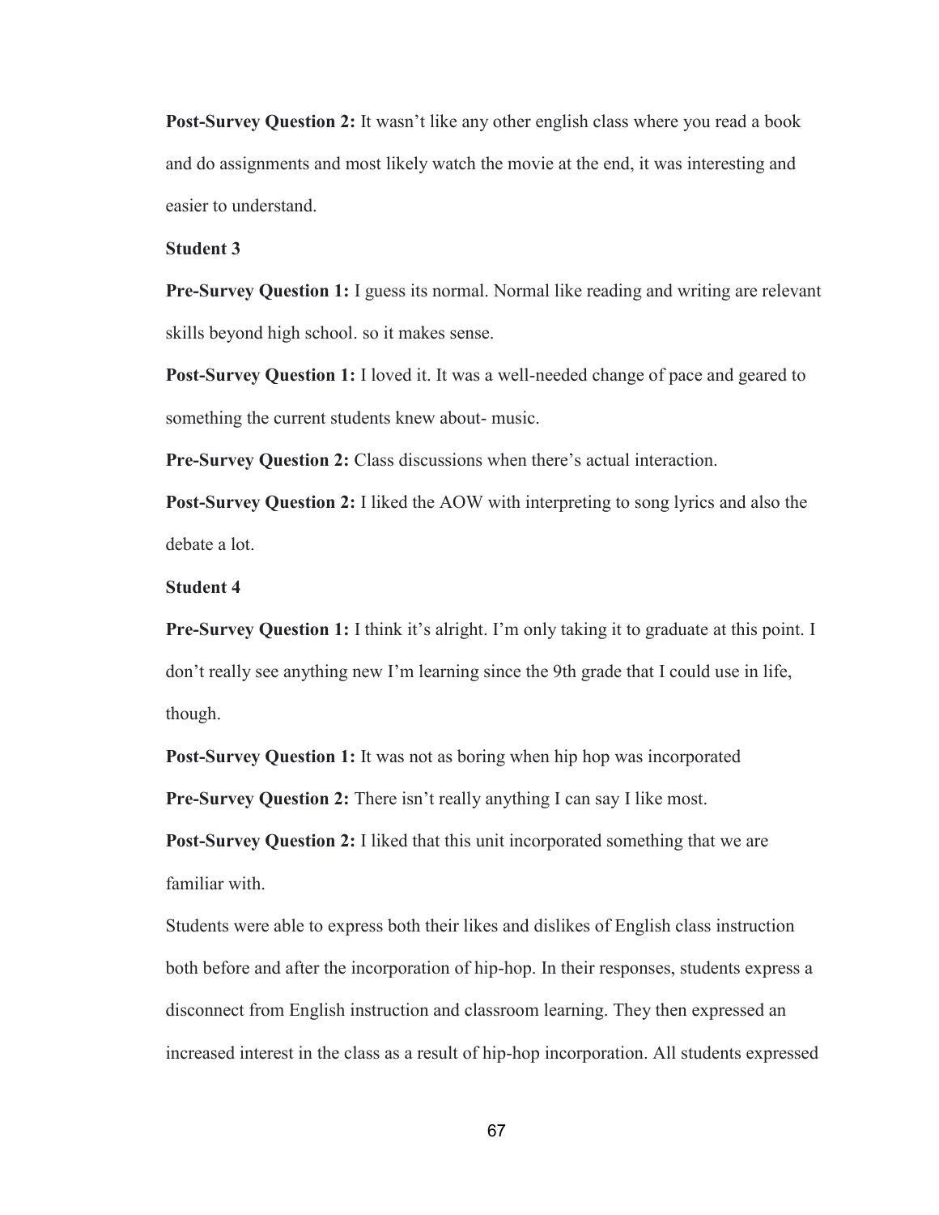**Post-Survey Question 2:** It wasn't like any other english class where you read a book and do assignments and most likely watch the movie at the end, it was interesting and easier to understand.

**Student 3**

**Pre-Survey Question 1:** I guess its normal. Normal like reading and writing are relevant skills beyond high school. so it makes sense.

**Post-Survey Question 1:** I loved it. It was a well-needed change of pace and geared to something the current students knew about- music.

**Pre-Survey Question 2:** Class discussions when there's actual interaction.

**Post-Survey Question 2:** I liked the AOW with interpreting to song lyrics and also the debate a lot.

**Student 4**

**Pre-Survey Question 1:** I think it's alright. I'm only taking it to graduate at this point. I don't really see anything new I'm learning since the 9th grade that I could use in life, though.

**Post-Survey Question 1:** It was not as boring when hip hop was incorporated

**Pre-Survey Question 2:** There isn't really anything I can say I like most.

**Post-Survey Question 2:** I liked that this unit incorporated something that we are familiar with.

Students were able to express both their likes and dislikes of English class instruction both before and after the incorporation of hip-hop. In their responses, students express a disconnect from English instruction and classroom learning. They then expressed an increased interest in the class as a result of hip-hop incorporation. All students expressed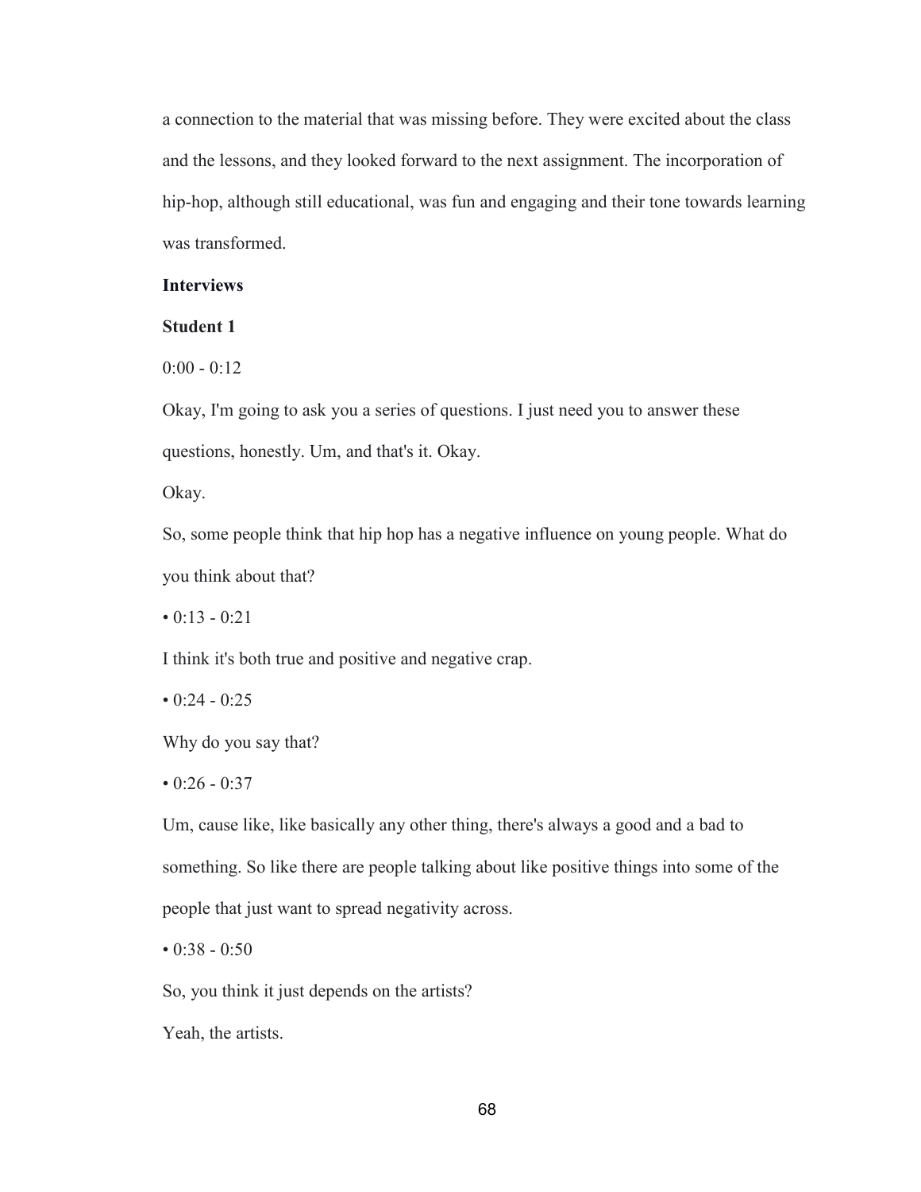a connection to the material that was missing before. They were excited about the class and the lessons, and they looked forward to the next assignment. The incorporation of hip-hop, although still educational, was fun and engaging and their tone towards learning was transformed.

**Interviews**

**Student 1**

0:00 - 0:12

Okay, I'm going to ask you a series of questions. I just need you to answer these questions, honestly. Um, and that's it. Okay.

Okay.

So, some people think that hip hop has a negative influence on young people. What do you think about that?

• 0:13 - 0:21

I think it's both true and positive and negative crap.

• 0:24 - 0:25

Why do you say that?

• 0:26 - 0:37

Um, cause like, like basically any other thing, there's always a good and a bad to something. So like there are people talking about like positive things into some of the people that just want to spread negativity across.

• 0:38 - 0:50

So, you think it just depends on the artists?

Yeah, the artists.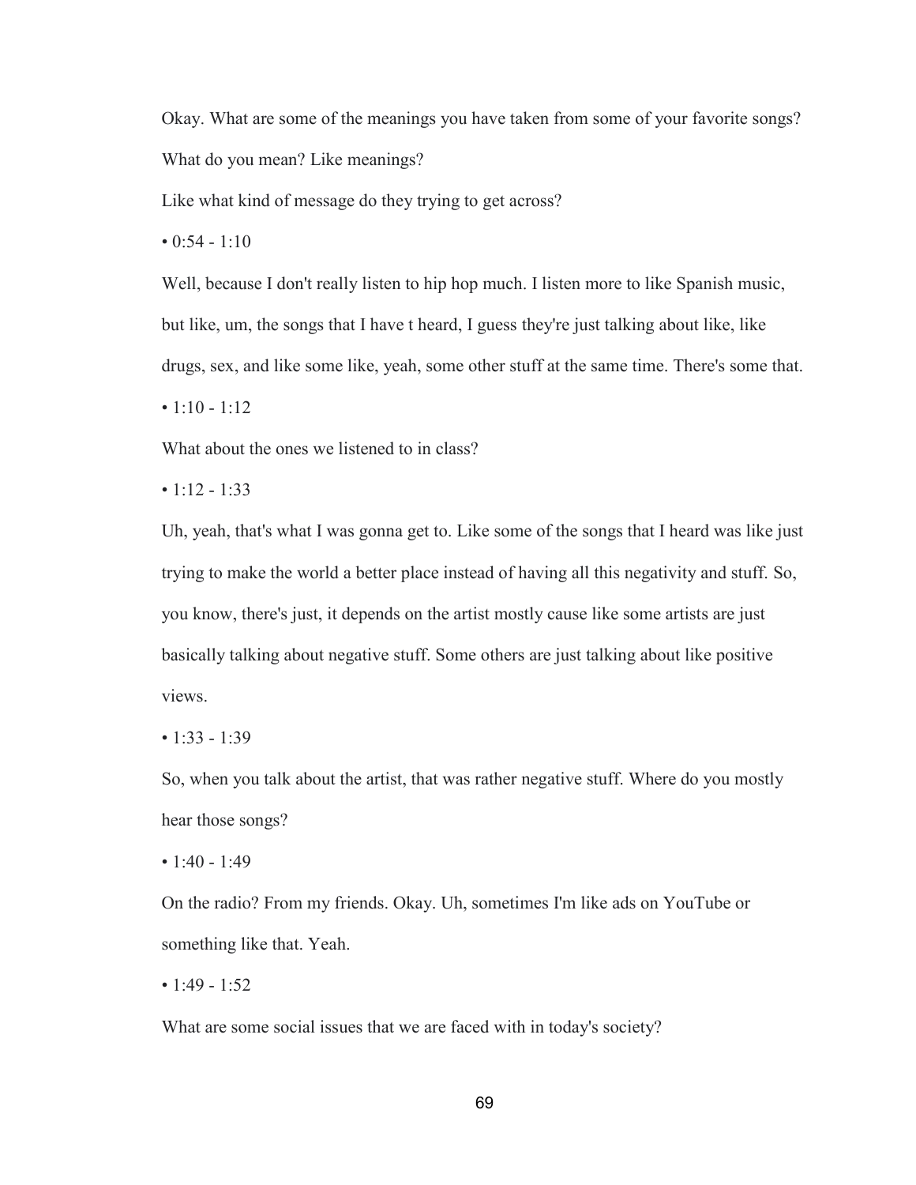Okay. What are some of the meanings you have taken from some of your favorite songs?

What do you mean? Like meanings?

Like what kind of message do they trying to get across?

• 0:54 - 1:10

Well, because I don't really listen to hip hop much. I listen more to like Spanish music, but like, um, the songs that I have t heard, I guess they're just talking about like, like drugs, sex, and like some like, yeah, some other stuff at the same time. There's some that.

• 1:10 - 1:12

What about the ones we listened to in class?

• 1:12 - 1:33

Uh, yeah, that's what I was gonna get to. Like some of the songs that I heard was like just trying to make the world a better place instead of having all this negativity and stuff. So, you know, there's just, it depends on the artist mostly cause like some artists are just basically talking about negative stuff. Some others are just talking about like positive views.

• 1:33 - 1:39

So, when you talk about the artist, that was rather negative stuff. Where do you mostly hear those songs?

• 1:40 - 1:49

On the radio? From my friends. Okay. Uh, sometimes I'm like ads on YouTube or something like that. Yeah.

• 1:49 - 1:52

What are some social issues that we are faced with in today's society?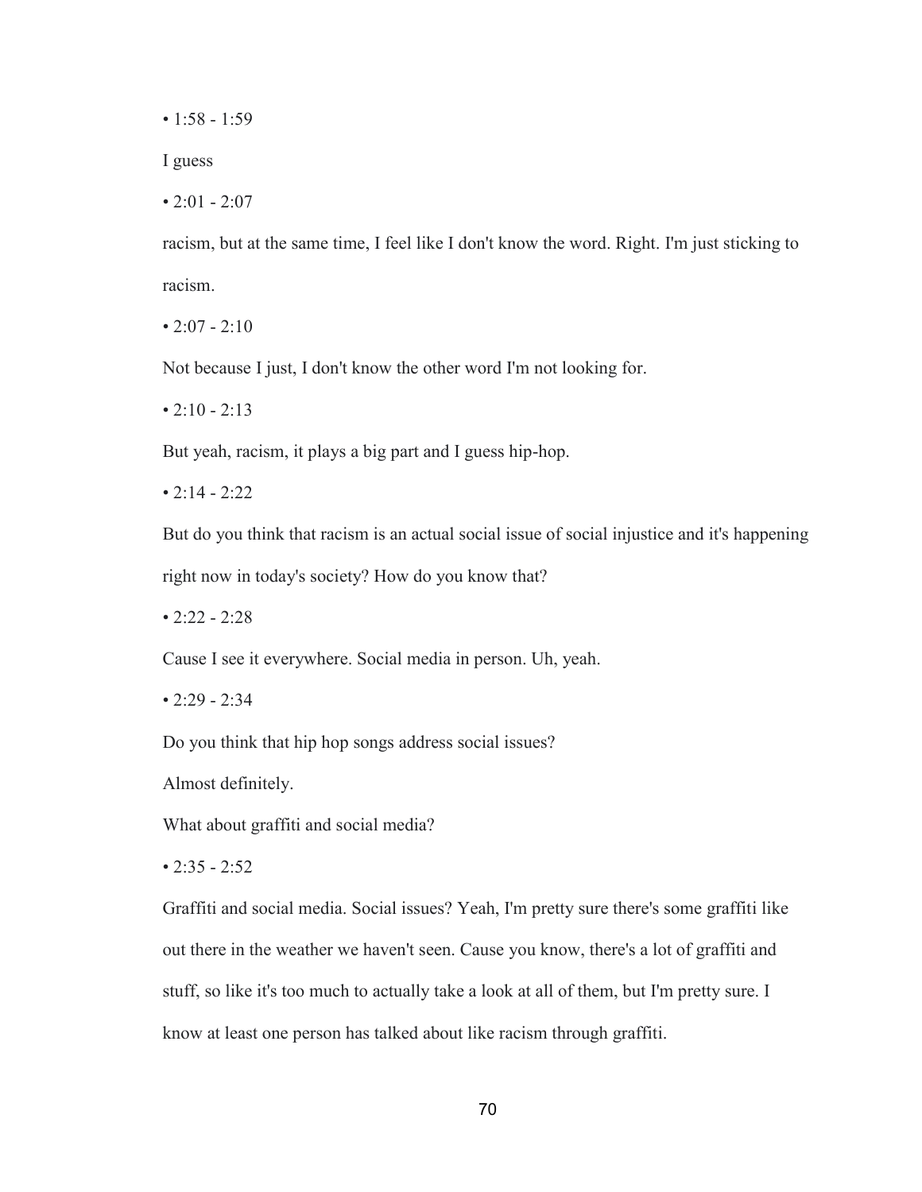• 1:58 - 1:59

I guess

• 2:01 - 2:07

racism, but at the same time, I feel like I don't know the word. Right. I'm just sticking to racism.

• 2:07 - 2:10

Not because I just, I don't know the other word I'm not looking for.

• 2:10 - 2:13

But yeah, racism, it plays a big part and I guess hip-hop.

• 2:14 - 2:22

But do you think that racism is an actual social issue of social injustice and it's happening right now in today's society? How do you know that?

• 2:22 - 2:28

Cause I see it everywhere. Social media in person. Uh, yeah.

• 2:29 - 2:34

Do you think that hip hop songs address social issues?

Almost definitely.

What about graffiti and social media?

• 2:35 - 2:52

Graffiti and social media. Social issues? Yeah, I'm pretty sure there's some graffiti like out there in the weather we haven't seen. Cause you know, there's a lot of graffiti and stuff, so like it's too much to actually take a look at all of them, but I'm pretty sure. I know at least one person has talked about like racism through graffiti.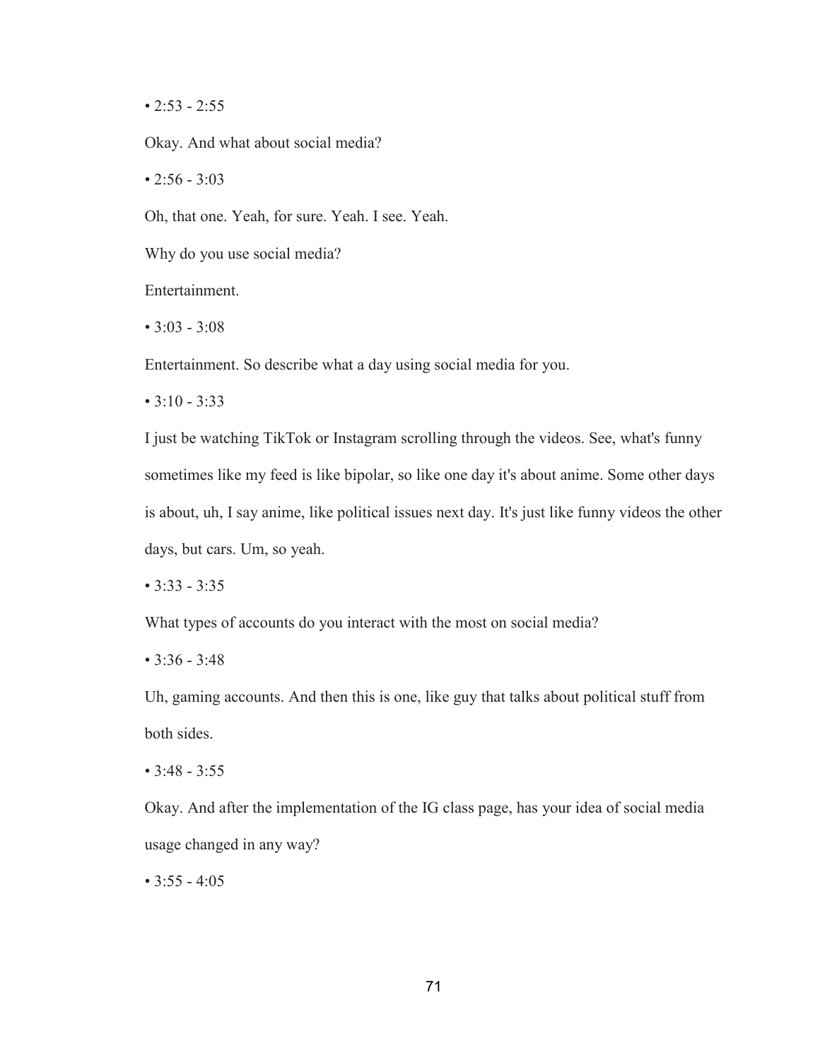• 2:53 - 2:55

Okay. And what about social media?

• 2:56 - 3:03

Oh, that one. Yeah, for sure. Yeah. I see. Yeah.

Why do you use social media?

Entertainment.

• 3:03 - 3:08

Entertainment. So describe what a day using social media for you.

• 3:10 - 3:33

I just be watching TikTok or Instagram scrolling through the videos. See, what's funny sometimes like my feed is like bipolar, so like one day it's about anime. Some other days is about, uh, I say anime, like political issues next day. It's just like funny videos the other days, but cars. Um, so yeah.

• 3:33 - 3:35

What types of accounts do you interact with the most on social media?

• 3:36 - 3:48

Uh, gaming accounts. And then this is one, like guy that talks about political stuff from both sides.

• 3:48 - 3:55

Okay. And after the implementation of the IG class page, has your idea of social media usage changed in any way?

• 3:55 - 4:05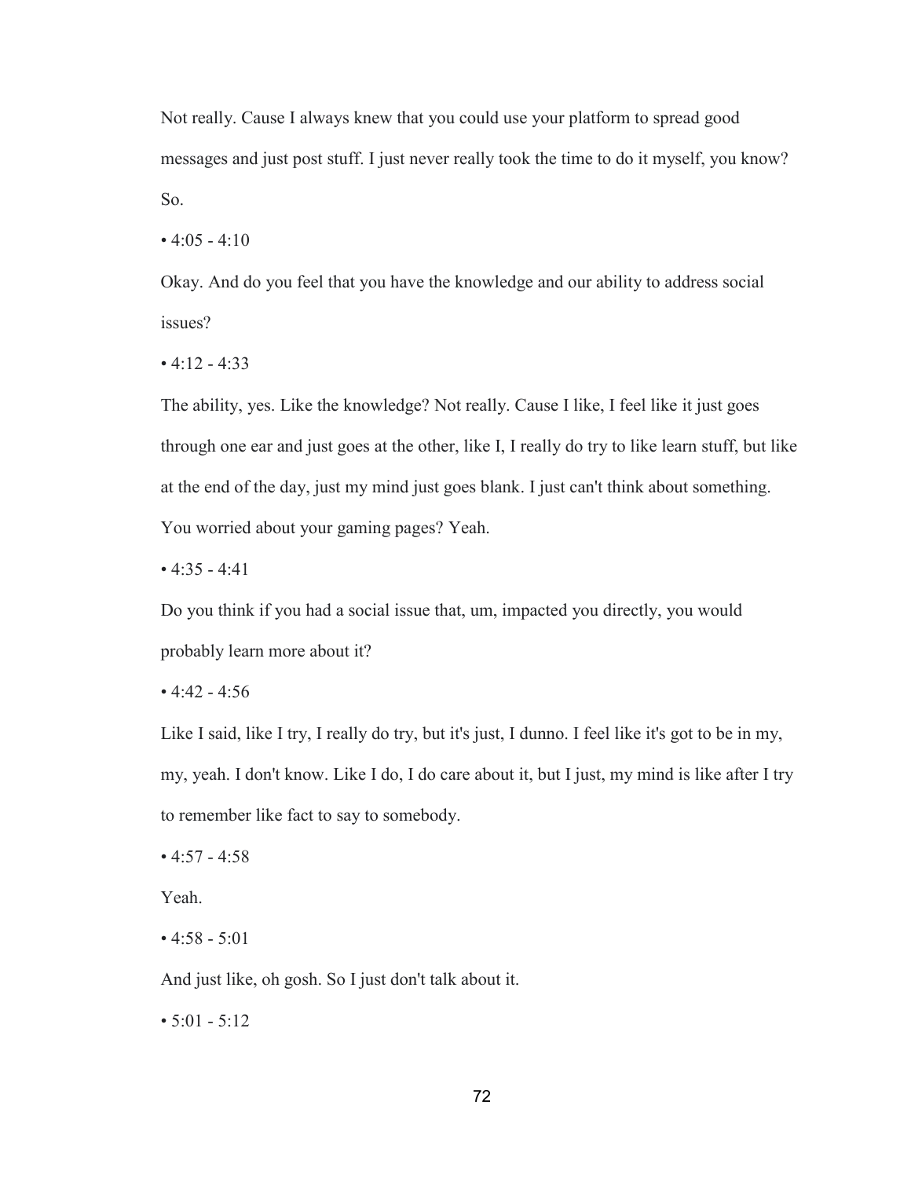Not really. Cause I always knew that you could use your platform to spread good messages and just post stuff. I just never really took the time to do it myself, you know? So.

• 4:05 - 4:10

Okay. And do you feel that you have the knowledge and our ability to address social issues?

• 4:12 - 4:33

The ability, yes. Like the knowledge? Not really. Cause I like, I feel like it just goes through one ear and just goes at the other, like I, I really do try to like learn stuff, but like at the end of the day, just my mind just goes blank. I just can't think about something. You worried about your gaming pages? Yeah.

• 4:35 - 4:41

Do you think if you had a social issue that, um, impacted you directly, you would probably learn more about it?

• 4:42 - 4:56

Like I said, like I try, I really do try, but it's just, I dunno. I feel like it's got to be in my, my, yeah. I don't know. Like I do, I do care about it, but I just, my mind is like after I try to remember like fact to say to somebody.

• 4:57 - 4:58

Yeah.

• 4:58 - 5:01

And just like, oh gosh. So I just don't talk about it.

• 5:01 - 5:12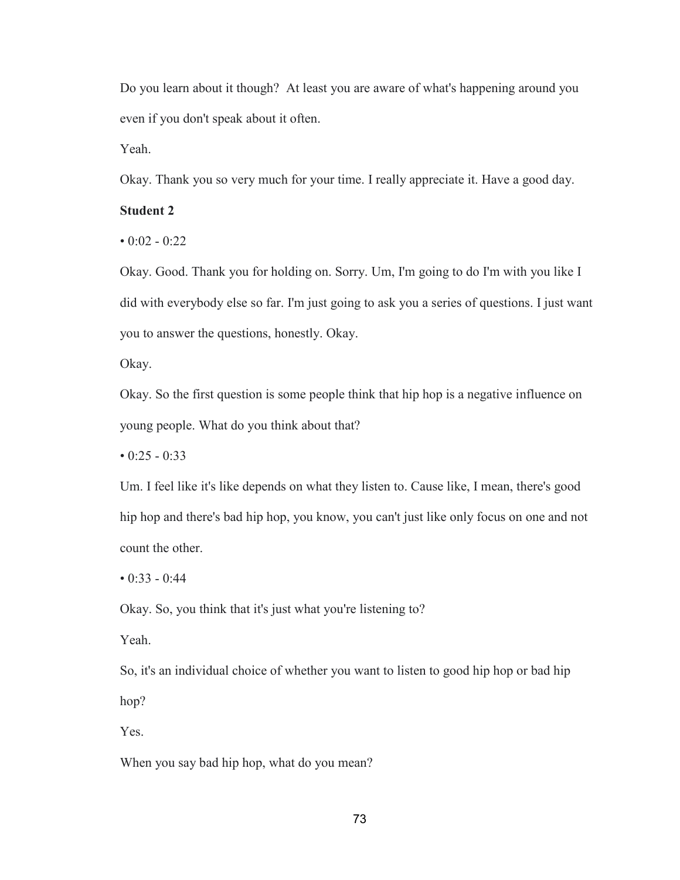Do you learn about it though? At least you are aware of what's happening around you even if you don't speak about it often.

Yeah.

Okay. Thank you so very much for your time. I really appreciate it. Have a good day.

**Student 2**

- 0:02 - 0:22

Okay. Good. Thank you for holding on. Sorry. Um, I'm going to do I'm with you like I did with everybody else so far. I'm just going to ask you a series of questions. I just want you to answer the questions, honestly. Okay.

Okay.

Okay. So the first question is some people think that hip hop is a negative influence on young people. What do you think about that?

- 0:25 - 0:33

Um. I feel like it's like depends on what they listen to. Cause like, I mean, there's good hip hop and there's bad hip hop, you know, you can't just like only focus on one and not count the other.

- 0:33 - 0:44

Okay. So, you think that it's just what you're listening to?

Yeah.

So, it's an individual choice of whether you want to listen to good hip hop or bad hip hop?

Yes.

When you say bad hip hop, what do you mean?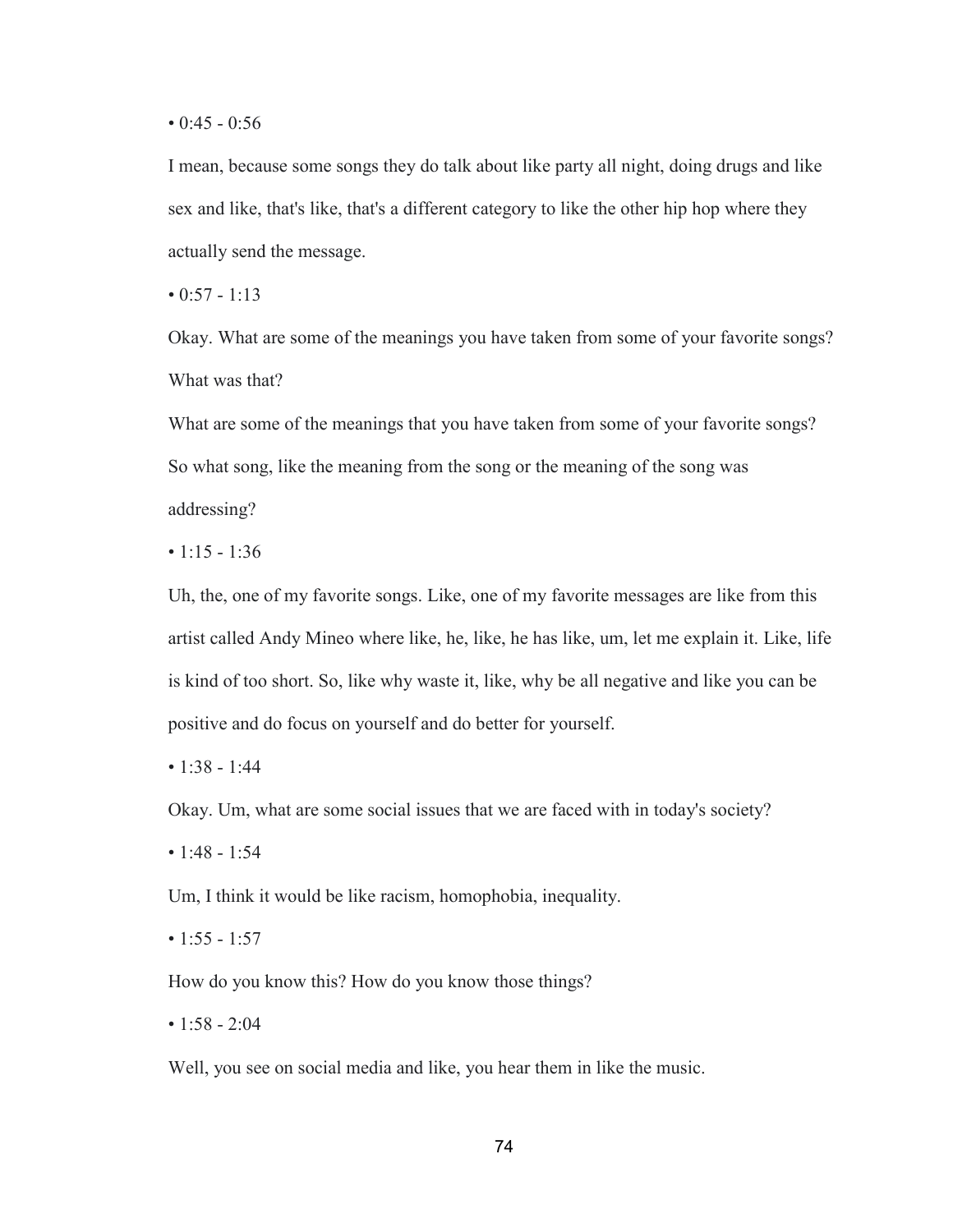• 0:45 - 0:56

I mean, because some songs they do talk about like party all night, doing drugs and like sex and like, that's like, that's a different category to like the other hip hop where they actually send the message.

• 0:57 - 1:13

Okay. What are some of the meanings you have taken from some of your favorite songs? What was that?

What are some of the meanings that you have taken from some of your favorite songs? So what song, like the meaning from the song or the meaning of the song was addressing?

• 1:15 - 1:36

Uh, the, one of my favorite songs. Like, one of my favorite messages are like from this artist called Andy Mineo where like, he, like, he has like, um, let me explain it. Like, life is kind of too short. So, like why waste it, like, why be all negative and like you can be positive and do focus on yourself and do better for yourself.

• 1:38 - 1:44

Okay. Um, what are some social issues that we are faced with in today's society?

• 1:48 - 1:54

Um, I think it would be like racism, homophobia, inequality.

• 1:55 - 1:57

How do you know this? How do you know those things?

• 1:58 - 2:04

Well, you see on social media and like, you hear them in like the music.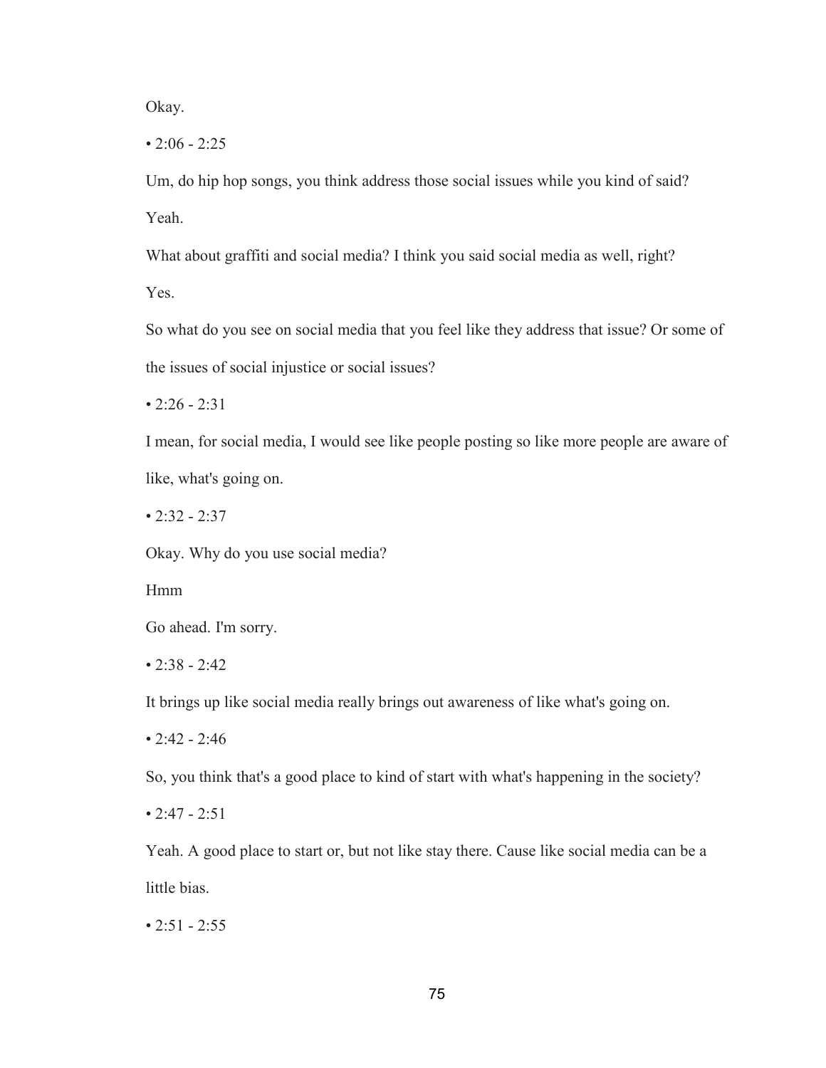Okay.

• 2:06 - 2:25

Um, do hip hop songs, you think address those social issues while you kind of said?

Yeah.

What about graffiti and social media? I think you said social media as well, right?

Yes.

So what do you see on social media that you feel like they address that issue? Or some of the issues of social injustice or social issues?

• 2:26 - 2:31

I mean, for social media, I would see like people posting so like more people are aware of like, what's going on.

• 2:32 - 2:37

Okay. Why do you use social media?

Hmm

Go ahead. I'm sorry.

• 2:38 - 2:42

It brings up like social media really brings out awareness of like what's going on.

• 2:42 - 2:46

So, you think that's a good place to kind of start with what's happening in the society?

• 2:47 - 2:51

Yeah. A good place to start or, but not like stay there. Cause like social media can be a little bias.

• 2:51 - 2:55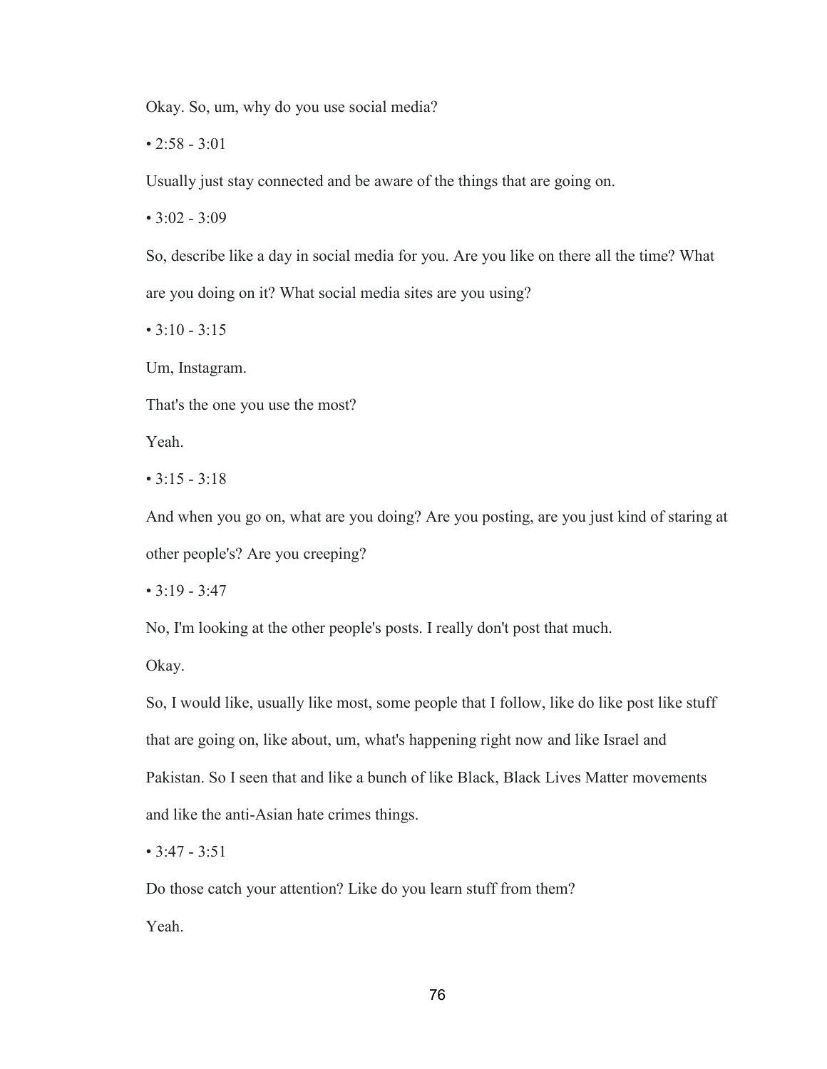Okay. So, um, why do you use social media?

• 2:58 - 3:01

Usually just stay connected and be aware of the things that are going on.

• 3:02 - 3:09

So, describe like a day in social media for you. Are you like on there all the time? What are you doing on it? What social media sites are you using?

• 3:10 - 3:15

Um, Instagram.

That's the one you use the most?

Yeah.

• 3:15 - 3:18

And when you go on, what are you doing? Are you posting, are you just kind of staring at other people's? Are you creeping?

• 3:19 - 3:47

No, I'm looking at the other people's posts. I really don't post that much.

Okay.

So, I would like, usually like most, some people that I follow, like do like post like stuff that are going on, like about, um, what's happening right now and like Israel and Pakistan. So I seen that and like a bunch of like Black, Black Lives Matter movements and like the anti-Asian hate crimes things.

• 3:47 - 3:51

Do those catch your attention? Like do you learn stuff from them?

Yeah.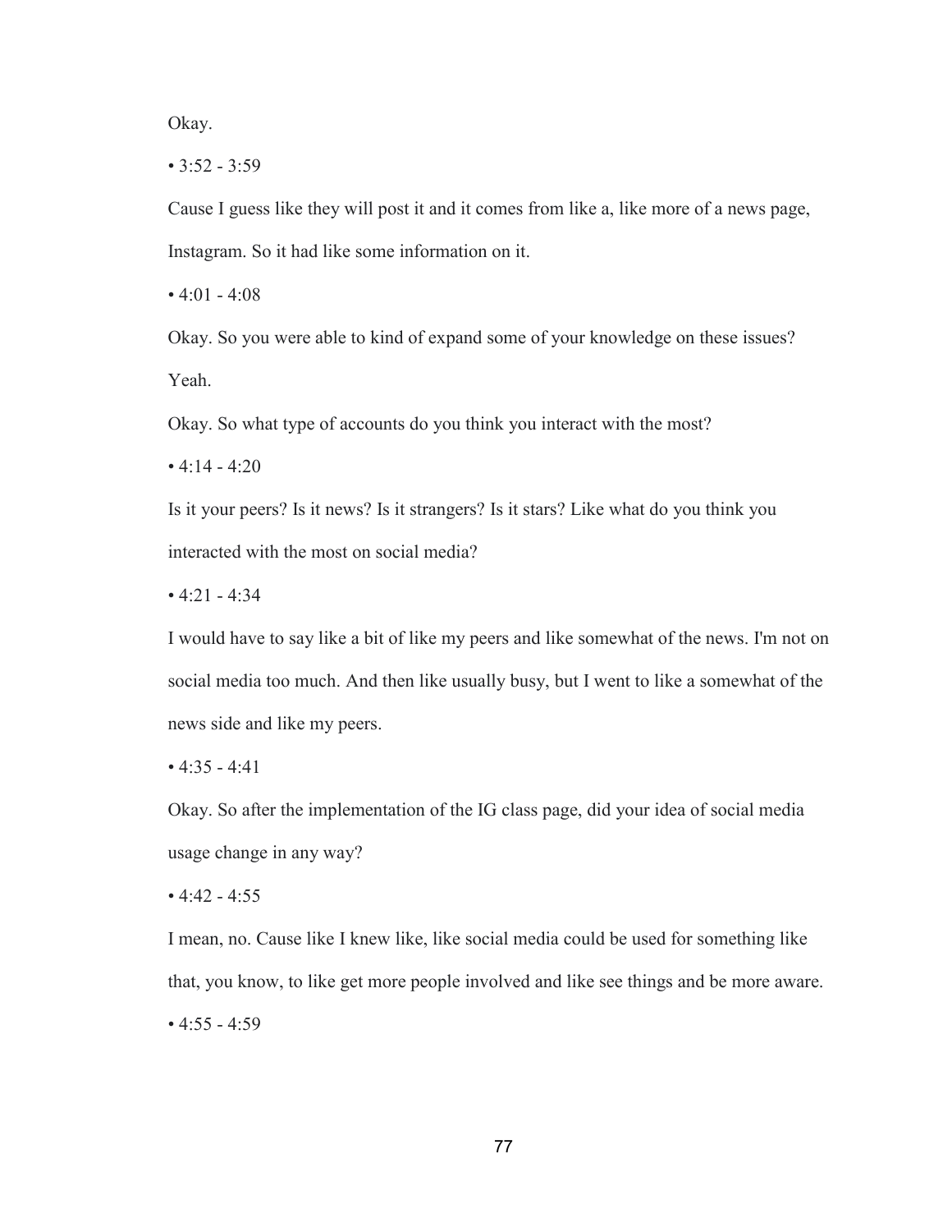Okay.

• 3:52 - 3:59

Cause I guess like they will post it and it comes from like a, like more of a news page, Instagram. So it had like some information on it.

• 4:01 - 4:08

Okay. So you were able to kind of expand some of your knowledge on these issues?

Yeah.

Okay. So what type of accounts do you think you interact with the most?

• 4:14 - 4:20

Is it your peers? Is it news? Is it strangers? Is it stars? Like what do you think you interacted with the most on social media?

• 4:21 - 4:34

I would have to say like a bit of like my peers and like somewhat of the news. I'm not on social media too much. And then like usually busy, but I went to like a somewhat of the news side and like my peers.

• 4:35 - 4:41

Okay. So after the implementation of the IG class page, did your idea of social media usage change in any way?

• 4:42 - 4:55

I mean, no. Cause like I knew like, like social media could be used for something like that, you know, to like get more people involved and like see things and be more aware.

• 4:55 - 4:59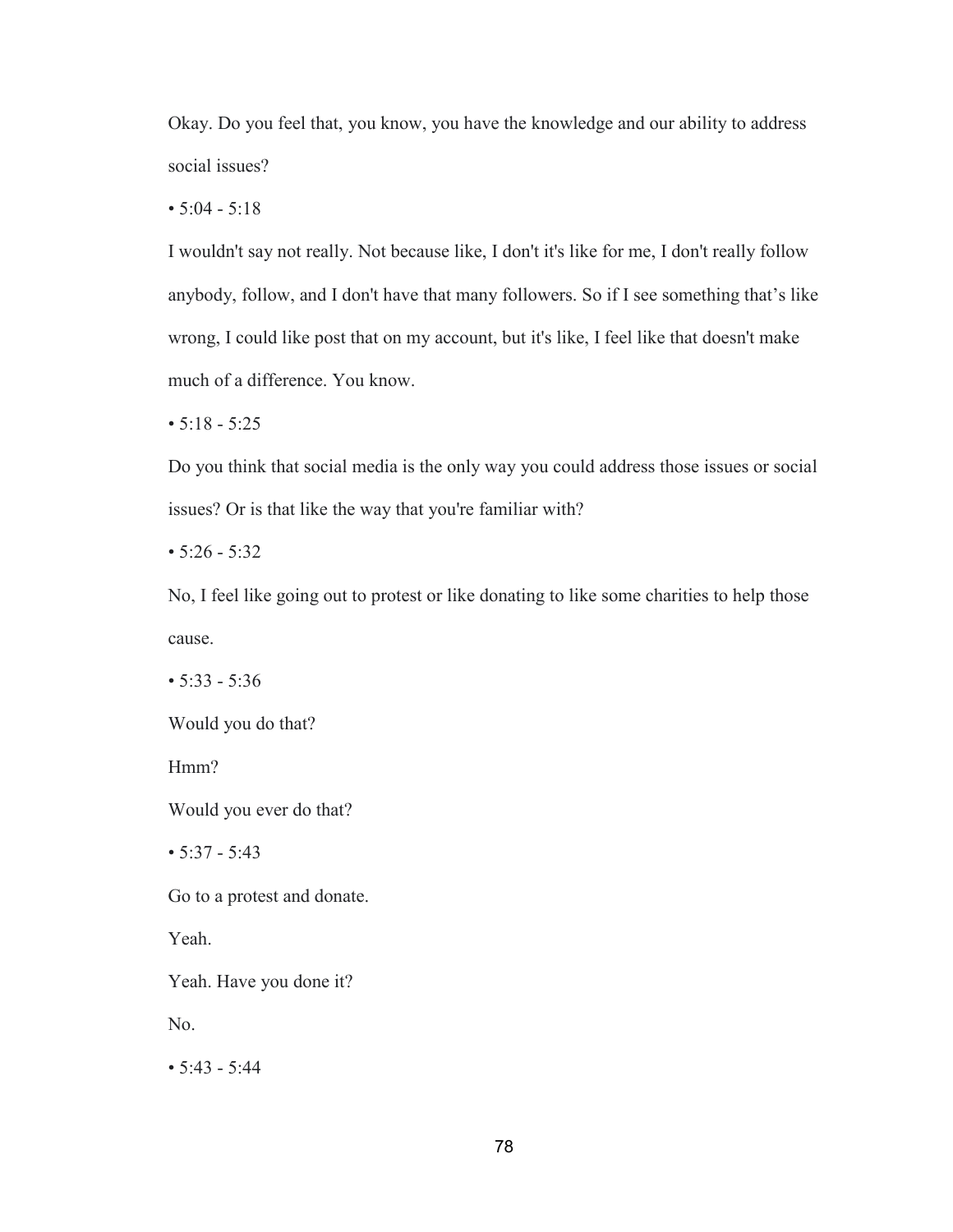Okay. Do you feel that, you know, you have the knowledge and our ability to address social issues?

• 5:04 - 5:18

I wouldn't say not really. Not because like, I don't it's like for me, I don't really follow anybody, follow, and I don't have that many followers. So if I see something that's like wrong, I could like post that on my account, but it's like, I feel like that doesn't make much of a difference. You know.

• 5:18 - 5:25

Do you think that social media is the only way you could address those issues or social issues? Or is that like the way that you're familiar with?

• 5:26 - 5:32

No, I feel like going out to protest or like donating to like some charities to help those cause.

• 5:33 - 5:36

Would you do that?

Hmm?

Would you ever do that?

• 5:37 - 5:43

Go to a protest and donate.

Yeah.

Yeah. Have you done it?

No.

• 5:43 - 5:44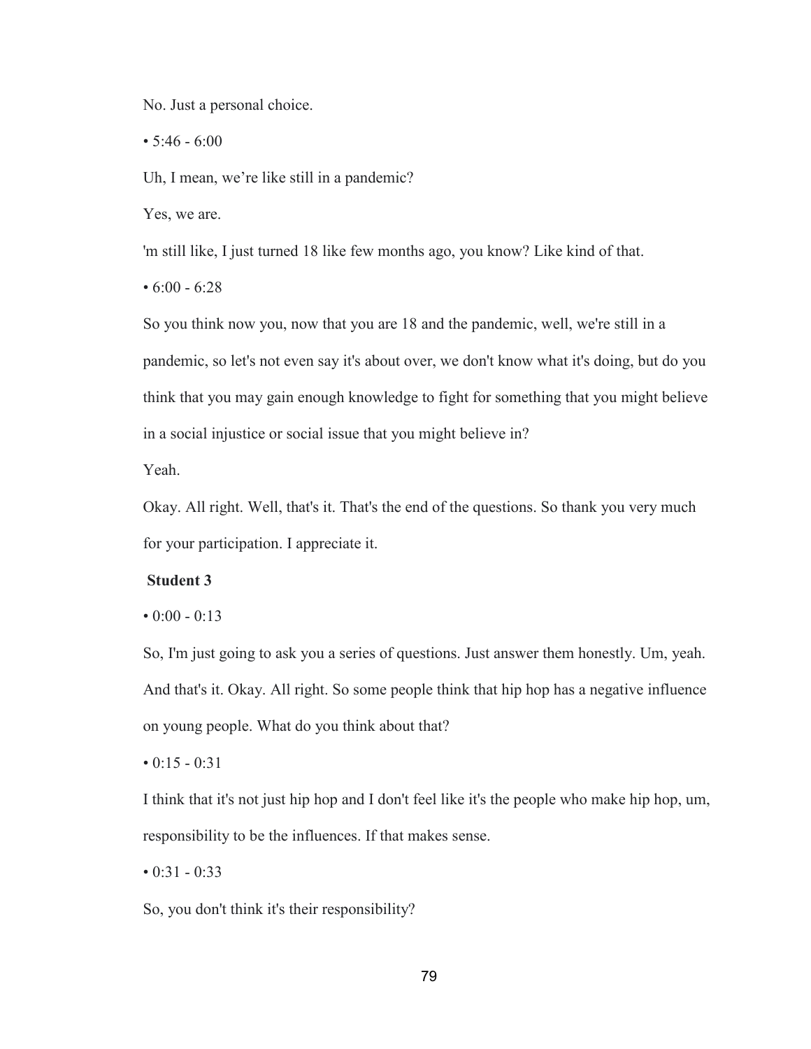No. Just a personal choice.

• 5:46 - 6:00

Uh, I mean, we’re like still in a pandemic?

Yes, we are.

'm still like, I just turned 18 like few months ago, you know? Like kind of that.

• 6:00 - 6:28

So you think now you, now that you are 18 and the pandemic, well, we're still in a pandemic, so let's not even say it's about over, we don't know what it's doing, but do you think that you may gain enough knowledge to fight for something that you might believe in a social injustice or social issue that you might believe in?

Yeah.

Okay. All right. Well, that's it. That's the end of the questions. So thank you very much for your participation. I appreciate it.

**Student 3**

• 0:00 - 0:13

So, I'm just going to ask you a series of questions. Just answer them honestly. Um, yeah. And that's it. Okay. All right. So some people think that hip hop has a negative influence on young people. What do you think about that?

• 0:15 - 0:31

I think that it's not just hip hop and I don't feel like it's the people who make hip hop, um, responsibility to be the influences. If that makes sense.

• 0:31 - 0:33

So, you don't think it's their responsibility?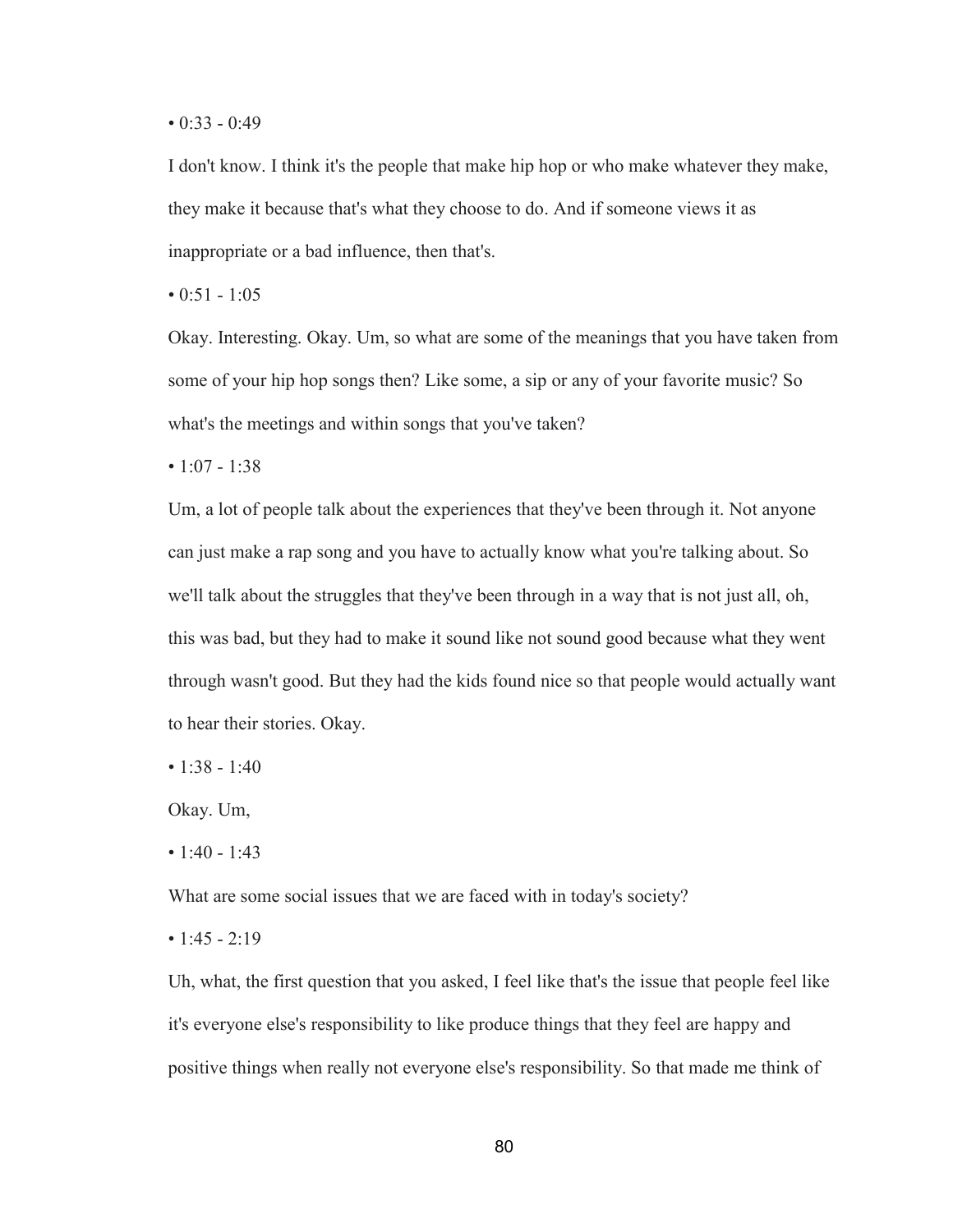• 0:33 - 0:49

I don't know. I think it's the people that make hip hop or who make whatever they make, they make it because that's what they choose to do. And if someone views it as inappropriate or a bad influence, then that's.

• 0:51 - 1:05

Okay. Interesting. Okay. Um, so what are some of the meanings that you have taken from some of your hip hop songs then? Like some, a sip or any of your favorite music? So what's the meetings and within songs that you've taken?

• 1:07 - 1:38

Um, a lot of people talk about the experiences that they've been through it. Not anyone can just make a rap song and you have to actually know what you're talking about. So we'll talk about the struggles that they've been through in a way that is not just all, oh, this was bad, but they had to make it sound like not sound good because what they went through wasn't good. But they had the kids found nice so that people would actually want to hear their stories. Okay.

• 1:38 - 1:40

Okay. Um,

• 1:40 - 1:43

What are some social issues that we are faced with in today's society?

• 1:45 - 2:19

Uh, what, the first question that you asked, I feel like that's the issue that people feel like it's everyone else's responsibility to like produce things that they feel are happy and positive things when really not everyone else's responsibility. So that made me think of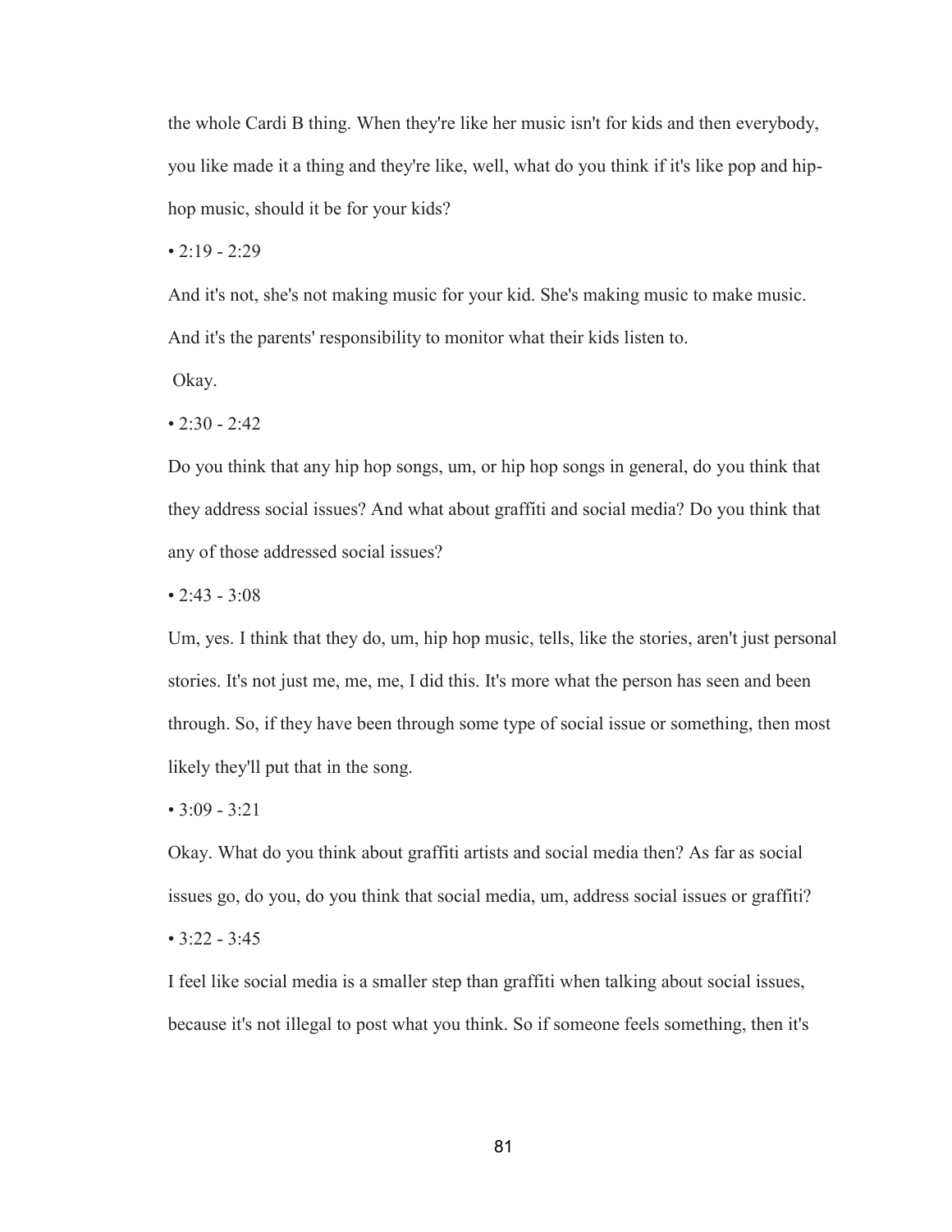the whole Cardi B thing. When they're like her music isn't for kids and then everybody, you like made it a thing and they're like, well, what do you think if it's like pop and hip-hop music, should it be for your kids?

• 2:19 - 2:29

And it's not, she's not making music for your kid. She's making music to make music. And it's the parents' responsibility to monitor what their kids listen to.

Okay.

• 2:30 - 2:42

Do you think that any hip hop songs, um, or hip hop songs in general, do you think that they address social issues? And what about graffiti and social media? Do you think that any of those addressed social issues?

• 2:43 - 3:08

Um, yes. I think that they do, um, hip hop music, tells, like the stories, aren't just personal stories. It's not just me, me, me, I did this. It's more what the person has seen and been through. So, if they have been through some type of social issue or something, then most likely they'll put that in the song.

• 3:09 - 3:21

Okay. What do you think about graffiti artists and social media then? As far as social issues go, do you, do you think that social media, um, address social issues or graffiti?

• 3:22 - 3:45

I feel like social media is a smaller step than graffiti when talking about social issues, because it's not illegal to post what you think. So if someone feels something, then it's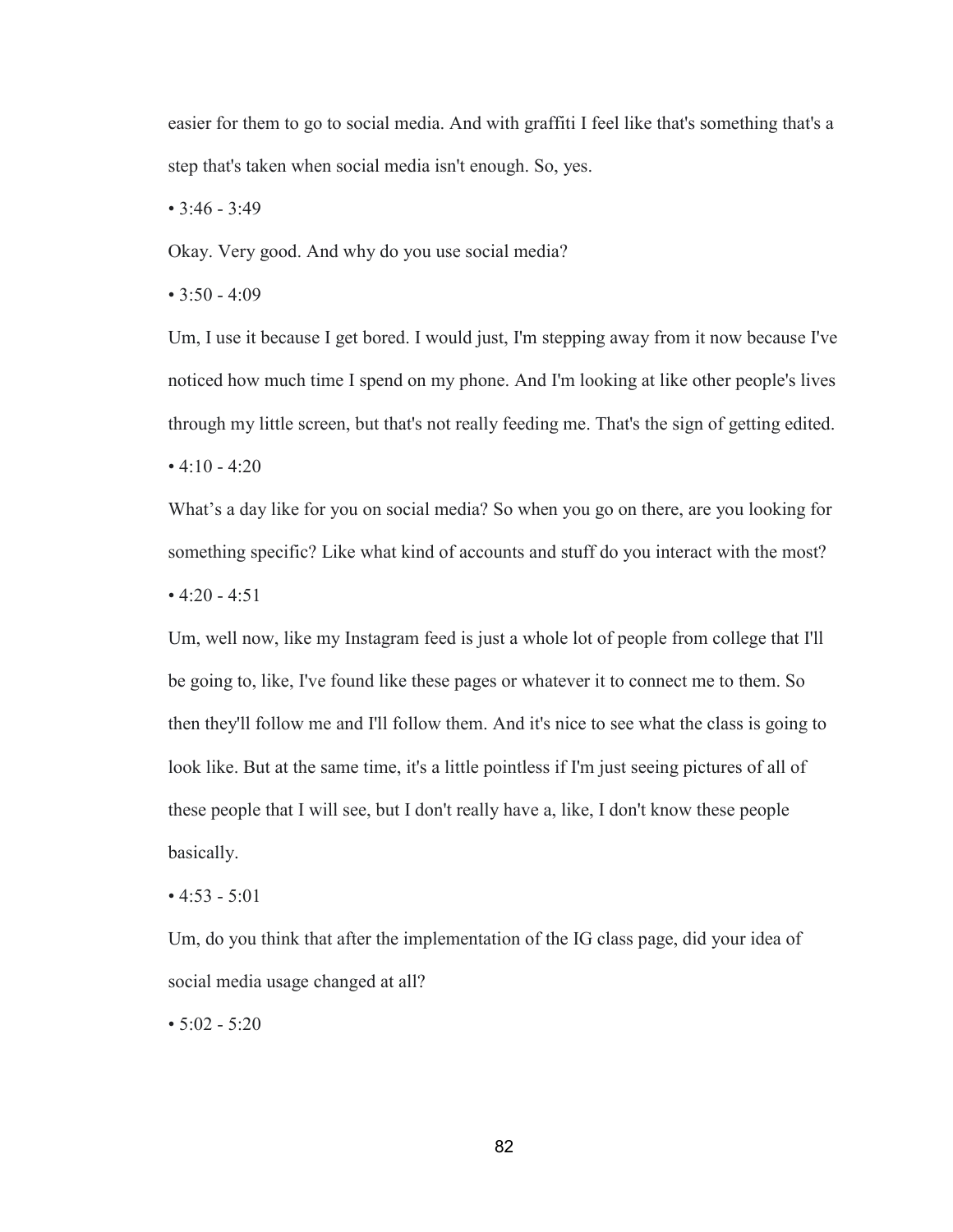easier for them to go to social media. And with graffiti I feel like that's something that's a step that's taken when social media isn't enough. So, yes.

• 3:46 - 3:49

Okay. Very good. And why do you use social media?

• 3:50 - 4:09

Um, I use it because I get bored. I would just, I'm stepping away from it now because I've noticed how much time I spend on my phone. And I'm looking at like other people's lives through my little screen, but that's not really feeding me. That's the sign of getting edited.

• 4:10 - 4:20

What's a day like for you on social media? So when you go on there, are you looking for something specific? Like what kind of accounts and stuff do you interact with the most?

• 4:20 - 4:51

Um, well now, like my Instagram feed is just a whole lot of people from college that I'll be going to, like, I've found like these pages or whatever it to connect me to them. So then they'll follow me and I'll follow them. And it's nice to see what the class is going to look like. But at the same time, it's a little pointless if I'm just seeing pictures of all of these people that I will see, but I don't really have a, like, I don't know these people basically.

• 4:53 - 5:01

Um, do you think that after the implementation of the IG class page, did your idea of social media usage changed at all?

• 5:02 - 5:20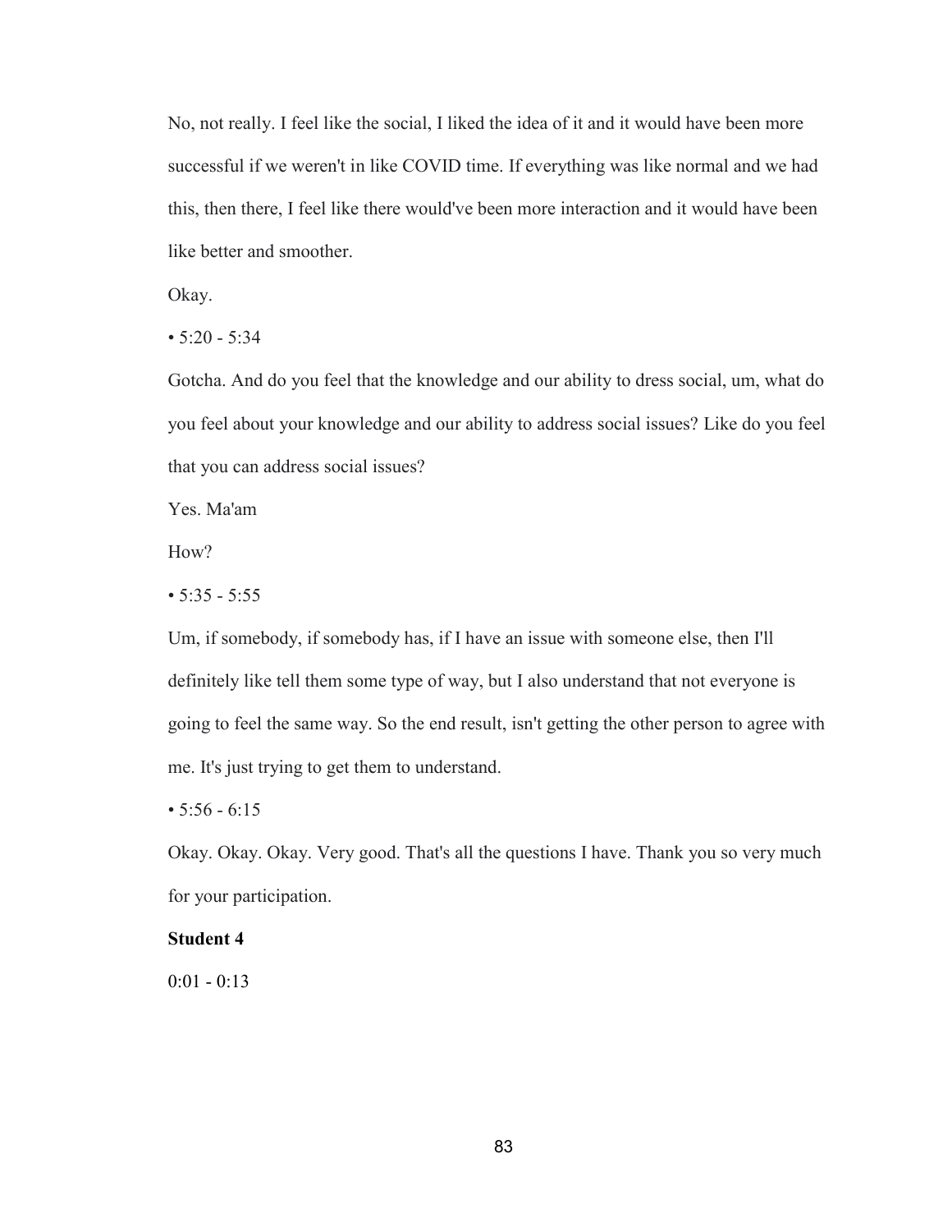No, not really. I feel like the social, I liked the idea of it and it would have been more successful if we weren't in like COVID time. If everything was like normal and we had this, then there, I feel like there would've been more interaction and it would have been like better and smoother.

Okay.

• 5:20 - 5:34

Gotcha. And do you feel that the knowledge and our ability to dress social, um, what do you feel about your knowledge and our ability to address social issues? Like do you feel that you can address social issues?

Yes. Ma'am

How?

• 5:35 - 5:55

Um, if somebody, if somebody has, if I have an issue with someone else, then I'll definitely like tell them some type of way, but I also understand that not everyone is going to feel the same way. So the end result, isn't getting the other person to agree with me. It's just trying to get them to understand.

• 5:56 - 6:15

Okay. Okay. Okay. Very good. That's all the questions I have. Thank you so very much for your participation.

**Student 4**

0:01 - 0:13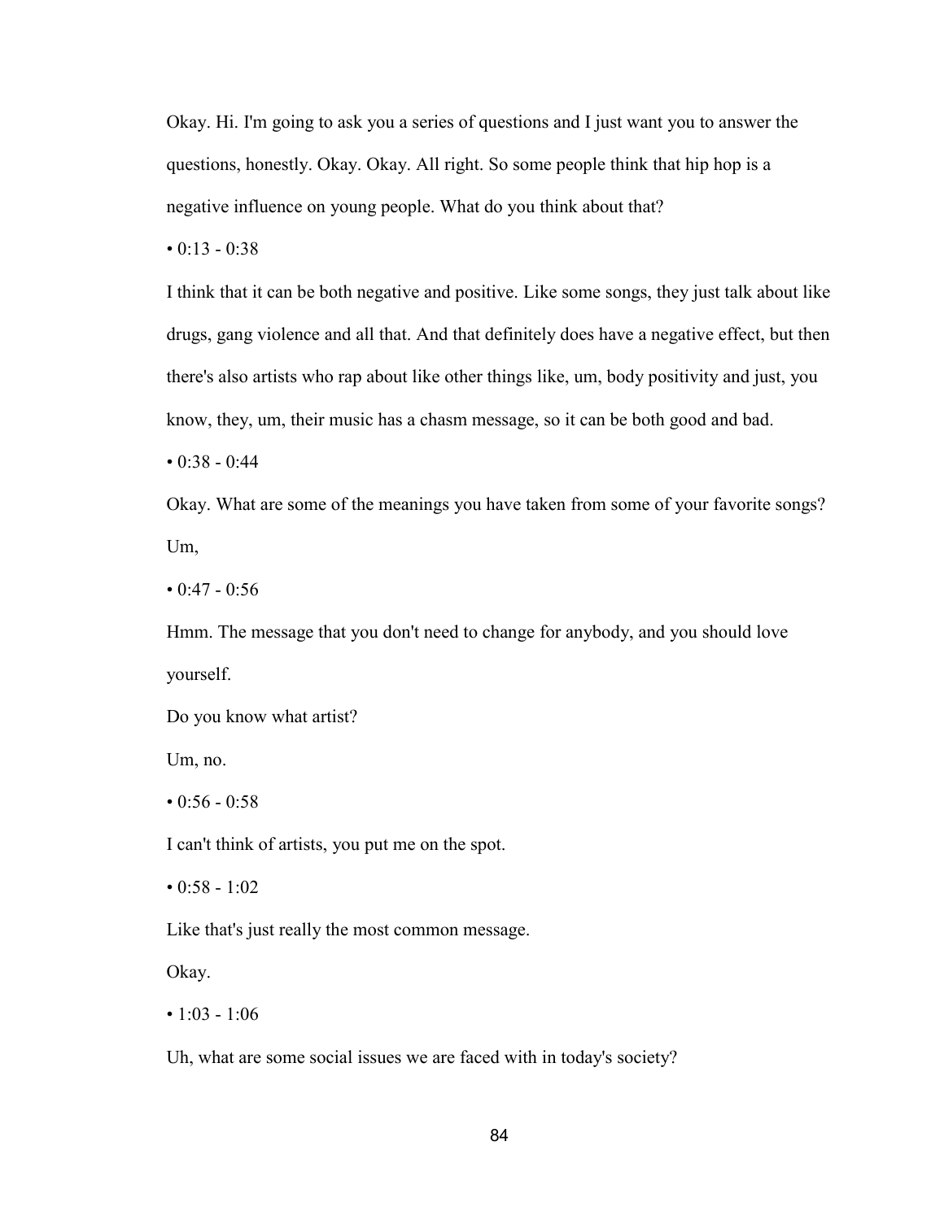Okay. Hi. I'm going to ask you a series of questions and I just want you to answer the questions, honestly. Okay. Okay. All right. So some people think that hip hop is a negative influence on young people. What do you think about that?

• 0:13 - 0:38

I think that it can be both negative and positive. Like some songs, they just talk about like drugs, gang violence and all that. And that definitely does have a negative effect, but then there's also artists who rap about like other things like, um, body positivity and just, you know, they, um, their music has a chasm message, so it can be both good and bad.

• 0:38 - 0:44

Okay. What are some of the meanings you have taken from some of your favorite songs? Um,

• 0:47 - 0:56

Hmm. The message that you don't need to change for anybody, and you should love yourself.

Do you know what artist?

Um, no.

• 0:56 - 0:58

I can't think of artists, you put me on the spot.

• 0:58 - 1:02

Like that's just really the most common message.

Okay.

• 1:03 - 1:06

Uh, what are some social issues we are faced with in today's society?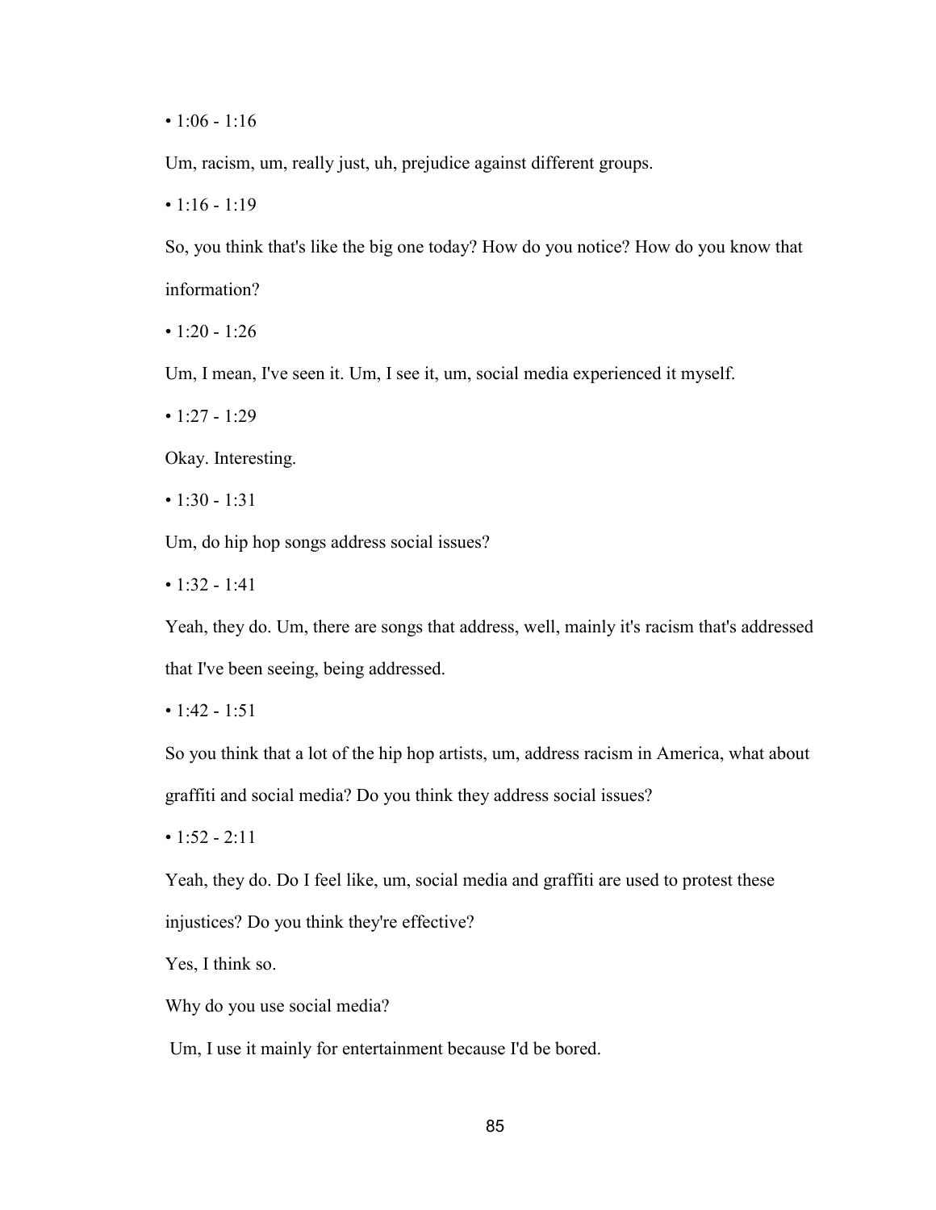• 1:06 - 1:16

Um, racism, um, really just, uh, prejudice against different groups.

• 1:16 - 1:19

So, you think that's like the big one today? How do you notice? How do you know that information?

• 1:20 - 1:26

Um, I mean, I've seen it. Um, I see it, um, social media experienced it myself.

• 1:27 - 1:29

Okay. Interesting.

• 1:30 - 1:31

Um, do hip hop songs address social issues?

• 1:32 - 1:41

Yeah, they do. Um, there are songs that address, well, mainly it's racism that's addressed that I've been seeing, being addressed.

• 1:42 - 1:51

So you think that a lot of the hip hop artists, um, address racism in America, what about graffiti and social media? Do you think they address social issues?

• 1:52 - 2:11

Yeah, they do. Do I feel like, um, social media and graffiti are used to protest these injustices? Do you think they're effective?

Yes, I think so.

Why do you use social media?

Um, I use it mainly for entertainment because I'd be bored.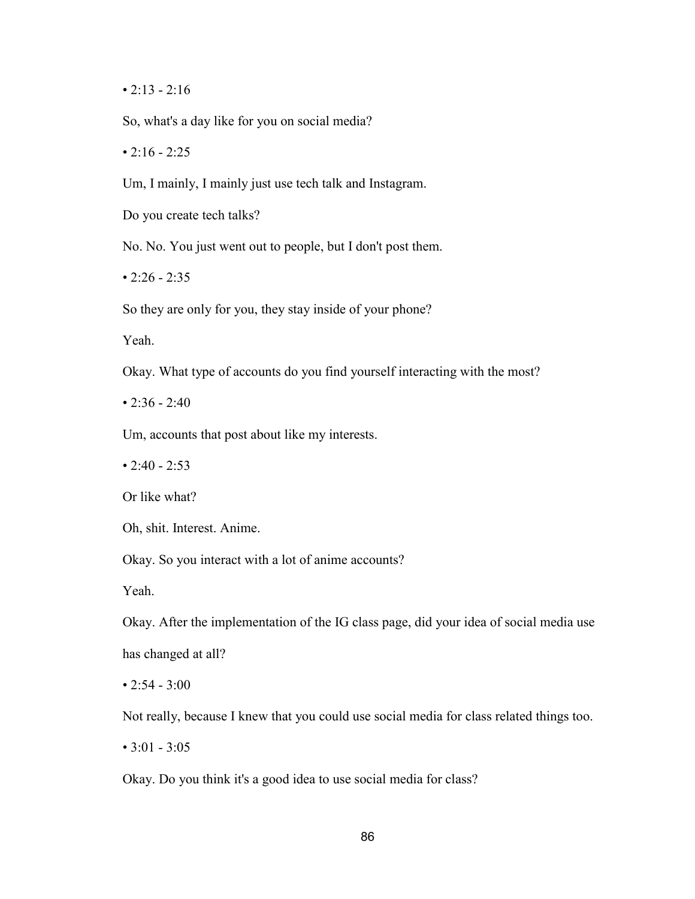• 2:13 - 2:16

So, what's a day like for you on social media?

• 2:16 - 2:25

Um, I mainly, I mainly just use tech talk and Instagram.

Do you create tech talks?

No. No. You just went out to people, but I don't post them.

• 2:26 - 2:35

So they are only for you, they stay inside of your phone?

Yeah.

Okay. What type of accounts do you find yourself interacting with the most?

• 2:36 - 2:40

Um, accounts that post about like my interests.

• 2:40 - 2:53

Or like what?

Oh, shit. Interest. Anime.

Okay. So you interact with a lot of anime accounts?

Yeah.

Okay. After the implementation of the IG class page, did your idea of social media use has changed at all?

• 2:54 - 3:00

Not really, because I knew that you could use social media for class related things too.

• 3:01 - 3:05

Okay. Do you think it's a good idea to use social media for class?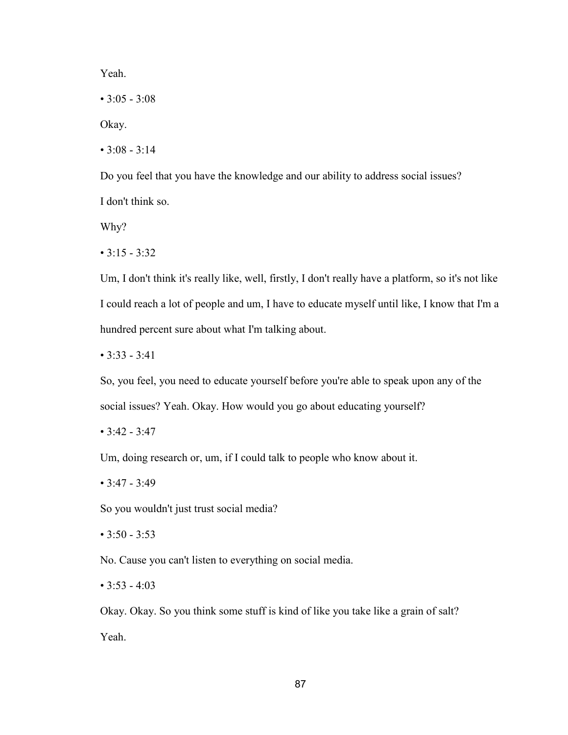Yeah.

• 3:05 - 3:08

Okay.

• 3:08 - 3:14

Do you feel that you have the knowledge and our ability to address social issues?

I don't think so.

Why?

• 3:15 - 3:32

Um, I don't think it's really like, well, firstly, I don't really have a platform, so it's not like I could reach a lot of people and um, I have to educate myself until like, I know that I'm a hundred percent sure about what I'm talking about.

• 3:33 - 3:41

So, you feel, you need to educate yourself before you're able to speak upon any of the social issues? Yeah. Okay. How would you go about educating yourself?

• 3:42 - 3:47

Um, doing research or, um, if I could talk to people who know about it.

• 3:47 - 3:49

So you wouldn't just trust social media?

• 3:50 - 3:53

No. Cause you can't listen to everything on social media.

• 3:53 - 4:03

Okay. Okay. So you think some stuff is kind of like you take like a grain of salt?

Yeah.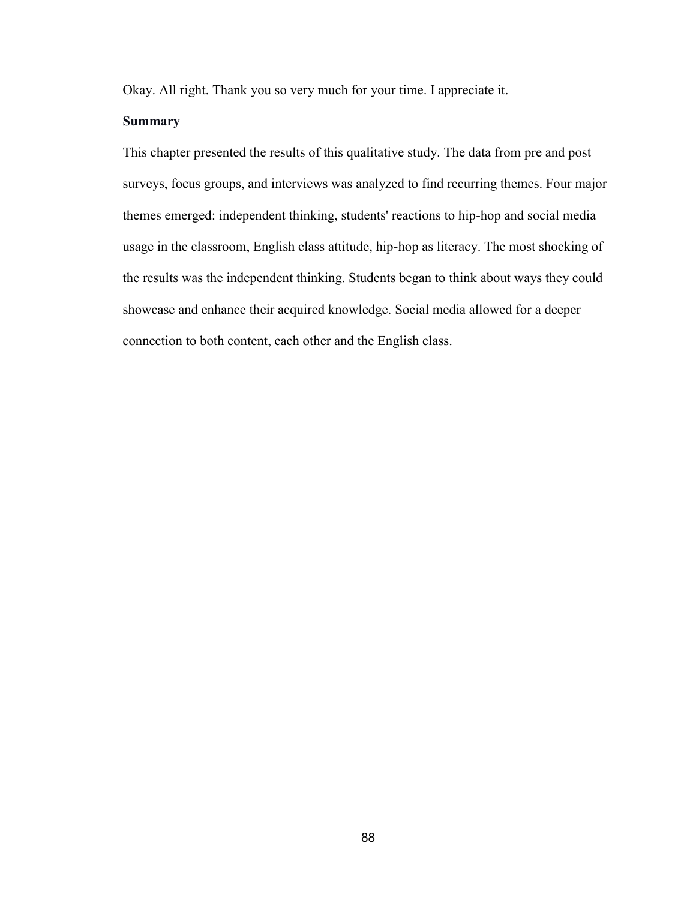Okay. All right. Thank you so very much for your time. I appreciate it.

**Summary**

This chapter presented the results of this qualitative study. The data from pre and post surveys, focus groups, and interviews was analyzed to find recurring themes. Four major themes emerged: independent thinking, students' reactions to hip-hop and social media usage in the classroom, English class attitude, hip-hop as literacy. The most shocking of the results was the independent thinking. Students began to think about ways they could showcase and enhance their acquired knowledge. Social media allowed for a deeper connection to both content, each other and the English class.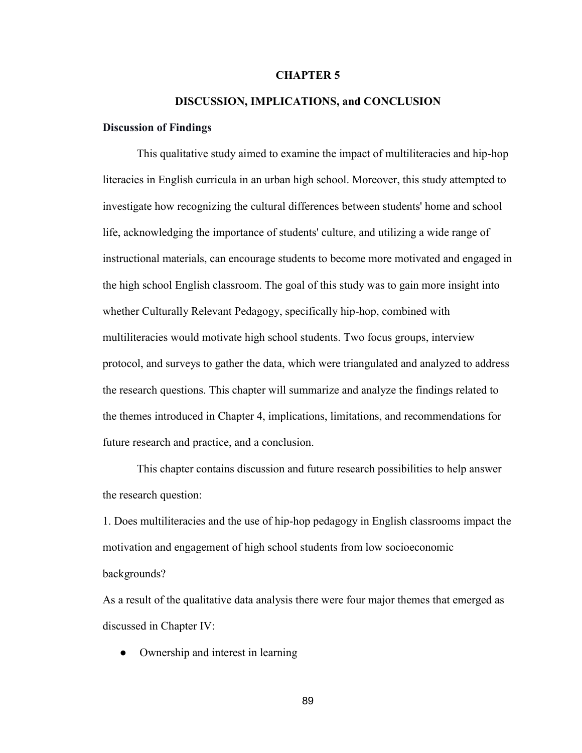# CHAPTER 5

# DISCUSSION, IMPLICATIONS, and CONCLUSION

## Discussion of Findings

This qualitative study aimed to examine the impact of multiliteracies and hip-hop literacies in English curricula in an urban high school. Moreover, this study attempted to investigate how recognizing the cultural differences between students' home and school life, acknowledging the importance of students' culture, and utilizing a wide range of instructional materials, can encourage students to become more motivated and engaged in the high school English classroom. The goal of this study was to gain more insight into whether Culturally Relevant Pedagogy, specifically hip-hop, combined with multiliteracies would motivate high school students. Two focus groups, interview protocol, and surveys to gather the data, which were triangulated and analyzed to address the research questions. This chapter will summarize and analyze the findings related to the themes introduced in Chapter 4, implications, limitations, and recommendations for future research and practice, and a conclusion.

This chapter contains discussion and future research possibilities to help answer the research question:

1. Does multiliteracies and the use of hip-hop pedagogy in English classrooms impact the motivation and engagement of high school students from low socioeconomic backgrounds?

As a result of the qualitative data analysis there were four major themes that emerged as discussed in Chapter IV:

- Ownership and interest in learning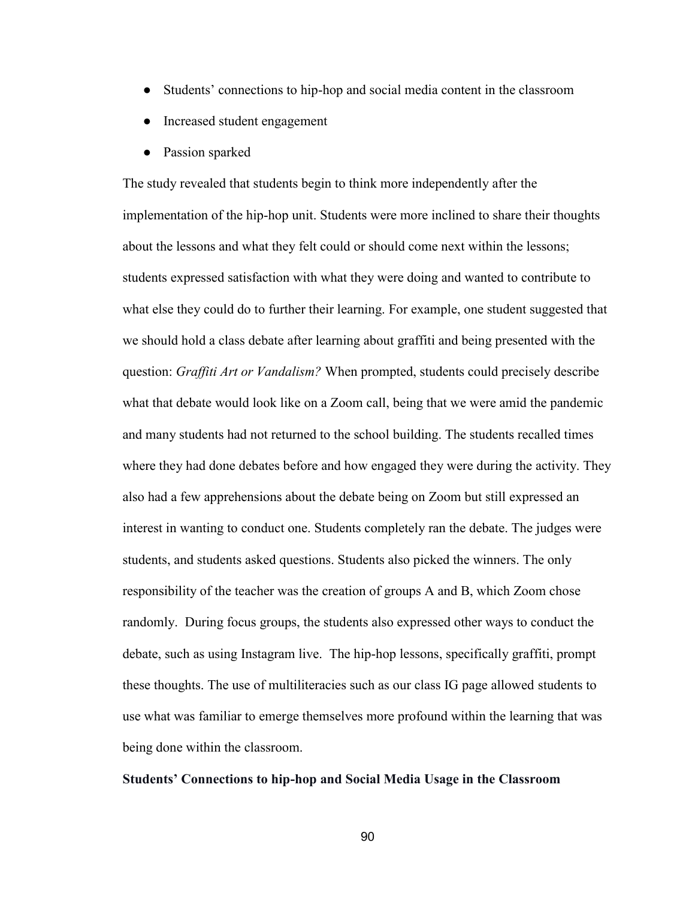- Students' connections to hip-hop and social media content in the classroom
- Increased student engagement
- Passion sparked

The study revealed that students begin to think more independently after the implementation of the hip-hop unit. Students were more inclined to share their thoughts about the lessons and what they felt could or should come next within the lessons; students expressed satisfaction with what they were doing and wanted to contribute to what else they could do to further their learning. For example, one student suggested that we should hold a class debate after learning about graffiti and being presented with the question: *Graffiti Art or Vandalism?* When prompted, students could precisely describe what that debate would look like on a Zoom call, being that we were amid the pandemic and many students had not returned to the school building. The students recalled times where they had done debates before and how engaged they were during the activity. They also had a few apprehensions about the debate being on Zoom but still expressed an interest in wanting to conduct one. Students completely ran the debate. The judges were students, and students asked questions. Students also picked the winners. The only responsibility of the teacher was the creation of groups A and B, which Zoom chose randomly. During focus groups, the students also expressed other ways to conduct the debate, such as using Instagram live. The hip-hop lessons, specifically graffiti, prompt these thoughts. The use of multiliteracies such as our class IG page allowed students to use what was familiar to emerge themselves more profound within the learning that was being done within the classroom.

**Students' Connections to hip-hop and Social Media Usage in the Classroom**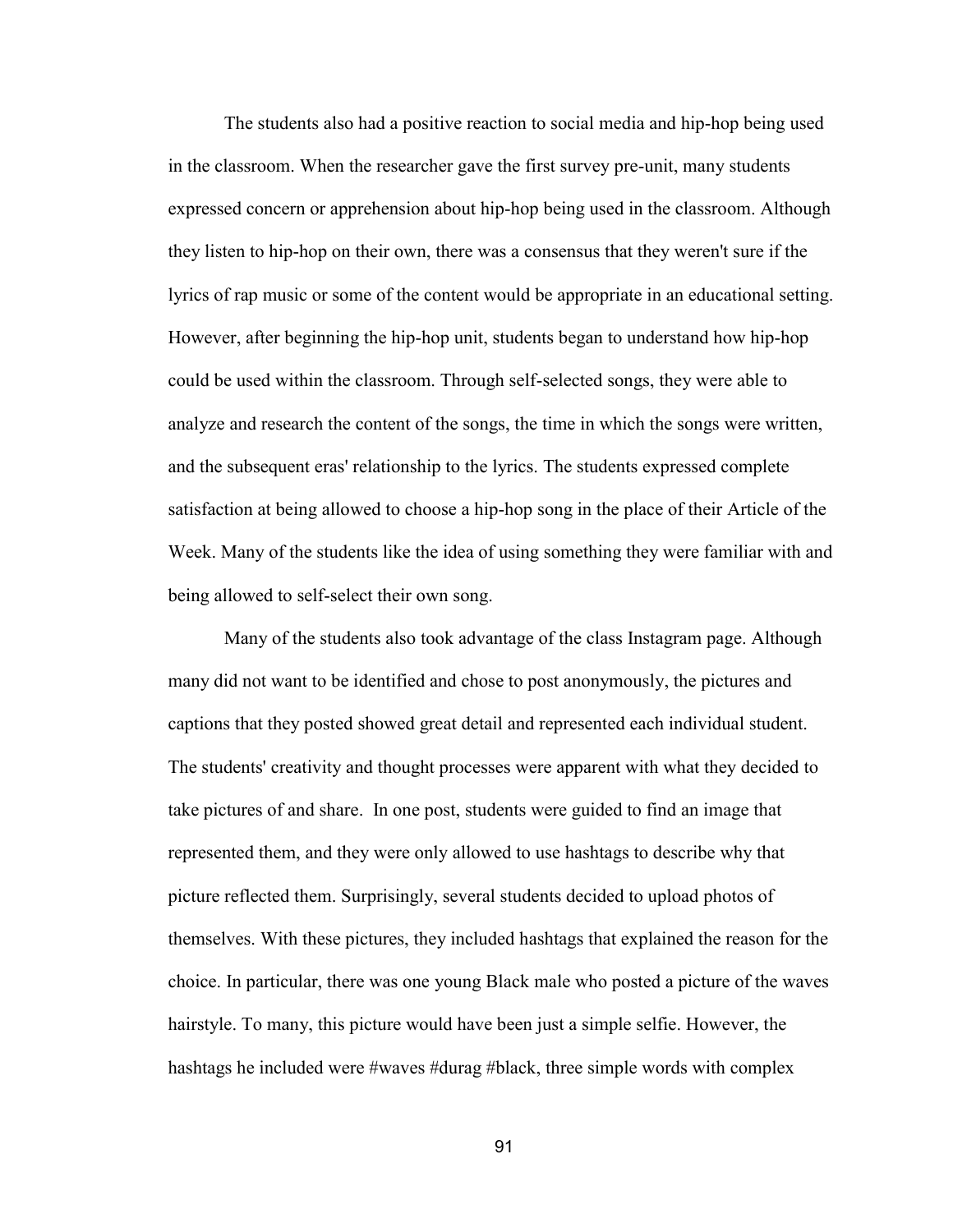The students also had a positive reaction to social media and hip-hop being used in the classroom. When the researcher gave the first survey pre-unit, many students expressed concern or apprehension about hip-hop being used in the classroom. Although they listen to hip-hop on their own, there was a consensus that they weren't sure if the lyrics of rap music or some of the content would be appropriate in an educational setting. However, after beginning the hip-hop unit, students began to understand how hip-hop could be used within the classroom. Through self-selected songs, they were able to analyze and research the content of the songs, the time in which the songs were written, and the subsequent eras' relationship to the lyrics. The students expressed complete satisfaction at being allowed to choose a hip-hop song in the place of their Article of the Week. Many of the students like the idea of using something they were familiar with and being allowed to self-select their own song.

Many of the students also took advantage of the class Instagram page. Although many did not want to be identified and chose to post anonymously, the pictures and captions that they posted showed great detail and represented each individual student. The students' creativity and thought processes were apparent with what they decided to take pictures of and share. In one post, students were guided to find an image that represented them, and they were only allowed to use hashtags to describe why that picture reflected them. Surprisingly, several students decided to upload photos of themselves. With these pictures, they included hashtags that explained the reason for the choice. In particular, there was one young Black male who posted a picture of the waves hairstyle. To many, this picture would have been just a simple selfie. However, the hashtags he included were #waves #durag #black, three simple words with complex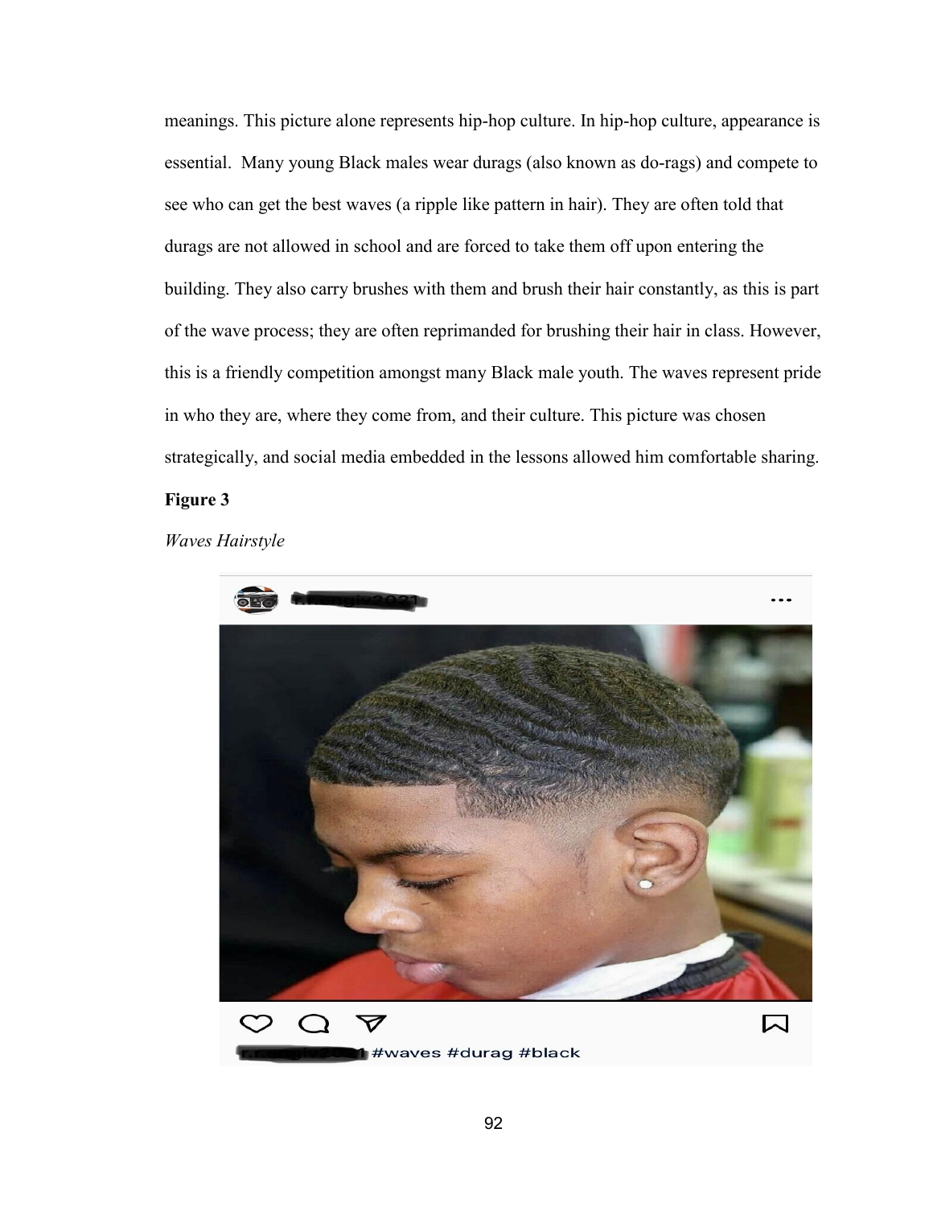meanings. This picture alone represents hip-hop culture. In hip-hop culture, appearance is essential. Many young Black males wear durags (also known as do-rags) and compete to see who can get the best waves (a ripple like pattern in hair). They are often told that durags are not allowed in school and are forced to take them off upon entering the building. They also carry brushes with them and brush their hair constantly, as this is part of the wave process; they are often reprimanded for brushing their hair in class. However, this is a friendly competition amongst many Black male youth. The waves represent pride in who they are, where they come from, and their culture. This picture was chosen strategically, and social media embedded in the lessons allowed him comfortable sharing.

**Figure 3**

*Waves Hairstyle*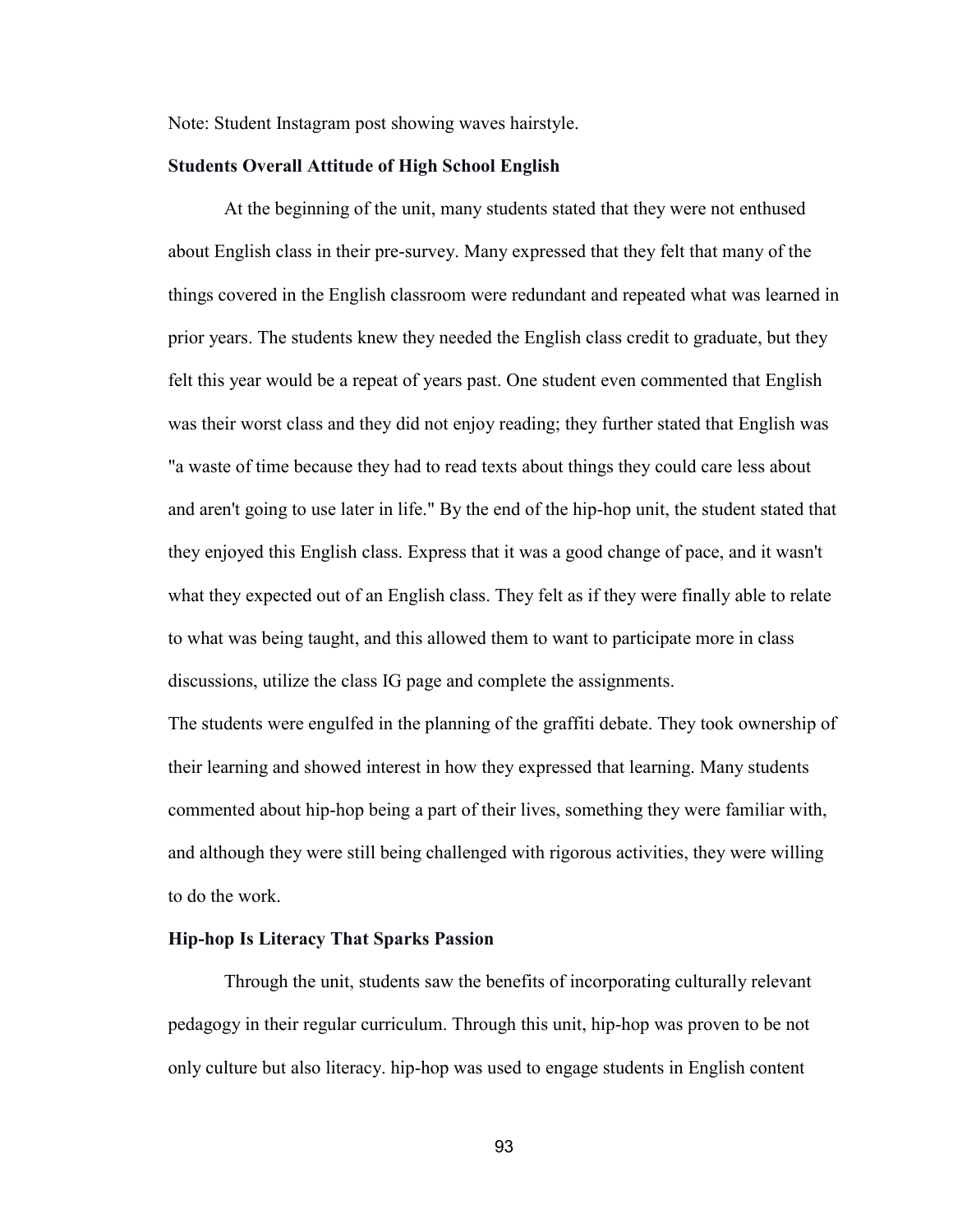Note: Student Instagram post showing waves hairstyle.

### Students Overall Attitude of High School English

At the beginning of the unit, many students stated that they were not enthused about English class in their pre-survey. Many expressed that they felt that many of the things covered in the English classroom were redundant and repeated what was learned in prior years. The students knew they needed the English class credit to graduate, but they felt this year would be a repeat of years past. One student even commented that English was their worst class and they did not enjoy reading; they further stated that English was "a waste of time because they had to read texts about things they could care less about and aren't going to use later in life." By the end of the hip-hop unit, the student stated that they enjoyed this English class. Express that it was a good change of pace, and it wasn't what they expected out of an English class. They felt as if they were finally able to relate to what was being taught, and this allowed them to want to participate more in class discussions, utilize the class IG page and complete the assignments.

The students were engulfed in the planning of the graffiti debate. They took ownership of their learning and showed interest in how they expressed that learning. Many students commented about hip-hop being a part of their lives, something they were familiar with, and although they were still being challenged with rigorous activities, they were willing to do the work.

### Hip-hop Is Literacy That Sparks Passion

Through the unit, students saw the benefits of incorporating culturally relevant pedagogy in their regular curriculum. Through this unit, hip-hop was proven to be not only culture but also literacy. hip-hop was used to engage students in English content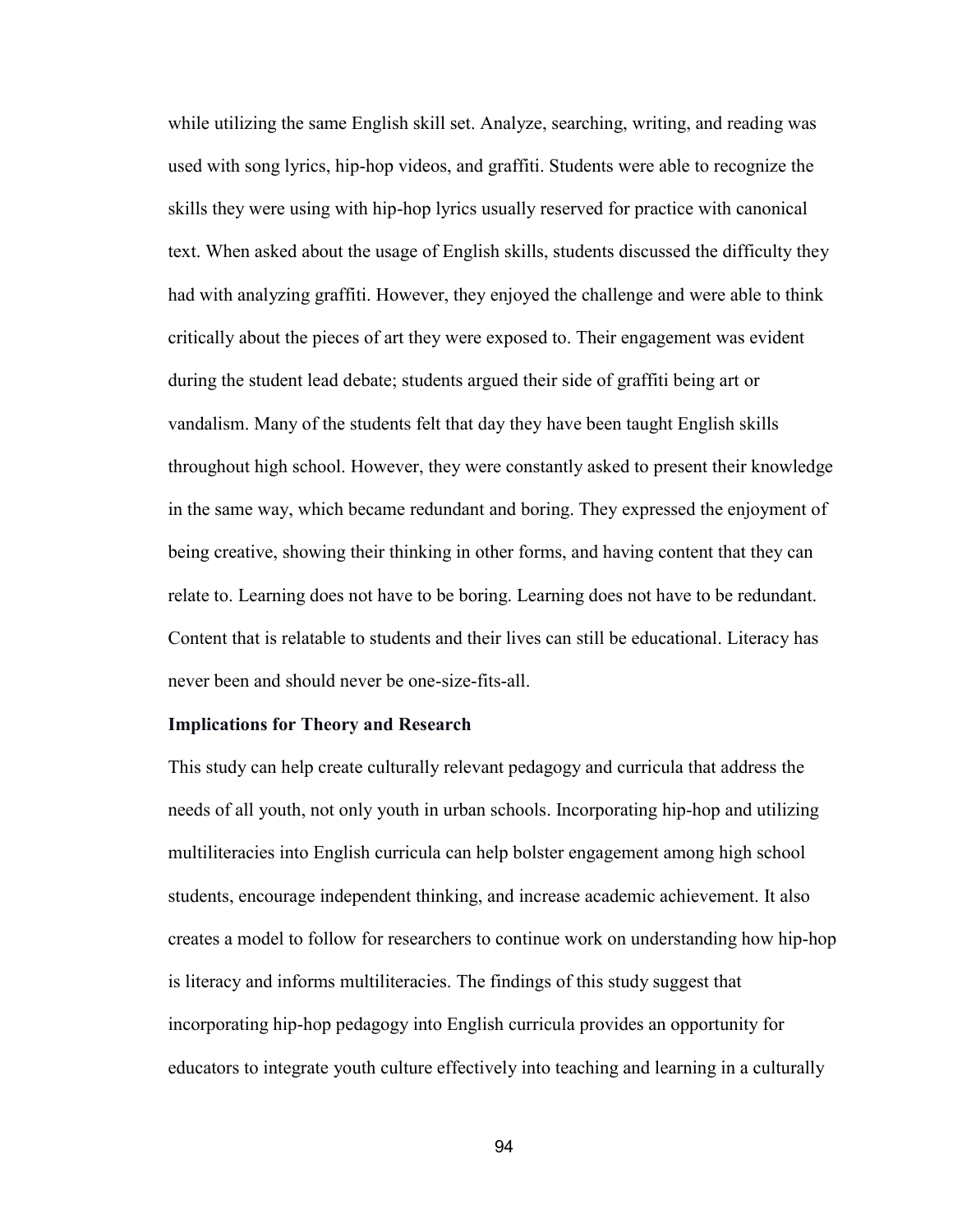while utilizing the same English skill set. Analyze, searching, writing, and reading was used with song lyrics, hip-hop videos, and graffiti. Students were able to recognize the skills they were using with hip-hop lyrics usually reserved for practice with canonical text. When asked about the usage of English skills, students discussed the difficulty they had with analyzing graffiti. However, they enjoyed the challenge and were able to think critically about the pieces of art they were exposed to. Their engagement was evident during the student lead debate; students argued their side of graffiti being art or vandalism. Many of the students felt that day they have been taught English skills throughout high school. However, they were constantly asked to present their knowledge in the same way, which became redundant and boring. They expressed the enjoyment of being creative, showing their thinking in other forms, and having content that they can relate to. Learning does not have to be boring. Learning does not have to be redundant. Content that is relatable to students and their lives can still be educational. Literacy has never been and should never be one-size-fits-all.

**Implications for Theory and Research**

This study can help create culturally relevant pedagogy and curricula that address the needs of all youth, not only youth in urban schools. Incorporating hip-hop and utilizing multiliteracies into English curricula can help bolster engagement among high school students, encourage independent thinking, and increase academic achievement. It also creates a model to follow for researchers to continue work on understanding how hip-hop is literacy and informs multiliteracies. The findings of this study suggest that incorporating hip-hop pedagogy into English curricula provides an opportunity for educators to integrate youth culture effectively into teaching and learning in a culturally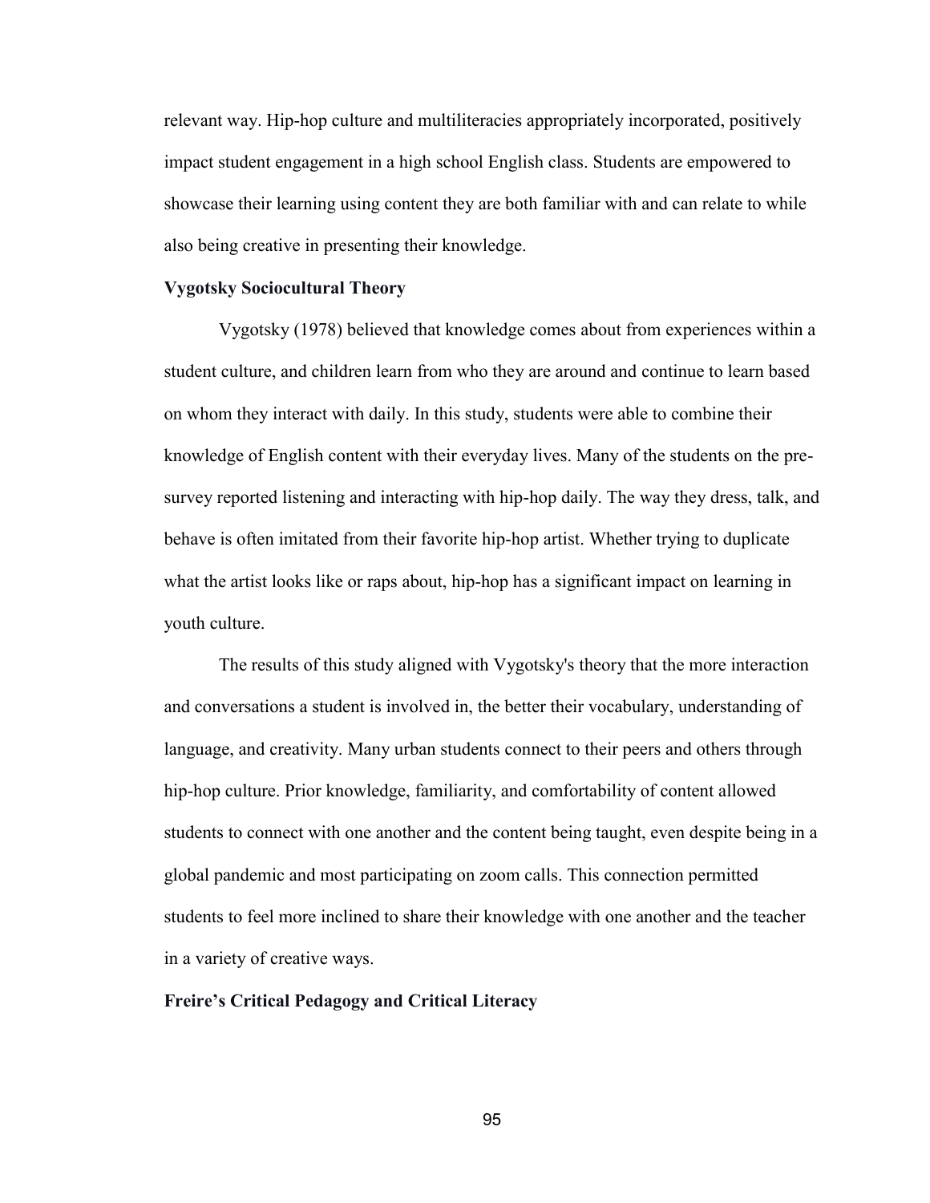relevant way. Hip-hop culture and multiliteracies appropriately incorporated, positively impact student engagement in a high school English class. Students are empowered to showcase their learning using content they are both familiar with and can relate to while also being creative in presenting their knowledge.

### Vygotsky Sociocultural Theory

Vygotsky (1978) believed that knowledge comes about from experiences within a student culture, and children learn from who they are around and continue to learn based on whom they interact with daily. In this study, students were able to combine their knowledge of English content with their everyday lives. Many of the students on the pre-survey reported listening and interacting with hip-hop daily. The way they dress, talk, and behave is often imitated from their favorite hip-hop artist. Whether trying to duplicate what the artist looks like or raps about, hip-hop has a significant impact on learning in youth culture.

The results of this study aligned with Vygotsky's theory that the more interaction and conversations a student is involved in, the better their vocabulary, understanding of language, and creativity. Many urban students connect to their peers and others through hip-hop culture. Prior knowledge, familiarity, and comfortability of content allowed students to connect with one another and the content being taught, even despite being in a global pandemic and most participating on zoom calls. This connection permitted students to feel more inclined to share their knowledge with one another and the teacher in a variety of creative ways.

### Freire's Critical Pedagogy and Critical Literacy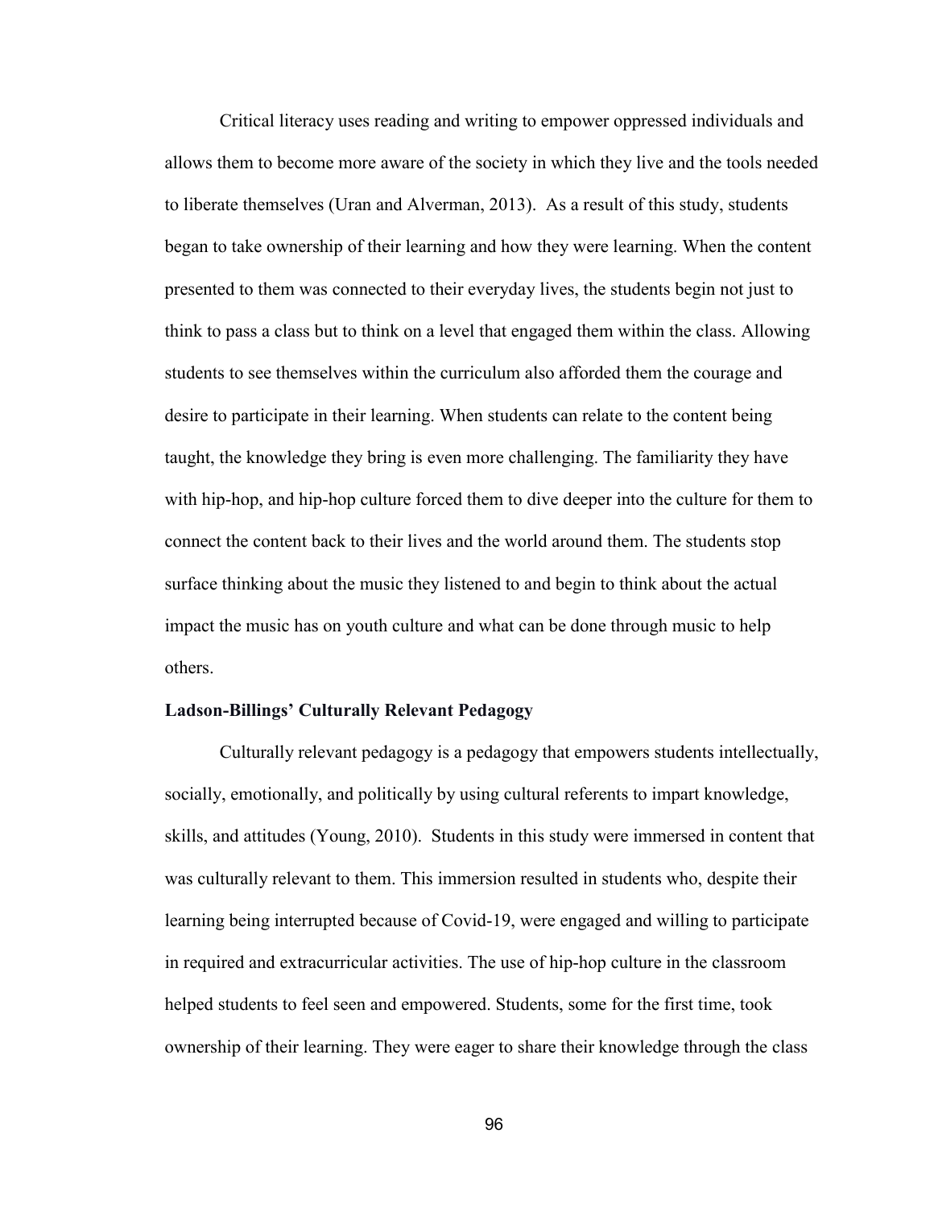Critical literacy uses reading and writing to empower oppressed individuals and allows them to become more aware of the society in which they live and the tools needed to liberate themselves (Uran and Alverman, 2013). As a result of this study, students began to take ownership of their learning and how they were learning. When the content presented to them was connected to their everyday lives, the students begin not just to think to pass a class but to think on a level that engaged them within the class. Allowing students to see themselves within the curriculum also afforded them the courage and desire to participate in their learning. When students can relate to the content being taught, the knowledge they bring is even more challenging. The familiarity they have with hip-hop, and hip-hop culture forced them to dive deeper into the culture for them to connect the content back to their lives and the world around them. The students stop surface thinking about the music they listened to and begin to think about the actual impact the music has on youth culture and what can be done through music to help others.

**Ladson-Billings' Culturally Relevant Pedagogy**

Culturally relevant pedagogy is a pedagogy that empowers students intellectually, socially, emotionally, and politically by using cultural referents to impart knowledge, skills, and attitudes (Young, 2010). Students in this study were immersed in content that was culturally relevant to them. This immersion resulted in students who, despite their learning being interrupted because of Covid-19, were engaged and willing to participate in required and extracurricular activities. The use of hip-hop culture in the classroom helped students to feel seen and empowered. Students, some for the first time, took ownership of their learning. They were eager to share their knowledge through the class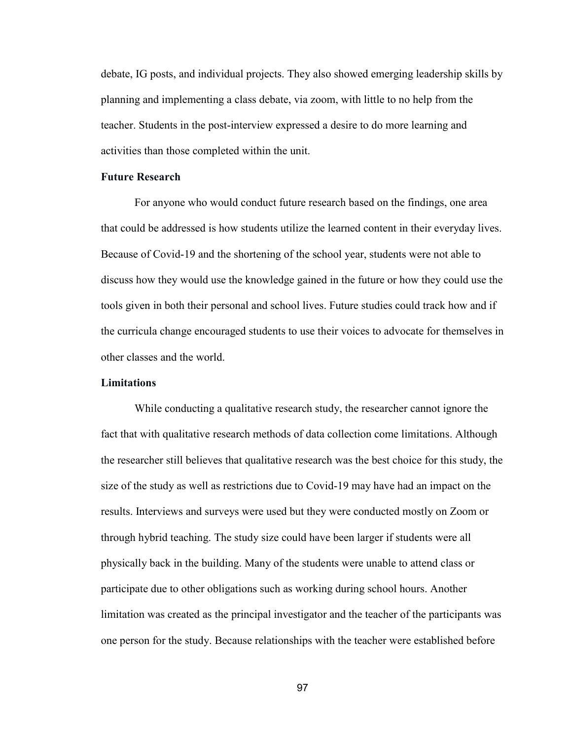debate, IG posts, and individual projects. They also showed emerging leadership skills by planning and implementing a class debate, via zoom, with little to no help from the teacher. Students in the post-interview expressed a desire to do more learning and activities than those completed within the unit.

### Future Research

For anyone who would conduct future research based on the findings, one area that could be addressed is how students utilize the learned content in their everyday lives. Because of Covid-19 and the shortening of the school year, students were not able to discuss how they would use the knowledge gained in the future or how they could use the tools given in both their personal and school lives. Future studies could track how and if the curricula change encouraged students to use their voices to advocate for themselves in other classes and the world.

### Limitations

While conducting a qualitative research study, the researcher cannot ignore the fact that with qualitative research methods of data collection come limitations. Although the researcher still believes that qualitative research was the best choice for this study, the size of the study as well as restrictions due to Covid-19 may have had an impact on the results. Interviews and surveys were used but they were conducted mostly on Zoom or through hybrid teaching. The study size could have been larger if students were all physically back in the building. Many of the students were unable to attend class or participate due to other obligations such as working during school hours. Another limitation was created as the principal investigator and the teacher of the participants was one person for the study. Because relationships with the teacher were established before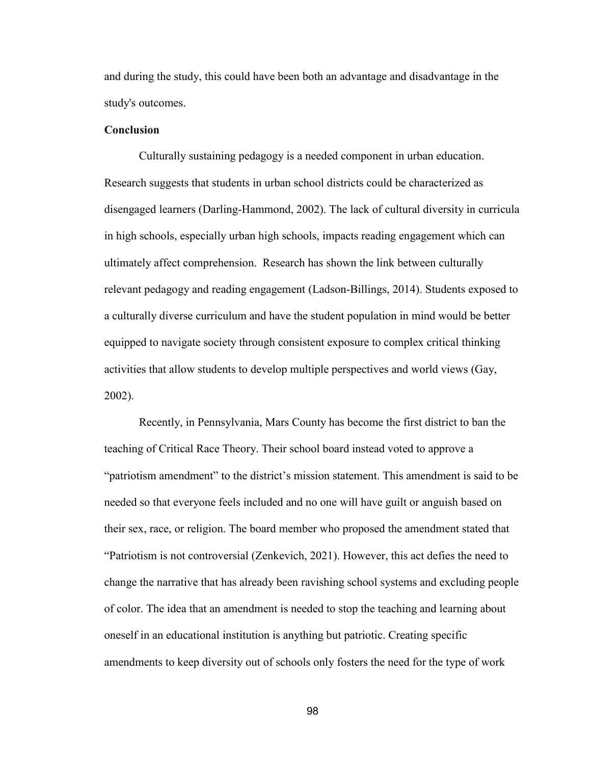and during the study, this could have been both an advantage and disadvantage in the study's outcomes.

**Conclusion**

Culturally sustaining pedagogy is a needed component in urban education. Research suggests that students in urban school districts could be characterized as disengaged learners (Darling-Hammond, 2002). The lack of cultural diversity in curricula in high schools, especially urban high schools, impacts reading engagement which can ultimately affect comprehension. Research has shown the link between culturally relevant pedagogy and reading engagement (Ladson-Billings, 2014). Students exposed to a culturally diverse curriculum and have the student population in mind would be better equipped to navigate society through consistent exposure to complex critical thinking activities that allow students to develop multiple perspectives and world views (Gay, 2002).

Recently, in Pennsylvania, Mars County has become the first district to ban the teaching of Critical Race Theory. Their school board instead voted to approve a "patriotism amendment" to the district's mission statement. This amendment is said to be needed so that everyone feels included and no one will have guilt or anguish based on their sex, race, or religion. The board member who proposed the amendment stated that "Patriotism is not controversial (Zenkevich, 2021). However, this act defies the need to change the narrative that has already been ravishing school systems and excluding people of color. The idea that an amendment is needed to stop the teaching and learning about oneself in an educational institution is anything but patriotic. Creating specific amendments to keep diversity out of schools only fosters the need for the type of work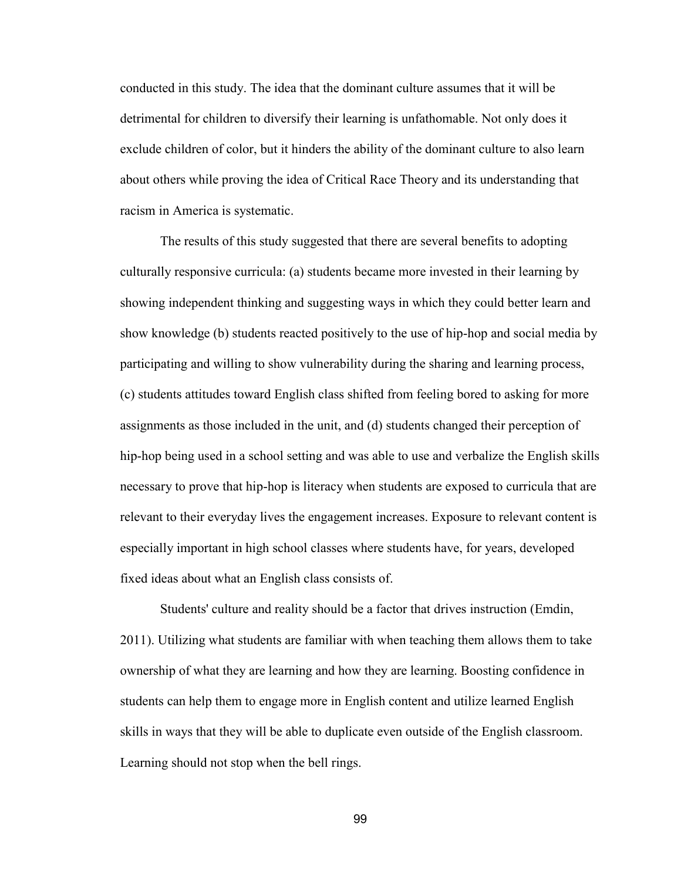conducted in this study. The idea that the dominant culture assumes that it will be detrimental for children to diversify their learning is unfathomable. Not only does it exclude children of color, but it hinders the ability of the dominant culture to also learn about others while proving the idea of Critical Race Theory and its understanding that racism in America is systematic.

The results of this study suggested that there are several benefits to adopting culturally responsive curricula: (a) students became more invested in their learning by showing independent thinking and suggesting ways in which they could better learn and show knowledge (b) students reacted positively to the use of hip-hop and social media by participating and willing to show vulnerability during the sharing and learning process, (c) students attitudes toward English class shifted from feeling bored to asking for more assignments as those included in the unit, and (d) students changed their perception of hip-hop being used in a school setting and was able to use and verbalize the English skills necessary to prove that hip-hop is literacy when students are exposed to curricula that are relevant to their everyday lives the engagement increases. Exposure to relevant content is especially important in high school classes where students have, for years, developed fixed ideas about what an English class consists of.

Students' culture and reality should be a factor that drives instruction (Emdin, 2011). Utilizing what students are familiar with when teaching them allows them to take ownership of what they are learning and how they are learning. Boosting confidence in students can help them to engage more in English content and utilize learned English skills in ways that they will be able to duplicate even outside of the English classroom. Learning should not stop when the bell rings.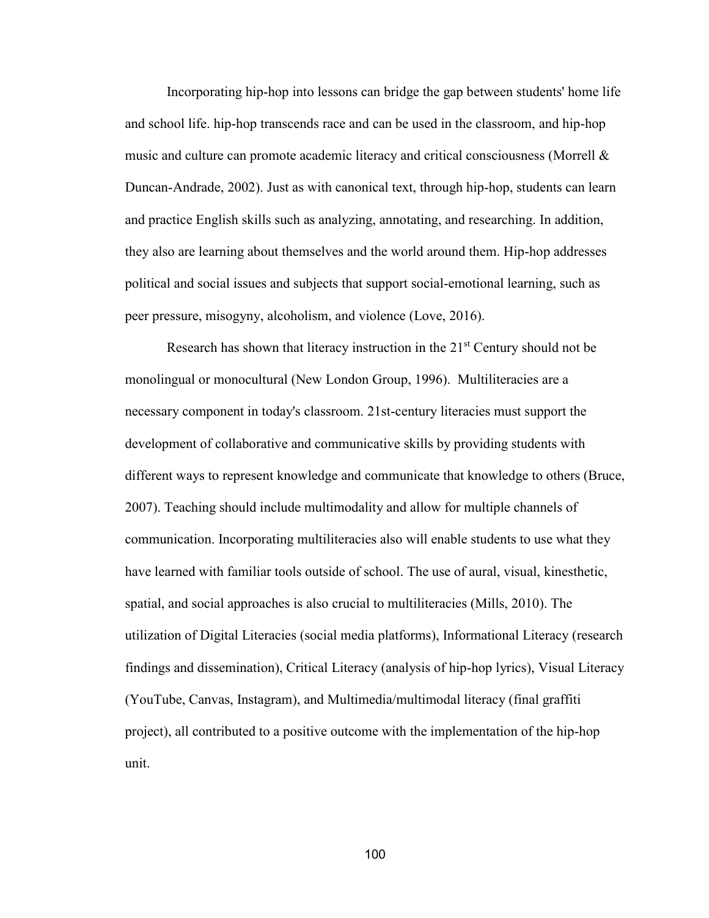Incorporating hip-hop into lessons can bridge the gap between students' home life and school life. hip-hop transcends race and can be used in the classroom, and hip-hop music and culture can promote academic literacy and critical consciousness (Morrell & Duncan-Andrade, 2002). Just as with canonical text, through hip-hop, students can learn and practice English skills such as analyzing, annotating, and researching. In addition, they also are learning about themselves and the world around them. Hip-hop addresses political and social issues and subjects that support social-emotional learning, such as peer pressure, misogyny, alcoholism, and violence (Love, 2016).

Research has shown that literacy instruction in the 21st Century should not be monolingual or monocultural (New London Group, 1996). Multiliteracies are a necessary component in today's classroom. 21st-century literacies must support the development of collaborative and communicative skills by providing students with different ways to represent knowledge and communicate that knowledge to others (Bruce, 2007). Teaching should include multimodality and allow for multiple channels of communication. Incorporating multiliteracies also will enable students to use what they have learned with familiar tools outside of school. The use of aural, visual, kinesthetic, spatial, and social approaches is also crucial to multiliteracies (Mills, 2010). The utilization of Digital Literacies (social media platforms), Informational Literacy (research findings and dissemination), Critical Literacy (analysis of hip-hop lyrics), Visual Literacy (YouTube, Canvas, Instagram), and Multimedia/multimodal literacy (final graffiti project), all contributed to a positive outcome with the implementation of the hip-hop unit.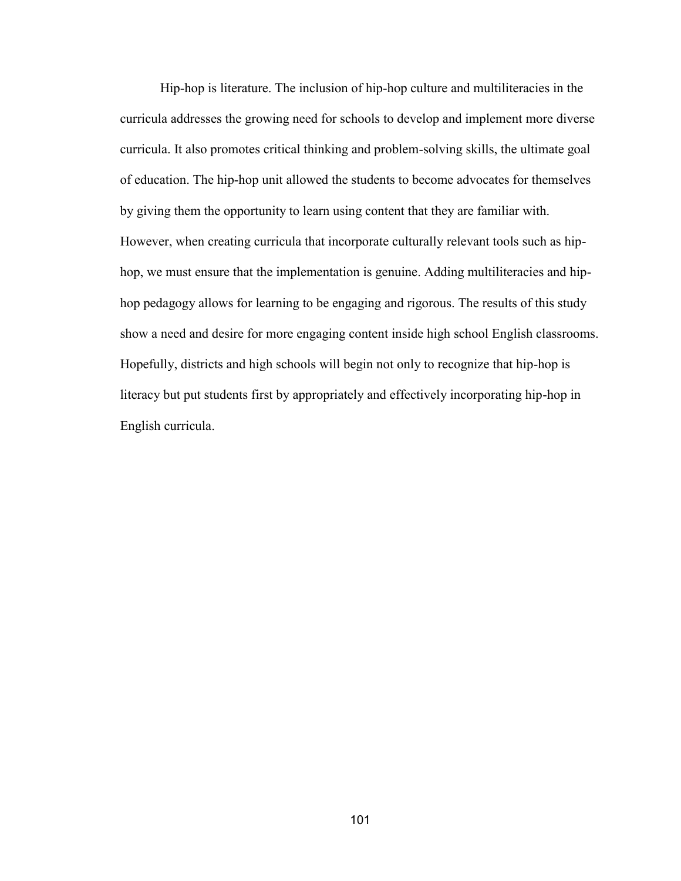Hip-hop is literature. The inclusion of hip-hop culture and multiliteracies in the curricula addresses the growing need for schools to develop and implement more diverse curricula. It also promotes critical thinking and problem-solving skills, the ultimate goal of education. The hip-hop unit allowed the students to become advocates for themselves by giving them the opportunity to learn using content that they are familiar with. However, when creating curricula that incorporate culturally relevant tools such as hip-hop, we must ensure that the implementation is genuine. Adding multiliteracies and hip-hop pedagogy allows for learning to be engaging and rigorous. The results of this study show a need and desire for more engaging content inside high school English classrooms. Hopefully, districts and high schools will begin not only to recognize that hip-hop is literacy but put students first by appropriately and effectively incorporating hip-hop in English curricula.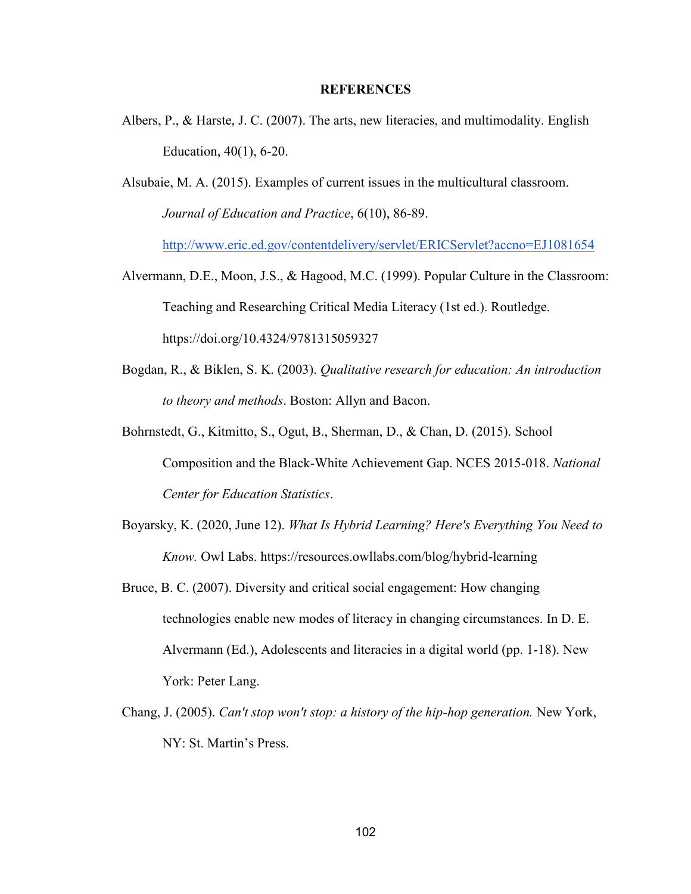**REFERENCES**

Albers, P., & Harste, J. C. (2007). The arts, new literacies, and multimodality. English Education, 40(1), 6-20.

Alsubaie, M. A. (2015). Examples of current issues in the multicultural classroom. *Journal of Education and Practice*, 6(10), 86-89. http://www.eric.ed.gov/contentdelivery/servlet/ERICServlet?accno=EJ1081654

Alvermann, D.E., Moon, J.S., & Hagood, M.C. (1999). Popular Culture in the Classroom: Teaching and Researching Critical Media Literacy (1st ed.). Routledge. https://doi.org/10.4324/9781315059327

Bogdan, R., & Biklen, S. K. (2003). *Qualitative research for education: An introduction to theory and methods*. Boston: Allyn and Bacon.

Bohrnstedt, G., Kitmitto, S., Ogut, B., Sherman, D., & Chan, D. (2015). School Composition and the Black-White Achievement Gap. NCES 2015-018. *National Center for Education Statistics*.

Boyarsky, K. (2020, June 12). *What Is Hybrid Learning? Here's Everything You Need to Know.* Owl Labs. https://resources.owllabs.com/blog/hybrid-learning

Bruce, B. C. (2007). Diversity and critical social engagement: How changing technologies enable new modes of literacy in changing circumstances. In D. E. Alvermann (Ed.), Adolescents and literacies in a digital world (pp. 1-18). New York: Peter Lang.

Chang, J. (2005). *Can't stop won't stop: a history of the hip-hop generation.* New York, NY: St. Martin's Press.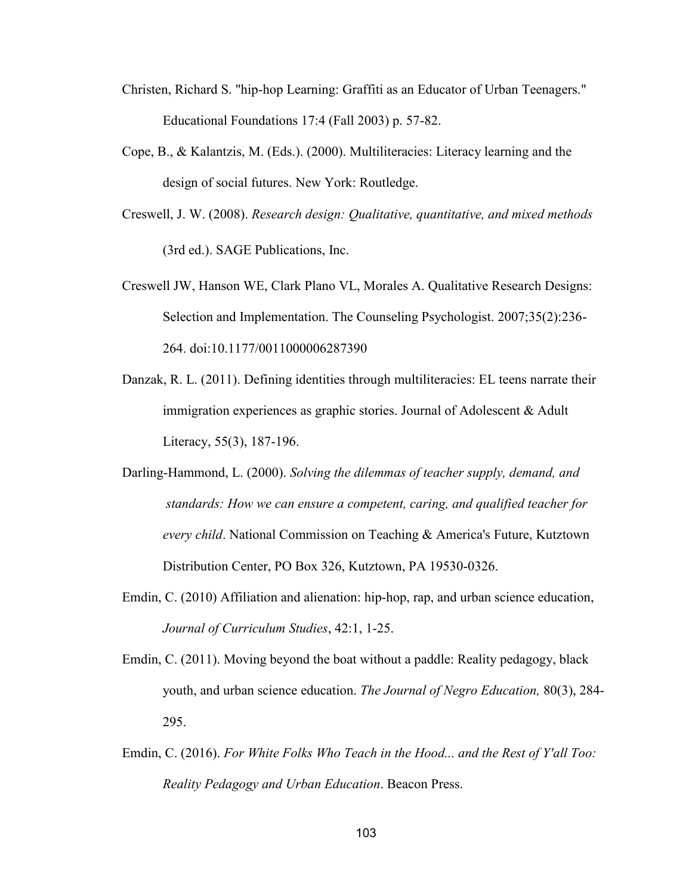Christen, Richard S. "hip-hop Learning: Graffiti as an Educator of Urban Teenagers." Educational Foundations 17:4 (Fall 2003) p. 57-82.

Cope, B., & Kalantzis, M. (Eds.). (2000). Multiliteracies: Literacy learning and the design of social futures. New York: Routledge.

Creswell, J. W. (2008). *Research design: Qualitative, quantitative, and mixed methods* (3rd ed.). SAGE Publications, Inc.

Creswell JW, Hanson WE, Clark Plano VL, Morales A. Qualitative Research Designs: Selection and Implementation. The Counseling Psychologist. 2007;35(2):236-264. doi:10.1177/0011000006287390

Danzak, R. L. (2011). Defining identities through multiliteracies: EL teens narrate their immigration experiences as graphic stories. Journal of Adolescent & Adult Literacy, 55(3), 187-196.

Darling-Hammond, L. (2000). *Solving the dilemmas of teacher supply, demand, and standards: How we can ensure a competent, caring, and qualified teacher for every child*. National Commission on Teaching & America's Future, Kutztown Distribution Center, PO Box 326, Kutztown, PA 19530-0326.

Emdin, C. (2010) Affiliation and alienation: hip-hop, rap, and urban science education, *Journal of Curriculum Studies*, 42:1, 1-25.

Emdin, C. (2011). Moving beyond the boat without a paddle: Reality pedagogy, black youth, and urban science education. *The Journal of Negro Education,* 80(3), 284-295.

Emdin, C. (2016). *For White Folks Who Teach in the Hood... and the Rest of Y'all Too: Reality Pedagogy and Urban Education*. Beacon Press.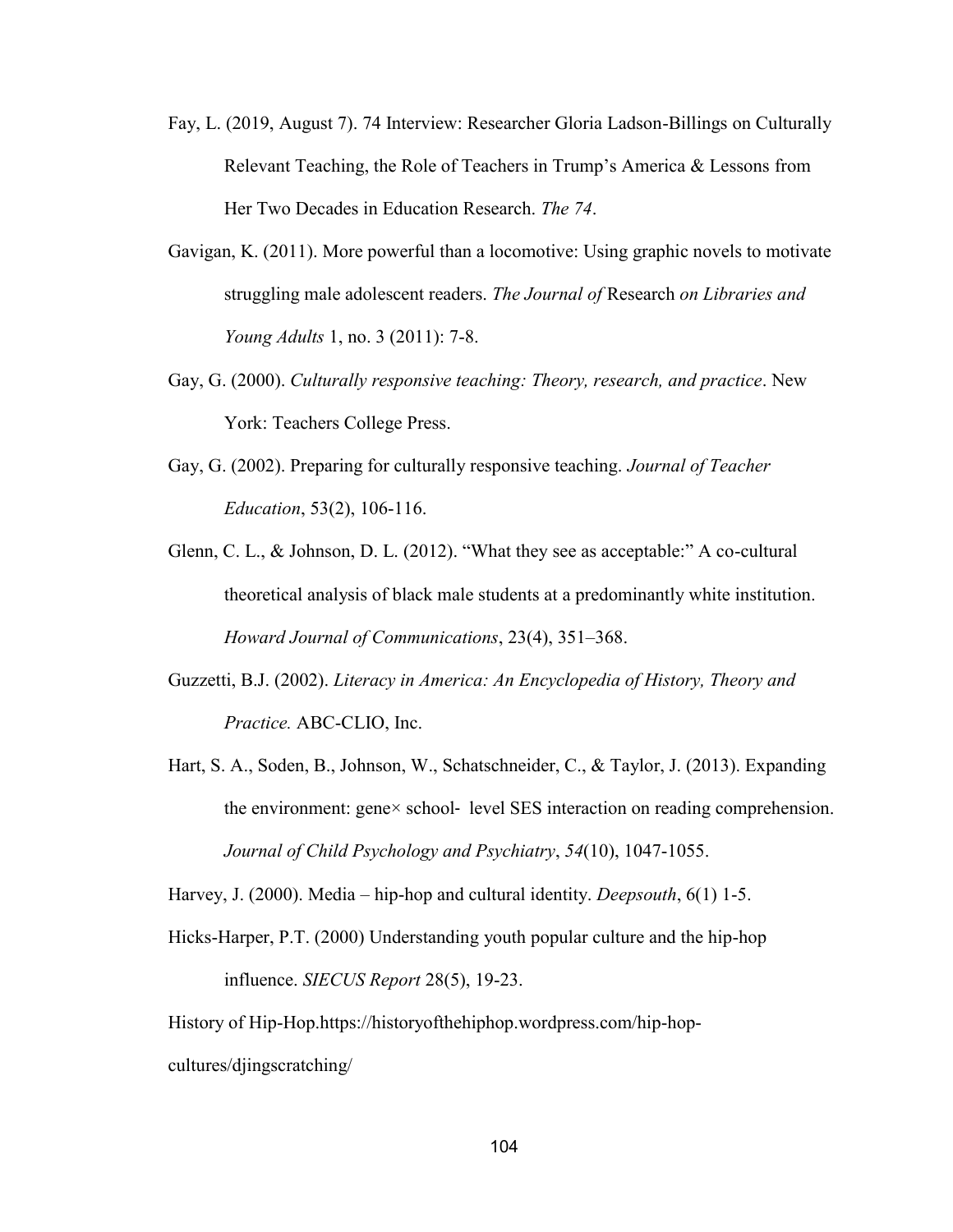Fay, L. (2019, August 7). 74 Interview: Researcher Gloria Ladson-Billings on Culturally Relevant Teaching, the Role of Teachers in Trump's America & Lessons from Her Two Decades in Education Research. *The 74*.

Gavigan, K. (2011). More powerful than a locomotive: Using graphic novels to motivate struggling male adolescent readers. *The Journal of* Research *on Libraries and Young Adults* 1, no. 3 (2011): 7-8.

Gay, G. (2000). *Culturally responsive teaching: Theory, research, and practice*. New York: Teachers College Press.

Gay, G. (2002). Preparing for culturally responsive teaching. *Journal of Teacher Education*, 53(2), 106-116.

Glenn, C. L., & Johnson, D. L. (2012). "What they see as acceptable:" A co-cultural theoretical analysis of black male students at a predominantly white institution. *Howard Journal of Communications*, 23(4), 351–368.

Guzzetti, B.J. (2002). *Literacy in America: An Encyclopedia of History, Theory and Practice.* ABC-CLIO, Inc.

Hart, S. A., Soden, B., Johnson, W., Schatschneider, C., & Taylor, J. (2013). Expanding the environment: gene× school- level SES interaction on reading comprehension. *Journal of Child Psychology and Psychiatry*, *54*(10), 1047-1055.

Harvey, J. (2000). Media – hip-hop and cultural identity. *Deepsouth*, 6(1) 1-5.

Hicks-Harper, P.T. (2000) Understanding youth popular culture and the hip-hop influence. *SIECUS Report* 28(5), 19-23.

History of Hip-Hop.https://historyofthehiphop.wordpress.com/hip-hop-cultures/djingscratching/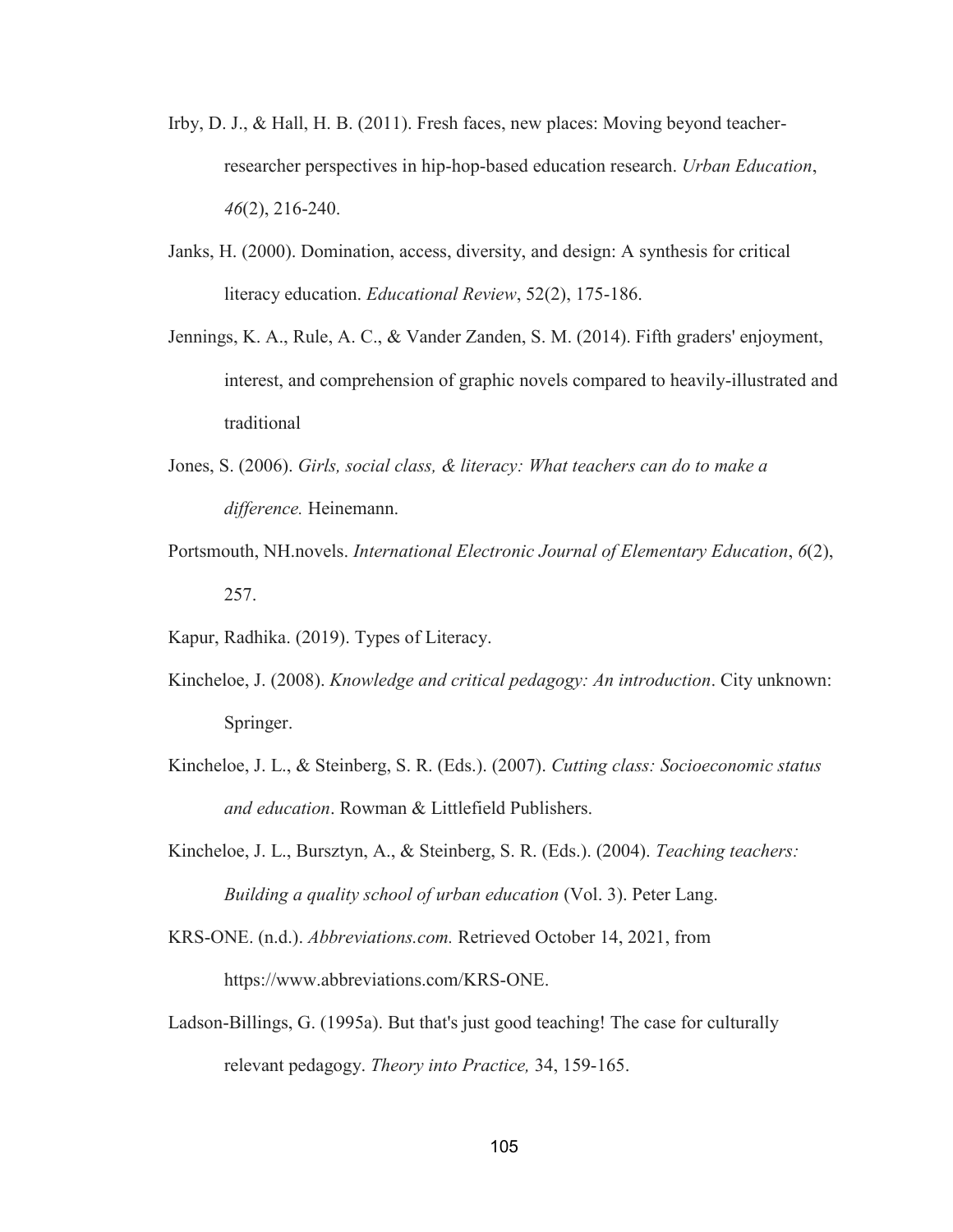Irby, D. J., & Hall, H. B. (2011). Fresh faces, new places: Moving beyond teacher-researcher perspectives in hip-hop-based education research. *Urban Education*, *46*(2), 216-240.

Janks, H. (2000). Domination, access, diversity, and design: A synthesis for critical literacy education. *Educational Review*, 52(2), 175-186.

Jennings, K. A., Rule, A. C., & Vander Zanden, S. M. (2014). Fifth graders' enjoyment, interest, and comprehension of graphic novels compared to heavily-illustrated and traditional

Jones, S. (2006). *Girls, social class, & literacy: What teachers can do to make a difference.* Heinemann.

Portsmouth, NH.novels. *International Electronic Journal of Elementary Education*, *6*(2), 257.

Kapur, Radhika. (2019). Types of Literacy.

Kincheloe, J. (2008). *Knowledge and critical pedagogy: An introduction*. City unknown: Springer.

Kincheloe, J. L., & Steinberg, S. R. (Eds.). (2007). *Cutting class: Socioeconomic status and education*. Rowman & Littlefield Publishers.

Kincheloe, J. L., Bursztyn, A., & Steinberg, S. R. (Eds.). (2004). *Teaching teachers: Building a quality school of urban education* (Vol. 3). Peter Lang.

KRS-ONE. (n.d.). *Abbreviations.com.* Retrieved October 14, 2021, from https://www.abbreviations.com/KRS-ONE.

Ladson-Billings, G. (1995a). But that's just good teaching! The case for culturally relevant pedagogy. *Theory into Practice,* 34, 159-165.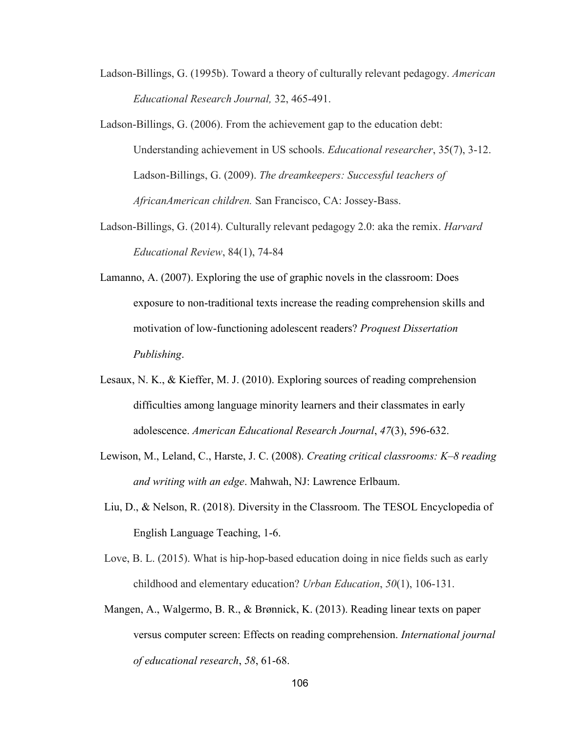Ladson-Billings, G. (1995b). Toward a theory of culturally relevant pedagogy. *American Educational Research Journal,* 32, 465-491.

Ladson-Billings, G. (2006). From the achievement gap to the education debt: Understanding achievement in US schools. *Educational researcher*, 35(7), 3-12. Ladson-Billings, G. (2009). *The dreamkeepers: Successful teachers of AfricanAmerican children.* San Francisco, CA: Jossey-Bass.

Ladson-Billings, G. (2014). Culturally relevant pedagogy 2.0: aka the remix. *Harvard Educational Review*, 84(1), 74-84

Lamanno, A. (2007). Exploring the use of graphic novels in the classroom: Does exposure to non-traditional texts increase the reading comprehension skills and motivation of low-functioning adolescent readers? *Proquest Dissertation Publishing*.

Lesaux, N. K., & Kieffer, M. J. (2010). Exploring sources of reading comprehension difficulties among language minority learners and their classmates in early adolescence. *American Educational Research Journal*, *47*(3), 596-632.

Lewison, M., Leland, C., Harste, J. C. (2008). *Creating critical classrooms: K–8 reading and writing with an edge*. Mahwah, NJ: Lawrence Erlbaum.

Liu, D., & Nelson, R. (2018). Diversity in the Classroom. The TESOL Encyclopedia of English Language Teaching, 1-6.

Love, B. L. (2015). What is hip-hop-based education doing in nice fields such as early childhood and elementary education? *Urban Education*, *50*(1), 106-131.

Mangen, A., Walgermo, B. R., & Brønnick, K. (2013). Reading linear texts on paper versus computer screen: Effects on reading comprehension. *International journal of educational research*, *58*, 61-68.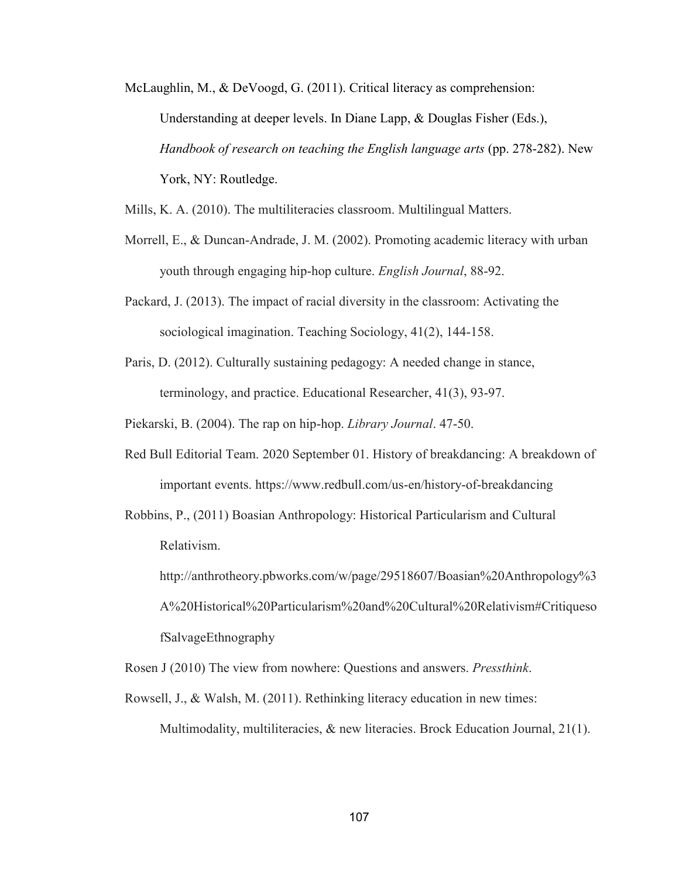McLaughlin, M., & DeVoogd, G. (2011). Critical literacy as comprehension: Understanding at deeper levels. In Diane Lapp, & Douglas Fisher (Eds.), *Handbook of research on teaching the English language arts* (pp. 278-282). New York, NY: Routledge.

Mills, K. A. (2010). The multiliteracies classroom. Multilingual Matters.

Morrell, E., & Duncan-Andrade, J. M. (2002). Promoting academic literacy with urban youth through engaging hip-hop culture. *English Journal*, 88-92.

Packard, J. (2013). The impact of racial diversity in the classroom: Activating the sociological imagination. Teaching Sociology, 41(2), 144-158.

Paris, D. (2012). Culturally sustaining pedagogy: A needed change in stance, terminology, and practice. Educational Researcher, 41(3), 93-97.

Piekarski, B. (2004). The rap on hip-hop. *Library Journal*. 47-50.

Red Bull Editorial Team. 2020 September 01. History of breakdancing: A breakdown of important events. https://www.redbull.com/us-en/history-of-breakdancing

Robbins, P., (2011) Boasian Anthropology: Historical Particularism and Cultural Relativism. http://anthrotheory.pbworks.com/w/page/29518607/Boasian%20Anthropology%3A%20Historical%20Particularism%20and%20Cultural%20Relativism#CritiquesofSalvageEthnography

Rosen J (2010) The view from nowhere: Questions and answers. *Pressthink*.

Rowsell, J., & Walsh, M. (2011). Rethinking literacy education in new times: Multimodality, multiliteracies, & new literacies. Brock Education Journal, 21(1).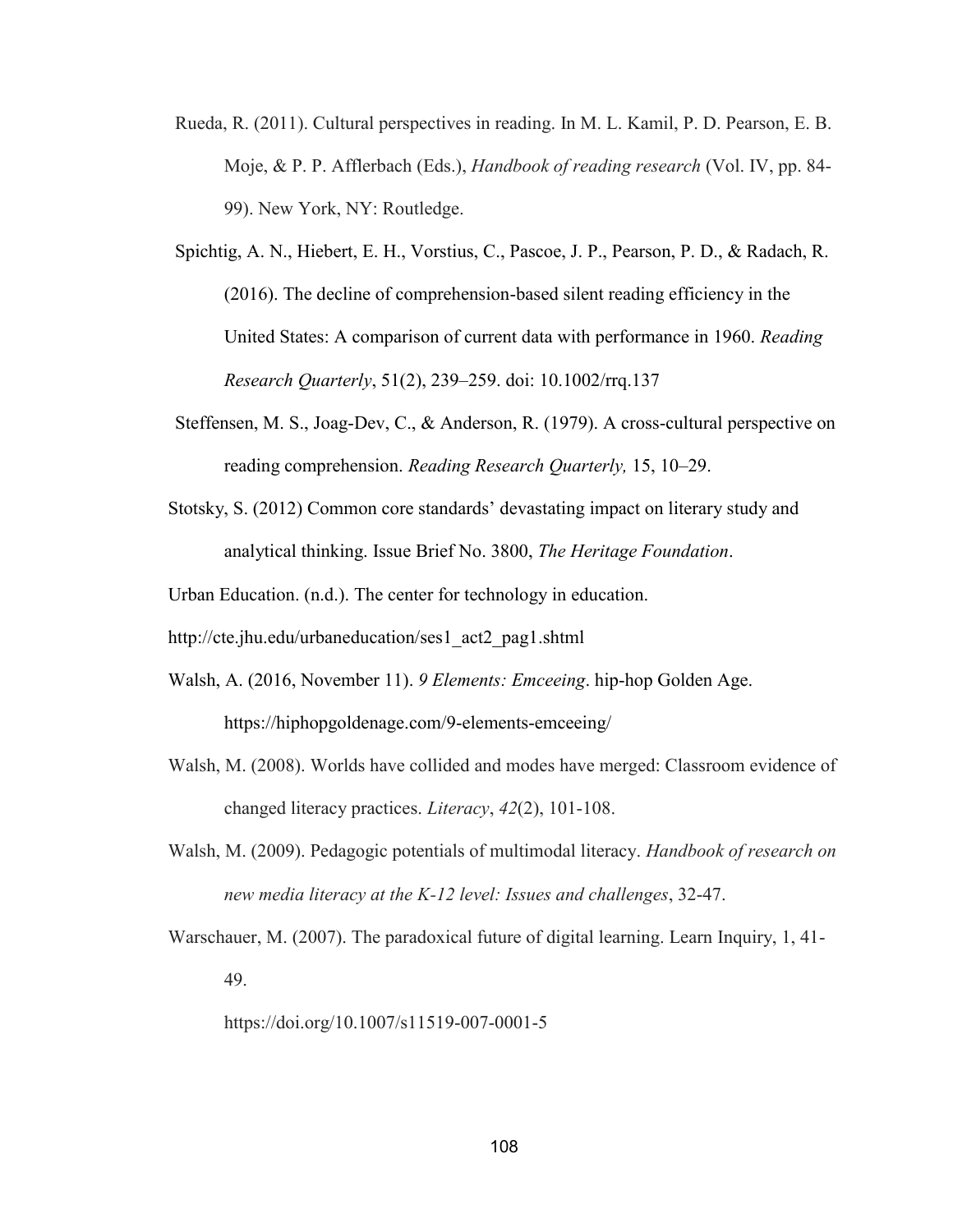Rueda, R. (2011). Cultural perspectives in reading. In M. L. Kamil, P. D. Pearson, E. B. Moje, & P. P. Afflerbach (Eds.), *Handbook of reading research* (Vol. IV, pp. 84-99). New York, NY: Routledge.

Spichtig, A. N., Hiebert, E. H., Vorstius, C., Pascoe, J. P., Pearson, P. D., & Radach, R. (2016). The decline of comprehension-based silent reading efficiency in the United States: A comparison of current data with performance in 1960. *Reading Research Quarterly*, 51(2), 239–259. doi: 10.1002/rrq.137

Steffensen, M. S., Joag-Dev, C., & Anderson, R. (1979). A cross-cultural perspective on reading comprehension. *Reading Research Quarterly,* 15, 10–29.

Stotsky, S. (2012) Common core standards' devastating impact on literary study and analytical thinking. Issue Brief No. 3800, *The Heritage Foundation*.

Urban Education. (n.d.). The center for technology in education.

http://cte.jhu.edu/urbaneducation/ses1_act2_pag1.shtml

Walsh, A. (2016, November 11). *9 Elements: Emceeing*. hip-hop Golden Age. https://hiphopgoldenage.com/9-elements-emceeing/

Walsh, M. (2008). Worlds have collided and modes have merged: Classroom evidence of changed literacy practices. *Literacy*, *42*(2), 101-108.

Walsh, M. (2009). Pedagogic potentials of multimodal literacy. *Handbook of research on new media literacy at the K-12 level: Issues and challenges*, 32-47.

Warschauer, M. (2007). The paradoxical future of digital learning. Learn Inquiry, 1, 41-49.

https://doi.org/10.1007/s11519-007-0001-5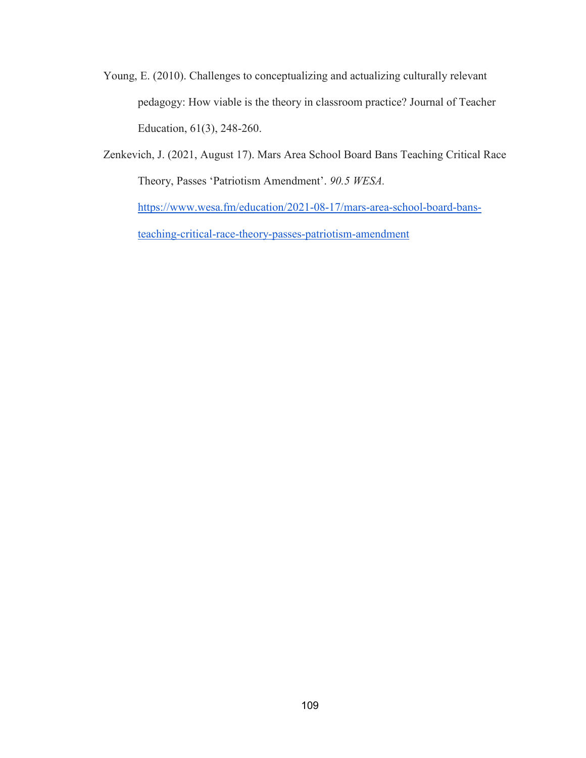Young, E. (2010). Challenges to conceptualizing and actualizing culturally relevant pedagogy: How viable is the theory in classroom practice? Journal of Teacher Education, 61(3), 248-260.

Zenkevich, J. (2021, August 17). Mars Area School Board Bans Teaching Critical Race Theory, Passes 'Patriotism Amendment'. *90.5 WESA.* https://www.wesa.fm/education/2021-08-17/mars-area-school-board-bans-teaching-critical-race-theory-passes-patriotism-amendment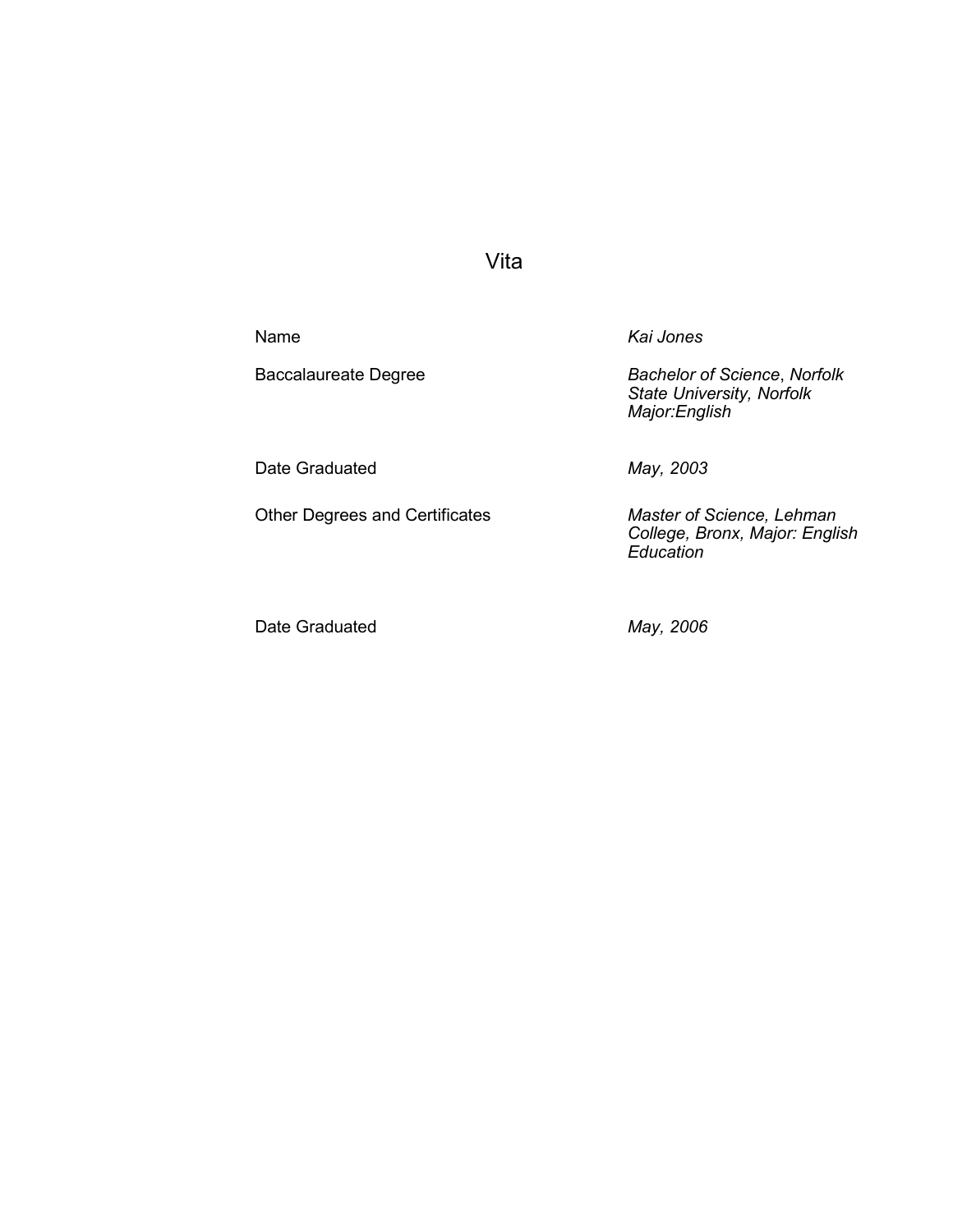# Vita

| | |
|---|---|
| Name | *Kai Jones* |
| Baccalaureate Degree | *Bachelor of Science*, *Norfolk State University, Norfolk Major:English* |
| Date Graduated | *May, 2003* |
| Other Degrees and Certificates | *Master of Science, Lehman College, Bronx, Major: English Education* |
| Date Graduated | *May, 2006* |